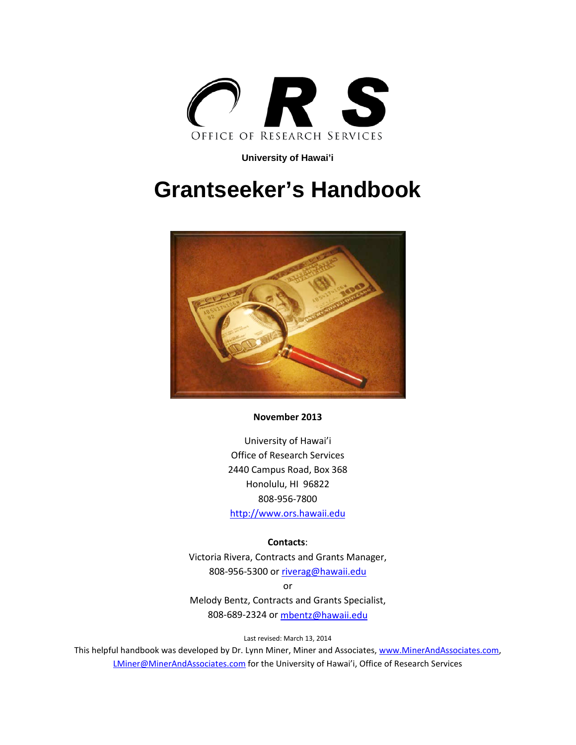ORS

OFFICE OF RESEARCH SERVICES

**University of Hawai'i**

# Grantseeker's Handbook

**November 2013**

University of Hawai'i
Office of Research Services
2440 Campus Road, Box 368
Honolulu, HI 96822
808-956-7800
http://www.ors.hawaii.edu

**Contacts**:
Victoria Rivera, Contracts and Grants Manager,
808-956-5300 or riverag@hawaii.edu
or
Melody Bentz, Contracts and Grants Specialist,
808-689-2324 or mbentz@hawaii.edu

Last revised: March 13, 2014

This helpful handbook was developed by Dr. Lynn Miner, Miner and Associates, www.MinerAndAssociates.com, LMiner@MinerAndAssociates.com for the University of Hawai'i, Office of Research Services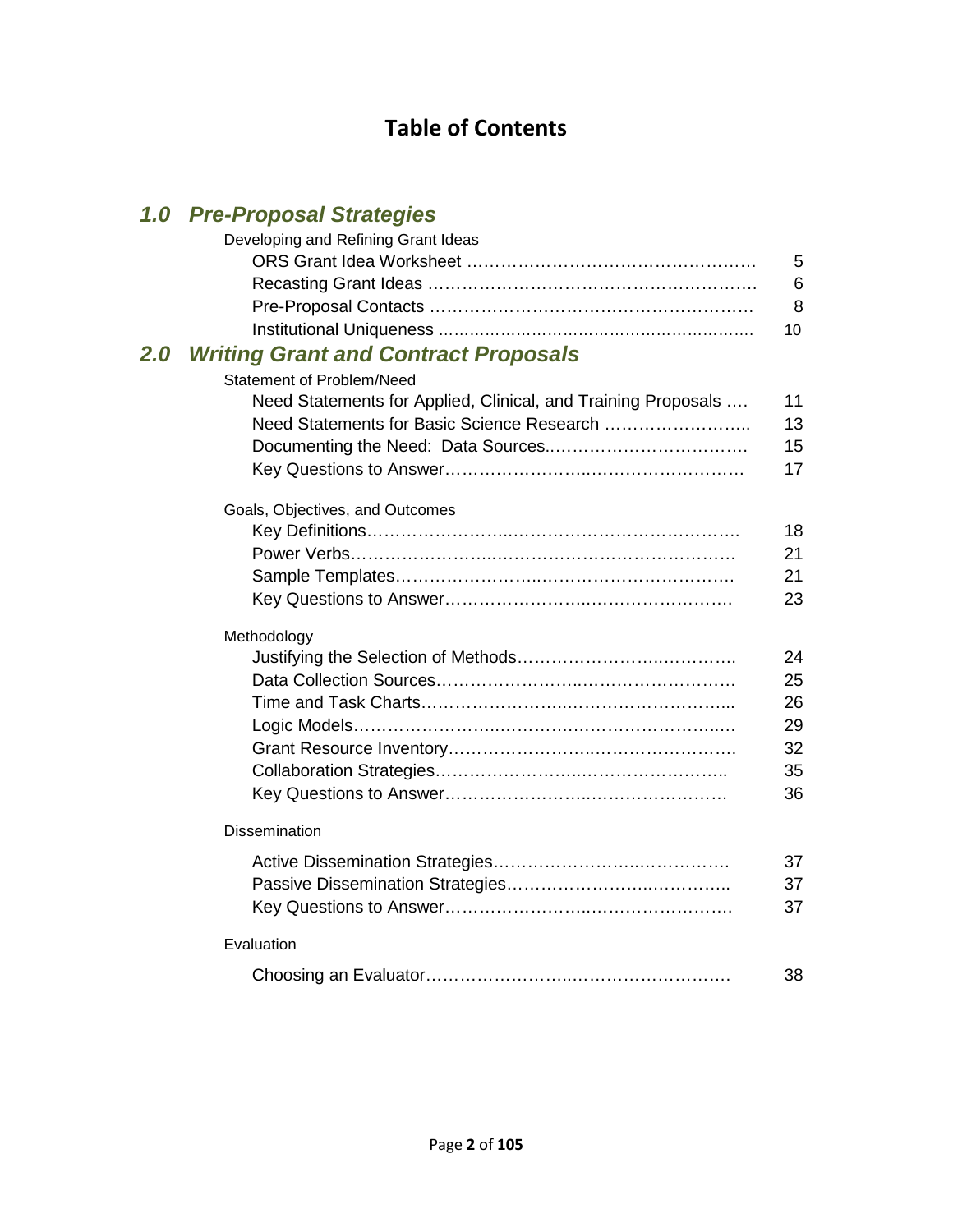# Table of Contents

## *1.0 Pre-Proposal Strategies*

Developing and Refining Grant Ideas

| | |
|---|---|
| ORS Grant Idea Worksheet | 5 |
| Recasting Grant Ideas | 6 |
| Pre-Proposal Contacts | 8 |
| Institutional Uniqueness | 10 |

## *2.0 Writing Grant and Contract Proposals*

Statement of Problem/Need

| | |
|---|---|
| Need Statements for Applied, Clinical, and Training Proposals | 11 |
| Need Statements for Basic Science Research | 13 |
| Documenting the Need: Data Sources | 15 |
| Key Questions to Answer | 17 |

Goals, Objectives, and Outcomes

| | |
|---|---|
| Key Definitions | 18 |
| Power Verbs | 21 |
| Sample Templates | 21 |
| Key Questions to Answer | 23 |

Methodology

| | |
|---|---|
| Justifying the Selection of Methods | 24 |
| Data Collection Sources | 25 |
| Time and Task Charts | 26 |
| Logic Models | 29 |
| Grant Resource Inventory | 32 |
| Collaboration Strategies | 35 |
| Key Questions to Answer | 36 |

Dissemination

| | |
|---|---|
| Active Dissemination Strategies | 37 |
| Passive Dissemination Strategies | 37 |
| Key Questions to Answer | 37 |

Evaluation

| | |
|---|---|
| Choosing an Evaluator | 38 |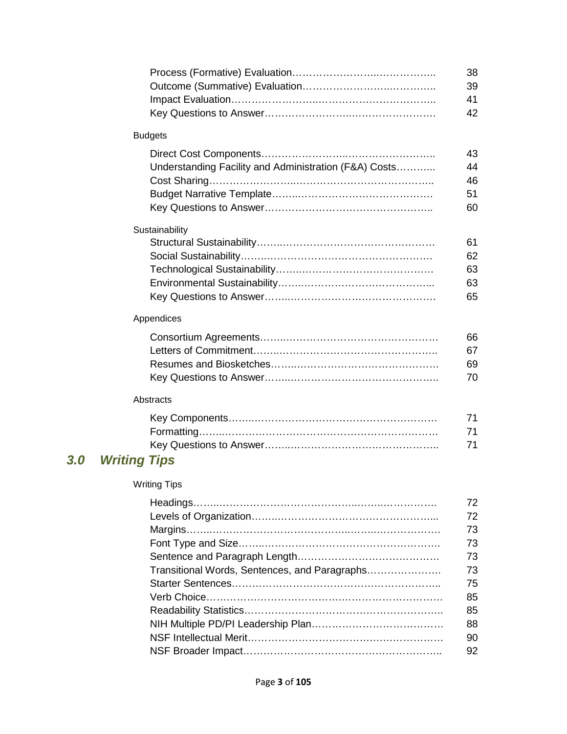| | |
|---|---|
| Process (Formative) Evaluation | 38 |
| Outcome (Summative) Evaluation | 39 |
| Impact Evaluation | 41 |
| Key Questions to Answer | 42 |

Budgets

| | |
|---|---|
| Direct Cost Components | 43 |
| Understanding Facility and Administration (F&A) Costs | 44 |
| Cost Sharing | 46 |
| Budget Narrative Template | 51 |
| Key Questions to Answer | 60 |

Sustainability

| | |
|---|---|
| Structural Sustainability | 61 |
| Social Sustainability | 62 |
| Technological Sustainability | 63 |
| Environmental Sustainability | 63 |
| Key Questions to Answer | 65 |

Appendices

| | |
|---|---|
| Consortium Agreements | 66 |
| Letters of Commitment | 67 |
| Resumes and Biosketches | 69 |
| Key Questions to Answer | 70 |

Abstracts

| | |
|---|---|
| Key Components | 71 |
| Formatting | 71 |
| Key Questions to Answer | 71 |

## *3.0 Writing Tips*

Writing Tips

| | |
|---|---|
| Headings | 72 |
| Levels of Organization | 72 |
| Margins | 73 |
| Font Type and Size | 73 |
| Sentence and Paragraph Length | 73 |
| Transitional Words, Sentences, and Paragraphs | 73 |
| Starter Sentences | 75 |
| Verb Choice | 85 |
| Readability Statistics | 85 |
| NIH Multiple PD/PI Leadership Plan | 88 |
| NSF Intellectual Merit | 90 |
| NSF Broader Impact | 92 |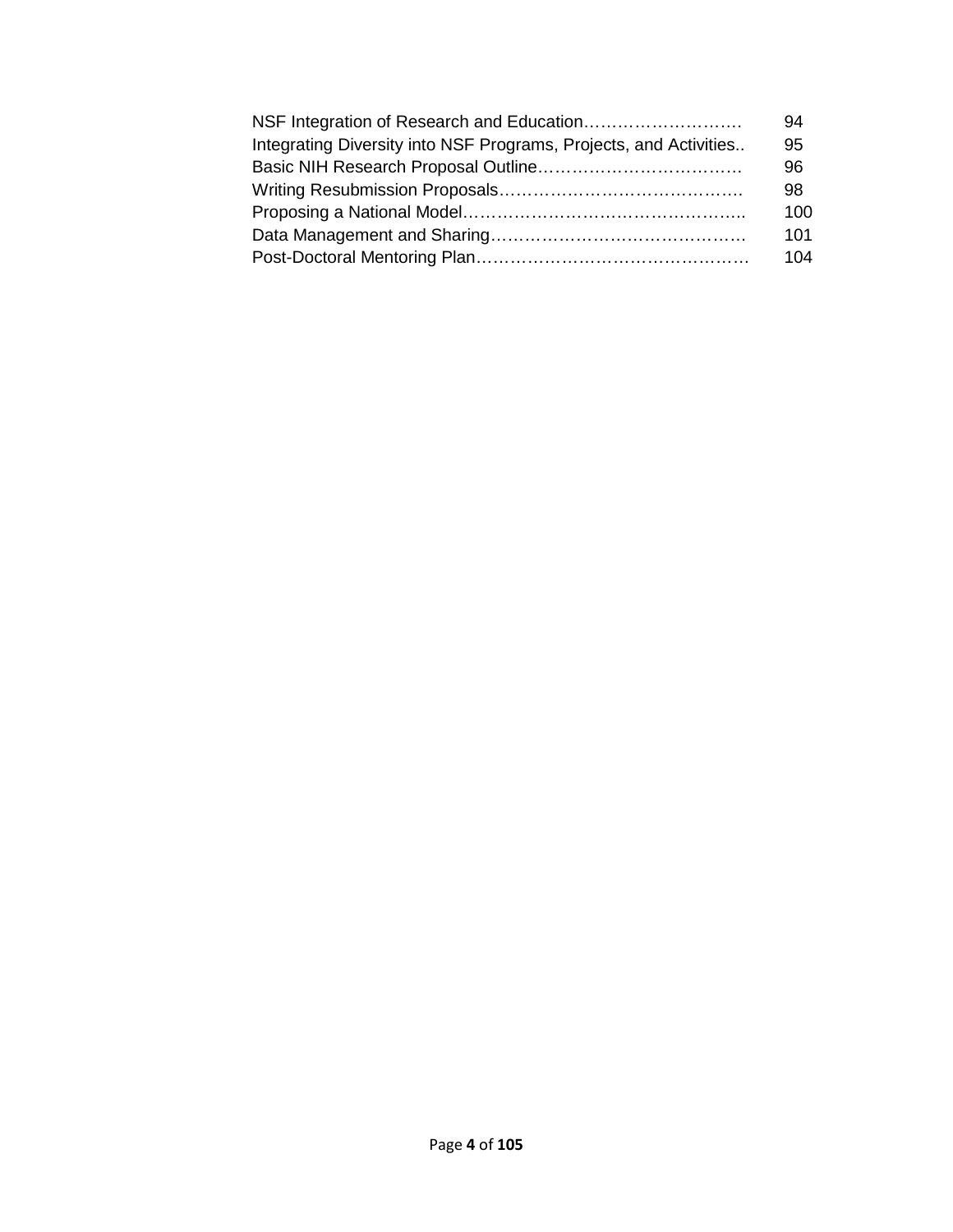| | |
|---|---|
| NSF Integration of Research and Education………………………. | 94 |
| Integrating Diversity into NSF Programs, Projects, and Activities.. | 95 |
| Basic NIH Research Proposal Outline……………………………… | 96 |
| Writing Resubmission Proposals……………………………………. | 98 |
| Proposing a National Model………………………………………….. | 100 |
| Data Management and Sharing……………………………………… | 101 |
| Post-Doctoral Mentoring Plan………………………………………… | 104 |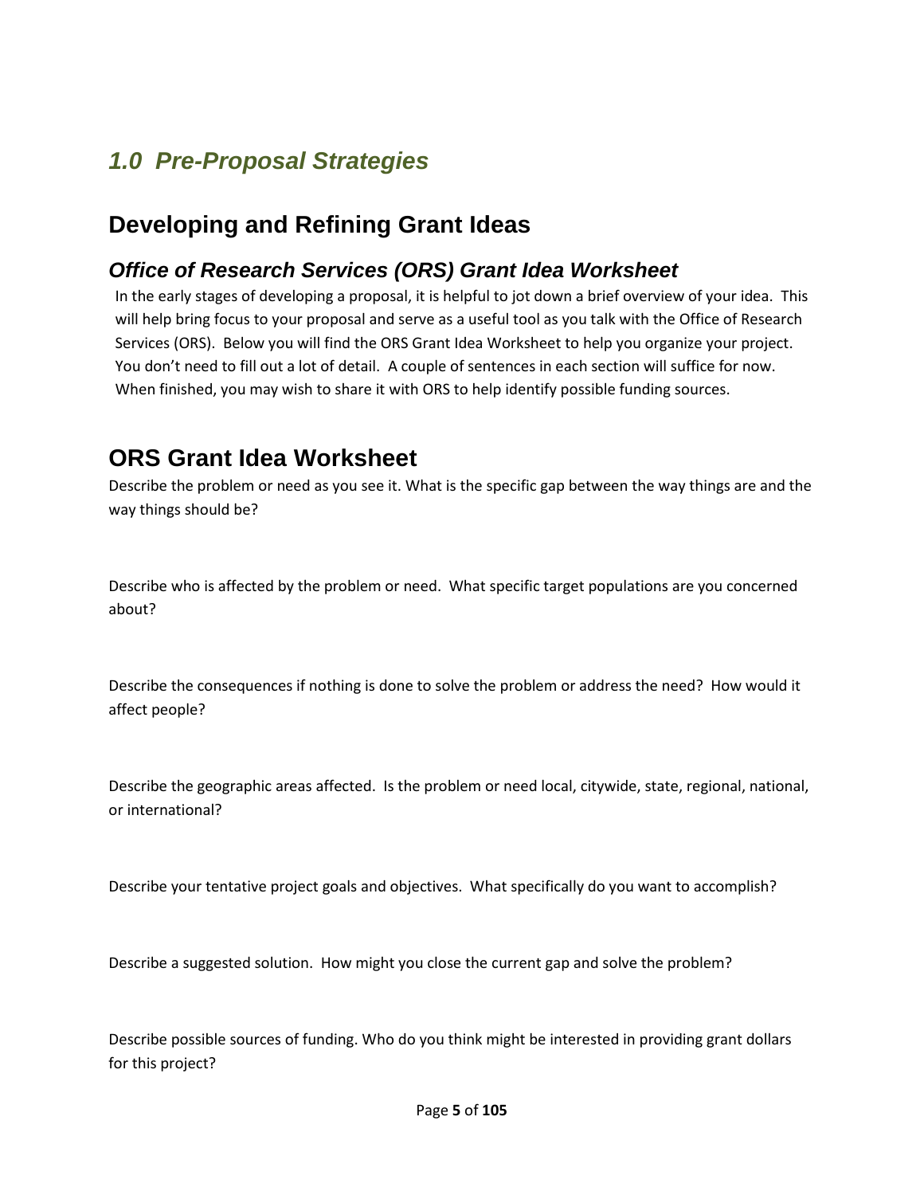# *1.0 Pre-Proposal Strategies*

## Developing and Refining Grant Ideas

### *Office of Research Services (ORS) Grant Idea Worksheet*

In the early stages of developing a proposal, it is helpful to jot down a brief overview of your idea. This will help bring focus to your proposal and serve as a useful tool as you talk with the Office of Research Services (ORS). Below you will find the ORS Grant Idea Worksheet to help you organize your project. You don't need to fill out a lot of detail. A couple of sentences in each section will suffice for now. When finished, you may wish to share it with ORS to help identify possible funding sources.

## ORS Grant Idea Worksheet

Describe the problem or need as you see it. What is the specific gap between the way things are and the way things should be?

Describe who is affected by the problem or need. What specific target populations are you concerned about?

Describe the consequences if nothing is done to solve the problem or address the need? How would it affect people?

Describe the geographic areas affected. Is the problem or need local, citywide, state, regional, national, or international?

Describe your tentative project goals and objectives. What specifically do you want to accomplish?

Describe a suggested solution. How might you close the current gap and solve the problem?

Describe possible sources of funding. Who do you think might be interested in providing grant dollars for this project?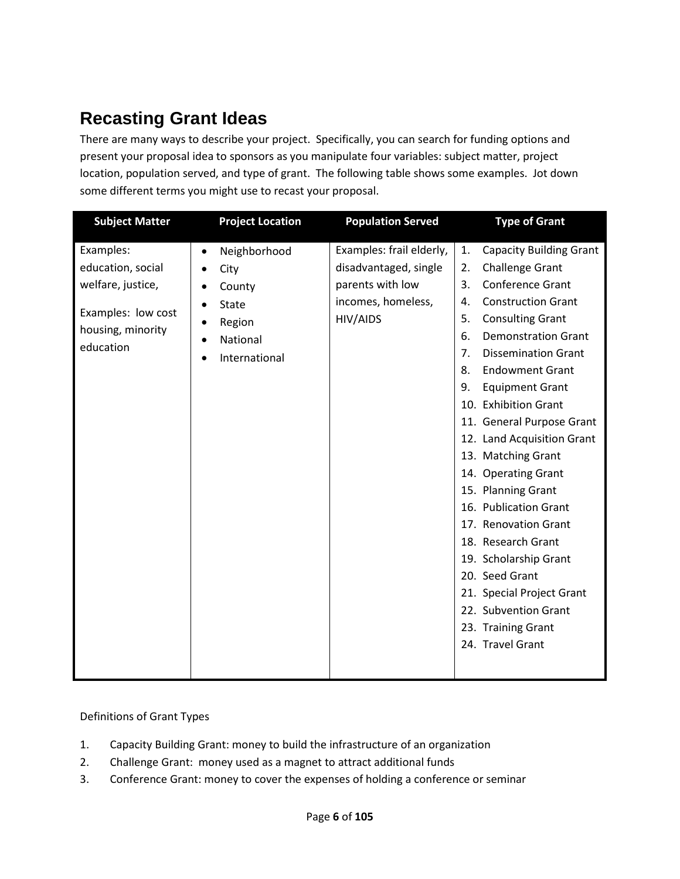## Recasting Grant Ideas

There are many ways to describe your project. Specifically, you can search for funding options and present your proposal idea to sponsors as you manipulate four variables: subject matter, project location, population served, and type of grant. The following table shows some examples. Jot down some different terms you might use to recast your proposal.

| Subject Matter | Project Location | Population Served | Type of Grant |
|---|---|---|---|
| Examples: education, social welfare, justice,<br><br>Examples: low cost housing, minority education | • Neighborhood<br>• City<br>• County<br>• State<br>• Region<br>• National<br>• International | Examples: frail elderly, disadvantaged, single parents with low incomes, homeless, HIV/AIDS | 1. Capacity Building Grant<br>2. Challenge Grant<br>3. Conference Grant<br>4. Construction Grant<br>5. Consulting Grant<br>6. Demonstration Grant<br>7. Dissemination Grant<br>8. Endowment Grant<br>9. Equipment Grant<br>10. Exhibition Grant<br>11. General Purpose Grant<br>12. Land Acquisition Grant<br>13. Matching Grant<br>14. Operating Grant<br>15. Planning Grant<br>16. Publication Grant<br>17. Renovation Grant<br>18. Research Grant<br>19. Scholarship Grant<br>20. Seed Grant<br>21. Special Project Grant<br>22. Subvention Grant<br>23. Training Grant<br>24. Travel Grant |

Definitions of Grant Types

1. Capacity Building Grant: money to build the infrastructure of an organization
2. Challenge Grant: money used as a magnet to attract additional funds
3. Conference Grant: money to cover the expenses of holding a conference or seminar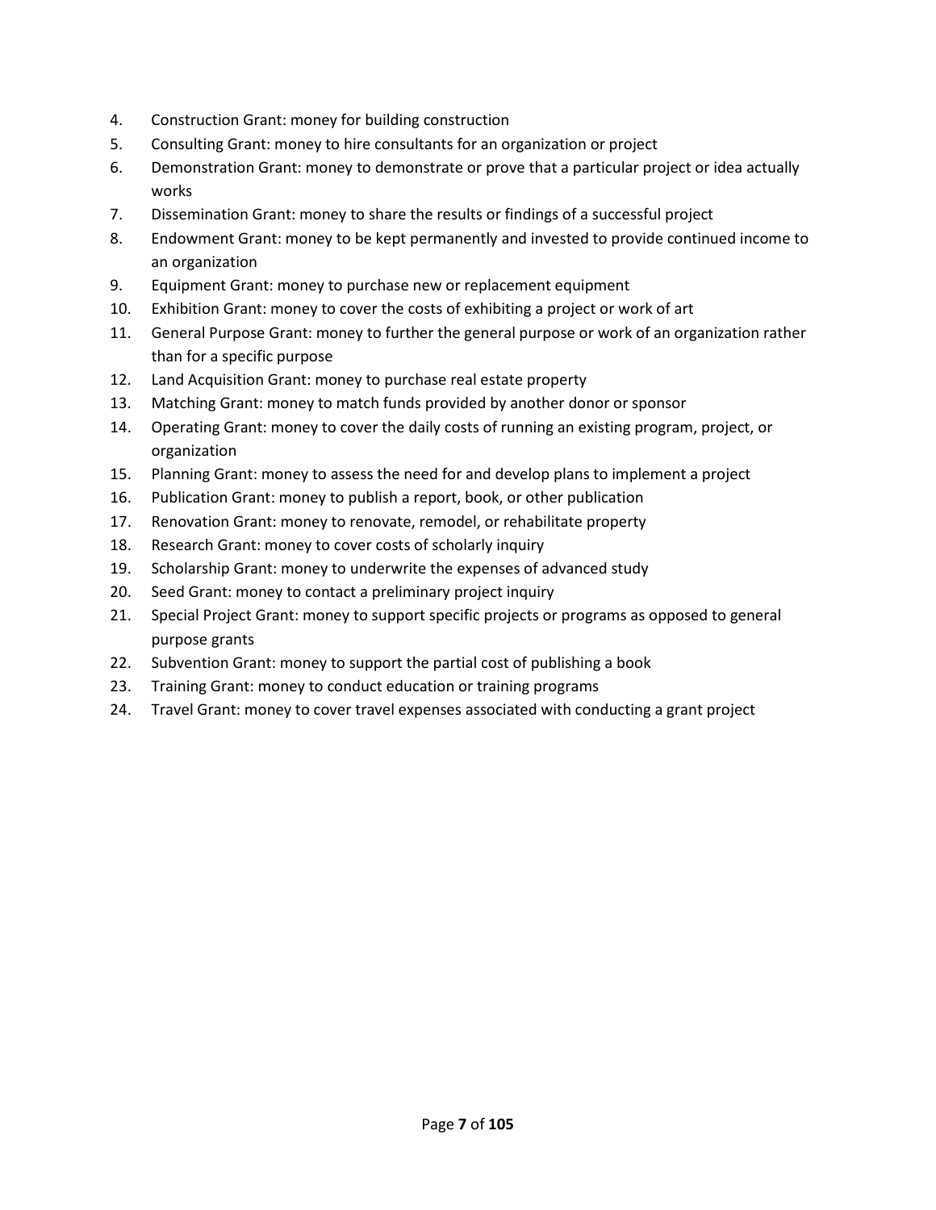4. Construction Grant: money for building construction
5. Consulting Grant: money to hire consultants for an organization or project
6. Demonstration Grant: money to demonstrate or prove that a particular project or idea actually works
7. Dissemination Grant: money to share the results or findings of a successful project
8. Endowment Grant: money to be kept permanently and invested to provide continued income to an organization
9. Equipment Grant: money to purchase new or replacement equipment
10. Exhibition Grant: money to cover the costs of exhibiting a project or work of art
11. General Purpose Grant: money to further the general purpose or work of an organization rather than for a specific purpose
12. Land Acquisition Grant: money to purchase real estate property
13. Matching Grant: money to match funds provided by another donor or sponsor
14. Operating Grant: money to cover the daily costs of running an existing program, project, or organization
15. Planning Grant: money to assess the need for and develop plans to implement a project
16. Publication Grant: money to publish a report, book, or other publication
17. Renovation Grant: money to renovate, remodel, or rehabilitate property
18. Research Grant: money to cover costs of scholarly inquiry
19. Scholarship Grant: money to underwrite the expenses of advanced study
20. Seed Grant: money to contact a preliminary project inquiry
21. Special Project Grant: money to support specific projects or programs as opposed to general purpose grants
22. Subvention Grant: money to support the partial cost of publishing a book
23. Training Grant: money to conduct education or training programs
24. Travel Grant: money to cover travel expenses associated with conducting a grant project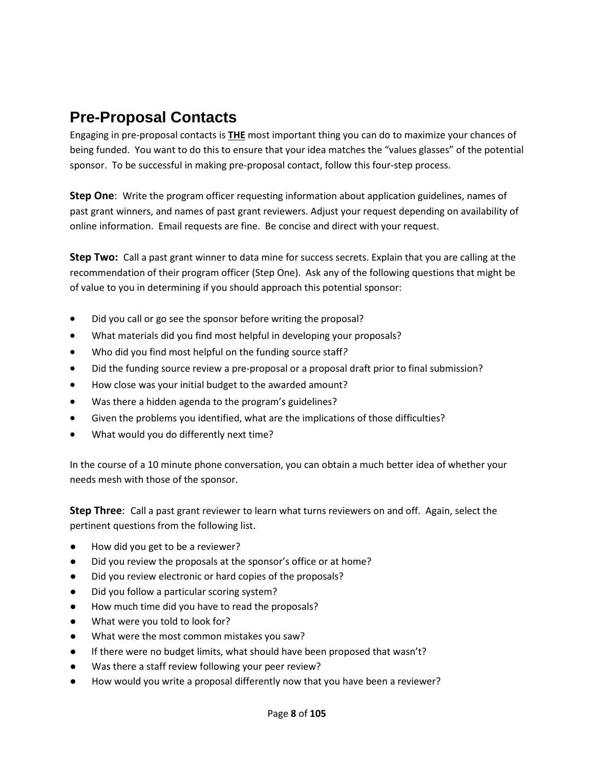## Pre-Proposal Contacts

Engaging in pre-proposal contacts is **THE** most important thing you can do to maximize your chances of being funded. You want to do this to ensure that your idea matches the "values glasses" of the potential sponsor. To be successful in making pre-proposal contact, follow this four-step process.

**Step One**: Write the program officer requesting information about application guidelines, names of past grant winners, and names of past grant reviewers. Adjust your request depending on availability of online information. Email requests are fine. Be concise and direct with your request.

**Step Two:** Call a past grant winner to data mine for success secrets. Explain that you are calling at the recommendation of their program officer (Step One). Ask any of the following questions that might be of value to you in determining if you should approach this potential sponsor:

- Did you call or go see the sponsor before writing the proposal?
- What materials did you find most helpful in developing your proposals?
- Who did you find most helpful on the funding source staff*?*
- Did the funding source review a pre-proposal or a proposal draft prior to final submission?
- How close was your initial budget to the awarded amount?
- Was there a hidden agenda to the program's guidelines?
- Given the problems you identified, what are the implications of those difficulties?
- What would you do differently next time?

In the course of a 10 minute phone conversation, you can obtain a much better idea of whether your needs mesh with those of the sponsor.

**Step Three**: Call a past grant reviewer to learn what turns reviewers on and off. Again, select the pertinent questions from the following list.

- How did you get to be a reviewer?
- Did you review the proposals at the sponsor's office or at home?
- Did you review electronic or hard copies of the proposals?
- Did you follow a particular scoring system?
- How much time did you have to read the proposals?
- What were you told to look for?
- What were the most common mistakes you saw?
- If there were no budget limits, what should have been proposed that wasn't?
- Was there a staff review following your peer review?
- How would you write a proposal differently now that you have been a reviewer?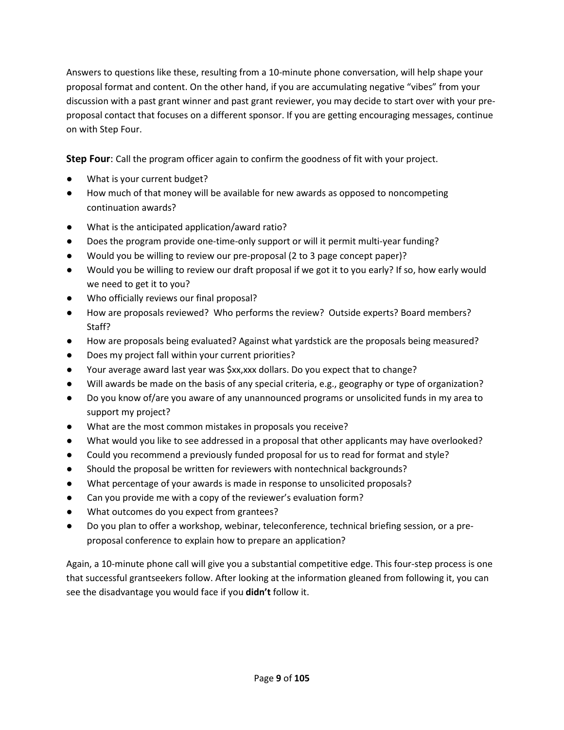Answers to questions like these, resulting from a 10-minute phone conversation, will help shape your proposal format and content. On the other hand, if you are accumulating negative "vibes" from your discussion with a past grant winner and past grant reviewer, you may decide to start over with your pre-proposal contact that focuses on a different sponsor. If you are getting encouraging messages, continue on with Step Four.

**Step Four**: Call the program officer again to confirm the goodness of fit with your project.

- What is your current budget?
- How much of that money will be available for new awards as opposed to noncompeting continuation awards?
- What is the anticipated application/award ratio?
- Does the program provide one-time-only support or will it permit multi-year funding?
- Would you be willing to review our pre-proposal (2 to 3 page concept paper)?
- Would you be willing to review our draft proposal if we got it to you early? If so, how early would we need to get it to you?
- Who officially reviews our final proposal?
- How are proposals reviewed? Who performs the review? Outside experts? Board members? Staff?
- How are proposals being evaluated? Against what yardstick are the proposals being measured?
- Does my project fall within your current priorities?
- Your average award last year was $xx,xxx dollars. Do you expect that to change?
- Will awards be made on the basis of any special criteria, e.g., geography or type of organization?
- Do you know of/are you aware of any unannounced programs or unsolicited funds in my area to support my project?
- What are the most common mistakes in proposals you receive?
- What would you like to see addressed in a proposal that other applicants may have overlooked?
- Could you recommend a previously funded proposal for us to read for format and style?
- Should the proposal be written for reviewers with nontechnical backgrounds?
- What percentage of your awards is made in response to unsolicited proposals?
- Can you provide me with a copy of the reviewer's evaluation form?
- What outcomes do you expect from grantees?
- Do you plan to offer a workshop, webinar, teleconference, technical briefing session, or a pre-proposal conference to explain how to prepare an application?

Again, a 10-minute phone call will give you a substantial competitive edge. This four-step process is one that successful grantseekers follow. After looking at the information gleaned from following it, you can see the disadvantage you would face if you **didn't** follow it.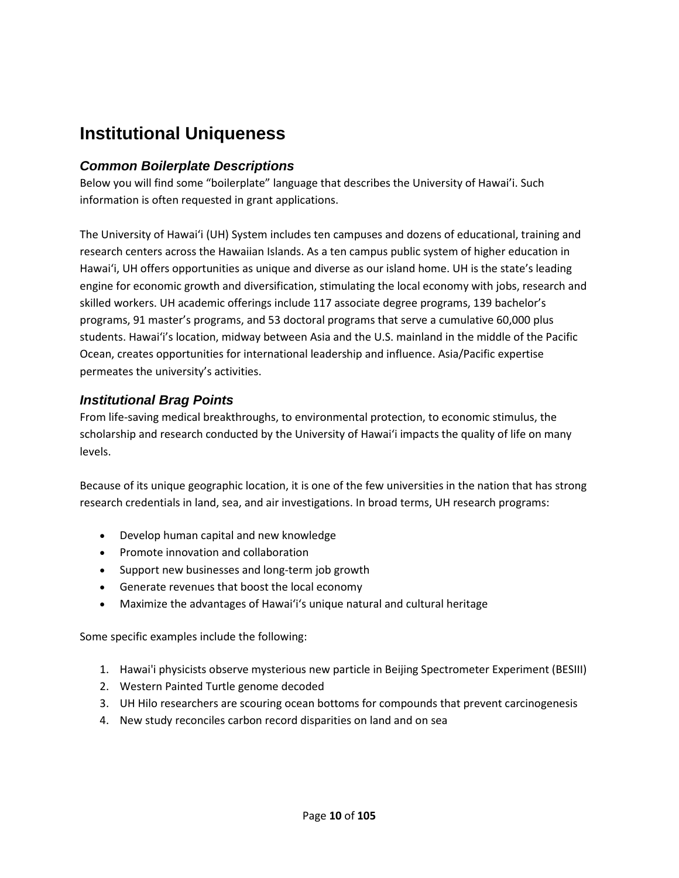# Institutional Uniqueness

## *Common Boilerplate Descriptions*

Below you will find some "boilerplate" language that describes the University of Hawai'i. Such information is often requested in grant applications.

The University of Hawaiʻi (UH) System includes ten campuses and dozens of educational, training and research centers across the Hawaiian Islands. As a ten campus public system of higher education in Hawaiʻi, UH offers opportunities as unique and diverse as our island home. UH is the state's leading engine for economic growth and diversification, stimulating the local economy with jobs, research and skilled workers. UH academic offerings include 117 associate degree programs, 139 bachelor's programs, 91 master's programs, and 53 doctoral programs that serve a cumulative 60,000 plus students. Hawaiʻi's location, midway between Asia and the U.S. mainland in the middle of the Pacific Ocean, creates opportunities for international leadership and influence. Asia/Pacific expertise permeates the university's activities.

## *Institutional Brag Points*

From life-saving medical breakthroughs, to environmental protection, to economic stimulus, the scholarship and research conducted by the University of Hawaiʻi impacts the quality of life on many levels.

Because of its unique geographic location, it is one of the few universities in the nation that has strong research credentials in land, sea, and air investigations. In broad terms, UH research programs:

- Develop human capital and new knowledge
- Promote innovation and collaboration
- Support new businesses and long-term job growth
- Generate revenues that boost the local economy
- Maximize the advantages of Hawaiʻi's unique natural and cultural heritage

Some specific examples include the following:

1. Hawai'i physicists observe mysterious new particle in Beijing Spectrometer Experiment (BESIII)
2. Western Painted Turtle genome decoded
3. UH Hilo researchers are scouring ocean bottoms for compounds that prevent carcinogenesis
4. New study reconciles carbon record disparities on land and on sea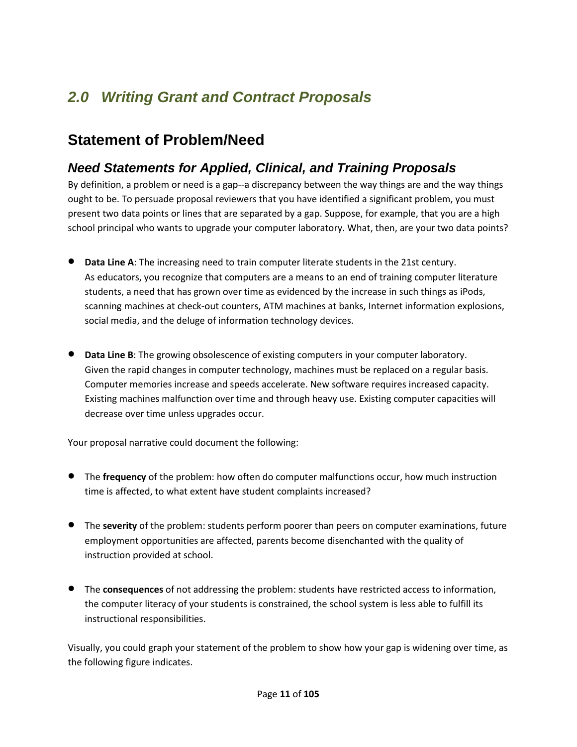# *2.0 Writing Grant and Contract Proposals*

## Statement of Problem/Need

### *Need Statements for Applied, Clinical, and Training Proposals*

By definition, a problem or need is a gap--a discrepancy between the way things are and the way things ought to be. To persuade proposal reviewers that you have identified a significant problem, you must present two data points or lines that are separated by a gap. Suppose, for example, that you are a high school principal who wants to upgrade your computer laboratory. What, then, are your two data points?

- **Data Line A**: The increasing need to train computer literate students in the 21st century. As educators, you recognize that computers are a means to an end of training computer literature students, a need that has grown over time as evidenced by the increase in such things as iPods, scanning machines at check-out counters, ATM machines at banks, Internet information explosions, social media, and the deluge of information technology devices.

- **Data Line B**: The growing obsolescence of existing computers in your computer laboratory. Given the rapid changes in computer technology, machines must be replaced on a regular basis. Computer memories increase and speeds accelerate. New software requires increased capacity. Existing machines malfunction over time and through heavy use. Existing computer capacities will decrease over time unless upgrades occur.

Your proposal narrative could document the following:

- The **frequency** of the problem: how often do computer malfunctions occur, how much instruction time is affected, to what extent have student complaints increased?

- The **severity** of the problem: students perform poorer than peers on computer examinations, future employment opportunities are affected, parents become disenchanted with the quality of instruction provided at school.

- The **consequences** of not addressing the problem: students have restricted access to information, the computer literacy of your students is constrained, the school system is less able to fulfill its instructional responsibilities.

Visually, you could graph your statement of the problem to show how your gap is widening over time, as the following figure indicates.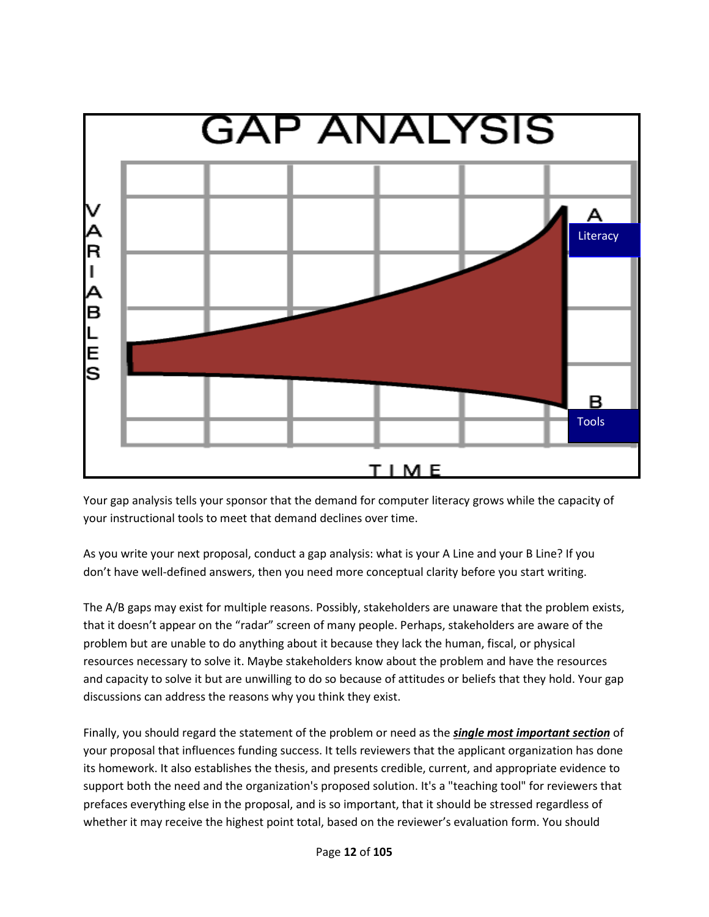GAP ANALYSIS

VARIABLES

A Literacy

B Tools

TIME

Your gap analysis tells your sponsor that the demand for computer literacy grows while the capacity of your instructional tools to meet that demand declines over time.

As you write your next proposal, conduct a gap analysis: what is your A Line and your B Line? If you don't have well-defined answers, then you need more conceptual clarity before you start writing.

The A/B gaps may exist for multiple reasons. Possibly, stakeholders are unaware that the problem exists, that it doesn't appear on the "radar" screen of many people. Perhaps, stakeholders are aware of the problem but are unable to do anything about it because they lack the human, fiscal, or physical resources necessary to solve it. Maybe stakeholders know about the problem and have the resources and capacity to solve it but are unwilling to do so because of attitudes or beliefs that they hold. Your gap discussions can address the reasons why you think they exist.

Finally, you should regard the statement of the problem or need as the ***single most important section*** of your proposal that influences funding success. It tells reviewers that the applicant organization has done its homework. It also establishes the thesis, and presents credible, current, and appropriate evidence to support both the need and the organization's proposed solution. It's a "teaching tool" for reviewers that prefaces everything else in the proposal, and is so important, that it should be stressed regardless of whether it may receive the highest point total, based on the reviewer's evaluation form. You should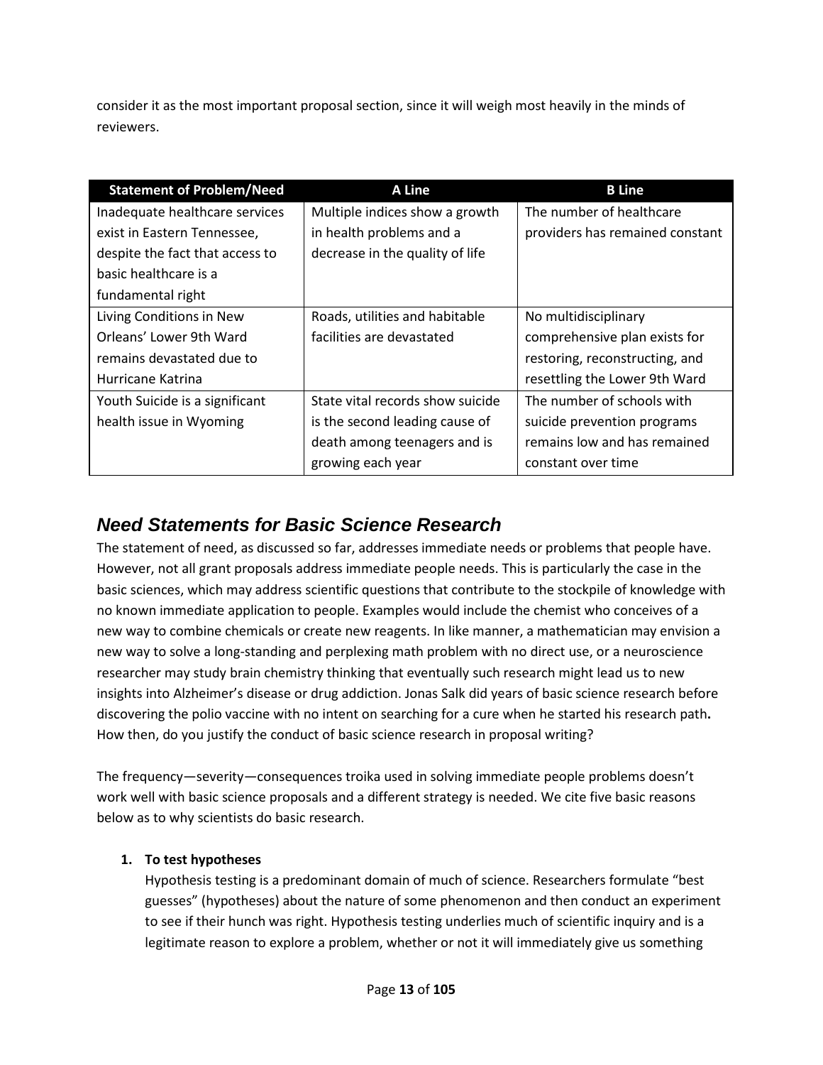consider it as the most important proposal section, since it will weigh most heavily in the minds of reviewers.

| Statement of Problem/Need | A Line | B Line |
|---|---|---|
| Inadequate healthcare services exist in Eastern Tennessee, despite the fact that access to basic healthcare is a fundamental right | Multiple indices show a growth in health problems and a decrease in the quality of life | The number of healthcare providers has remained constant |
| Living Conditions in New Orleans' Lower 9th Ward remains devastated due to Hurricane Katrina | Roads, utilities and habitable facilities are devastated | No multidisciplinary comprehensive plan exists for restoring, reconstructing, and resettling the Lower 9th Ward |
| Youth Suicide is a significant health issue in Wyoming | State vital records show suicide is the second leading cause of death among teenagers and is growing each year | The number of schools with suicide prevention programs remains low and has remained constant over time |

## *Need Statements for Basic Science Research*

The statement of need, as discussed so far, addresses immediate needs or problems that people have. However, not all grant proposals address immediate people needs. This is particularly the case in the basic sciences, which may address scientific questions that contribute to the stockpile of knowledge with no known immediate application to people. Examples would include the chemist who conceives of a new way to combine chemicals or create new reagents. In like manner, a mathematician may envision a new way to solve a long-standing and perplexing math problem with no direct use, or a neuroscience researcher may study brain chemistry thinking that eventually such research might lead us to new insights into Alzheimer's disease or drug addiction. Jonas Salk did years of basic science research before discovering the polio vaccine with no intent on searching for a cure when he started his research path**.** How then, do you justify the conduct of basic science research in proposal writing?

The frequency—severity—consequences troika used in solving immediate people problems doesn't work well with basic science proposals and a different strategy is needed. We cite five basic reasons below as to why scientists do basic research.

1. **To test hypotheses**
   Hypothesis testing is a predominant domain of much of science. Researchers formulate "best guesses" (hypotheses) about the nature of some phenomenon and then conduct an experiment to see if their hunch was right. Hypothesis testing underlies much of scientific inquiry and is a legitimate reason to explore a problem, whether or not it will immediately give us something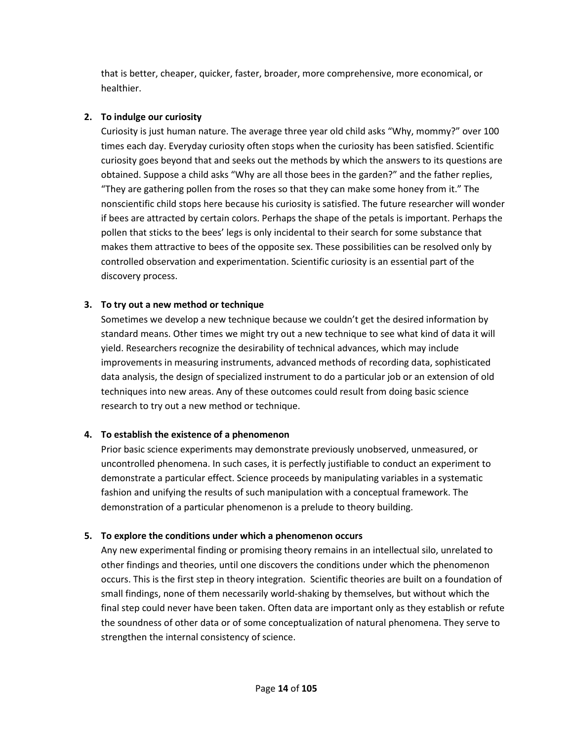that is better, cheaper, quicker, faster, broader, more comprehensive, more economical, or healthier.

2. **To indulge our curiosity**

   Curiosity is just human nature. The average three year old child asks “Why, mommy?” over 100 times each day. Everyday curiosity often stops when the curiosity has been satisfied. Scientific curiosity goes beyond that and seeks out the methods by which the answers to its questions are obtained. Suppose a child asks “Why are all those bees in the garden?” and the father replies, “They are gathering pollen from the roses so that they can make some honey from it.” The nonscientific child stops here because his curiosity is satisfied. The future researcher will wonder if bees are attracted by certain colors. Perhaps the shape of the petals is important. Perhaps the pollen that sticks to the bees’ legs is only incidental to their search for some substance that makes them attractive to bees of the opposite sex. These possibilities can be resolved only by controlled observation and experimentation. Scientific curiosity is an essential part of the discovery process.

3. **To try out a new method or technique**

   Sometimes we develop a new technique because we couldn’t get the desired information by standard means. Other times we might try out a new technique to see what kind of data it will yield. Researchers recognize the desirability of technical advances, which may include improvements in measuring instruments, advanced methods of recording data, sophisticated data analysis, the design of specialized instrument to do a particular job or an extension of old techniques into new areas. Any of these outcomes could result from doing basic science research to try out a new method or technique.

4. **To establish the existence of a phenomenon**

   Prior basic science experiments may demonstrate previously unobserved, unmeasured, or uncontrolled phenomena. In such cases, it is perfectly justifiable to conduct an experiment to demonstrate a particular effect. Science proceeds by manipulating variables in a systematic fashion and unifying the results of such manipulation with a conceptual framework. The demonstration of a particular phenomenon is a prelude to theory building.

5. **To explore the conditions under which a phenomenon occurs**

   Any new experimental finding or promising theory remains in an intellectual silo, unrelated to other findings and theories, until one discovers the conditions under which the phenomenon occurs. This is the first step in theory integration. Scientific theories are built on a foundation of small findings, none of them necessarily world-shaking by themselves, but without which the final step could never have been taken. Often data are important only as they establish or refute the soundness of other data or of some conceptualization of natural phenomena. They serve to strengthen the internal consistency of science.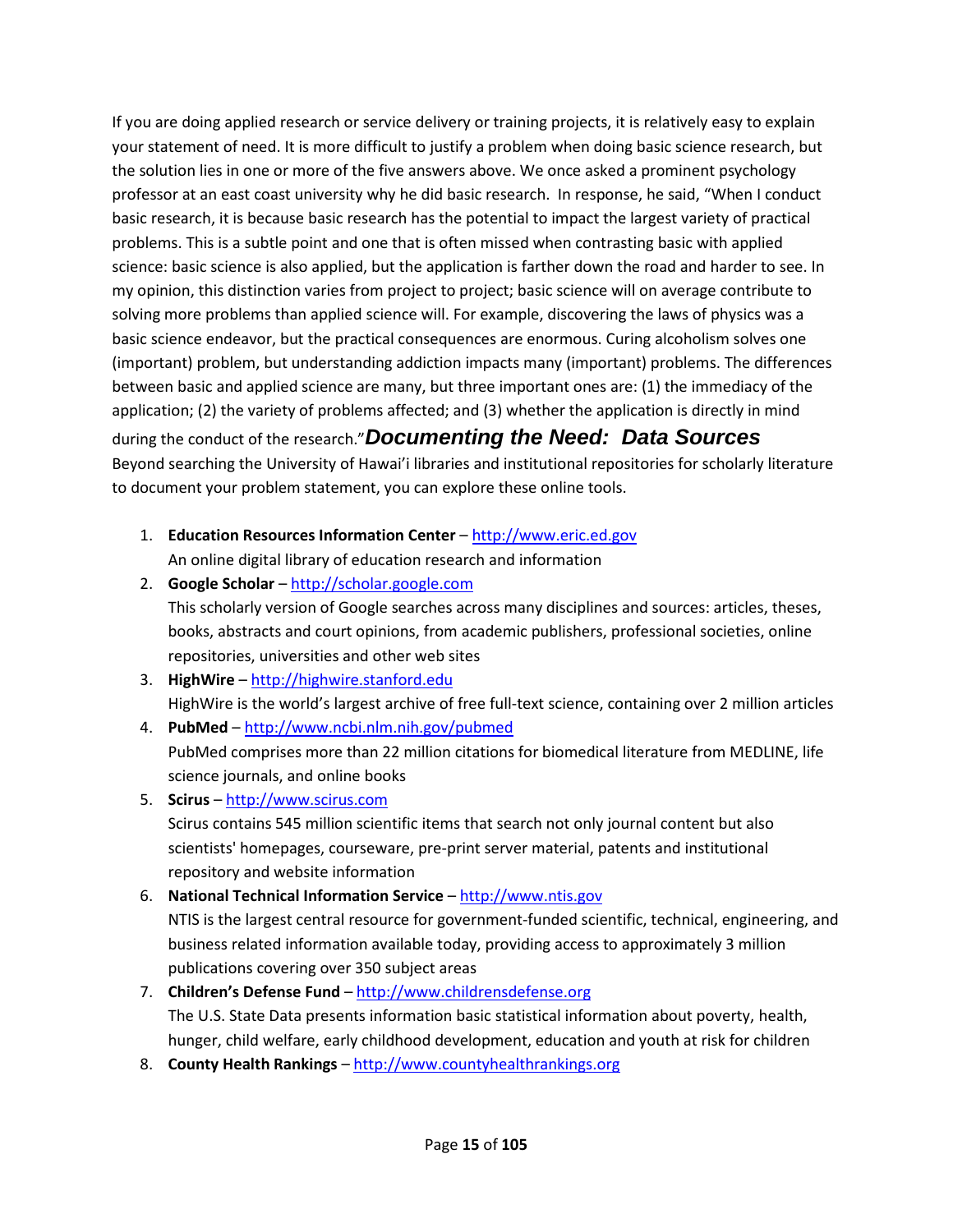If you are doing applied research or service delivery or training projects, it is relatively easy to explain your statement of need. It is more difficult to justify a problem when doing basic science research, but the solution lies in one or more of the five answers above. We once asked a prominent psychology professor at an east coast university why he did basic research. In response, he said, "When I conduct basic research, it is because basic research has the potential to impact the largest variety of practical problems. This is a subtle point and one that is often missed when contrasting basic with applied science: basic science is also applied, but the application is farther down the road and harder to see. In my opinion, this distinction varies from project to project; basic science will on average contribute to solving more problems than applied science will. For example, discovering the laws of physics was a basic science endeavor, but the practical consequences are enormous. Curing alcoholism solves one (important) problem, but understanding addiction impacts many (important) problems. The differences between basic and applied science are many, but three important ones are: (1) the immediacy of the application; (2) the variety of problems affected; and (3) whether the application is directly in mind during the conduct of the research."

## *Documenting the Need: Data Sources*

Beyond searching the University of Hawai'i libraries and institutional repositories for scholarly literature to document your problem statement, you can explore these online tools.

1. **Education Resources Information Center** – http://www.eric.ed.gov
   An online digital library of education research and information
2. **Google Scholar** – http://scholar.google.com
   This scholarly version of Google searches across many disciplines and sources: articles, theses, books, abstracts and court opinions, from academic publishers, professional societies, online repositories, universities and other web sites
3. **HighWire** – http://highwire.stanford.edu
   HighWire is the world's largest archive of free full-text science, containing over 2 million articles
4. **PubMed** – http://www.ncbi.nlm.nih.gov/pubmed
   PubMed comprises more than 22 million citations for biomedical literature from MEDLINE, life science journals, and online books
5. **Scirus** – http://www.scirus.com
   Scirus contains 545 million scientific items that search not only journal content but also scientists' homepages, courseware, pre-print server material, patents and institutional repository and website information
6. **National Technical Information Service** – http://www.ntis.gov
   NTIS is the largest central resource for government-funded scientific, technical, engineering, and business related information available today, providing access to approximately 3 million publications covering over 350 subject areas
7. **Children's Defense Fund** – http://www.childrensdefense.org
   The U.S. State Data presents information basic statistical information about poverty, health, hunger, child welfare, early childhood development, education and youth at risk for children
8. **County Health Rankings** – http://www.countyhealthrankings.org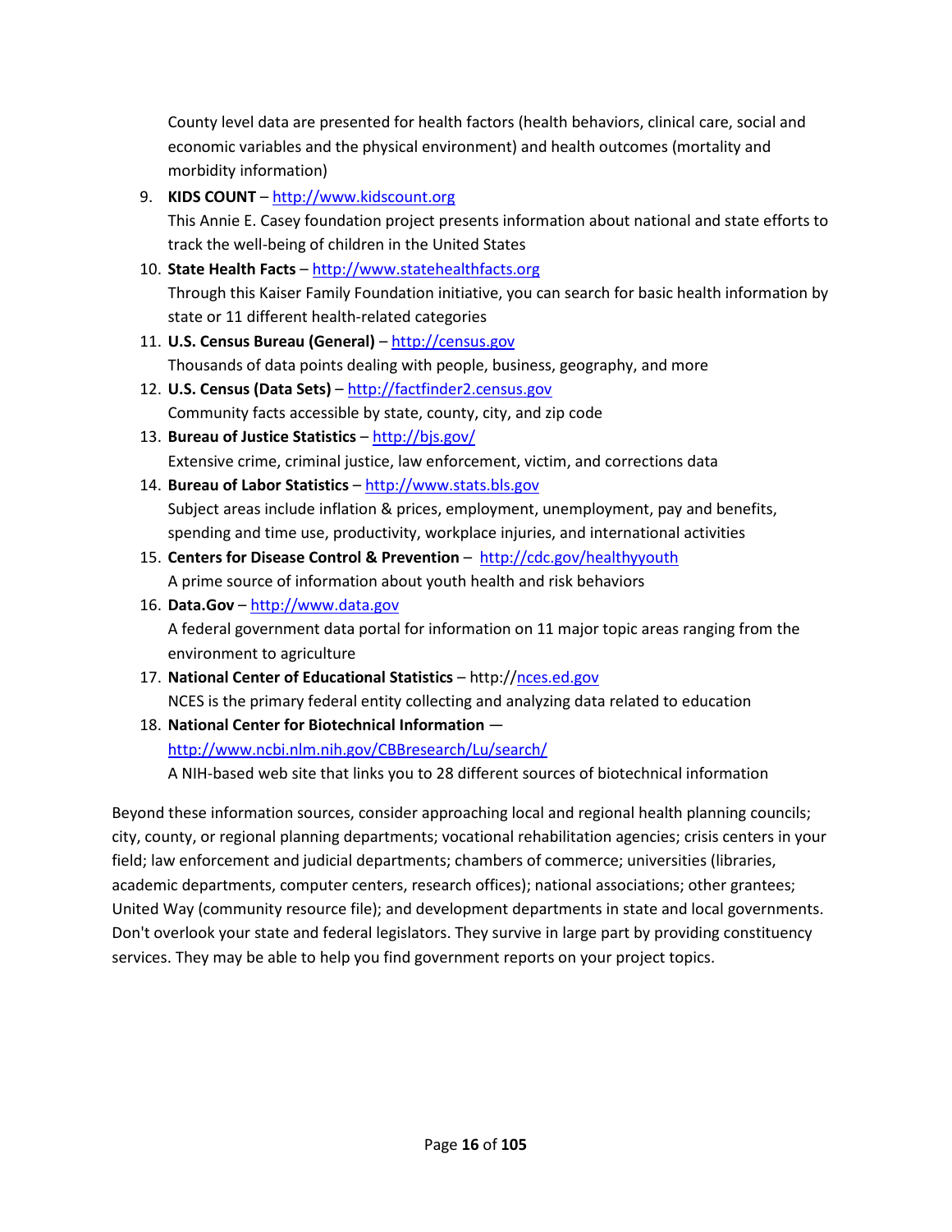County level data are presented for health factors (health behaviors, clinical care, social and economic variables and the physical environment) and health outcomes (mortality and morbidity information)

9. **KIDS COUNT** – http://www.kidscount.org
   This Annie E. Casey foundation project presents information about national and state efforts to track the well-being of children in the United States
10. **State Health Facts** – http://www.statehealthfacts.org
    Through this Kaiser Family Foundation initiative, you can search for basic health information by state or 11 different health-related categories
11. **U.S. Census Bureau (General)** – http://census.gov
    Thousands of data points dealing with people, business, geography, and more
12. **U.S. Census (Data Sets)** – http://factfinder2.census.gov
    Community facts accessible by state, county, city, and zip code
13. **Bureau of Justice Statistics** – http://bjs.gov/
    Extensive crime, criminal justice, law enforcement, victim, and corrections data
14. **Bureau of Labor Statistics** – http://www.stats.bls.gov
    Subject areas include inflation & prices, employment, unemployment, pay and benefits, spending and time use, productivity, workplace injuries, and international activities
15. **Centers for Disease Control & Prevention** – http://cdc.gov/healthyyouth
    A prime source of information about youth health and risk behaviors
16. **Data.Gov** – http://www.data.gov
    A federal government data portal for information on 11 major topic areas ranging from the environment to agriculture
17. **National Center of Educational Statistics** – http://nces.ed.gov
    NCES is the primary federal entity collecting and analyzing data related to education
18. **National Center for Biotechnical Information** —
    http://www.ncbi.nlm.nih.gov/CBBresearch/Lu/search/
    A NIH-based web site that links you to 28 different sources of biotechnical information

Beyond these information sources, consider approaching local and regional health planning councils; city, county, or regional planning departments; vocational rehabilitation agencies; crisis centers in your field; law enforcement and judicial departments; chambers of commerce; universities (libraries, academic departments, computer centers, research offices); national associations; other grantees; United Way (community resource file); and development departments in state and local governments. Don't overlook your state and federal legislators. They survive in large part by providing constituency services. They may be able to help you find government reports on your project topics.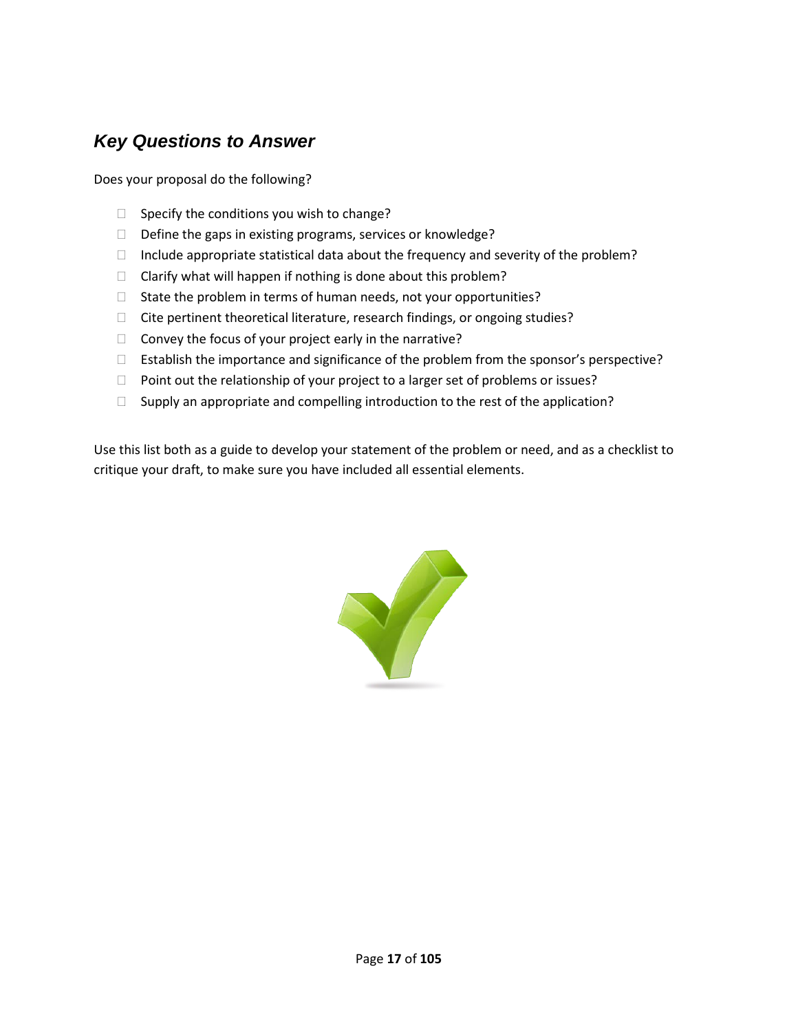## *Key Questions to Answer*

Does your proposal do the following?

- Specify the conditions you wish to change?
- Define the gaps in existing programs, services or knowledge?
- Include appropriate statistical data about the frequency and severity of the problem?
- Clarify what will happen if nothing is done about this problem?
- State the problem in terms of human needs, not your opportunities?
- Cite pertinent theoretical literature, research findings, or ongoing studies?
- Convey the focus of your project early in the narrative?
- Establish the importance and significance of the problem from the sponsor's perspective?
- Point out the relationship of your project to a larger set of problems or issues?
- Supply an appropriate and compelling introduction to the rest of the application?

Use this list both as a guide to develop your statement of the problem or need, and as a checklist to critique your draft, to make sure you have included all essential elements.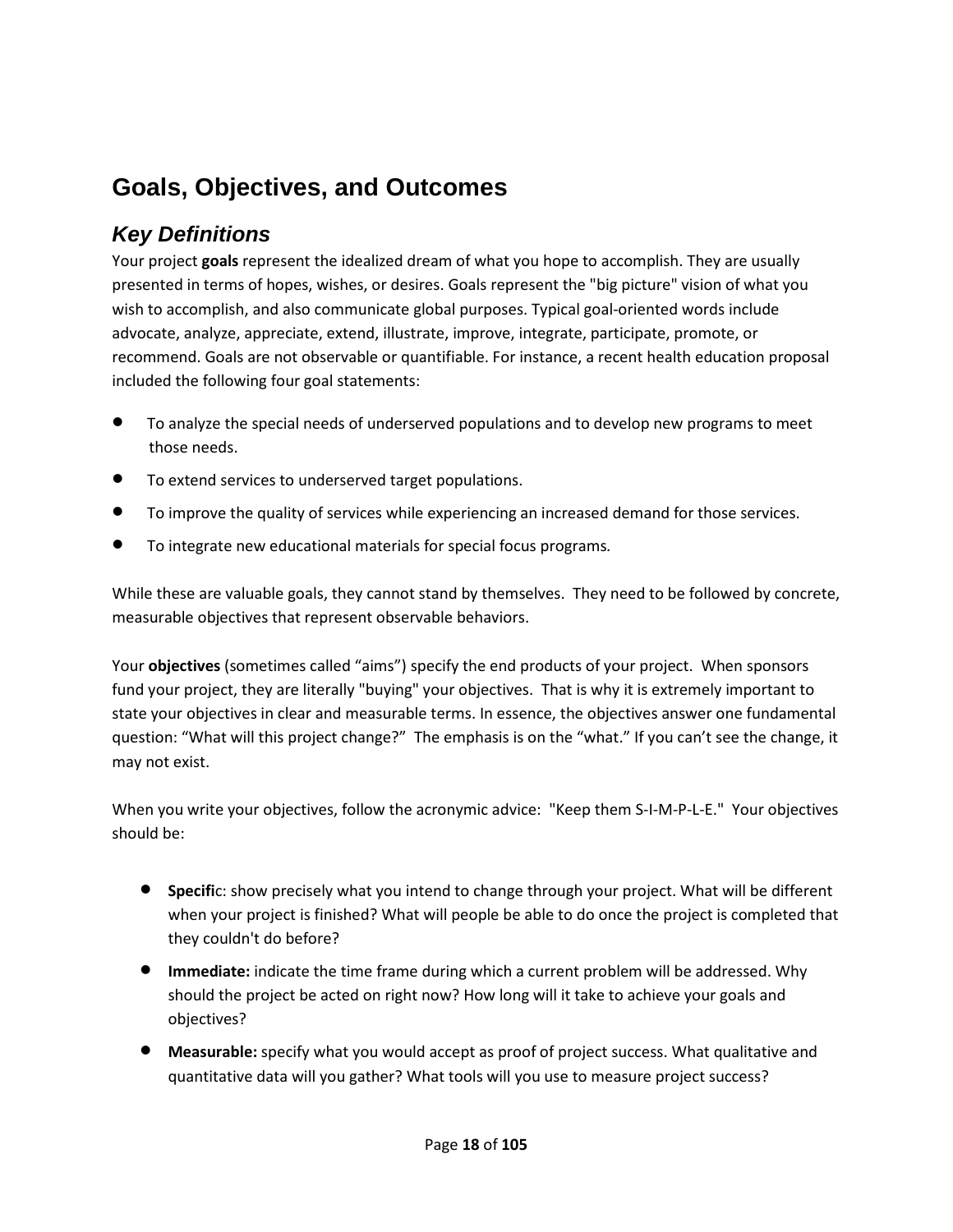# Goals, Objectives, and Outcomes

## *Key Definitions*

Your project **goals** represent the idealized dream of what you hope to accomplish. They are usually presented in terms of hopes, wishes, or desires. Goals represent the "big picture" vision of what you wish to accomplish, and also communicate global purposes. Typical goal-oriented words include advocate, analyze, appreciate, extend, illustrate, improve, integrate, participate, promote, or recommend. Goals are not observable or quantifiable. For instance, a recent health education proposal included the following four goal statements:

- To analyze the special needs of underserved populations and to develop new programs to meet those needs.
- To extend services to underserved target populations.
- To improve the quality of services while experiencing an increased demand for those services.
- To integrate new educational materials for special focus programs.

While these are valuable goals, they cannot stand by themselves. They need to be followed by concrete, measurable objectives that represent observable behaviors.

Your **objectives** (sometimes called "aims") specify the end products of your project. When sponsors fund your project, they are literally "buying" your objectives. That is why it is extremely important to state your objectives in clear and measurable terms. In essence, the objectives answer one fundamental question: "What will this project change?" The emphasis is on the "what." If you can't see the change, it may not exist.

When you write your objectives, follow the acronymic advice: "Keep them S-I-M-P-L-E." Your objectives should be:

- **Specifi**c: show precisely what you intend to change through your project. What will be different when your project is finished? What will people be able to do once the project is completed that they couldn't do before?
- **Immediate:** indicate the time frame during which a current problem will be addressed. Why should the project be acted on right now? How long will it take to achieve your goals and objectives?
- **Measurable:** specify what you would accept as proof of project success. What qualitative and quantitative data will you gather? What tools will you use to measure project success?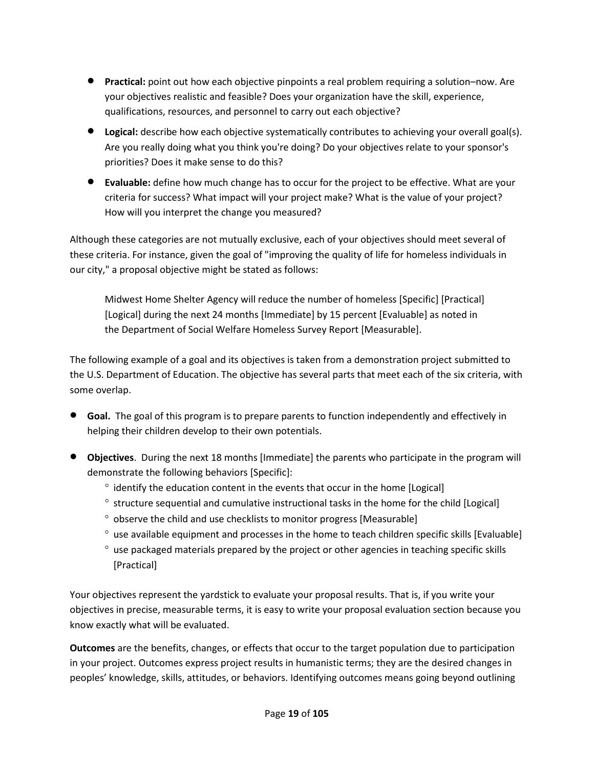- **Practical:** point out how each objective pinpoints a real problem requiring a solution–now. Are your objectives realistic and feasible? Does your organization have the skill, experience, qualifications, resources, and personnel to carry out each objective?
- **Logical:** describe how each objective systematically contributes to achieving your overall goal(s). Are you really doing what you think you're doing? Do your objectives relate to your sponsor's priorities? Does it make sense to do this?
- **Evaluable:** define how much change has to occur for the project to be effective. What are your criteria for success? What impact will your project make? What is the value of your project? How will you interpret the change you measured?

Although these categories are not mutually exclusive, each of your objectives should meet several of these criteria. For instance, given the goal of "improving the quality of life for homeless individuals in our city," a proposal objective might be stated as follows:

> Midwest Home Shelter Agency will reduce the number of homeless [Specific] [Practical] [Logical] during the next 24 months [Immediate] by 15 percent [Evaluable] as noted in the Department of Social Welfare Homeless Survey Report [Measurable].

The following example of a goal and its objectives is taken from a demonstration project submitted to the U.S. Department of Education. The objective has several parts that meet each of the six criteria, with some overlap.

- **Goal.** The goal of this program is to prepare parents to function independently and effectively in helping their children develop to their own potentials.
- **Objectives**. During the next 18 months [Immediate] the parents who participate in the program will demonstrate the following behaviors [Specific]:
    - identify the education content in the events that occur in the home [Logical]
    - structure sequential and cumulative instructional tasks in the home for the child [Logical]
    - observe the child and use checklists to monitor progress [Measurable]
    - use available equipment and processes in the home to teach children specific skills [Evaluable]
    - use packaged materials prepared by the project or other agencies in teaching specific skills [Practical]

Your objectives represent the yardstick to evaluate your proposal results. That is, if you write your objectives in precise, measurable terms, it is easy to write your proposal evaluation section because you know exactly what will be evaluated.

**Outcomes** are the benefits, changes, or effects that occur to the target population due to participation in your project. Outcomes express project results in humanistic terms; they are the desired changes in peoples' knowledge, skills, attitudes, or behaviors. Identifying outcomes means going beyond outlining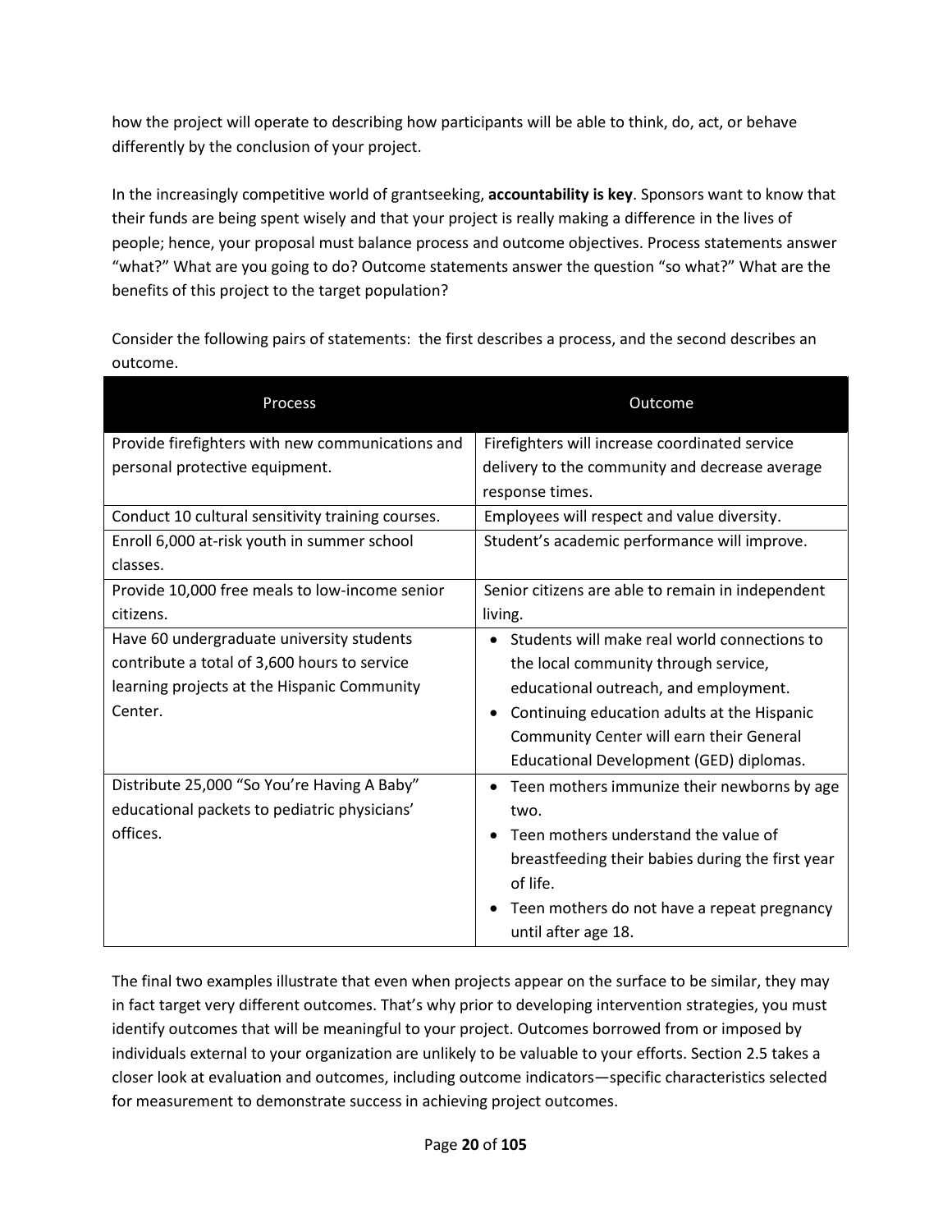how the project will operate to describing how participants will be able to think, do, act, or behave differently by the conclusion of your project.

In the increasingly competitive world of grantseeking, **accountability is key**. Sponsors want to know that their funds are being spent wisely and that your project is really making a difference in the lives of people; hence, your proposal must balance process and outcome objectives. Process statements answer "what?" What are you going to do? Outcome statements answer the question "so what?" What are the benefits of this project to the target population?

Consider the following pairs of statements: the first describes a process, and the second describes an outcome.

| Process | Outcome |
| --- | --- |
| Provide firefighters with new communications and personal protective equipment. | Firefighters will increase coordinated service delivery to the community and decrease average response times. |
| Conduct 10 cultural sensitivity training courses. | Employees will respect and value diversity. |
| Enroll 6,000 at-risk youth in summer school classes. | Student's academic performance will improve. |
| Provide 10,000 free meals to low-income senior citizens. | Senior citizens are able to remain in independent living. |
| Have 60 undergraduate university students contribute a total of 3,600 hours to service learning projects at the Hispanic Community Center. | • Students will make real world connections to the local community through service, educational outreach, and employment.<br>• Continuing education adults at the Hispanic Community Center will earn their General Educational Development (GED) diplomas. |
| Distribute 25,000 "So You're Having A Baby" educational packets to pediatric physicians' offices. | • Teen mothers immunize their newborns by age two.<br>• Teen mothers understand the value of breastfeeding their babies during the first year of life.<br>• Teen mothers do not have a repeat pregnancy until after age 18. |

The final two examples illustrate that even when projects appear on the surface to be similar, they may in fact target very different outcomes. That's why prior to developing intervention strategies, you must identify outcomes that will be meaningful to your project. Outcomes borrowed from or imposed by individuals external to your organization are unlikely to be valuable to your efforts. Section 2.5 takes a closer look at evaluation and outcomes, including outcome indicators—specific characteristics selected for measurement to demonstrate success in achieving project outcomes.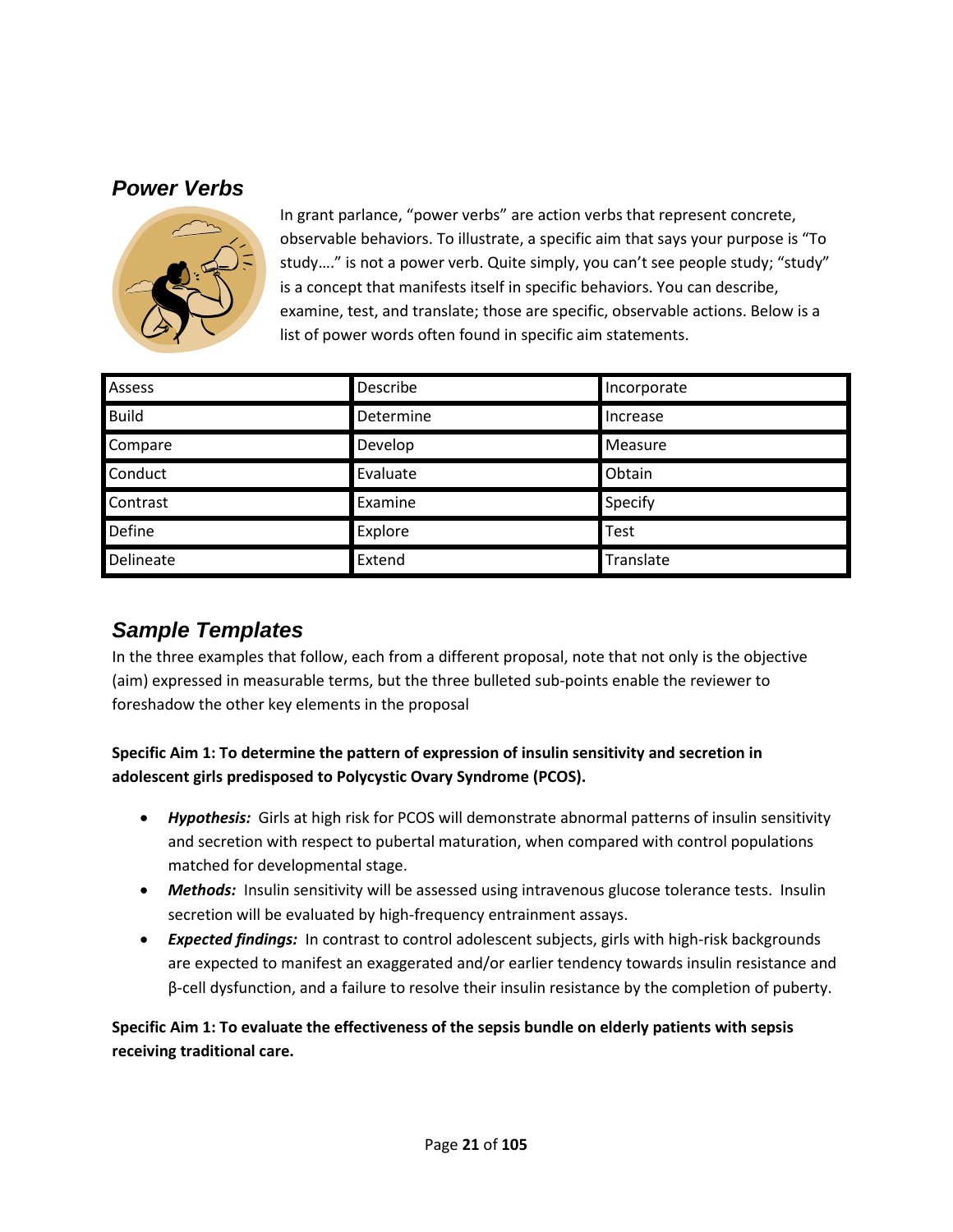## Power Verbs

In grant parlance, "power verbs" are action verbs that represent concrete, observable behaviors. To illustrate, a specific aim that says your purpose is "To study…." is not a power verb. Quite simply, you can't see people study; "study" is a concept that manifests itself in specific behaviors. You can describe, examine, test, and translate; those are specific, observable actions. Below is a list of power words often found in specific aim statements.

| | | |
|---|---|---|
| Assess | Describe | Incorporate |
| Build | Determine | Increase |
| Compare | Develop | Measure |
| Conduct | Evaluate | Obtain |
| Contrast | Examine | Specify |
| Define | Explore | Test |
| Delineate | Extend | Translate |

## Sample Templates

In the three examples that follow, each from a different proposal, note that not only is the objective (aim) expressed in measurable terms, but the three bulleted sub-points enable the reviewer to foreshadow the other key elements in the proposal

**Specific Aim 1: To determine the pattern of expression of insulin sensitivity and secretion in adolescent girls predisposed to Polycystic Ovary Syndrome (PCOS).**

- ***Hypothesis:*** Girls at high risk for PCOS will demonstrate abnormal patterns of insulin sensitivity and secretion with respect to pubertal maturation, when compared with control populations matched for developmental stage.
- ***Methods:*** Insulin sensitivity will be assessed using intravenous glucose tolerance tests. Insulin secretion will be evaluated by high-frequency entrainment assays.
- ***Expected findings:*** In contrast to control adolescent subjects, girls with high-risk backgrounds are expected to manifest an exaggerated and/or earlier tendency towards insulin resistance and β-cell dysfunction, and a failure to resolve their insulin resistance by the completion of puberty.

**Specific Aim 1: To evaluate the effectiveness of the sepsis bundle on elderly patients with sepsis receiving traditional care.**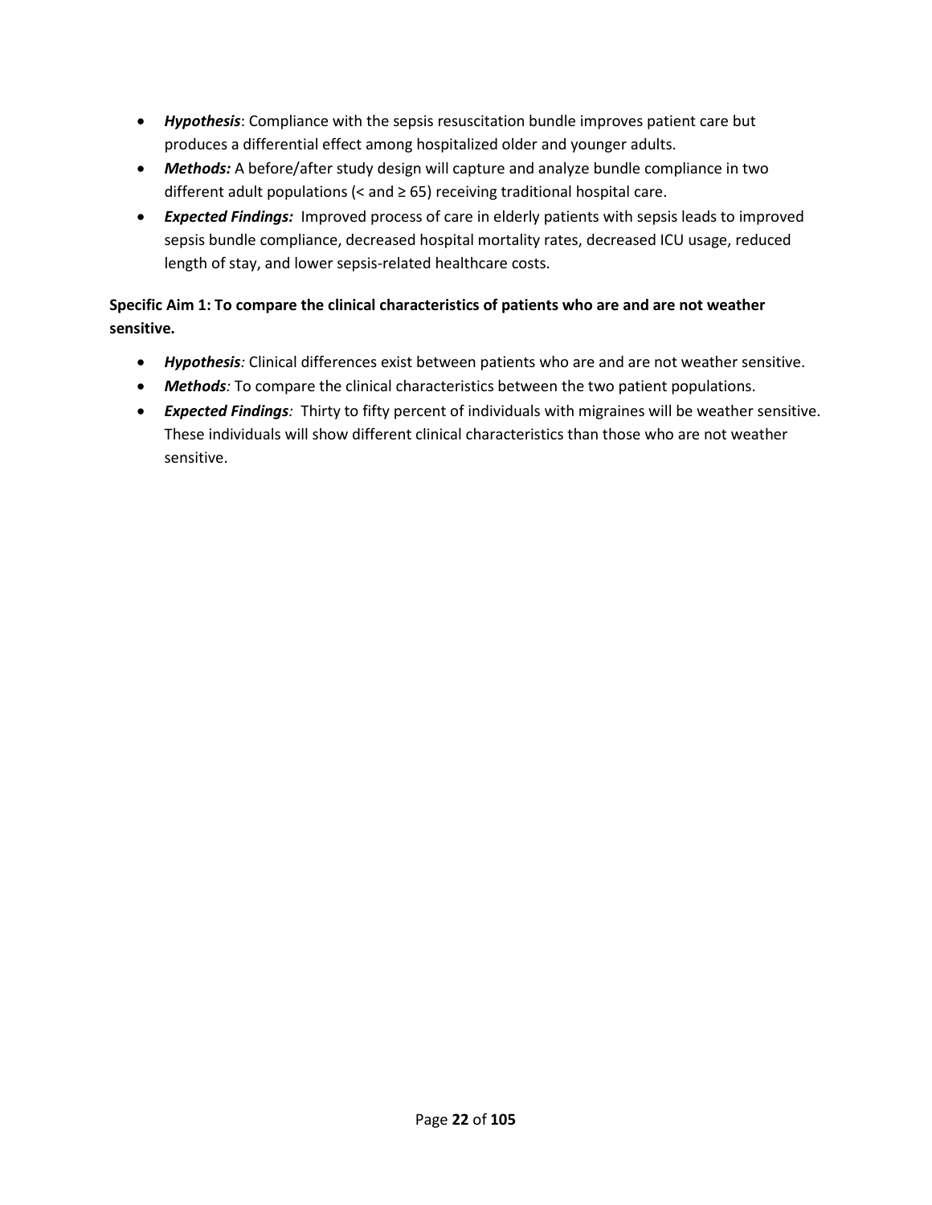- ***Hypothesis***: Compliance with the sepsis resuscitation bundle improves patient care but produces a differential effect among hospitalized older and younger adults.
- ***Methods:*** A before/after study design will capture and analyze bundle compliance in two different adult populations (< and ≥ 65) receiving traditional hospital care.
- ***Expected Findings:*** Improved process of care in elderly patients with sepsis leads to improved sepsis bundle compliance, decreased hospital mortality rates, decreased ICU usage, reduced length of stay, and lower sepsis-related healthcare costs.

**Specific Aim 1: To compare the clinical characteristics of patients who are and are not weather sensitive.**

- ***Hypothesis****:* Clinical differences exist between patients who are and are not weather sensitive.
- ***Methods****:* To compare the clinical characteristics between the two patient populations.
- ***Expected Findings****:* Thirty to fifty percent of individuals with migraines will be weather sensitive. These individuals will show different clinical characteristics than those who are not weather sensitive.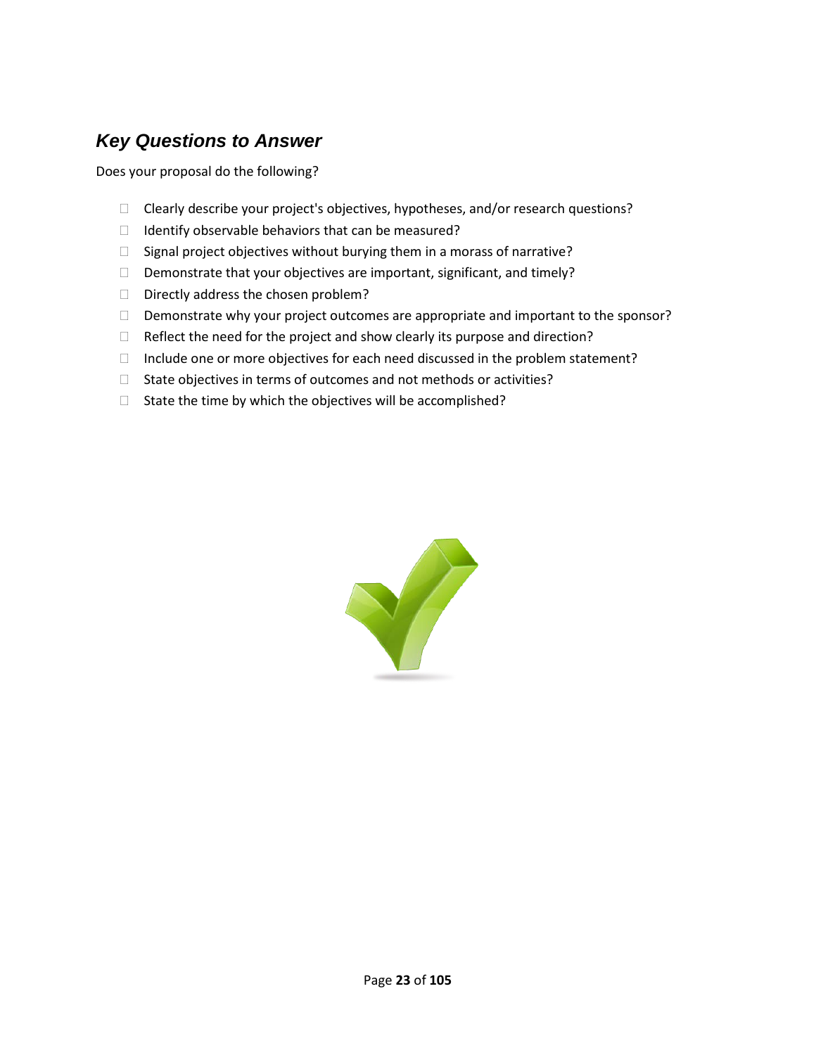## *Key Questions to Answer*

Does your proposal do the following?

- Clearly describe your project's objectives, hypotheses, and/or research questions?
- Identify observable behaviors that can be measured?
- Signal project objectives without burying them in a morass of narrative?
- Demonstrate that your objectives are important, significant, and timely?
- Directly address the chosen problem?
- Demonstrate why your project outcomes are appropriate and important to the sponsor?
- Reflect the need for the project and show clearly its purpose and direction?
- Include one or more objectives for each need discussed in the problem statement?
- State objectives in terms of outcomes and not methods or activities?
- State the time by which the objectives will be accomplished?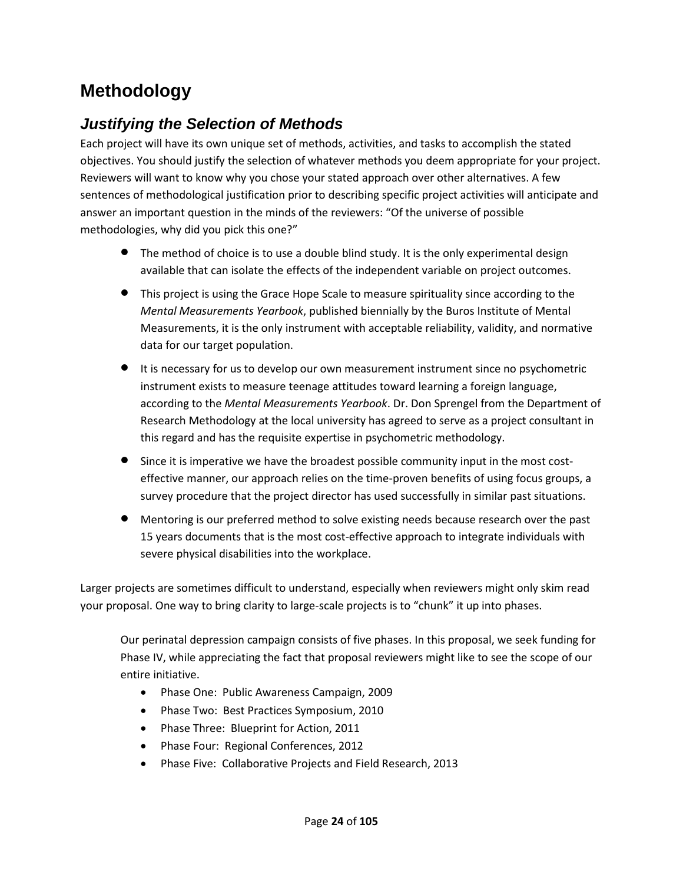# Methodology

## *Justifying the Selection of Methods*

Each project will have its own unique set of methods, activities, and tasks to accomplish the stated objectives. You should justify the selection of whatever methods you deem appropriate for your project. Reviewers will want to know why you chose your stated approach over other alternatives. A few sentences of methodological justification prior to describing specific project activities will anticipate and answer an important question in the minds of the reviewers: "Of the universe of possible methodologies, why did you pick this one?"

- The method of choice is to use a double blind study. It is the only experimental design available that can isolate the effects of the independent variable on project outcomes.
- This project is using the Grace Hope Scale to measure spirituality since according to the *Mental Measurements Yearbook*, published biennially by the Buros Institute of Mental Measurements, it is the only instrument with acceptable reliability, validity, and normative data for our target population.
- It is necessary for us to develop our own measurement instrument since no psychometric instrument exists to measure teenage attitudes toward learning a foreign language, according to the *Mental Measurements Yearbook*. Dr. Don Sprengel from the Department of Research Methodology at the local university has agreed to serve as a project consultant in this regard and has the requisite expertise in psychometric methodology.
- Since it is imperative we have the broadest possible community input in the most cost-effective manner, our approach relies on the time-proven benefits of using focus groups, a survey procedure that the project director has used successfully in similar past situations.
- Mentoring is our preferred method to solve existing needs because research over the past 15 years documents that is the most cost-effective approach to integrate individuals with severe physical disabilities into the workplace.

Larger projects are sometimes difficult to understand, especially when reviewers might only skim read your proposal. One way to bring clarity to large-scale projects is to "chunk" it up into phases.

> Our perinatal depression campaign consists of five phases. In this proposal, we seek funding for Phase IV, while appreciating the fact that proposal reviewers might like to see the scope of our entire initiative.
>
> - Phase One: Public Awareness Campaign, 2009
> - Phase Two: Best Practices Symposium, 2010
> - Phase Three: Blueprint for Action, 2011
> - Phase Four: Regional Conferences, 2012
> - Phase Five: Collaborative Projects and Field Research, 2013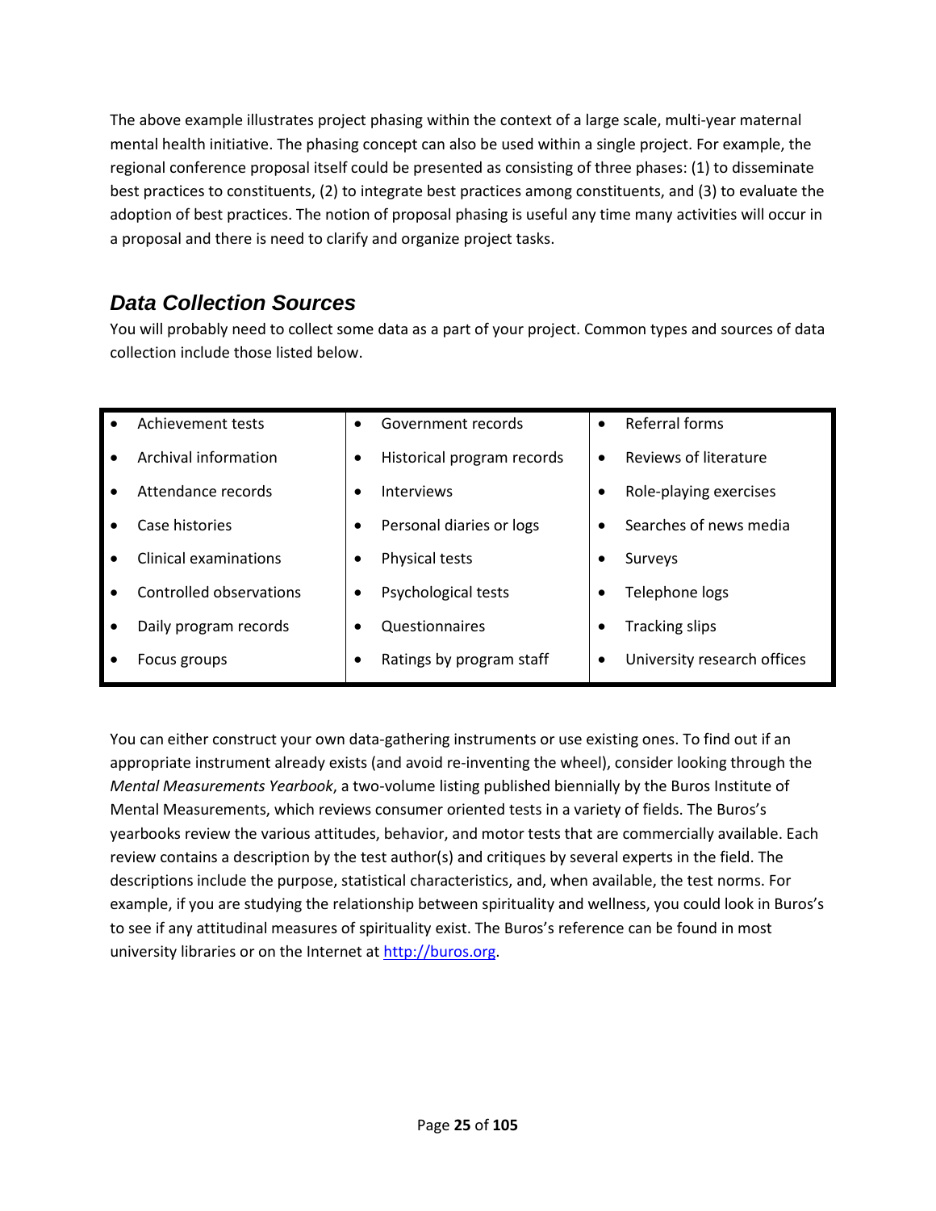The above example illustrates project phasing within the context of a large scale, multi-year maternal mental health initiative. The phasing concept can also be used within a single project. For example, the regional conference proposal itself could be presented as consisting of three phases: (1) to disseminate best practices to constituents, (2) to integrate best practices among constituents, and (3) to evaluate the adoption of best practices. The notion of proposal phasing is useful any time many activities will occur in a proposal and there is need to clarify and organize project tasks.

## *Data Collection Sources*

You will probably need to collect some data as a part of your project. Common types and sources of data collection include those listed below.

| | | |
|---|---|---|
| • Achievement tests | • Government records | • Referral forms |
| • Archival information | • Historical program records | • Reviews of literature |
| • Attendance records | • Interviews | • Role-playing exercises |
| • Case histories | • Personal diaries or logs | • Searches of news media |
| • Clinical examinations | • Physical tests | • Surveys |
| • Controlled observations | • Psychological tests | • Telephone logs |
| • Daily program records | • Questionnaires | • Tracking slips |
| • Focus groups | • Ratings by program staff | • University research offices |

You can either construct your own data-gathering instruments or use existing ones. To find out if an appropriate instrument already exists (and avoid re-inventing the wheel), consider looking through the *Mental Measurements Yearbook*, a two-volume listing published biennially by the Buros Institute of Mental Measurements, which reviews consumer oriented tests in a variety of fields. The Buros's yearbooks review the various attitudes, behavior, and motor tests that are commercially available. Each review contains a description by the test author(s) and critiques by several experts in the field. The descriptions include the purpose, statistical characteristics, and, when available, the test norms. For example, if you are studying the relationship between spirituality and wellness, you could look in Buros's to see if any attitudinal measures of spirituality exist. The Buros's reference can be found in most university libraries or on the Internet at http://buros.org.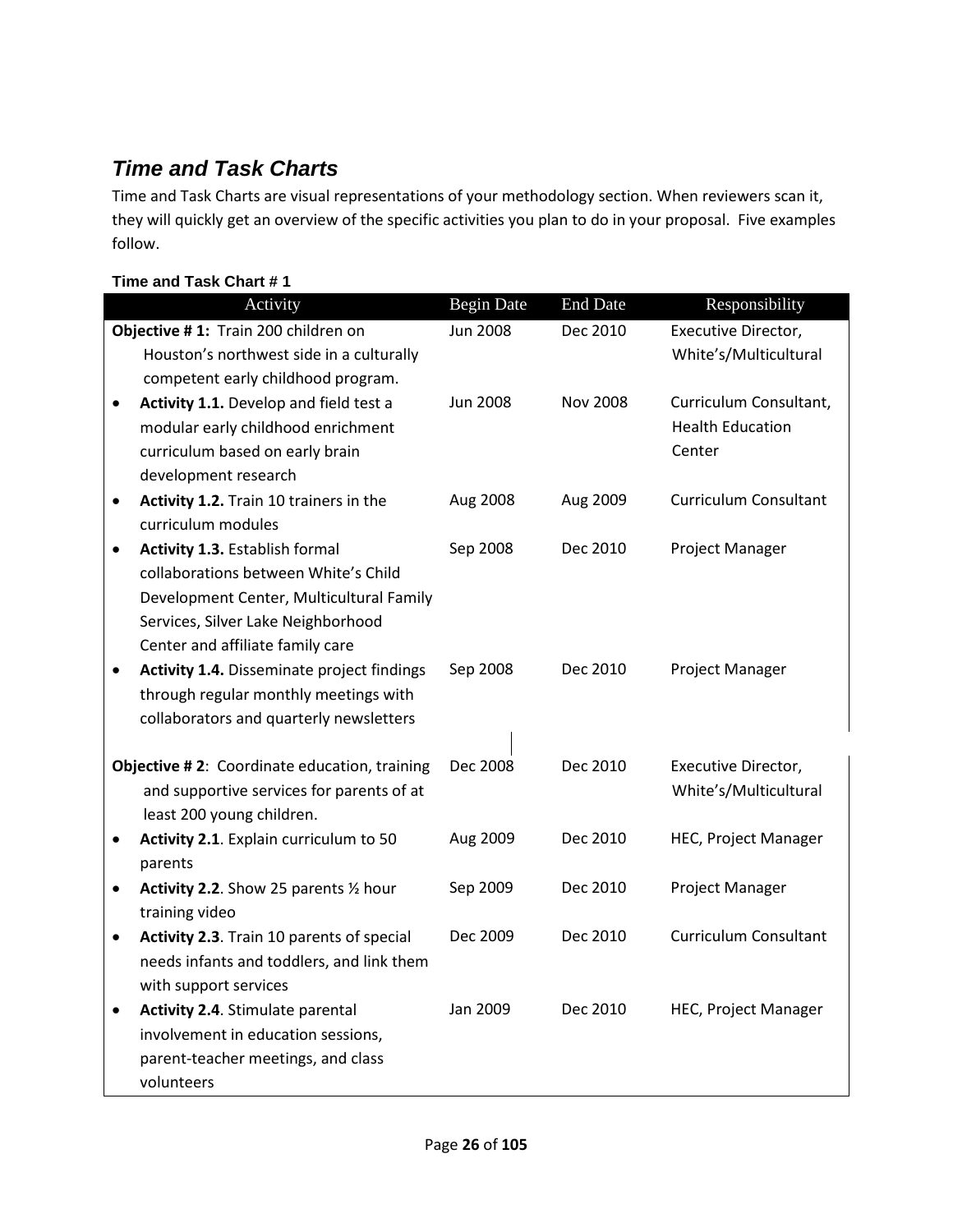## *Time and Task Charts*

Time and Task Charts are visual representations of your methodology section. When reviewers scan it, they will quickly get an overview of the specific activities you plan to do in your proposal. Five examples follow.

**Time and Task Chart # 1**

| Activity | Begin Date | End Date | Responsibility |
|---|---|---|---|
| **Objective # 1:** Train 200 children on Houston's northwest side in a culturally competent early childhood program. | Jun 2008 | Dec 2010 | Executive Director, White's/Multicultural |
| • **Activity 1.1.** Develop and field test a modular early childhood enrichment curriculum based on early brain development research | Jun 2008 | Nov 2008 | Curriculum Consultant, Health Education Center |
| • **Activity 1.2.** Train 10 trainers in the curriculum modules | Aug 2008 | Aug 2009 | Curriculum Consultant |
| • **Activity 1.3.** Establish formal collaborations between White's Child Development Center, Multicultural Family Services, Silver Lake Neighborhood Center and affiliate family care | Sep 2008 | Dec 2010 | Project Manager |
| • **Activity 1.4.** Disseminate project findings through regular monthly meetings with collaborators and quarterly newsletters | Sep 2008 | Dec 2010 | Project Manager |
| **Objective # 2**: Coordinate education, training and supportive services for parents of at least 200 young children. | Dec 2008 | Dec 2010 | Executive Director, White's/Multicultural |
| • **Activity 2.1**. Explain curriculum to 50 parents | Aug 2009 | Dec 2010 | HEC, Project Manager |
| • **Activity 2.2**. Show 25 parents ½ hour training video | Sep 2009 | Dec 2010 | Project Manager |
| • **Activity 2.3**. Train 10 parents of special needs infants and toddlers, and link them with support services | Dec 2009 | Dec 2010 | Curriculum Consultant |
| • **Activity 2.4**. Stimulate parental involvement in education sessions, parent-teacher meetings, and class volunteers | Jan 2009 | Dec 2010 | HEC, Project Manager |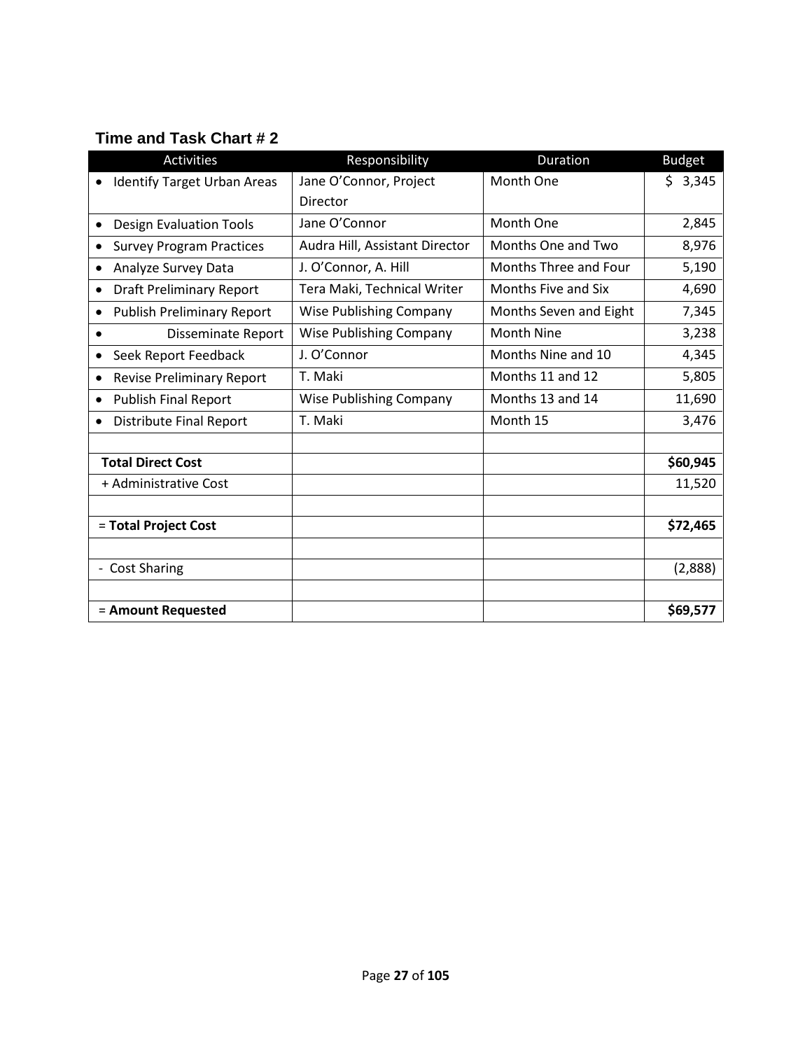## Time and Task Chart # 2

| Activities | Responsibility | Duration | Budget |
|---|---|---|---|
| • Identify Target Urban Areas | Jane O'Connor, Project Director | Month One | $ 3,345 |
| • Design Evaluation Tools | Jane O'Connor | Month One | 2,845 |
| • Survey Program Practices | Audra Hill, Assistant Director | Months One and Two | 8,976 |
| • Analyze Survey Data | J. O'Connor, A. Hill | Months Three and Four | 5,190 |
| • Draft Preliminary Report | Tera Maki, Technical Writer | Months Five and Six | 4,690 |
| • Publish Preliminary Report | Wise Publishing Company | Months Seven and Eight | 7,345 |
| • Disseminate Report | Wise Publishing Company | Month Nine | 3,238 |
| • Seek Report Feedback | J. O'Connor | Months Nine and 10 | 4,345 |
| • Revise Preliminary Report | T. Maki | Months 11 and 12 | 5,805 |
| • Publish Final Report | Wise Publishing Company | Months 13 and 14 | 11,690 |
| • Distribute Final Report | T. Maki | Month 15 | 3,476 |
| | | | |
| **Total Direct Cost** | | | **$60,945** |
| + Administrative Cost | | | 11,520 |
| | | | |
| = **Total Project Cost** | | | **$72,465** |
| | | | |
| - Cost Sharing | | | (2,888) |
| | | | |
| = **Amount Requested** | | | **$69,577** |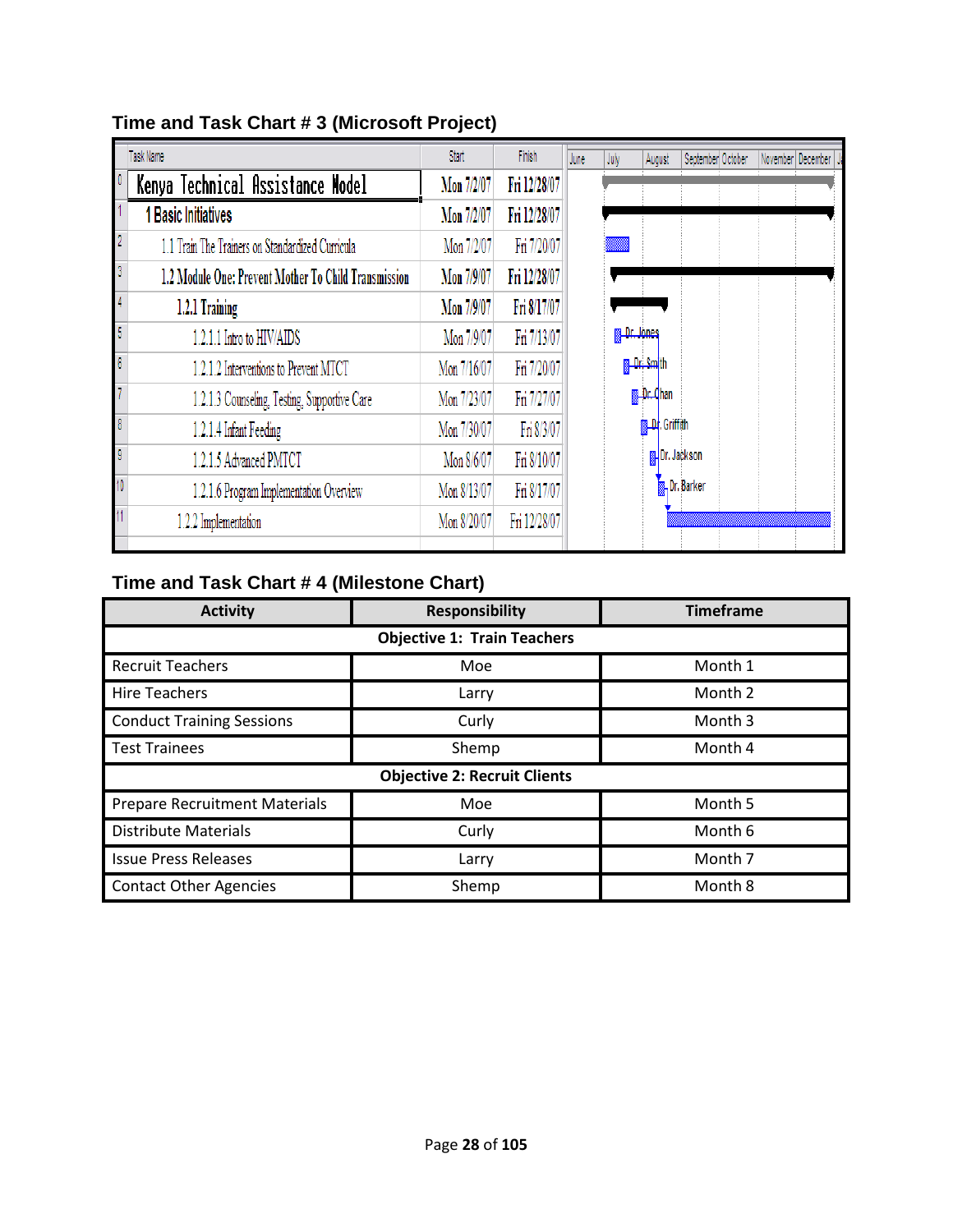### Time and Task Chart # 3 (Microsoft Project)

| | Task Name | Start | Finish |
|---|---|---|---|
| 0 | Kenya Technical Assistance Model | Mon 7/2/07 | Fri 12/28/07 |
| 1 | 1 Basic Initiatives | Mon 7/2/07 | Fri 12/28/07 |
| 2 | 1.1 Train The Trainers on Standardized Curricula | Mon 7/2/07 | Fri 7/20/07 |
| 3 | 1.2 Module One: Prevent Mother To Child Transmission | Mon 7/9/07 | Fri 12/28/07 |
| 4 | 1.2.1 Training | Mon 7/9/07 | Fri 8/17/07 |
| 5 | 1.2.1.1 Intro to HIV/AIDS | Mon 7/9/07 | Fri 7/13/07 |
| 6 | 1.2.1.2 Interventions to Prevent MTCT | Mon 7/16/07 | Fri 7/20/07 |
| 7 | 1.2.1.3 Counseling, Testing, Supportive Care | Mon 7/23/07 | Fri 7/27/07 |
| 8 | 1.2.1.4 Infant Feeding | Mon 7/30/07 | Fri 8/3/07 |
| 9 | 1.2.1.5 Advanced PMTCT | Mon 8/6/07 | Fri 8/10/07 |
| 10 | 1.2.1.6 Program Implementation Overview | Mon 8/13/07 | Fri 8/17/07 |
| 11 | 1.2.2 Implementation | Mon 8/20/07 | Fri 12/28/07 |

Gantt timeline: June, July, August, September, October, November, December. Resource labels: Dr. Jones, Dr. Smith, Dr. Chan, Dr. Griffith, Dr. Jackson, Dr. Barker.

### Time and Task Chart # 4 (Milestone Chart)

| Activity | Responsibility | Timeframe |
|---|---|---|
| **Objective 1: Train Teachers** | | |
| Recruit Teachers | Moe | Month 1 |
| Hire Teachers | Larry | Month 2 |
| Conduct Training Sessions | Curly | Month 3 |
| Test Trainees | Shemp | Month 4 |
| **Objective 2: Recruit Clients** | | |
| Prepare Recruitment Materials | Moe | Month 5 |
| Distribute Materials | Curly | Month 6 |
| Issue Press Releases | Larry | Month 7 |
| Contact Other Agencies | Shemp | Month 8 |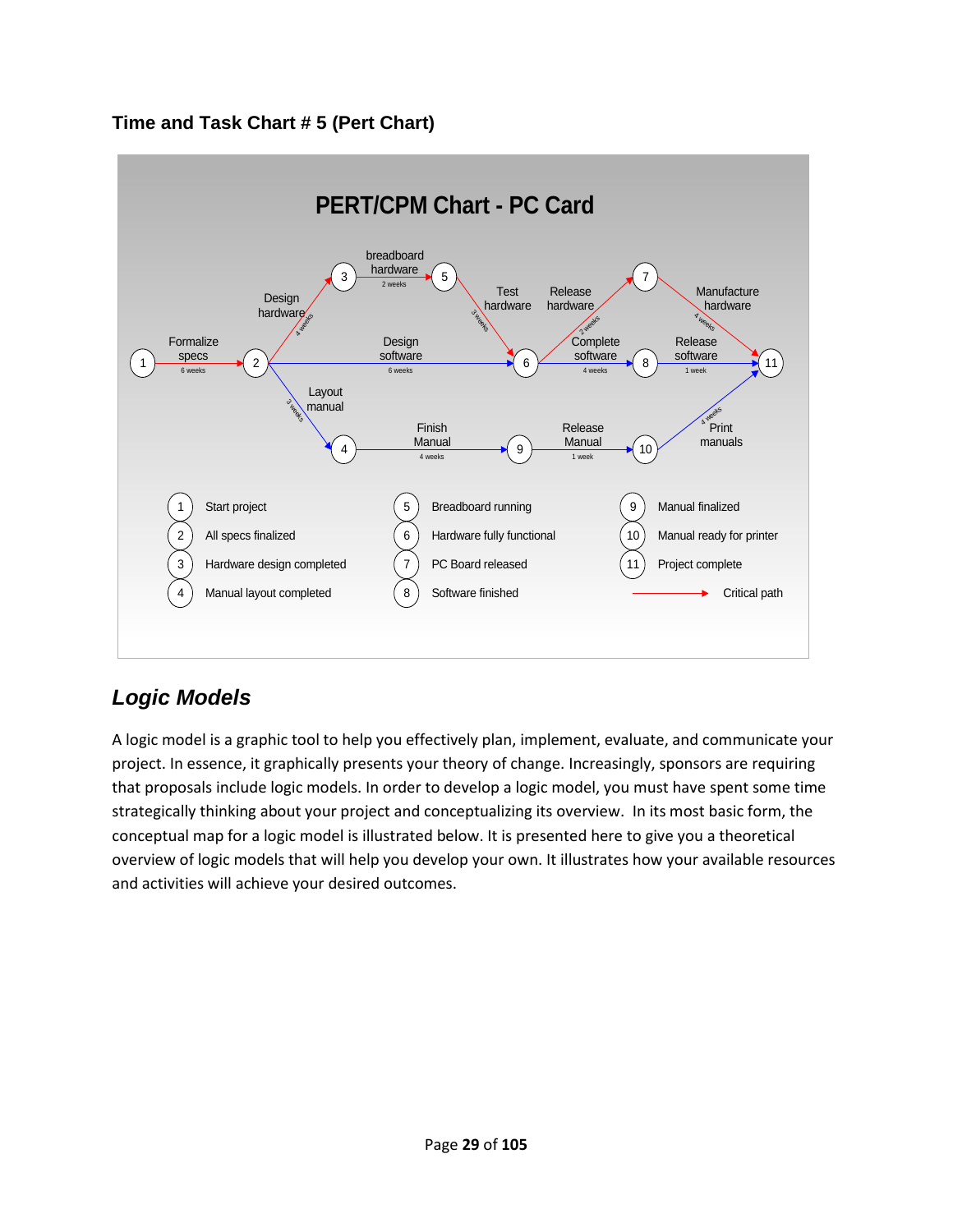### Time and Task Chart # 5 (Pert Chart)

**PERT/CPM Chart - PC Card**

Formalize specs (6 weeks): 1 → 2

Design hardware (4 weeks): 2 → 3

breadboard hardware (2 weeks): 3 → 5

Test hardware (3 weeks): 5 → 6

Design software (6 weeks): 2 → 6

Layout manual (3 weeks): 2 → 4

Release hardware (2 weeks): 6 → 7

Complete software (4 weeks): 6 → 8

Manufacture hardware (4 weeks): 7 → 11

Release software (1 week): 8 → 11

Finish Manual (4 weeks): 4 → 9

Release Manual (1 week): 9 → 10

Print manuals (4 weeks): 10 → 11

1. Start project
2. All specs finalized
3. Hardware design completed
4. Manual layout completed
5. Breadboard running
6. Hardware fully functional
7. PC Board released
8. Software finished
9. Manual finalized
10. Manual ready for printer
11. Project complete

→ Critical path

## *Logic Models*

A logic model is a graphic tool to help you effectively plan, implement, evaluate, and communicate your project. In essence, it graphically presents your theory of change. Increasingly, sponsors are requiring that proposals include logic models. In order to develop a logic model, you must have spent some time strategically thinking about your project and conceptualizing its overview. In its most basic form, the conceptual map for a logic model is illustrated below. It is presented here to give you a theoretical overview of logic models that will help you develop your own. It illustrates how your available resources and activities will achieve your desired outcomes.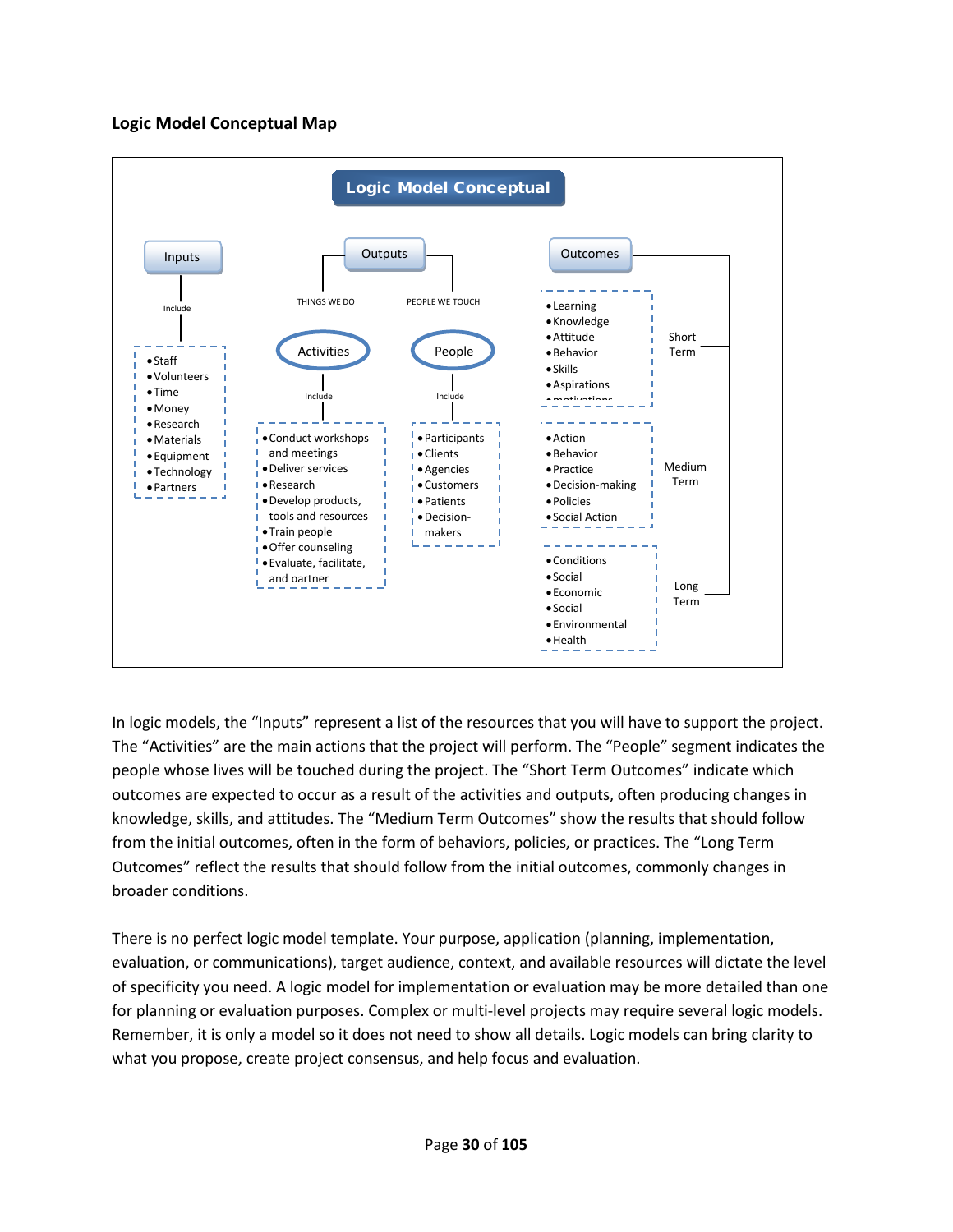**Logic Model Conceptual Map**

**Logic Model Conceptual**

**Inputs**

Include

- Staff
- Volunteers
- Time
- Money
- Research
- Materials
- Equipment
- Technology
- Partners

**Outputs**

THINGS WE DO — **Activities**

Include

- Conduct workshops and meetings
- Deliver services
- Research
- Develop products, tools and resources
- Train people
- Offer counseling
- Evaluate, facilitate, and partner

PEOPLE WE TOUCH — **People**

Include

- Participants
- Clients
- Agencies
- Customers
- Patients
- Decision-makers

**Outcomes**

Short Term

- Learning
- Knowledge
- Attitude
- Behavior
- Skills
- Aspirations
- motivations

Medium Term

- Action
- Behavior
- Practice
- Decision-making
- Policies
- Social Action

Long Term

- Conditions
- Social
- Economic
- Social
- Environmental
- Health

In logic models, the “Inputs” represent a list of the resources that you will have to support the project. The “Activities” are the main actions that the project will perform. The “People” segment indicates the people whose lives will be touched during the project. The “Short Term Outcomes” indicate which outcomes are expected to occur as a result of the activities and outputs, often producing changes in knowledge, skills, and attitudes. The “Medium Term Outcomes” show the results that should follow from the initial outcomes, often in the form of behaviors, policies, or practices. The “Long Term Outcomes” reflect the results that should follow from the initial outcomes, commonly changes in broader conditions.

There is no perfect logic model template. Your purpose, application (planning, implementation, evaluation, or communications), target audience, context, and available resources will dictate the level of specificity you need. A logic model for implementation or evaluation may be more detailed than one for planning or evaluation purposes. Complex or multi-level projects may require several logic models. Remember, it is only a model so it does not need to show all details. Logic models can bring clarity to what you propose, create project consensus, and help focus and evaluation.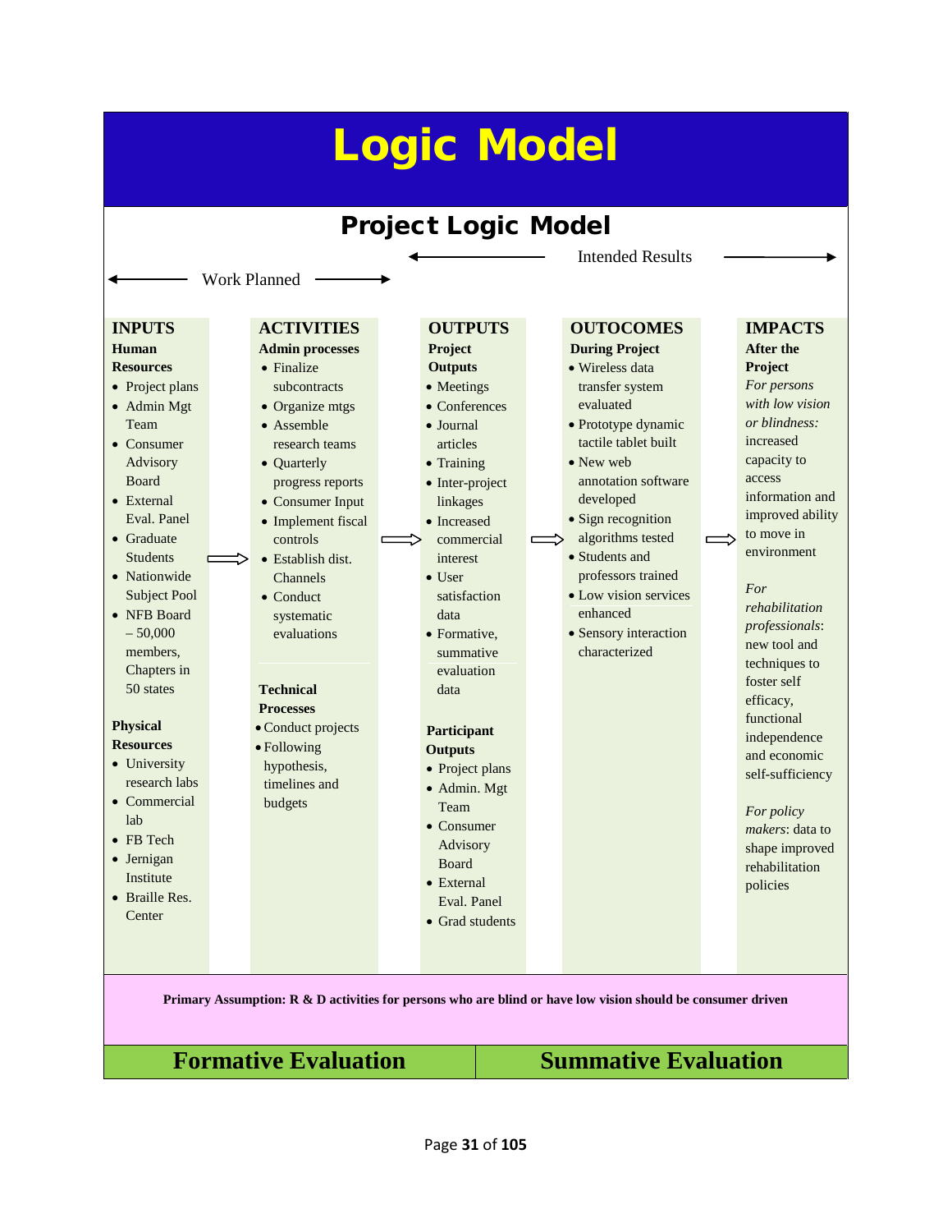# Logic Model

## Project Logic Model

Work Planned → | Intended Results →

| INPUTS | ACTIVITIES | OUTPUTS | OUTOCOMES | IMPACTS |
|---|---|---|---|---|
| **Human Resources**<br>• Project plans<br>• Admin Mgt Team<br>• Consumer Advisory Board<br>• External Eval. Panel<br>• Graduate Students<br>• Nationwide Subject Pool<br>• NFB Board – 50,000 members, Chapters in 50 states<br><br>**Physical Resources**<br>• University research labs<br>• Commercial lab<br>• FB Tech<br>• Jernigan Institute<br>• Braille Res. Center | **Admin processes**<br>• Finalize subcontracts<br>• Organize mtgs<br>• Assemble research teams<br>• Quarterly progress reports<br>• Consumer Input<br>• Implement fiscal controls<br>• Establish dist. Channels<br>• Conduct systematic evaluations<br><br>**Technical Processes**<br>• Conduct projects<br>• Following hypothesis, timelines and budgets | **Project Outputs**<br>• Meetings<br>• Conferences<br>• Journal articles<br>• Training<br>• Inter-project linkages<br>• Increased commercial interest<br>• User satisfaction data<br>• Formative, summative evaluation data<br><br>**Participant Outputs**<br>• Project plans<br>• Admin. Mgt Team<br>• Consumer Advisory Board<br>• External Eval. Panel<br>• Grad students | **During Project**<br>• Wireless data transfer system evaluated<br>• Prototype dynamic tactile tablet built<br>• New web annotation software developed<br>• Sign recognition algorithms tested<br>• Students and professors trained<br>• Low vision services enhanced<br>• Sensory interaction characterized | **After the Project**<br>*For persons with low vision or blindness:* increased capacity to access information and improved ability to move in environment<br><br>*For rehabilitation professionals*: new tool and techniques to foster self efficacy, functional independence and economic self-sufficiency<br><br>*For policy makers*: data to shape improved rehabilitation policies |

**Primary Assumption: R & D activities for persons who are blind or have low vision should be consumer driven**

| Formative Evaluation | Summative Evaluation |
|---|---|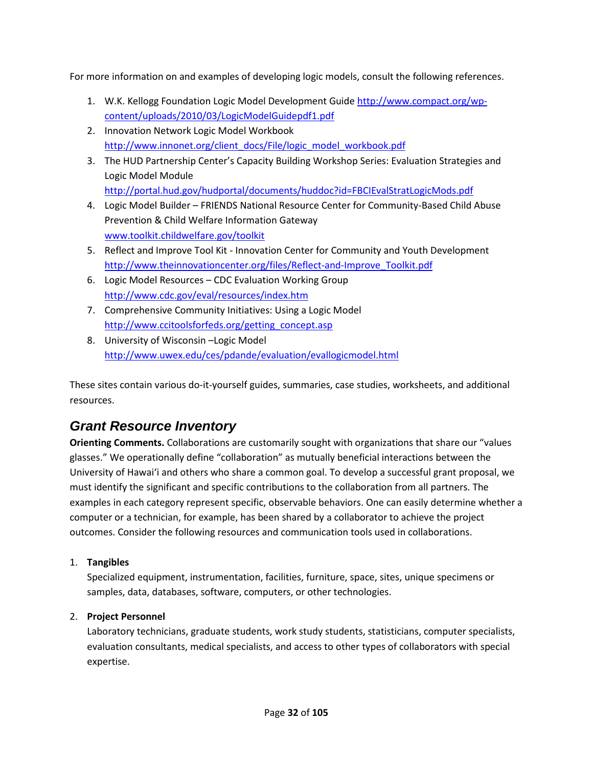For more information on and examples of developing logic models, consult the following references.

1. W.K. Kellogg Foundation Logic Model Development Guide http://www.compact.org/wp-content/uploads/2010/03/LogicModelGuidepdf1.pdf
2. Innovation Network Logic Model Workbook http://www.innonet.org/client_docs/File/logic_model_workbook.pdf
3. The HUD Partnership Center's Capacity Building Workshop Series: Evaluation Strategies and Logic Model Module http://portal.hud.gov/hudportal/documents/huddoc?id=FBCIEvalStratLogicMods.pdf
4. Logic Model Builder – FRIENDS National Resource Center for Community-Based Child Abuse Prevention & Child Welfare Information Gateway www.toolkit.childwelfare.gov/toolkit
5. Reflect and Improve Tool Kit - Innovation Center for Community and Youth Development http://www.theinnovationcenter.org/files/Reflect-and-Improve_Toolkit.pdf
6. Logic Model Resources – CDC Evaluation Working Group http://www.cdc.gov/eval/resources/index.htm
7. Comprehensive Community Initiatives: Using a Logic Model http://www.ccitoolsforfeds.org/getting_concept.asp
8. University of Wisconsin –Logic Model http://www.uwex.edu/ces/pdande/evaluation/evallogicmodel.html

These sites contain various do-it-yourself guides, summaries, case studies, worksheets, and additional resources.

## *Grant Resource Inventory*

**Orienting Comments.** Collaborations are customarily sought with organizations that share our "values glasses." We operationally define "collaboration" as mutually beneficial interactions between the University of Hawaiʻi and others who share a common goal. To develop a successful grant proposal, we must identify the significant and specific contributions to the collaboration from all partners. The examples in each category represent specific, observable behaviors. One can easily determine whether a computer or a technician, for example, has been shared by a collaborator to achieve the project outcomes. Consider the following resources and communication tools used in collaborations.

1. **Tangibles**
   Specialized equipment, instrumentation, facilities, furniture, space, sites, unique specimens or samples, data, databases, software, computers, or other technologies.

2. **Project Personnel**
   Laboratory technicians, graduate students, work study students, statisticians, computer specialists, evaluation consultants, medical specialists, and access to other types of collaborators with special expertise.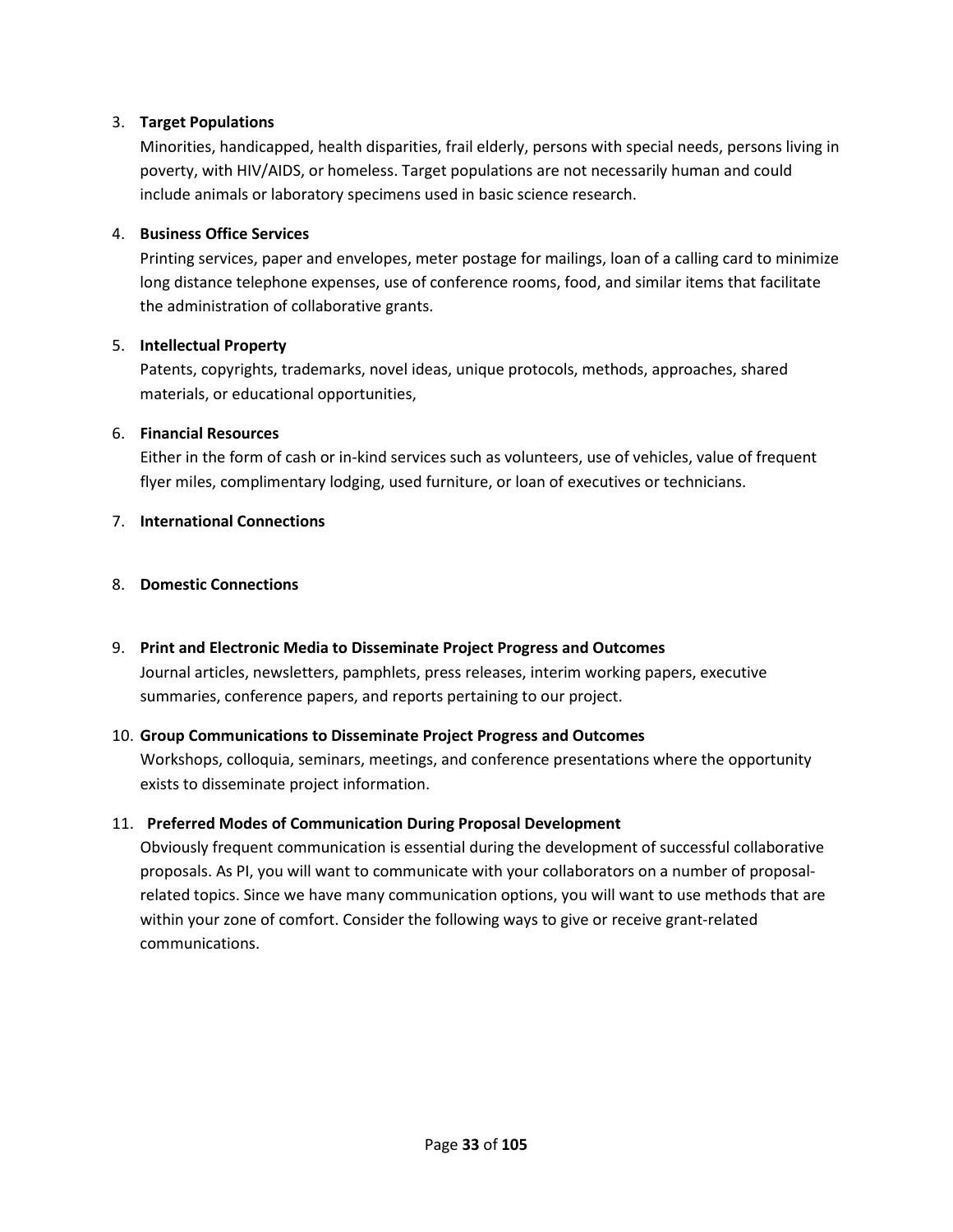3. **Target Populations**

   Minorities, handicapped, health disparities, frail elderly, persons with special needs, persons living in poverty, with HIV/AIDS, or homeless. Target populations are not necessarily human and could include animals or laboratory specimens used in basic science research.

4. **Business Office Services**

   Printing services, paper and envelopes, meter postage for mailings, loan of a calling card to minimize long distance telephone expenses, use of conference rooms, food, and similar items that facilitate the administration of collaborative grants.

5. **Intellectual Property**

   Patents, copyrights, trademarks, novel ideas, unique protocols, methods, approaches, shared materials, or educational opportunities,

6. **Financial Resources**

   Either in the form of cash or in-kind services such as volunteers, use of vehicles, value of frequent flyer miles, complimentary lodging, used furniture, or loan of executives or technicians.

7. **International Connections**

8. **Domestic Connections**

9. **Print and Electronic Media to Disseminate Project Progress and Outcomes**

   Journal articles, newsletters, pamphlets, press releases, interim working papers, executive summaries, conference papers, and reports pertaining to our project.

10. **Group Communications to Disseminate Project Progress and Outcomes**

    Workshops, colloquia, seminars, meetings, and conference presentations where the opportunity exists to disseminate project information.

11. **Preferred Modes of Communication During Proposal Development**

    Obviously frequent communication is essential during the development of successful collaborative proposals. As PI, you will want to communicate with your collaborators on a number of proposal-related topics. Since we have many communication options, you will want to use methods that are within your zone of comfort. Consider the following ways to give or receive grant-related communications.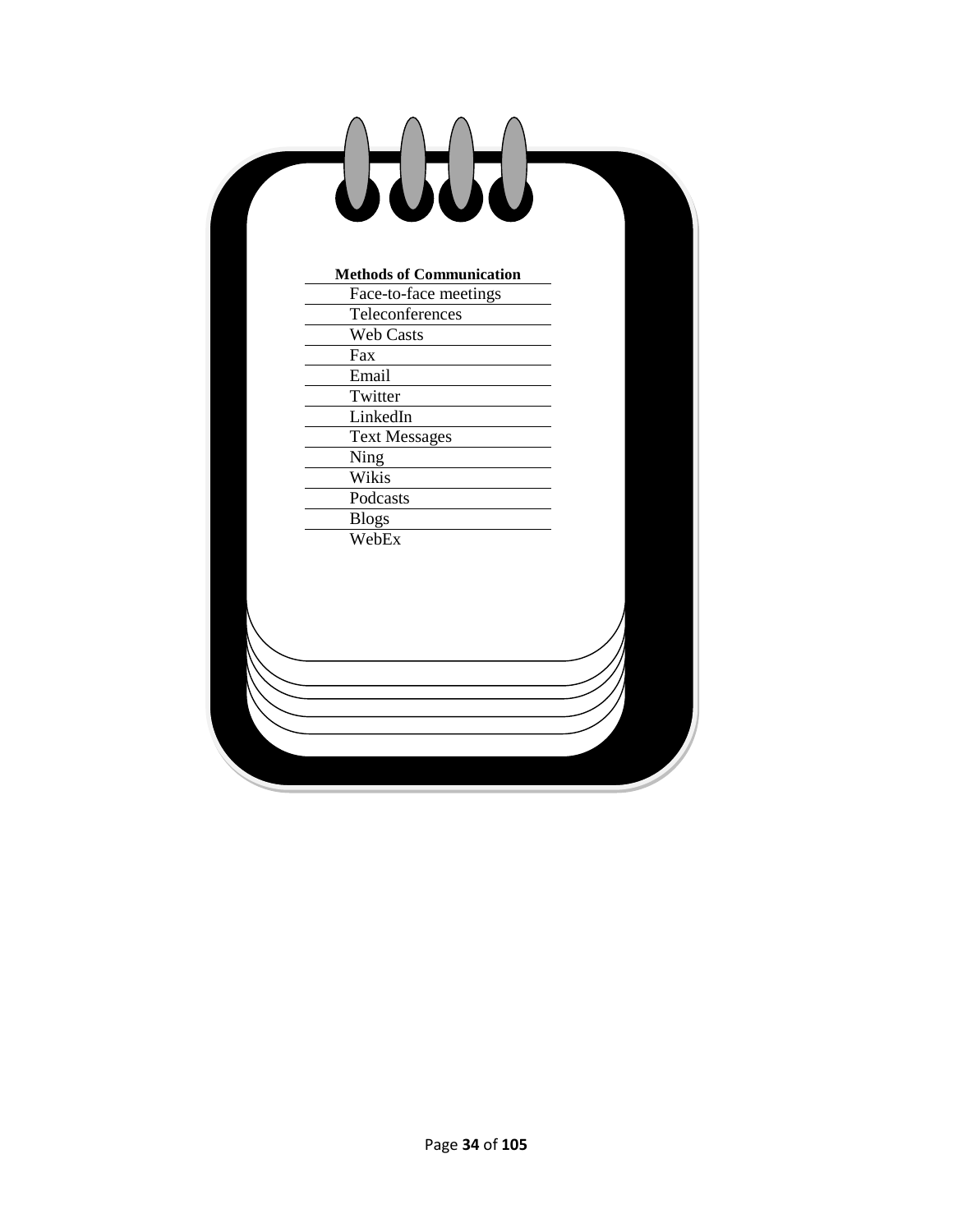**Methods of Communication**

- Face-to-face meetings
- Teleconferences
- Web Casts
- Fax
- Email
- Twitter
- LinkedIn
- Text Messages
- Ning
- Wikis
- Podcasts
- Blogs
- WebEx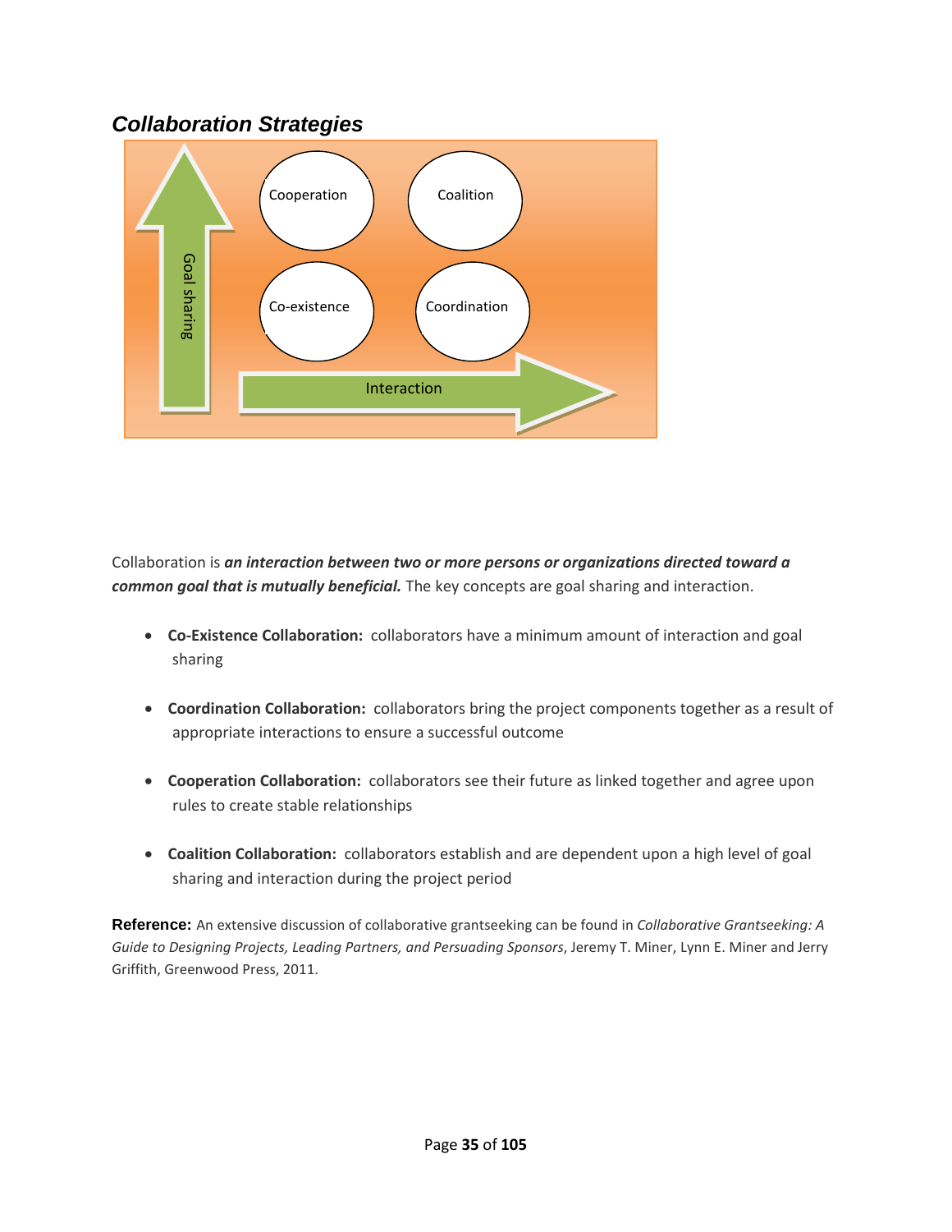## *Collaboration Strategies*

Cooperation

Coalition

Co-existence

Coordination

Goal sharing

Interaction

Collaboration is ***an interaction between two or more persons or organizations directed toward a common goal that is mutually beneficial.*** The key concepts are goal sharing and interaction.

- **Co-Existence Collaboration:** collaborators have a minimum amount of interaction and goal sharing
- **Coordination Collaboration:** collaborators bring the project components together as a result of appropriate interactions to ensure a successful outcome
- **Cooperation Collaboration:** collaborators see their future as linked together and agree upon rules to create stable relationships
- **Coalition Collaboration:** collaborators establish and are dependent upon a high level of goal sharing and interaction during the project period

**Reference:** An extensive discussion of collaborative grantseeking can be found in *Collaborative Grantseeking: A Guide to Designing Projects, Leading Partners, and Persuading Sponsors*, Jeremy T. Miner, Lynn E. Miner and Jerry Griffith, Greenwood Press, 2011.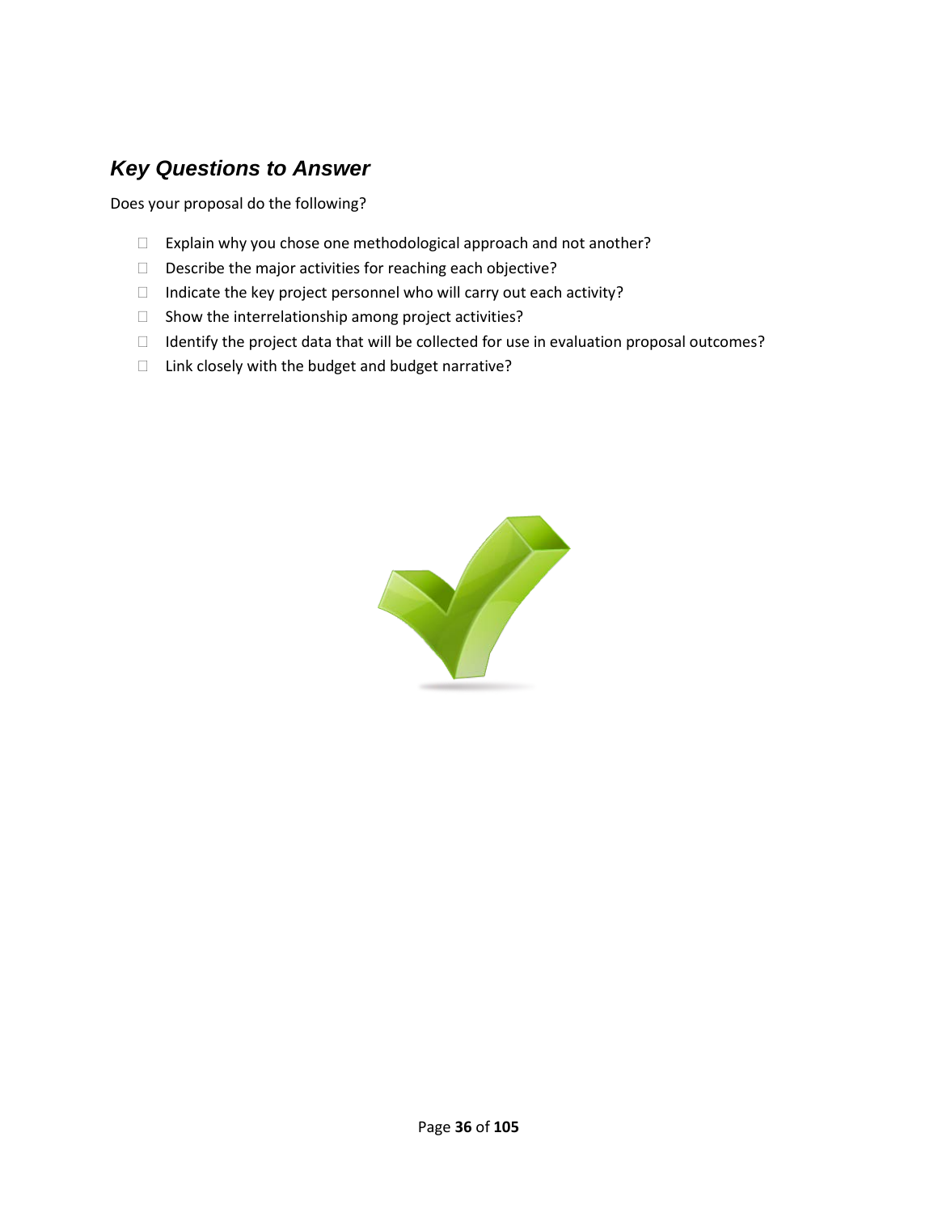### ***Key Questions to Answer***

Does your proposal do the following?

- Explain why you chose one methodological approach and not another?
- Describe the major activities for reaching each objective?
- Indicate the key project personnel who will carry out each activity?
- Show the interrelationship among project activities?
- Identify the project data that will be collected for use in evaluation proposal outcomes?
- Link closely with the budget and budget narrative?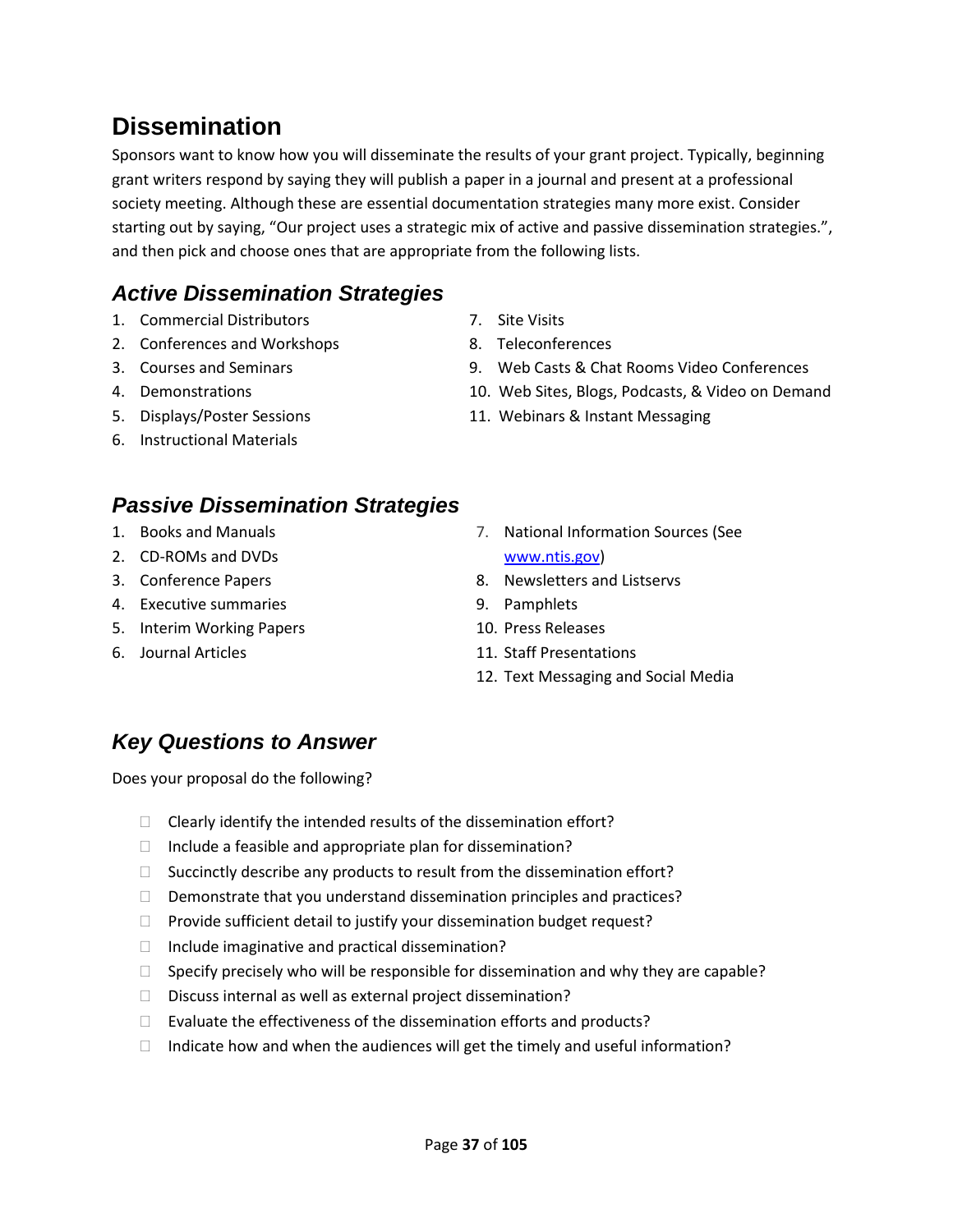# Dissemination

Sponsors want to know how you will disseminate the results of your grant project. Typically, beginning grant writers respond by saying they will publish a paper in a journal and present at a professional society meeting. Although these are essential documentation strategies many more exist. Consider starting out by saying, "Our project uses a strategic mix of active and passive dissemination strategies.", and then pick and choose ones that are appropriate from the following lists.

## *Active Dissemination Strategies*

1. Commercial Distributors
2. Conferences and Workshops
3. Courses and Seminars
4. Demonstrations
5. Displays/Poster Sessions
6. Instructional Materials
7. Site Visits
8. Teleconferences
9. Web Casts & Chat Rooms Video Conferences
10. Web Sites, Blogs, Podcasts, & Video on Demand
11. Webinars & Instant Messaging

## *Passive Dissemination Strategies*

1. Books and Manuals
2. CD-ROMs and DVDs
3. Conference Papers
4. Executive summaries
5. Interim Working Papers
6. Journal Articles
7. National Information Sources (See www.ntis.gov)
8. Newsletters and Listservs
9. Pamphlets
10. Press Releases
11. Staff Presentations
12. Text Messaging and Social Media

## *Key Questions to Answer*

Does your proposal do the following?

- [ ] Clearly identify the intended results of the dissemination effort?
- [ ] Include a feasible and appropriate plan for dissemination?
- [ ] Succinctly describe any products to result from the dissemination effort?
- [ ] Demonstrate that you understand dissemination principles and practices?
- [ ] Provide sufficient detail to justify your dissemination budget request?
- [ ] Include imaginative and practical dissemination?
- [ ] Specify precisely who will be responsible for dissemination and why they are capable?
- [ ] Discuss internal as well as external project dissemination?
- [ ] Evaluate the effectiveness of the dissemination efforts and products?
- [ ] Indicate how and when the audiences will get the timely and useful information?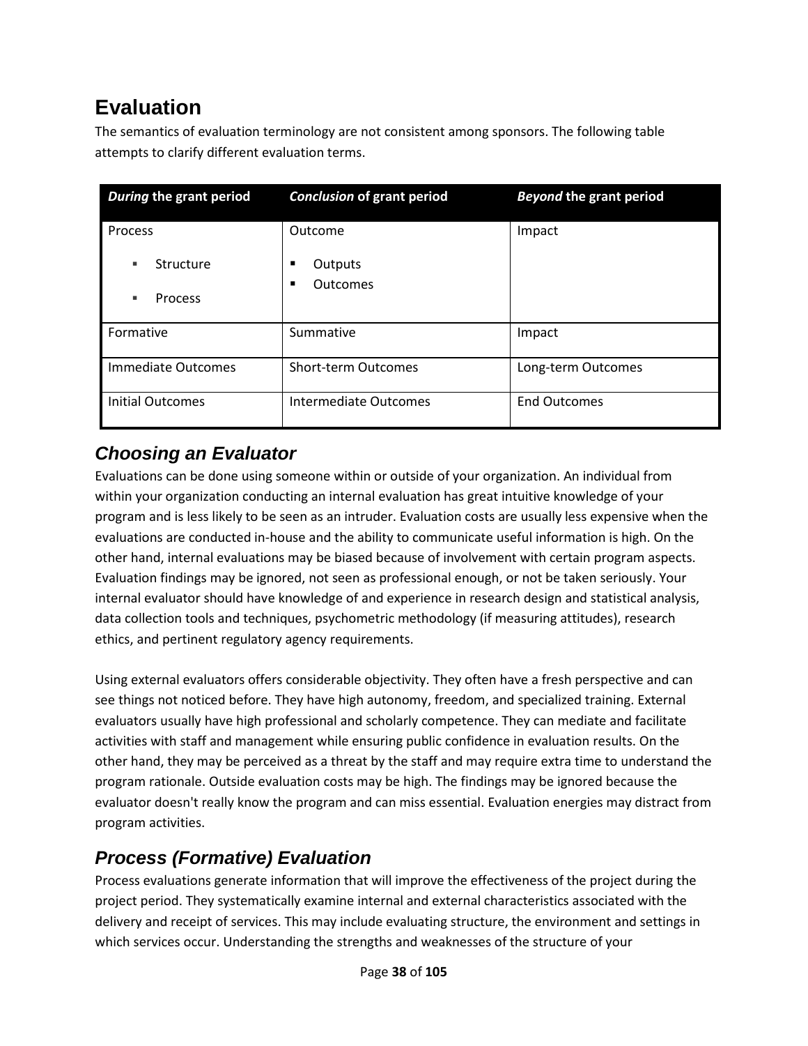# Evaluation

The semantics of evaluation terminology are not consistent among sponsors. The following table attempts to clarify different evaluation terms.

| *During* the grant period | *Conclusion* of grant period | *Beyond* the grant period |
|---|---|---|
| Process<br>▪ Structure<br>▪ Process | Outcome<br>▪ Outputs<br>▪ Outcomes | Impact |
| Formative | Summative | Impact |
| Immediate Outcomes | Short-term Outcomes | Long-term Outcomes |
| Initial Outcomes | Intermediate Outcomes | End Outcomes |

## *Choosing an Evaluator*

Evaluations can be done using someone within or outside of your organization. An individual from within your organization conducting an internal evaluation has great intuitive knowledge of your program and is less likely to be seen as an intruder. Evaluation costs are usually less expensive when the evaluations are conducted in-house and the ability to communicate useful information is high. On the other hand, internal evaluations may be biased because of involvement with certain program aspects. Evaluation findings may be ignored, not seen as professional enough, or not be taken seriously. Your internal evaluator should have knowledge of and experience in research design and statistical analysis, data collection tools and techniques, psychometric methodology (if measuring attitudes), research ethics, and pertinent regulatory agency requirements.

Using external evaluators offers considerable objectivity. They often have a fresh perspective and can see things not noticed before. They have high autonomy, freedom, and specialized training. External evaluators usually have high professional and scholarly competence. They can mediate and facilitate activities with staff and management while ensuring public confidence in evaluation results. On the other hand, they may be perceived as a threat by the staff and may require extra time to understand the program rationale. Outside evaluation costs may be high. The findings may be ignored because the evaluator doesn't really know the program and can miss essential. Evaluation energies may distract from program activities.

## *Process (Formative) Evaluation*

Process evaluations generate information that will improve the effectiveness of the project during the project period. They systematically examine internal and external characteristics associated with the delivery and receipt of services. This may include evaluating structure, the environment and settings in which services occur. Understanding the strengths and weaknesses of the structure of your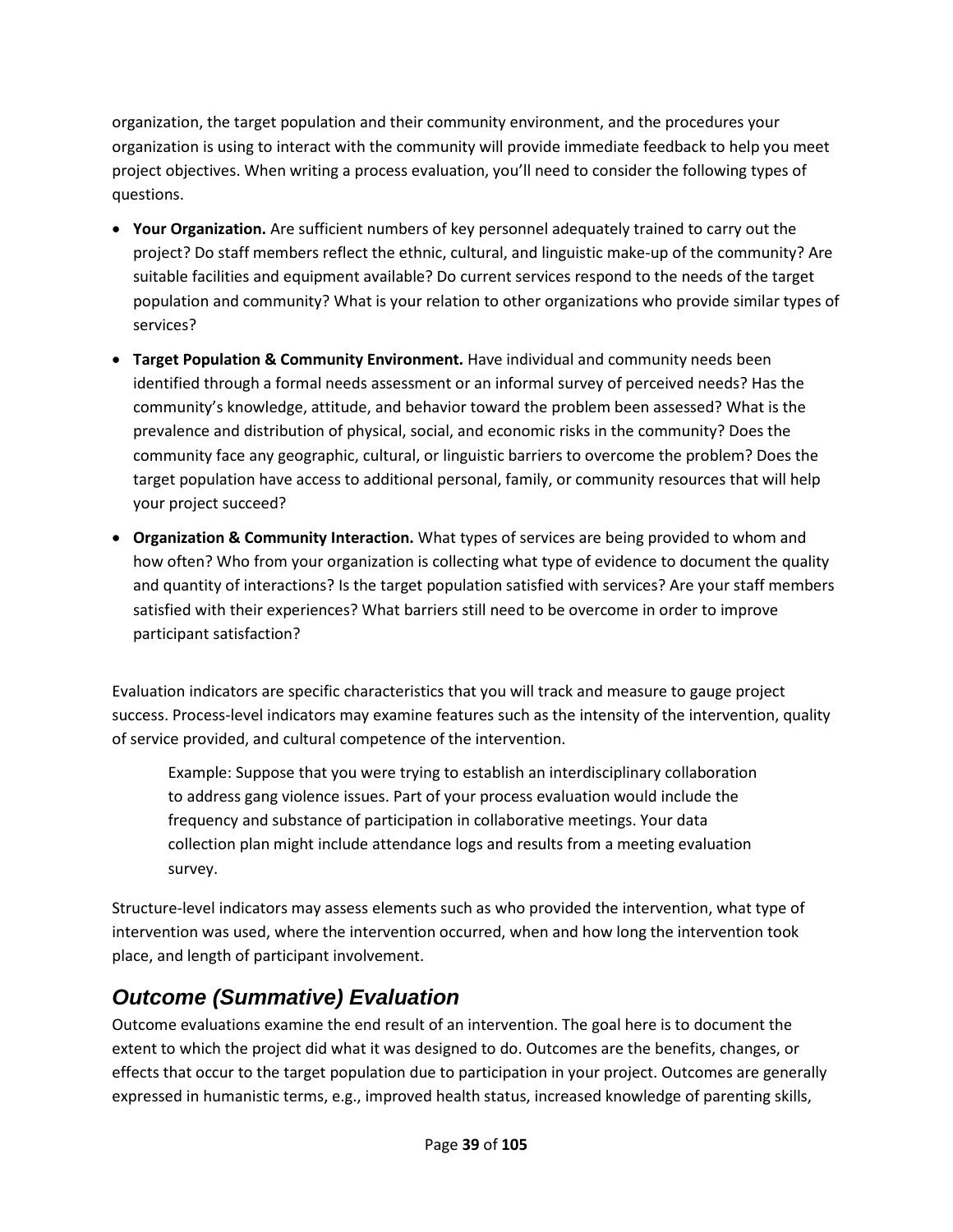organization, the target population and their community environment, and the procedures your organization is using to interact with the community will provide immediate feedback to help you meet project objectives. When writing a process evaluation, you'll need to consider the following types of questions.

- **Your Organization.** Are sufficient numbers of key personnel adequately trained to carry out the project? Do staff members reflect the ethnic, cultural, and linguistic make-up of the community? Are suitable facilities and equipment available? Do current services respond to the needs of the target population and community? What is your relation to other organizations who provide similar types of services?
- **Target Population & Community Environment.** Have individual and community needs been identified through a formal needs assessment or an informal survey of perceived needs? Has the community's knowledge, attitude, and behavior toward the problem been assessed? What is the prevalence and distribution of physical, social, and economic risks in the community? Does the community face any geographic, cultural, or linguistic barriers to overcome the problem? Does the target population have access to additional personal, family, or community resources that will help your project succeed?
- **Organization & Community Interaction.** What types of services are being provided to whom and how often? Who from your organization is collecting what type of evidence to document the quality and quantity of interactions? Is the target population satisfied with services? Are your staff members satisfied with their experiences? What barriers still need to be overcome in order to improve participant satisfaction?

Evaluation indicators are specific characteristics that you will track and measure to gauge project success. Process-level indicators may examine features such as the intensity of the intervention, quality of service provided, and cultural competence of the intervention.

> Example: Suppose that you were trying to establish an interdisciplinary collaboration to address gang violence issues. Part of your process evaluation would include the frequency and substance of participation in collaborative meetings. Your data collection plan might include attendance logs and results from a meeting evaluation survey.

Structure-level indicators may assess elements such as who provided the intervention, what type of intervention was used, where the intervention occurred, when and how long the intervention took place, and length of participant involvement.

## *Outcome (Summative) Evaluation*

Outcome evaluations examine the end result of an intervention. The goal here is to document the extent to which the project did what it was designed to do. Outcomes are the benefits, changes, or effects that occur to the target population due to participation in your project. Outcomes are generally expressed in humanistic terms, e.g., improved health status, increased knowledge of parenting skills,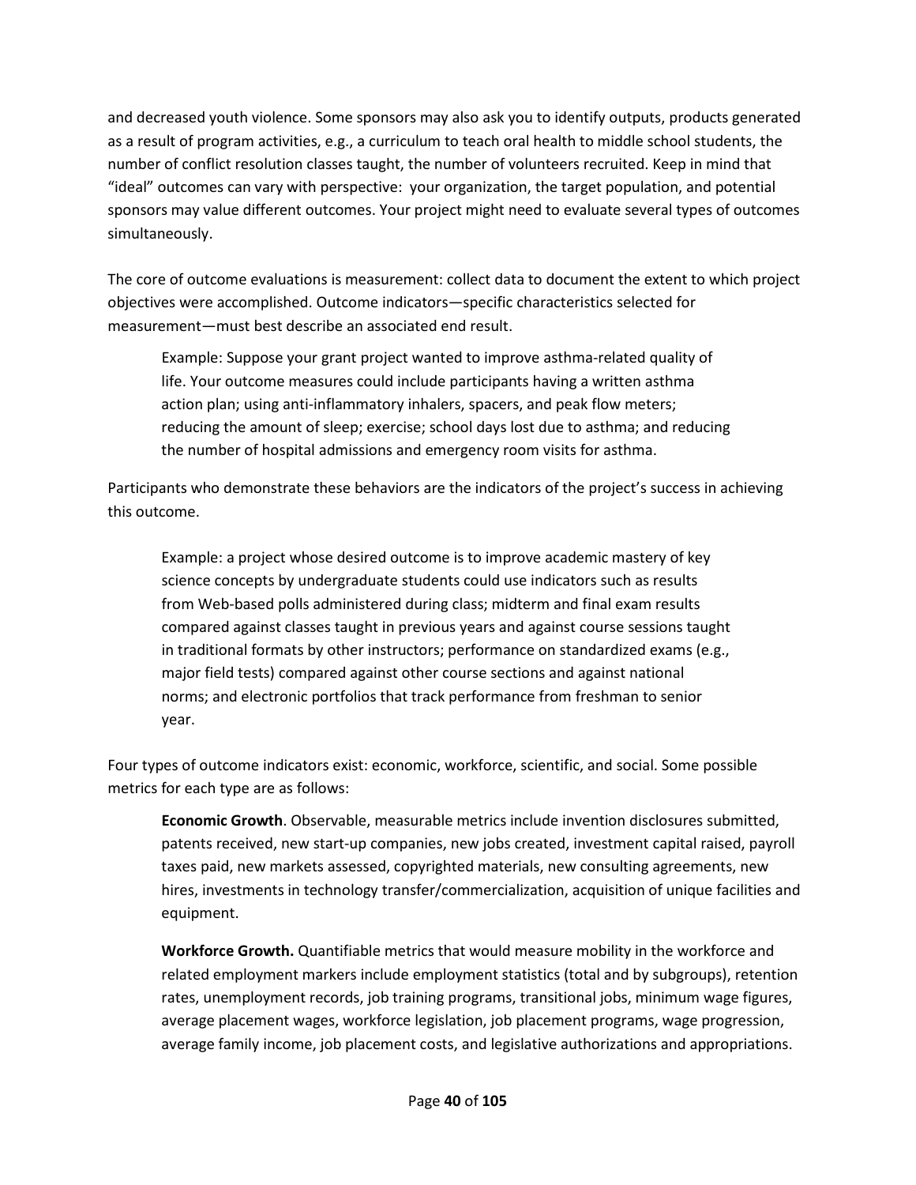and decreased youth violence. Some sponsors may also ask you to identify outputs, products generated as a result of program activities, e.g., a curriculum to teach oral health to middle school students, the number of conflict resolution classes taught, the number of volunteers recruited. Keep in mind that "ideal" outcomes can vary with perspective: your organization, the target population, and potential sponsors may value different outcomes. Your project might need to evaluate several types of outcomes simultaneously.

The core of outcome evaluations is measurement: collect data to document the extent to which project objectives were accomplished. Outcome indicators—specific characteristics selected for measurement—must best describe an associated end result.

> Example: Suppose your grant project wanted to improve asthma-related quality of life. Your outcome measures could include participants having a written asthma action plan; using anti-inflammatory inhalers, spacers, and peak flow meters; reducing the amount of sleep; exercise; school days lost due to asthma; and reducing the number of hospital admissions and emergency room visits for asthma.

Participants who demonstrate these behaviors are the indicators of the project's success in achieving this outcome.

> Example: a project whose desired outcome is to improve academic mastery of key science concepts by undergraduate students could use indicators such as results from Web-based polls administered during class; midterm and final exam results compared against classes taught in previous years and against course sessions taught in traditional formats by other instructors; performance on standardized exams (e.g., major field tests) compared against other course sections and against national norms; and electronic portfolios that track performance from freshman to senior year.

Four types of outcome indicators exist: economic, workforce, scientific, and social. Some possible metrics for each type are as follows:

> **Economic Growth**. Observable, measurable metrics include invention disclosures submitted, patents received, new start-up companies, new jobs created, investment capital raised, payroll taxes paid, new markets assessed, copyrighted materials, new consulting agreements, new hires, investments in technology transfer/commercialization, acquisition of unique facilities and equipment.
>
> **Workforce Growth.** Quantifiable metrics that would measure mobility in the workforce and related employment markers include employment statistics (total and by subgroups), retention rates, unemployment records, job training programs, transitional jobs, minimum wage figures, average placement wages, workforce legislation, job placement programs, wage progression, average family income, job placement costs, and legislative authorizations and appropriations.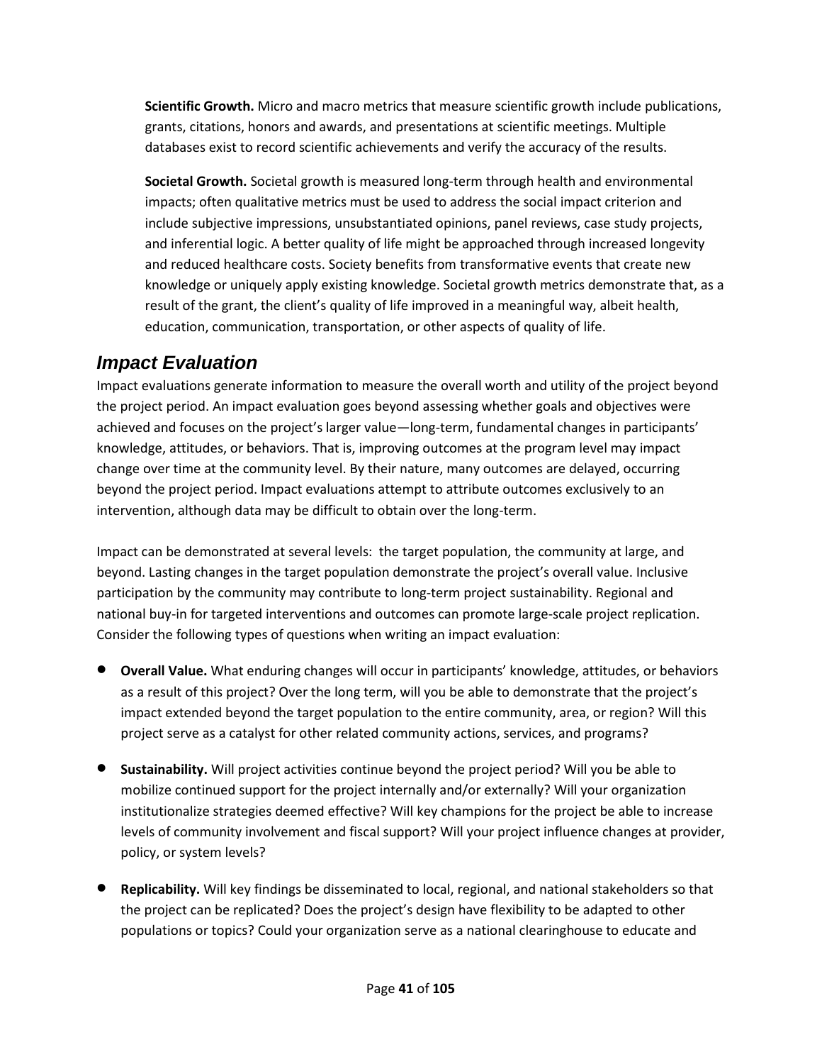**Scientific Growth.** Micro and macro metrics that measure scientific growth include publications, grants, citations, honors and awards, and presentations at scientific meetings. Multiple databases exist to record scientific achievements and verify the accuracy of the results.

**Societal Growth.** Societal growth is measured long-term through health and environmental impacts; often qualitative metrics must be used to address the social impact criterion and include subjective impressions, unsubstantiated opinions, panel reviews, case study projects, and inferential logic. A better quality of life might be approached through increased longevity and reduced healthcare costs. Society benefits from transformative events that create new knowledge or uniquely apply existing knowledge. Societal growth metrics demonstrate that, as a result of the grant, the client's quality of life improved in a meaningful way, albeit health, education, communication, transportation, or other aspects of quality of life.

## *Impact Evaluation*

Impact evaluations generate information to measure the overall worth and utility of the project beyond the project period. An impact evaluation goes beyond assessing whether goals and objectives were achieved and focuses on the project's larger value—long-term, fundamental changes in participants' knowledge, attitudes, or behaviors. That is, improving outcomes at the program level may impact change over time at the community level. By their nature, many outcomes are delayed, occurring beyond the project period. Impact evaluations attempt to attribute outcomes exclusively to an intervention, although data may be difficult to obtain over the long-term.

Impact can be demonstrated at several levels: the target population, the community at large, and beyond. Lasting changes in the target population demonstrate the project's overall value. Inclusive participation by the community may contribute to long-term project sustainability. Regional and national buy-in for targeted interventions and outcomes can promote large-scale project replication. Consider the following types of questions when writing an impact evaluation:

- **Overall Value.** What enduring changes will occur in participants' knowledge, attitudes, or behaviors as a result of this project? Over the long term, will you be able to demonstrate that the project's impact extended beyond the target population to the entire community, area, or region? Will this project serve as a catalyst for other related community actions, services, and programs?
- **Sustainability.** Will project activities continue beyond the project period? Will you be able to mobilize continued support for the project internally and/or externally? Will your organization institutionalize strategies deemed effective? Will key champions for the project be able to increase levels of community involvement and fiscal support? Will your project influence changes at provider, policy, or system levels?
- **Replicability.** Will key findings be disseminated to local, regional, and national stakeholders so that the project can be replicated? Does the project's design have flexibility to be adapted to other populations or topics? Could your organization serve as a national clearinghouse to educate and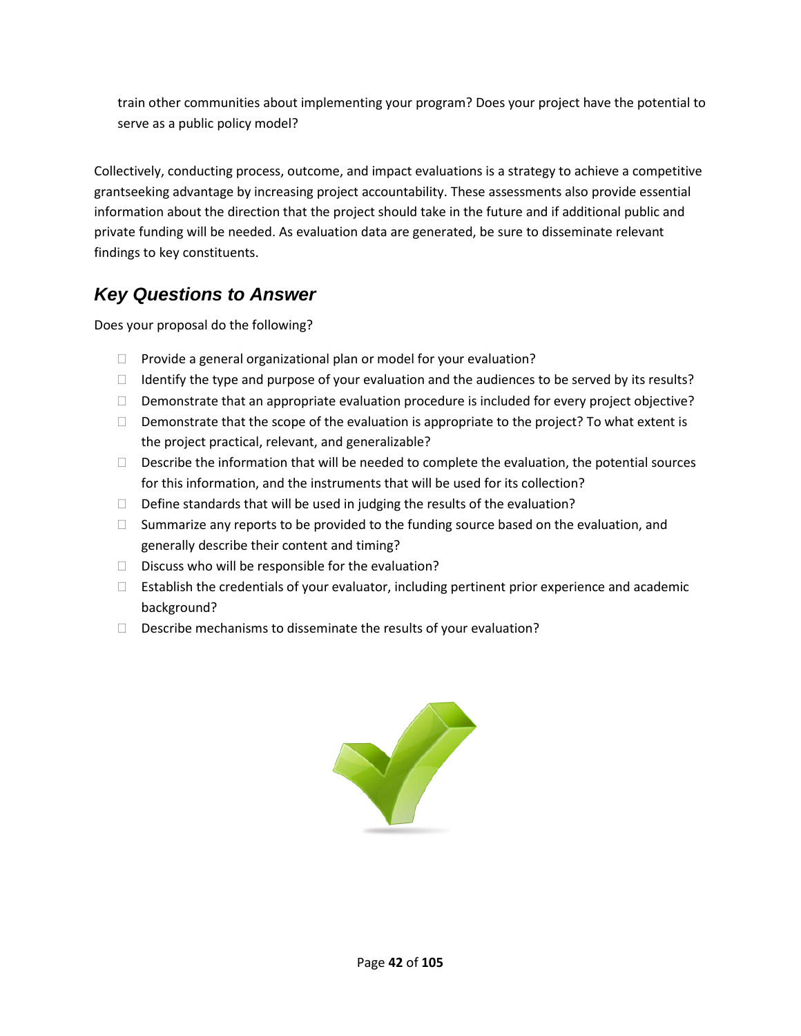train other communities about implementing your program? Does your project have the potential to serve as a public policy model?

Collectively, conducting process, outcome, and impact evaluations is a strategy to achieve a competitive grantseeking advantage by increasing project accountability. These assessments also provide essential information about the direction that the project should take in the future and if additional public and private funding will be needed. As evaluation data are generated, be sure to disseminate relevant findings to key constituents.

## *Key Questions to Answer*

Does your proposal do the following?

- Provide a general organizational plan or model for your evaluation?
- Identify the type and purpose of your evaluation and the audiences to be served by its results?
- Demonstrate that an appropriate evaluation procedure is included for every project objective?
- Demonstrate that the scope of the evaluation is appropriate to the project? To what extent is the project practical, relevant, and generalizable?
- Describe the information that will be needed to complete the evaluation, the potential sources for this information, and the instruments that will be used for its collection?
- Define standards that will be used in judging the results of the evaluation?
- Summarize any reports to be provided to the funding source based on the evaluation, and generally describe their content and timing?
- Discuss who will be responsible for the evaluation?
- Establish the credentials of your evaluator, including pertinent prior experience and academic background?
- Describe mechanisms to disseminate the results of your evaluation?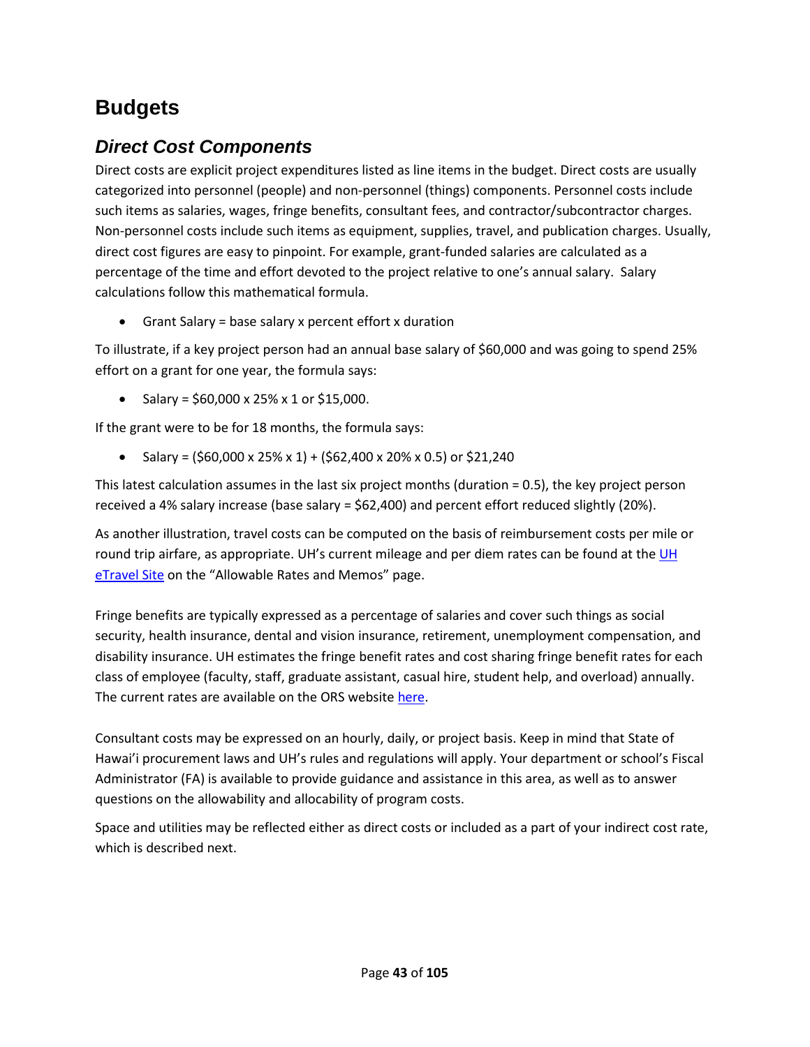# Budgets

## *Direct Cost Components*

Direct costs are explicit project expenditures listed as line items in the budget. Direct costs are usually categorized into personnel (people) and non-personnel (things) components. Personnel costs include such items as salaries, wages, fringe benefits, consultant fees, and contractor/subcontractor charges. Non-personnel costs include such items as equipment, supplies, travel, and publication charges. Usually, direct cost figures are easy to pinpoint. For example, grant-funded salaries are calculated as a percentage of the time and effort devoted to the project relative to one's annual salary. Salary calculations follow this mathematical formula.

- Grant Salary = base salary x percent effort x duration

To illustrate, if a key project person had an annual base salary of $60,000 and was going to spend 25% effort on a grant for one year, the formula says:

- Salary = $60,000 x 25% x 1 or $15,000.

If the grant were to be for 18 months, the formula says:

- Salary = ($60,000 x 25% x 1) + ($62,400 x 20% x 0.5) or $21,240

This latest calculation assumes in the last six project months (duration = 0.5), the key project person received a 4% salary increase (base salary = $62,400) and percent effort reduced slightly (20%).

As another illustration, travel costs can be computed on the basis of reimbursement costs per mile or round trip airfare, as appropriate. UH's current mileage and per diem rates can be found at the UH eTravel Site on the "Allowable Rates and Memos" page.

Fringe benefits are typically expressed as a percentage of salaries and cover such things as social security, health insurance, dental and vision insurance, retirement, unemployment compensation, and disability insurance. UH estimates the fringe benefit rates and cost sharing fringe benefit rates for each class of employee (faculty, staff, graduate assistant, casual hire, student help, and overload) annually. The current rates are available on the ORS website here.

Consultant costs may be expressed on an hourly, daily, or project basis. Keep in mind that State of Hawai'i procurement laws and UH's rules and regulations will apply. Your department or school's Fiscal Administrator (FA) is available to provide guidance and assistance in this area, as well as to answer questions on the allowability and allocability of program costs.

Space and utilities may be reflected either as direct costs or included as a part of your indirect cost rate, which is described next.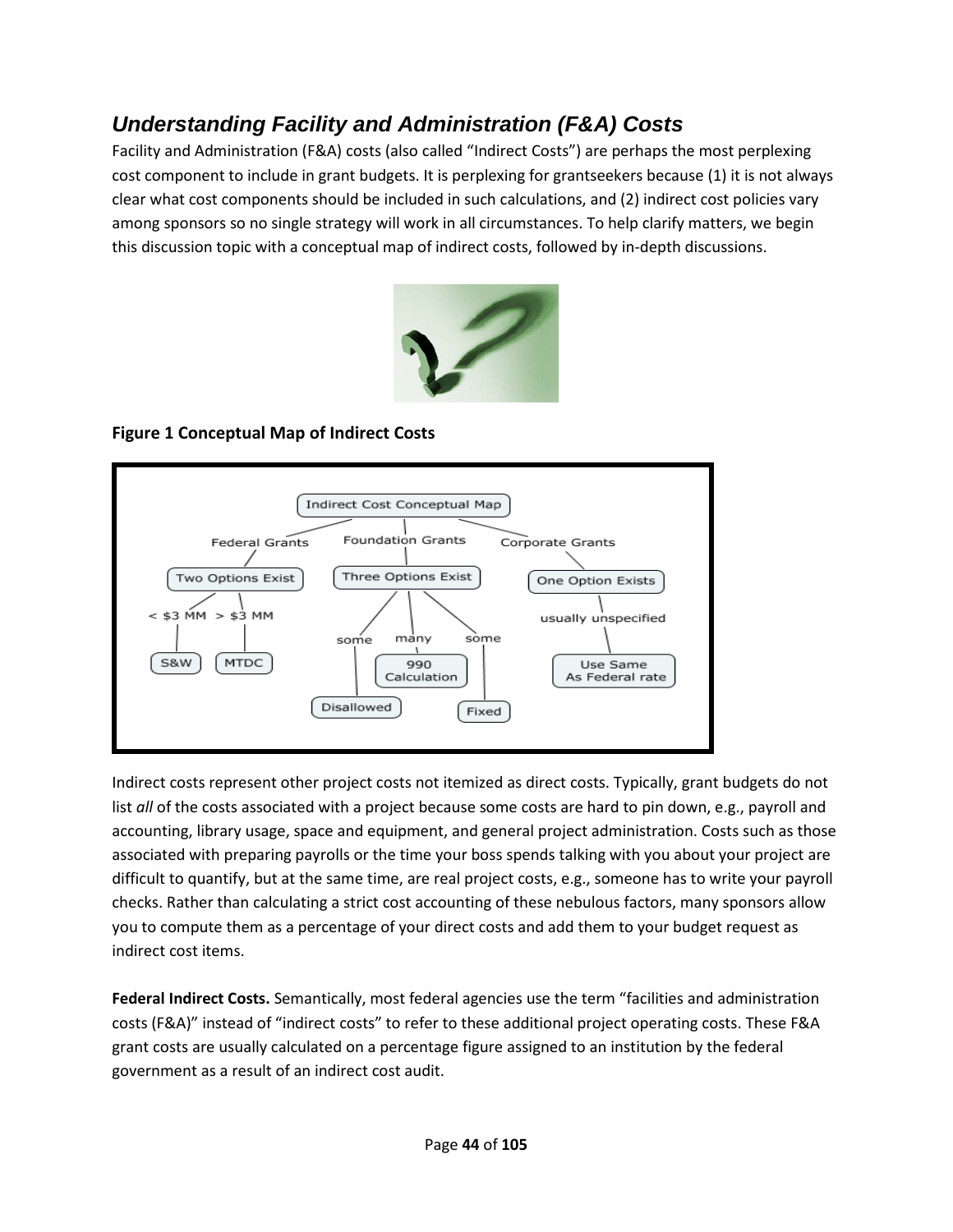## *Understanding Facility and Administration (F&A) Costs*

Facility and Administration (F&A) costs (also called "Indirect Costs") are perhaps the most perplexing cost component to include in grant budgets. It is perplexing for grantseekers because (1) it is not always clear what cost components should be included in such calculations, and (2) indirect cost policies vary among sponsors so no single strategy will work in all circumstances. To help clarify matters, we begin this discussion topic with a conceptual map of indirect costs, followed by in-depth discussions.

**Figure 1 Conceptual Map of Indirect Costs**

Indirect costs represent other project costs not itemized as direct costs. Typically, grant budgets do not list *all* of the costs associated with a project because some costs are hard to pin down, e.g., payroll and accounting, library usage, space and equipment, and general project administration. Costs such as those associated with preparing payrolls or the time your boss spends talking with you about your project are difficult to quantify, but at the same time, are real project costs, e.g., someone has to write your payroll checks. Rather than calculating a strict cost accounting of these nebulous factors, many sponsors allow you to compute them as a percentage of your direct costs and add them to your budget request as indirect cost items.

**Federal Indirect Costs.** Semantically, most federal agencies use the term "facilities and administration costs (F&A)" instead of "indirect costs" to refer to these additional project operating costs. These F&A grant costs are usually calculated on a percentage figure assigned to an institution by the federal government as a result of an indirect cost audit.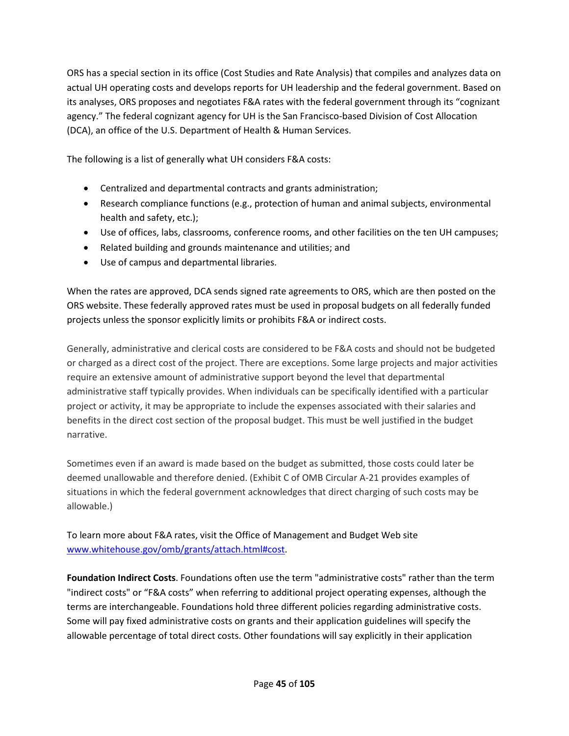ORS has a special section in its office (Cost Studies and Rate Analysis) that compiles and analyzes data on actual UH operating costs and develops reports for UH leadership and the federal government. Based on its analyses, ORS proposes and negotiates F&A rates with the federal government through its "cognizant agency." The federal cognizant agency for UH is the San Francisco-based Division of Cost Allocation (DCA), an office of the U.S. Department of Health & Human Services.

The following is a list of generally what UH considers F&A costs:

- Centralized and departmental contracts and grants administration;
- Research compliance functions (e.g., protection of human and animal subjects, environmental health and safety, etc.);
- Use of offices, labs, classrooms, conference rooms, and other facilities on the ten UH campuses;
- Related building and grounds maintenance and utilities; and
- Use of campus and departmental libraries.

When the rates are approved, DCA sends signed rate agreements to ORS, which are then posted on the ORS website. These federally approved rates must be used in proposal budgets on all federally funded projects unless the sponsor explicitly limits or prohibits F&A or indirect costs.

Generally, administrative and clerical costs are considered to be F&A costs and should not be budgeted or charged as a direct cost of the project. There are exceptions. Some large projects and major activities require an extensive amount of administrative support beyond the level that departmental administrative staff typically provides. When individuals can be specifically identified with a particular project or activity, it may be appropriate to include the expenses associated with their salaries and benefits in the direct cost section of the proposal budget. This must be well justified in the budget narrative.

Sometimes even if an award is made based on the budget as submitted, those costs could later be deemed unallowable and therefore denied. (Exhibit C of OMB Circular A-21 provides examples of situations in which the federal government acknowledges that direct charging of such costs may be allowable.)

To learn more about F&A rates, visit the Office of Management and Budget Web site www.whitehouse.gov/omb/grants/attach.html#cost.

**Foundation Indirect Costs**. Foundations often use the term "administrative costs" rather than the term "indirect costs" or "F&A costs" when referring to additional project operating expenses, although the terms are interchangeable. Foundations hold three different policies regarding administrative costs. Some will pay fixed administrative costs on grants and their application guidelines will specify the allowable percentage of total direct costs. Other foundations will say explicitly in their application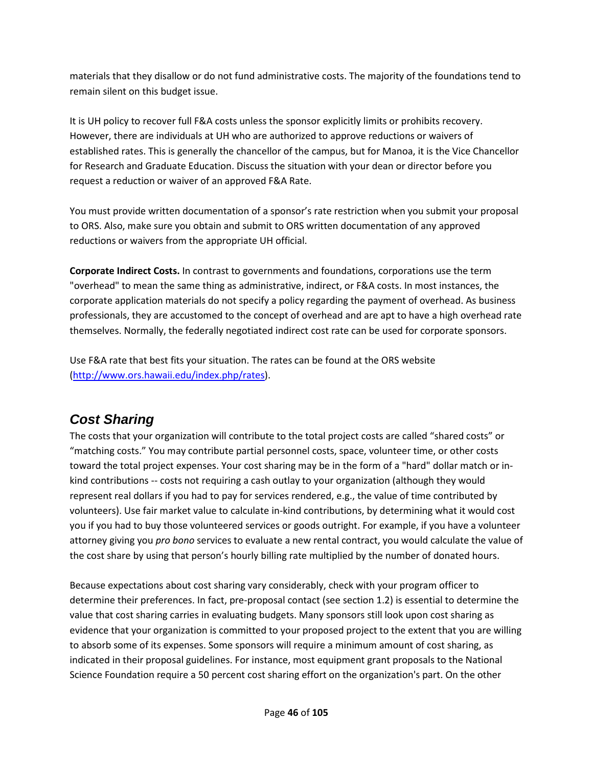materials that they disallow or do not fund administrative costs. The majority of the foundations tend to remain silent on this budget issue.

It is UH policy to recover full F&A costs unless the sponsor explicitly limits or prohibits recovery. However, there are individuals at UH who are authorized to approve reductions or waivers of established rates. This is generally the chancellor of the campus, but for Manoa, it is the Vice Chancellor for Research and Graduate Education. Discuss the situation with your dean or director before you request a reduction or waiver of an approved F&A Rate.

You must provide written documentation of a sponsor's rate restriction when you submit your proposal to ORS. Also, make sure you obtain and submit to ORS written documentation of any approved reductions or waivers from the appropriate UH official.

**Corporate Indirect Costs.** In contrast to governments and foundations, corporations use the term "overhead" to mean the same thing as administrative, indirect, or F&A costs. In most instances, the corporate application materials do not specify a policy regarding the payment of overhead. As business professionals, they are accustomed to the concept of overhead and are apt to have a high overhead rate themselves. Normally, the federally negotiated indirect cost rate can be used for corporate sponsors.

Use F&A rate that best fits your situation. The rates can be found at the ORS website (http://www.ors.hawaii.edu/index.php/rates).

## *Cost Sharing*

The costs that your organization will contribute to the total project costs are called "shared costs" or "matching costs." You may contribute partial personnel costs, space, volunteer time, or other costs toward the total project expenses. Your cost sharing may be in the form of a "hard" dollar match or in-kind contributions -- costs not requiring a cash outlay to your organization (although they would represent real dollars if you had to pay for services rendered, e.g., the value of time contributed by volunteers). Use fair market value to calculate in-kind contributions, by determining what it would cost you if you had to buy those volunteered services or goods outright. For example, if you have a volunteer attorney giving you *pro bono* services to evaluate a new rental contract, you would calculate the value of the cost share by using that person's hourly billing rate multiplied by the number of donated hours.

Because expectations about cost sharing vary considerably, check with your program officer to determine their preferences. In fact, pre-proposal contact (see section 1.2) is essential to determine the value that cost sharing carries in evaluating budgets. Many sponsors still look upon cost sharing as evidence that your organization is committed to your proposed project to the extent that you are willing to absorb some of its expenses. Some sponsors will require a minimum amount of cost sharing, as indicated in their proposal guidelines. For instance, most equipment grant proposals to the National Science Foundation require a 50 percent cost sharing effort on the organization's part. On the other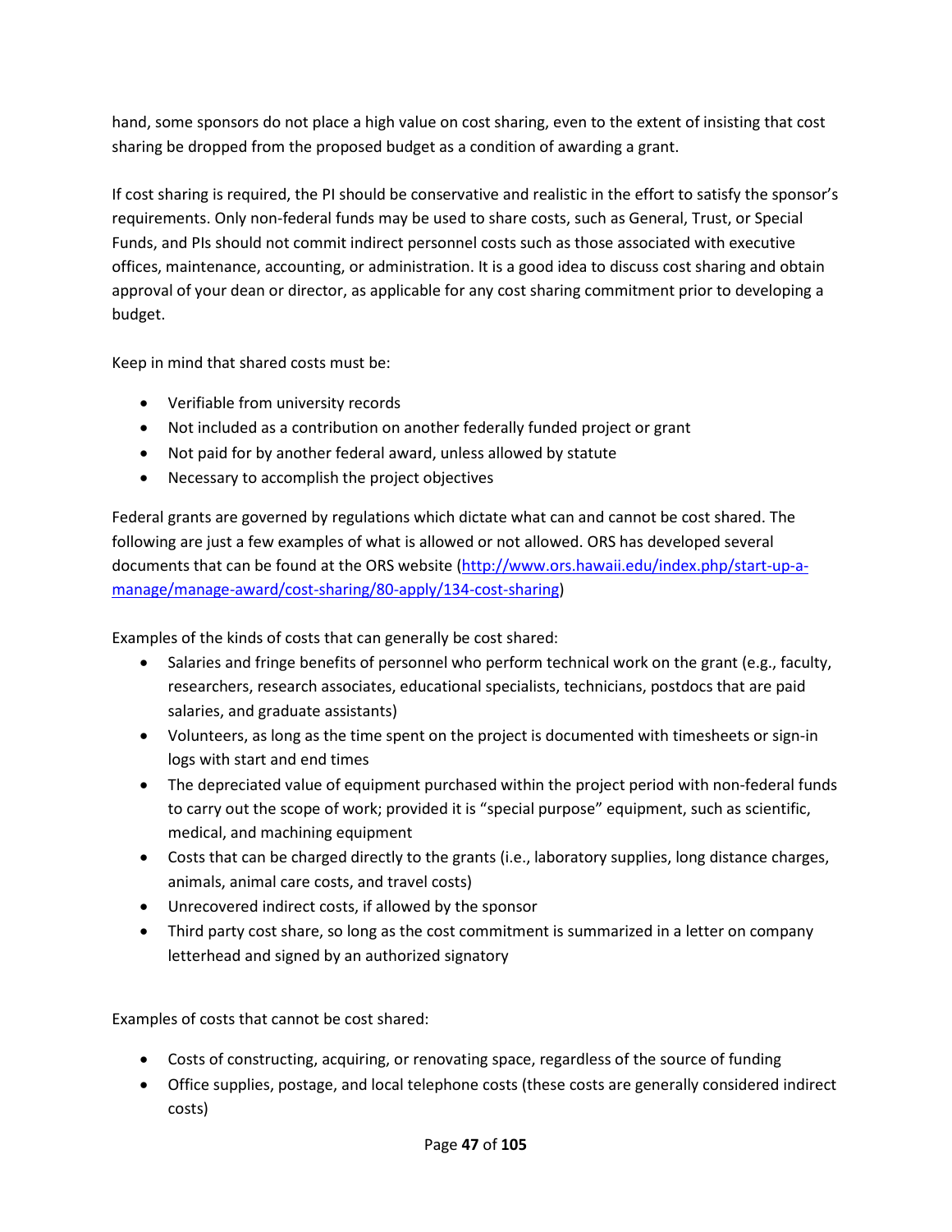hand, some sponsors do not place a high value on cost sharing, even to the extent of insisting that cost sharing be dropped from the proposed budget as a condition of awarding a grant.

If cost sharing is required, the PI should be conservative and realistic in the effort to satisfy the sponsor's requirements. Only non-federal funds may be used to share costs, such as General, Trust, or Special Funds, and PIs should not commit indirect personnel costs such as those associated with executive offices, maintenance, accounting, or administration. It is a good idea to discuss cost sharing and obtain approval of your dean or director, as applicable for any cost sharing commitment prior to developing a budget.

Keep in mind that shared costs must be:

- Verifiable from university records
- Not included as a contribution on another federally funded project or grant
- Not paid for by another federal award, unless allowed by statute
- Necessary to accomplish the project objectives

Federal grants are governed by regulations which dictate what can and cannot be cost shared. The following are just a few examples of what is allowed or not allowed. ORS has developed several documents that can be found at the ORS website ([http://www.ors.hawaii.edu/index.php/start-up-a-manage/manage-award/cost-sharing/80-apply/134-cost-sharing](http://www.ors.hawaii.edu/index.php/start-up-a-manage/manage-award/cost-sharing/80-apply/134-cost-sharing))

Examples of the kinds of costs that can generally be cost shared:

- Salaries and fringe benefits of personnel who perform technical work on the grant (e.g., faculty, researchers, research associates, educational specialists, technicians, postdocs that are paid salaries, and graduate assistants)
- Volunteers, as long as the time spent on the project is documented with timesheets or sign-in logs with start and end times
- The depreciated value of equipment purchased within the project period with non-federal funds to carry out the scope of work; provided it is "special purpose" equipment, such as scientific, medical, and machining equipment
- Costs that can be charged directly to the grants (i.e., laboratory supplies, long distance charges, animals, animal care costs, and travel costs)
- Unrecovered indirect costs, if allowed by the sponsor
- Third party cost share, so long as the cost commitment is summarized in a letter on company letterhead and signed by an authorized signatory

Examples of costs that cannot be cost shared:

- Costs of constructing, acquiring, or renovating space, regardless of the source of funding
- Office supplies, postage, and local telephone costs (these costs are generally considered indirect costs)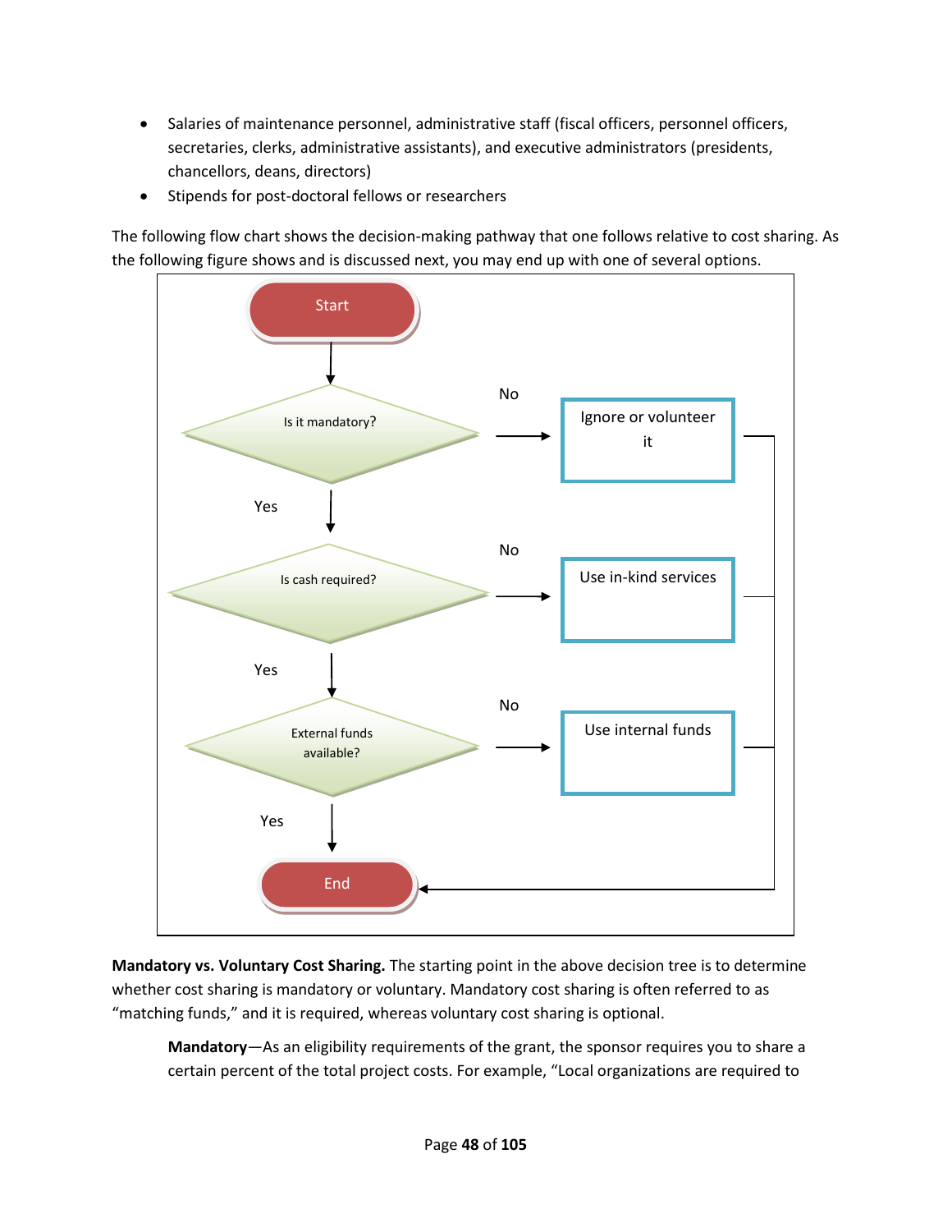- Salaries of maintenance personnel, administrative staff (fiscal officers, personnel officers, secretaries, clerks, administrative assistants), and executive administrators (presidents, chancellors, deans, directors)
- Stipends for post-doctoral fellows or researchers

The following flow chart shows the decision-making pathway that one follows relative to cost sharing. As the following figure shows and is discussed next, you may end up with one of several options.

```
Start
  |
  v
Is it mandatory? --No--> Ignore or volunteer it --------> End
  | Yes
  v
Is cash required? --No--> Use in-kind services ---------> End
  | Yes
  v
External funds available? --No--> Use internal funds ---> End
  | Yes
  v
End
```

**Mandatory vs. Voluntary Cost Sharing.** The starting point in the above decision tree is to determine whether cost sharing is mandatory or voluntary. Mandatory cost sharing is often referred to as "matching funds," and it is required, whereas voluntary cost sharing is optional.

> **Mandatory**—As an eligibility requirements of the grant, the sponsor requires you to share a certain percent of the total project costs. For example, "Local organizations are required to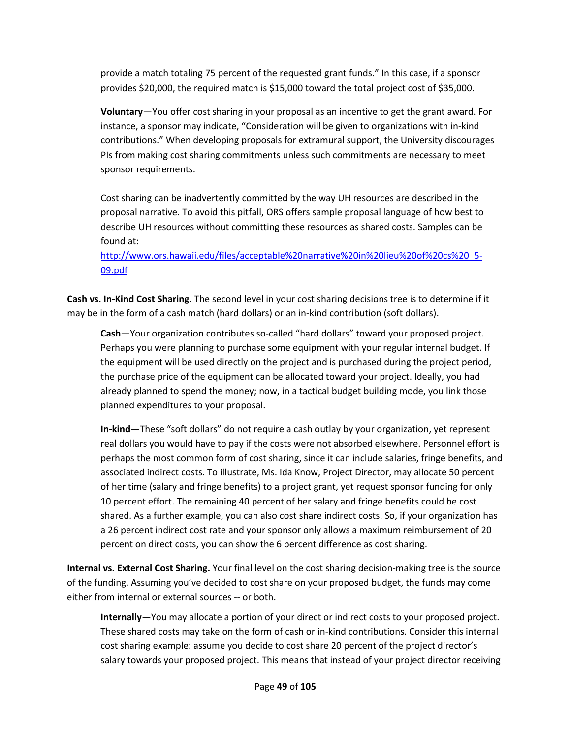provide a match totaling 75 percent of the requested grant funds." In this case, if a sponsor provides $20,000, the required match is $15,000 toward the total project cost of $35,000.

**Voluntary**—You offer cost sharing in your proposal as an incentive to get the grant award. For instance, a sponsor may indicate, "Consideration will be given to organizations with in-kind contributions." When developing proposals for extramural support, the University discourages PIs from making cost sharing commitments unless such commitments are necessary to meet sponsor requirements.

Cost sharing can be inadvertently committed by the way UH resources are described in the proposal narrative. To avoid this pitfall, ORS offers sample proposal language of how best to describe UH resources without committing these resources as shared costs. Samples can be found at:
[http://www.ors.hawaii.edu/files/acceptable%20narrative%20in%20lieu%20of%20cs%20_5-09.pdf](http://www.ors.hawaii.edu/files/acceptable%20narrative%20in%20lieu%20of%20cs%20_5-09.pdf)

**Cash vs. In-Kind Cost Sharing.** The second level in your cost sharing decisions tree is to determine if it may be in the form of a cash match (hard dollars) or an in-kind contribution (soft dollars).

**Cash**—Your organization contributes so-called "hard dollars" toward your proposed project. Perhaps you were planning to purchase some equipment with your regular internal budget. If the equipment will be used directly on the project and is purchased during the project period, the purchase price of the equipment can be allocated toward your project. Ideally, you had already planned to spend the money; now, in a tactical budget building mode, you link those planned expenditures to your proposal.

**In-kind**—These "soft dollars" do not require a cash outlay by your organization, yet represent real dollars you would have to pay if the costs were not absorbed elsewhere. Personnel effort is perhaps the most common form of cost sharing, since it can include salaries, fringe benefits, and associated indirect costs. To illustrate, Ms. Ida Know, Project Director, may allocate 50 percent of her time (salary and fringe benefits) to a project grant, yet request sponsor funding for only 10 percent effort. The remaining 40 percent of her salary and fringe benefits could be cost shared. As a further example, you can also cost share indirect costs. So, if your organization has a 26 percent indirect cost rate and your sponsor only allows a maximum reimbursement of 20 percent on direct costs, you can show the 6 percent difference as cost sharing.

**Internal vs. External Cost Sharing.** Your final level on the cost sharing decision-making tree is the source of the funding. Assuming you've decided to cost share on your proposed budget, the funds may come either from internal or external sources -- or both.

**Internally**—You may allocate a portion of your direct or indirect costs to your proposed project. These shared costs may take on the form of cash or in-kind contributions. Consider this internal cost sharing example: assume you decide to cost share 20 percent of the project director's salary towards your proposed project. This means that instead of your project director receiving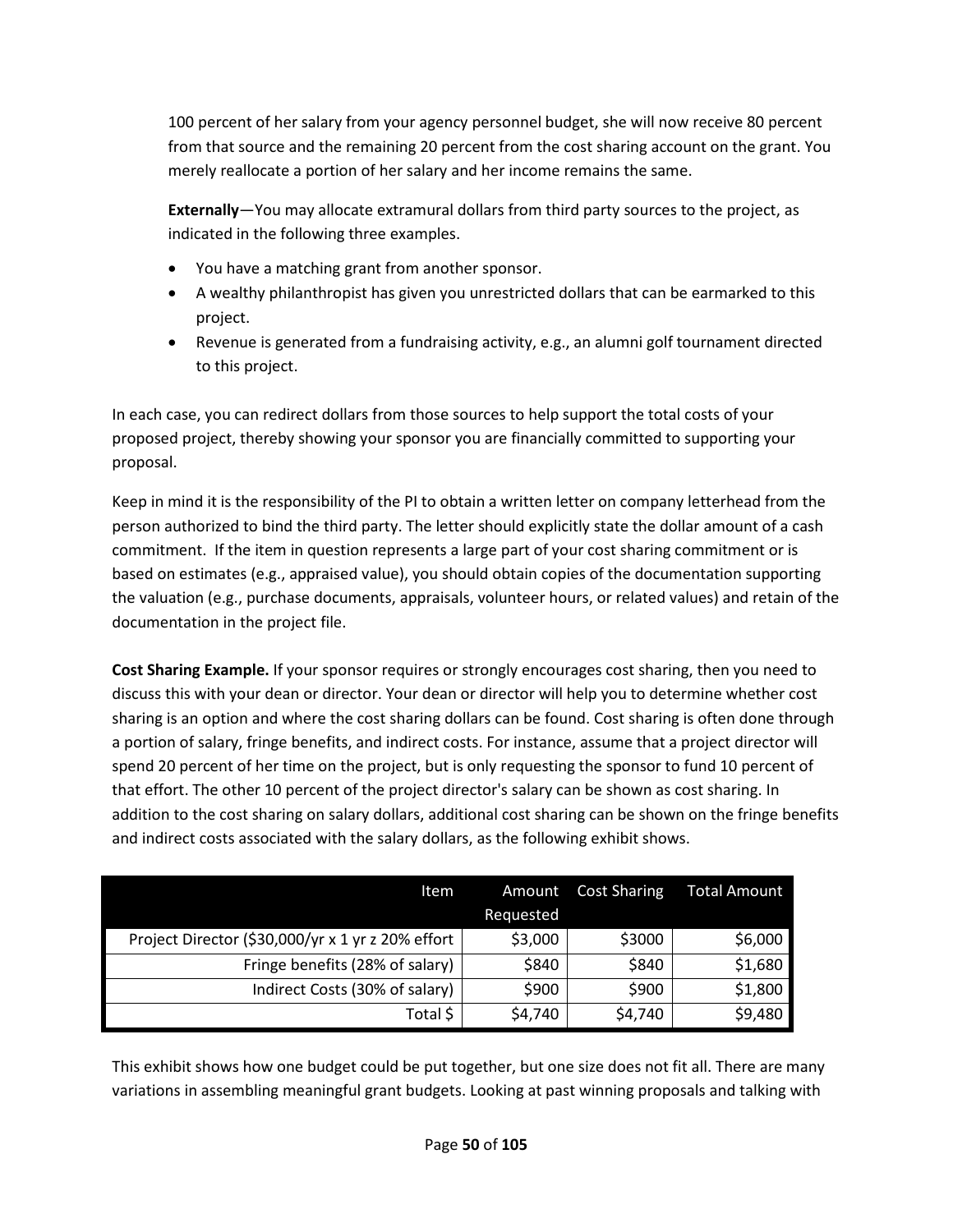100 percent of her salary from your agency personnel budget, she will now receive 80 percent from that source and the remaining 20 percent from the cost sharing account on the grant. You merely reallocate a portion of her salary and her income remains the same.

**Externally**—You may allocate extramural dollars from third party sources to the project, as indicated in the following three examples.

- You have a matching grant from another sponsor.
- A wealthy philanthropist has given you unrestricted dollars that can be earmarked to this project.
- Revenue is generated from a fundraising activity, e.g., an alumni golf tournament directed to this project.

In each case, you can redirect dollars from those sources to help support the total costs of your proposed project, thereby showing your sponsor you are financially committed to supporting your proposal.

Keep in mind it is the responsibility of the PI to obtain a written letter on company letterhead from the person authorized to bind the third party. The letter should explicitly state the dollar amount of a cash commitment. If the item in question represents a large part of your cost sharing commitment or is based on estimates (e.g., appraised value), you should obtain copies of the documentation supporting the valuation (e.g., purchase documents, appraisals, volunteer hours, or related values) and retain of the documentation in the project file.

**Cost Sharing Example.** If your sponsor requires or strongly encourages cost sharing, then you need to discuss this with your dean or director. Your dean or director will help you to determine whether cost sharing is an option and where the cost sharing dollars can be found. Cost sharing is often done through a portion of salary, fringe benefits, and indirect costs. For instance, assume that a project director will spend 20 percent of her time on the project, but is only requesting the sponsor to fund 10 percent of that effort. The other 10 percent of the project director's salary can be shown as cost sharing. In addition to the cost sharing on salary dollars, additional cost sharing can be shown on the fringe benefits and indirect costs associated with the salary dollars, as the following exhibit shows.

| Item | Amount Requested | Cost Sharing | Total Amount |
|---:|---:|---:|---:|
| Project Director ($30,000/yr x 1 yr z 20% effort | $3,000 | $3000 | $6,000 |
| Fringe benefits (28% of salary) | $840 | $840 | $1,680 |
| Indirect Costs (30% of salary) | $900 | $900 | $1,800 |
| Total $ | $4,740 | $4,740 | $9,480 |

This exhibit shows how one budget could be put together, but one size does not fit all. There are many variations in assembling meaningful grant budgets. Looking at past winning proposals and talking with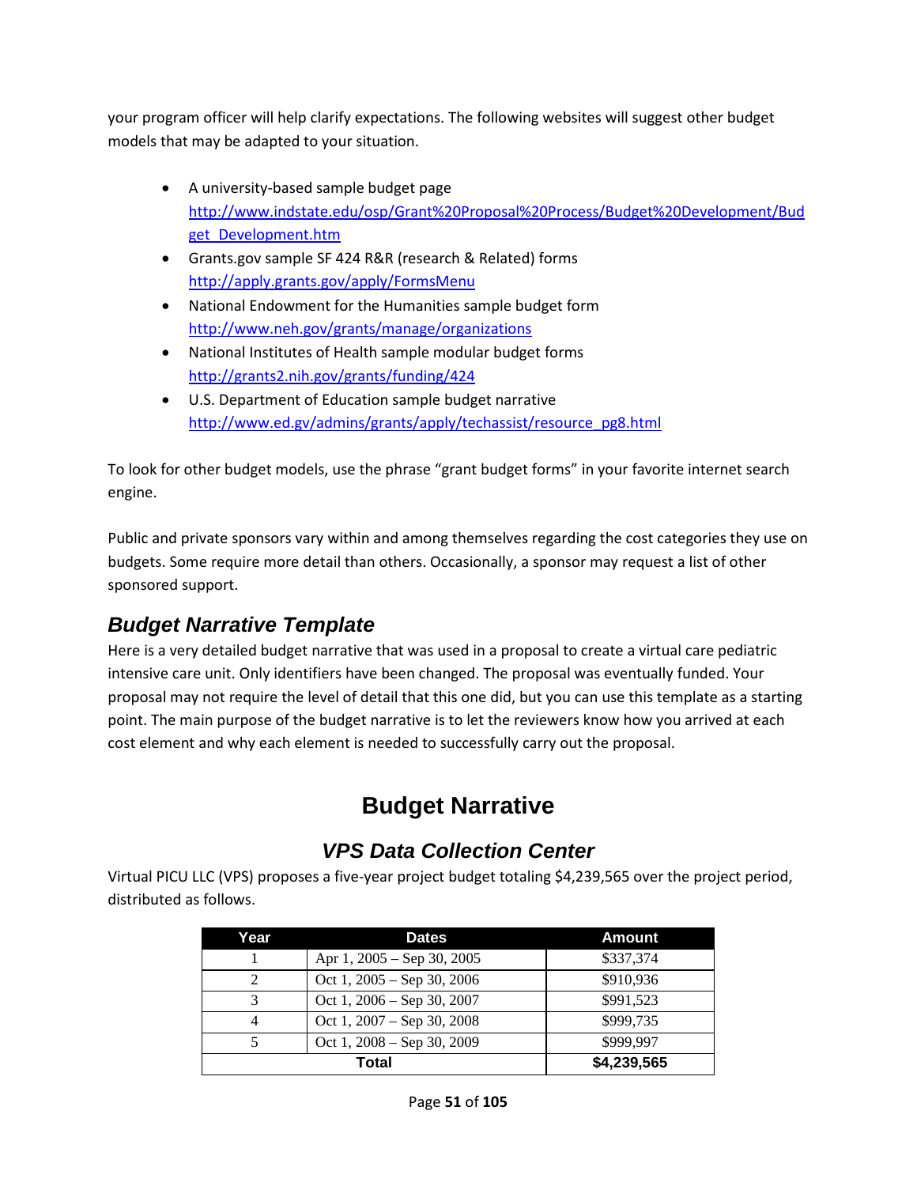your program officer will help clarify expectations. The following websites will suggest other budget models that may be adapted to your situation.

- A university-based sample budget page
  http://www.indstate.edu/osp/Grant%20Proposal%20Process/Budget%20Development/Budget_Development.htm
- Grants.gov sample SF 424 R&R (research & Related) forms
  http://apply.grants.gov/apply/FormsMenu
- National Endowment for the Humanities sample budget form
  http://www.neh.gov/grants/manage/organizations
- National Institutes of Health sample modular budget forms
  http://grants2.nih.gov/grants/funding/424
- U.S. Department of Education sample budget narrative
  http://www.ed.gv/admins/grants/apply/techassist/resource_pg8.html

To look for other budget models, use the phrase "grant budget forms" in your favorite internet search engine.

Public and private sponsors vary within and among themselves regarding the cost categories they use on budgets. Some require more detail than others. Occasionally, a sponsor may request a list of other sponsored support.

## *Budget Narrative Template*

Here is a very detailed budget narrative that was used in a proposal to create a virtual care pediatric intensive care unit. Only identifiers have been changed. The proposal was eventually funded. Your proposal may not require the level of detail that this one did, but you can use this template as a starting point. The main purpose of the budget narrative is to let the reviewers know how you arrived at each cost element and why each element is needed to successfully carry out the proposal.

# Budget Narrative

## *VPS Data Collection Center*

Virtual PICU LLC (VPS) proposes a five-year project budget totaling $4,239,565 over the project period, distributed as follows.

| Year | Dates | Amount |
|---|---|---|
| 1 | Apr 1, 2005 – Sep 30, 2005 | $337,374 |
| 2 | Oct 1, 2005 – Sep 30, 2006 | $910,936 |
| 3 | Oct 1, 2006 – Sep 30, 2007 | $991,523 |
| 4 | Oct 1, 2007 – Sep 30, 2008 | $999,735 |
| 5 | Oct 1, 2008 – Sep 30, 2009 | $999,997 |
| **Total** | | **$4,239,565** |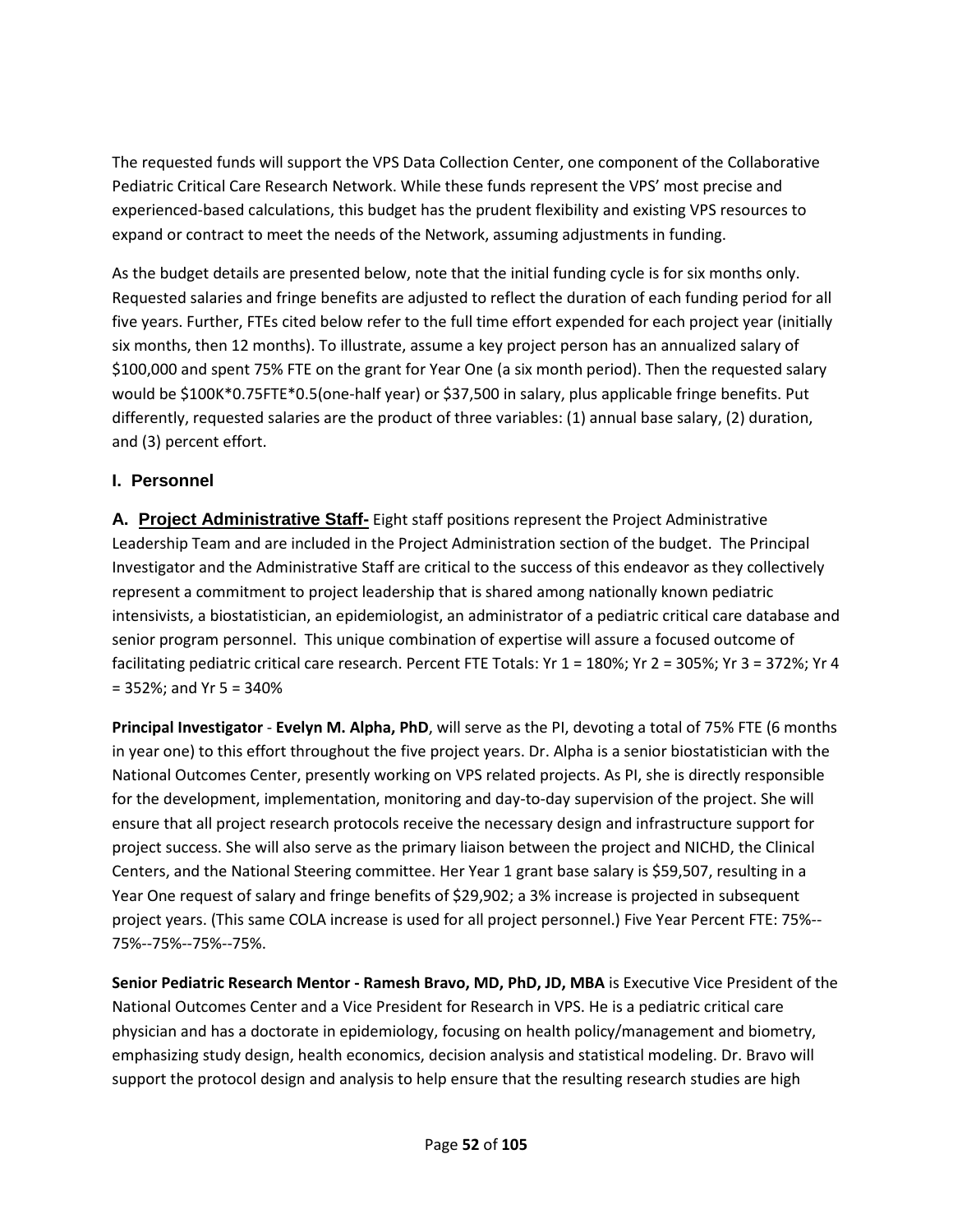The requested funds will support the VPS Data Collection Center, one component of the Collaborative Pediatric Critical Care Research Network. While these funds represent the VPS' most precise and experienced-based calculations, this budget has the prudent flexibility and existing VPS resources to expand or contract to meet the needs of the Network, assuming adjustments in funding.

As the budget details are presented below, note that the initial funding cycle is for six months only. Requested salaries and fringe benefits are adjusted to reflect the duration of each funding period for all five years. Further, FTEs cited below refer to the full time effort expended for each project year (initially six months, then 12 months). To illustrate, assume a key project person has an annualized salary of $100,000 and spent 75% FTE on the grant for Year One (a six month period). Then the requested salary would be $100K*0.75FTE*0.5(one-half year) or $37,500 in salary, plus applicable fringe benefits. Put differently, requested salaries are the product of three variables: (1) annual base salary, (2) duration, and (3) percent effort.

## I. Personnel

**A. <u>Project Administrative Staff-</u>** Eight staff positions represent the Project Administrative Leadership Team and are included in the Project Administration section of the budget. The Principal Investigator and the Administrative Staff are critical to the success of this endeavor as they collectively represent a commitment to project leadership that is shared among nationally known pediatric intensivists, a biostatistician, an epidemiologist, an administrator of a pediatric critical care database and senior program personnel. This unique combination of expertise will assure a focused outcome of facilitating pediatric critical care research. Percent FTE Totals: Yr 1 = 180%; Yr 2 = 305%; Yr 3 = 372%; Yr 4 = 352%; and Yr 5 = 340%

**Principal Investigator** - **Evelyn M. Alpha, PhD**, will serve as the PI, devoting a total of 75% FTE (6 months in year one) to this effort throughout the five project years. Dr. Alpha is a senior biostatistician with the National Outcomes Center, presently working on VPS related projects. As PI, she is directly responsible for the development, implementation, monitoring and day-to-day supervision of the project. She will ensure that all project research protocols receive the necessary design and infrastructure support for project success. She will also serve as the primary liaison between the project and NICHD, the Clinical Centers, and the National Steering committee. Her Year 1 grant base salary is $59,507, resulting in a Year One request of salary and fringe benefits of $29,902; a 3% increase is projected in subsequent project years. (This same COLA increase is used for all project personnel.) Five Year Percent FTE: 75%--75%--75%--75%--75%.

**Senior Pediatric Research Mentor - Ramesh Bravo, MD, PhD, JD, MBA** is Executive Vice President of the National Outcomes Center and a Vice President for Research in VPS. He is a pediatric critical care physician and has a doctorate in epidemiology, focusing on health policy/management and biometry, emphasizing study design, health economics, decision analysis and statistical modeling. Dr. Bravo will support the protocol design and analysis to help ensure that the resulting research studies are high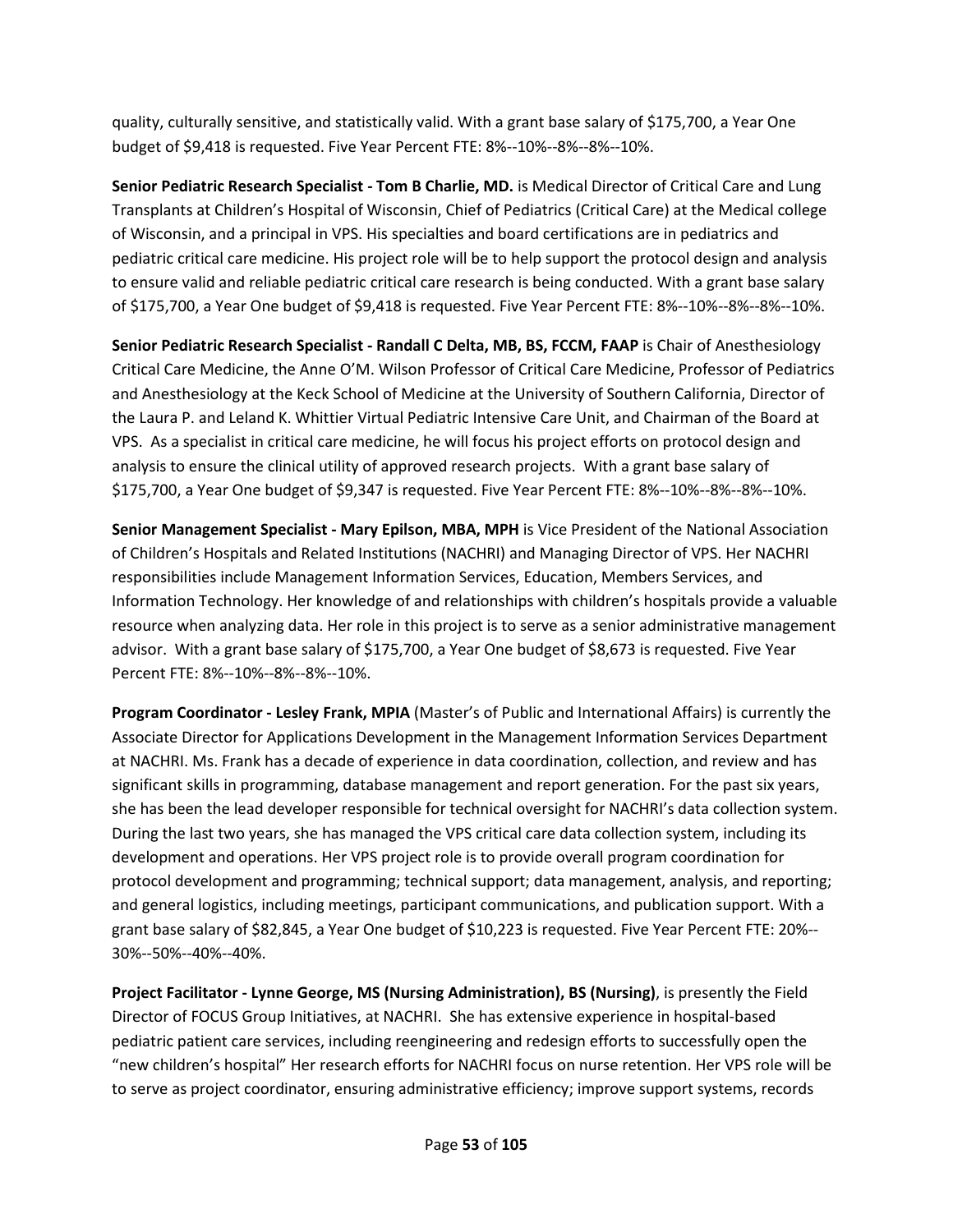quality, culturally sensitive, and statistically valid. With a grant base salary of $175,700, a Year One budget of $9,418 is requested. Five Year Percent FTE: 8%--10%--8%--8%--10%.

**Senior Pediatric Research Specialist - Tom B Charlie, MD.** is Medical Director of Critical Care and Lung Transplants at Children's Hospital of Wisconsin, Chief of Pediatrics (Critical Care) at the Medical college of Wisconsin, and a principal in VPS. His specialties and board certifications are in pediatrics and pediatric critical care medicine. His project role will be to help support the protocol design and analysis to ensure valid and reliable pediatric critical care research is being conducted. With a grant base salary of $175,700, a Year One budget of $9,418 is requested. Five Year Percent FTE: 8%--10%--8%--8%--10%.

**Senior Pediatric Research Specialist - Randall C Delta, MB, BS, FCCM, FAAP** is Chair of Anesthesiology Critical Care Medicine, the Anne O'M. Wilson Professor of Critical Care Medicine, Professor of Pediatrics and Anesthesiology at the Keck School of Medicine at the University of Southern California, Director of the Laura P. and Leland K. Whittier Virtual Pediatric Intensive Care Unit, and Chairman of the Board at VPS. As a specialist in critical care medicine, he will focus his project efforts on protocol design and analysis to ensure the clinical utility of approved research projects. With a grant base salary of $175,700, a Year One budget of $9,347 is requested. Five Year Percent FTE: 8%--10%--8%--8%--10%.

**Senior Management Specialist - Mary Epilson, MBA, MPH** is Vice President of the National Association of Children's Hospitals and Related Institutions (NACHRI) and Managing Director of VPS. Her NACHRI responsibilities include Management Information Services, Education, Members Services, and Information Technology. Her knowledge of and relationships with children's hospitals provide a valuable resource when analyzing data. Her role in this project is to serve as a senior administrative management advisor. With a grant base salary of $175,700, a Year One budget of $8,673 is requested. Five Year Percent FTE: 8%--10%--8%--8%--10%.

**Program Coordinator - Lesley Frank, MPIA** (Master's of Public and International Affairs) is currently the Associate Director for Applications Development in the Management Information Services Department at NACHRI. Ms. Frank has a decade of experience in data coordination, collection, and review and has significant skills in programming, database management and report generation. For the past six years, she has been the lead developer responsible for technical oversight for NACHRI's data collection system. During the last two years, she has managed the VPS critical care data collection system, including its development and operations. Her VPS project role is to provide overall program coordination for protocol development and programming; technical support; data management, analysis, and reporting; and general logistics, including meetings, participant communications, and publication support. With a grant base salary of $82,845, a Year One budget of $10,223 is requested. Five Year Percent FTE: 20%--30%--50%--40%--40%.

**Project Facilitator - Lynne George, MS (Nursing Administration), BS (Nursing)**, is presently the Field Director of FOCUS Group Initiatives, at NACHRI. She has extensive experience in hospital-based pediatric patient care services, including reengineering and redesign efforts to successfully open the "new children's hospital" Her research efforts for NACHRI focus on nurse retention. Her VPS role will be to serve as project coordinator, ensuring administrative efficiency; improve support systems, records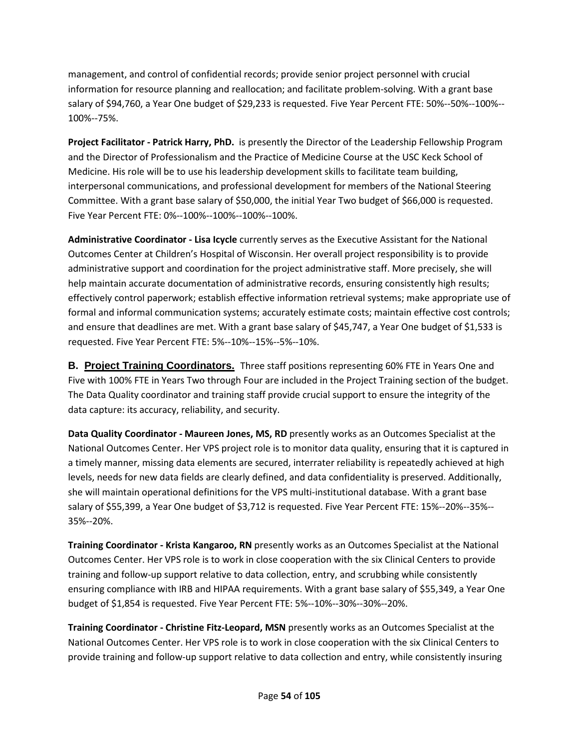management, and control of confidential records; provide senior project personnel with crucial information for resource planning and reallocation; and facilitate problem-solving. With a grant base salary of $94,760, a Year One budget of $29,233 is requested. Five Year Percent FTE: 50%--50%--100%--100%--75%.

**Project Facilitator - Patrick Harry, PhD.** is presently the Director of the Leadership Fellowship Program and the Director of Professionalism and the Practice of Medicine Course at the USC Keck School of Medicine. His role will be to use his leadership development skills to facilitate team building, interpersonal communications, and professional development for members of the National Steering Committee. With a grant base salary of $50,000, the initial Year Two budget of $66,000 is requested. Five Year Percent FTE: 0%--100%--100%--100%--100%.

**Administrative Coordinator - Lisa Icycle** currently serves as the Executive Assistant for the National Outcomes Center at Children's Hospital of Wisconsin. Her overall project responsibility is to provide administrative support and coordination for the project administrative staff. More precisely, she will help maintain accurate documentation of administrative records, ensuring consistently high results; effectively control paperwork; establish effective information retrieval systems; make appropriate use of formal and informal communication systems; accurately estimate costs; maintain effective cost controls; and ensure that deadlines are met. With a grant base salary of $45,747, a Year One budget of $1,533 is requested. Five Year Percent FTE: 5%--10%--15%--5%--10%.

**B. Project Training Coordinators.** Three staff positions representing 60% FTE in Years One and Five with 100% FTE in Years Two through Four are included in the Project Training section of the budget. The Data Quality coordinator and training staff provide crucial support to ensure the integrity of the data capture: its accuracy, reliability, and security.

**Data Quality Coordinator - Maureen Jones, MS, RD** presently works as an Outcomes Specialist at the National Outcomes Center. Her VPS project role is to monitor data quality, ensuring that it is captured in a timely manner, missing data elements are secured, interrater reliability is repeatedly achieved at high levels, needs for new data fields are clearly defined, and data confidentiality is preserved. Additionally, she will maintain operational definitions for the VPS multi-institutional database. With a grant base salary of $55,399, a Year One budget of $3,712 is requested. Five Year Percent FTE: 15%--20%--35%--35%--20%.

**Training Coordinator - Krista Kangaroo, RN** presently works as an Outcomes Specialist at the National Outcomes Center. Her VPS role is to work in close cooperation with the six Clinical Centers to provide training and follow-up support relative to data collection, entry, and scrubbing while consistently ensuring compliance with IRB and HIPAA requirements. With a grant base salary of $55,349, a Year One budget of $1,854 is requested. Five Year Percent FTE: 5%--10%--30%--30%--20%.

**Training Coordinator - Christine Fitz-Leopard, MSN** presently works as an Outcomes Specialist at the National Outcomes Center. Her VPS role is to work in close cooperation with the six Clinical Centers to provide training and follow-up support relative to data collection and entry, while consistently insuring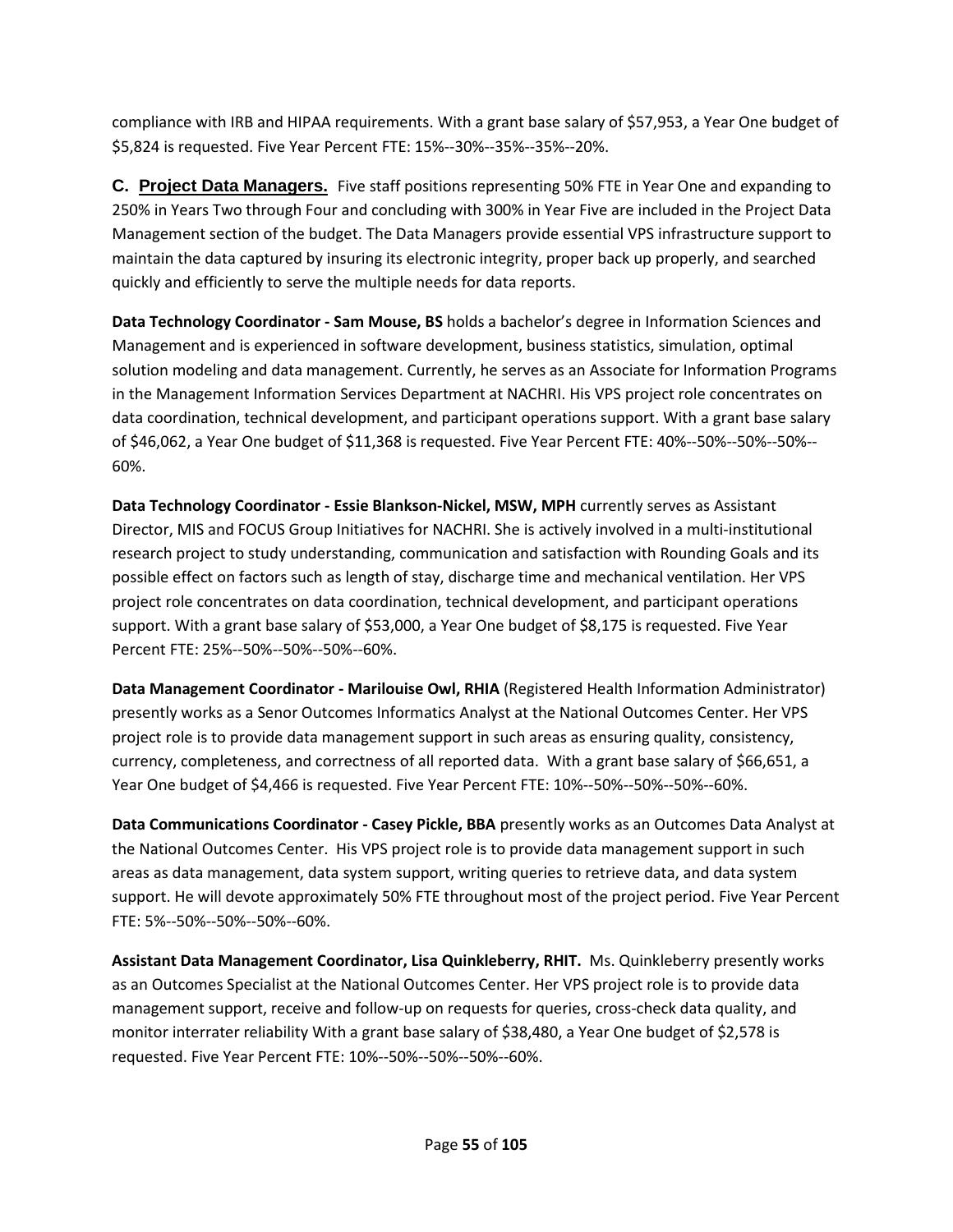compliance with IRB and HIPAA requirements. With a grant base salary of $57,953, a Year One budget of $5,824 is requested. Five Year Percent FTE: 15%--30%--35%--35%--20%.

**C. Project Data Managers.** Five staff positions representing 50% FTE in Year One and expanding to 250% in Years Two through Four and concluding with 300% in Year Five are included in the Project Data Management section of the budget. The Data Managers provide essential VPS infrastructure support to maintain the data captured by insuring its electronic integrity, proper back up properly, and searched quickly and efficiently to serve the multiple needs for data reports.

**Data Technology Coordinator - Sam Mouse, BS** holds a bachelor's degree in Information Sciences and Management and is experienced in software development, business statistics, simulation, optimal solution modeling and data management. Currently, he serves as an Associate for Information Programs in the Management Information Services Department at NACHRI. His VPS project role concentrates on data coordination, technical development, and participant operations support. With a grant base salary of $46,062, a Year One budget of $11,368 is requested. Five Year Percent FTE: 40%--50%--50%--50%--60%.

**Data Technology Coordinator - Essie Blankson-Nickel, MSW, MPH** currently serves as Assistant Director, MIS and FOCUS Group Initiatives for NACHRI. She is actively involved in a multi-institutional research project to study understanding, communication and satisfaction with Rounding Goals and its possible effect on factors such as length of stay, discharge time and mechanical ventilation. Her VPS project role concentrates on data coordination, technical development, and participant operations support. With a grant base salary of $53,000, a Year One budget of $8,175 is requested. Five Year Percent FTE: 25%--50%--50%--50%--60%.

**Data Management Coordinator - Marilouise Owl, RHIA** (Registered Health Information Administrator) presently works as a Senor Outcomes Informatics Analyst at the National Outcomes Center. Her VPS project role is to provide data management support in such areas as ensuring quality, consistency, currency, completeness, and correctness of all reported data. With a grant base salary of $66,651, a Year One budget of $4,466 is requested. Five Year Percent FTE: 10%--50%--50%--50%--60%.

**Data Communications Coordinator - Casey Pickle, BBA** presently works as an Outcomes Data Analyst at the National Outcomes Center. His VPS project role is to provide data management support in such areas as data management, data system support, writing queries to retrieve data, and data system support. He will devote approximately 50% FTE throughout most of the project period. Five Year Percent FTE: 5%--50%--50%--50%--60%.

**Assistant Data Management Coordinator, Lisa Quinkleberry, RHIT.** Ms. Quinkleberry presently works as an Outcomes Specialist at the National Outcomes Center. Her VPS project role is to provide data management support, receive and follow-up on requests for queries, cross-check data quality, and monitor interrater reliability With a grant base salary of $38,480, a Year One budget of $2,578 is requested. Five Year Percent FTE: 10%--50%--50%--50%--60%.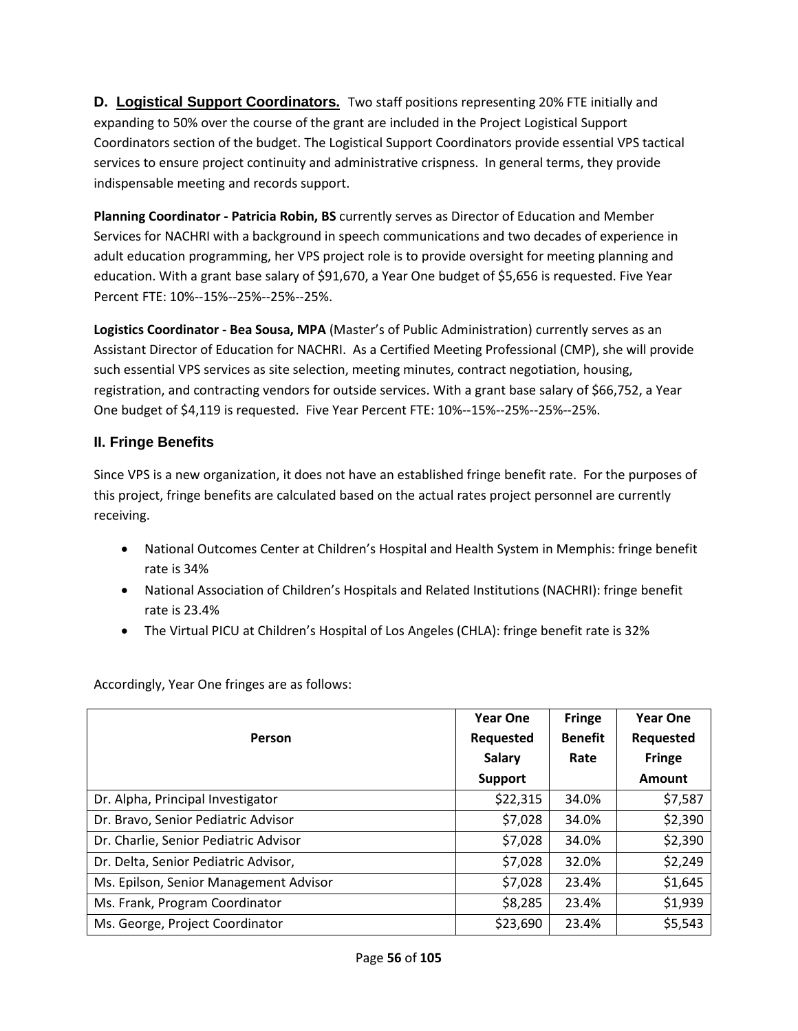**D. Logistical Support Coordinators.** Two staff positions representing 20% FTE initially and expanding to 50% over the course of the grant are included in the Project Logistical Support Coordinators section of the budget. The Logistical Support Coordinators provide essential VPS tactical services to ensure project continuity and administrative crispness. In general terms, they provide indispensable meeting and records support.

**Planning Coordinator - Patricia Robin, BS** currently serves as Director of Education and Member Services for NACHRI with a background in speech communications and two decades of experience in adult education programming, her VPS project role is to provide oversight for meeting planning and education. With a grant base salary of $91,670, a Year One budget of $5,656 is requested. Five Year Percent FTE: 10%--15%--25%--25%--25%.

**Logistics Coordinator - Bea Sousa, MPA** (Master's of Public Administration) currently serves as an Assistant Director of Education for NACHRI. As a Certified Meeting Professional (CMP), she will provide such essential VPS services as site selection, meeting minutes, contract negotiation, housing, registration, and contracting vendors for outside services. With a grant base salary of $66,752, a Year One budget of $4,119 is requested. Five Year Percent FTE: 10%--15%--25%--25%--25%.

## II. Fringe Benefits

Since VPS is a new organization, it does not have an established fringe benefit rate. For the purposes of this project, fringe benefits are calculated based on the actual rates project personnel are currently receiving.

- National Outcomes Center at Children's Hospital and Health System in Memphis: fringe benefit rate is 34%
- National Association of Children's Hospitals and Related Institutions (NACHRI): fringe benefit rate is 23.4%
- The Virtual PICU at Children's Hospital of Los Angeles (CHLA): fringe benefit rate is 32%

Accordingly, Year One fringes are as follows:

| Person | Year One Requested Salary Support | Fringe Benefit Rate | Year One Requested Fringe Amount |
|---|---|---|---|
| Dr. Alpha, Principal Investigator | $22,315 | 34.0% | $7,587 |
| Dr. Bravo, Senior Pediatric Advisor | $7,028 | 34.0% | $2,390 |
| Dr. Charlie, Senior Pediatric Advisor | $7,028 | 34.0% | $2,390 |
| Dr. Delta, Senior Pediatric Advisor, | $7,028 | 32.0% | $2,249 |
| Ms. Epilson, Senior Management Advisor | $7,028 | 23.4% | $1,645 |
| Ms. Frank, Program Coordinator | $8,285 | 23.4% | $1,939 |
| Ms. George, Project Coordinator | $23,690 | 23.4% | $5,543 |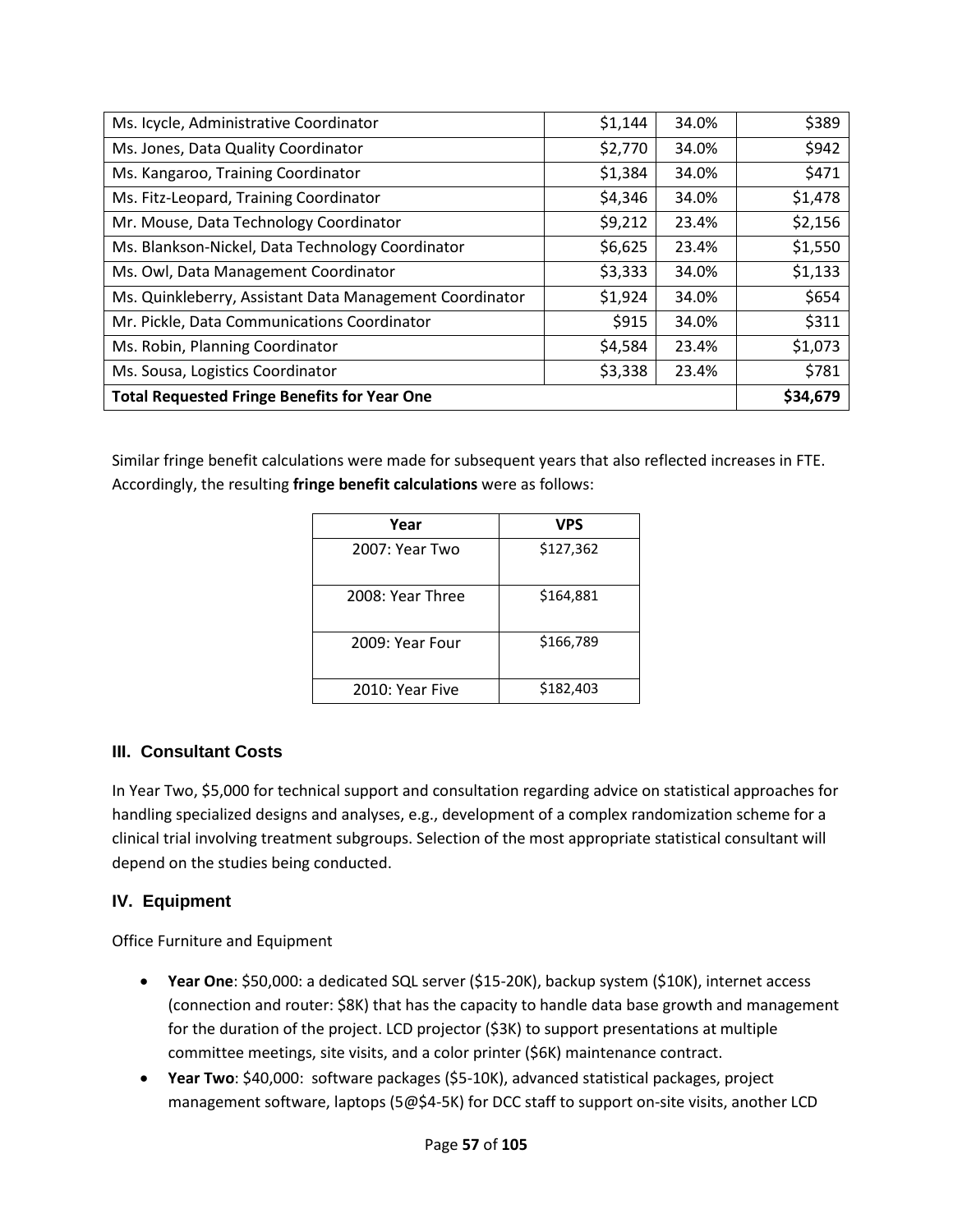| | | | |
|---|---|---|---|
| Ms. Icycle, Administrative Coordinator | $1,144 | 34.0% | $389 |
| Ms. Jones, Data Quality Coordinator | $2,770 | 34.0% | $942 |
| Ms. Kangaroo, Training Coordinator | $1,384 | 34.0% | $471 |
| Ms. Fitz-Leopard, Training Coordinator | $4,346 | 34.0% | $1,478 |
| Mr. Mouse, Data Technology Coordinator | $9,212 | 23.4% | $2,156 |
| Ms. Blankson-Nickel, Data Technology Coordinator | $6,625 | 23.4% | $1,550 |
| Ms. Owl, Data Management Coordinator | $3,333 | 34.0% | $1,133 |
| Ms. Quinkleberry, Assistant Data Management Coordinator | $1,924 | 34.0% | $654 |
| Mr. Pickle, Data Communications Coordinator | $915 | 34.0% | $311 |
| Ms. Robin, Planning Coordinator | $4,584 | 23.4% | $1,073 |
| Ms. Sousa, Logistics Coordinator | $3,338 | 23.4% | $781 |
| **Total Requested Fringe Benefits for Year One** | | | **$34,679** |

Similar fringe benefit calculations were made for subsequent years that also reflected increases in FTE. Accordingly, the resulting **fringe benefit calculations** were as follows:

| Year | VPS |
|---|---|
| 2007: Year Two | $127,362 |
| 2008: Year Three | $164,881 |
| 2009: Year Four | $166,789 |
| 2010: Year Five | $182,403 |

### III. Consultant Costs

In Year Two, $5,000 for technical support and consultation regarding advice on statistical approaches for handling specialized designs and analyses, e.g., development of a complex randomization scheme for a clinical trial involving treatment subgroups. Selection of the most appropriate statistical consultant will depend on the studies being conducted.

### IV. Equipment

Office Furniture and Equipment

- **Year One**: $50,000: a dedicated SQL server ($15-20K), backup system ($10K), internet access (connection and router: $8K) that has the capacity to handle data base growth and management for the duration of the project. LCD projector ($3K) to support presentations at multiple committee meetings, site visits, and a color printer ($6K) maintenance contract.
- **Year Two**: $40,000: software packages ($5-10K), advanced statistical packages, project management software, laptops (5@$4-5K) for DCC staff to support on-site visits, another LCD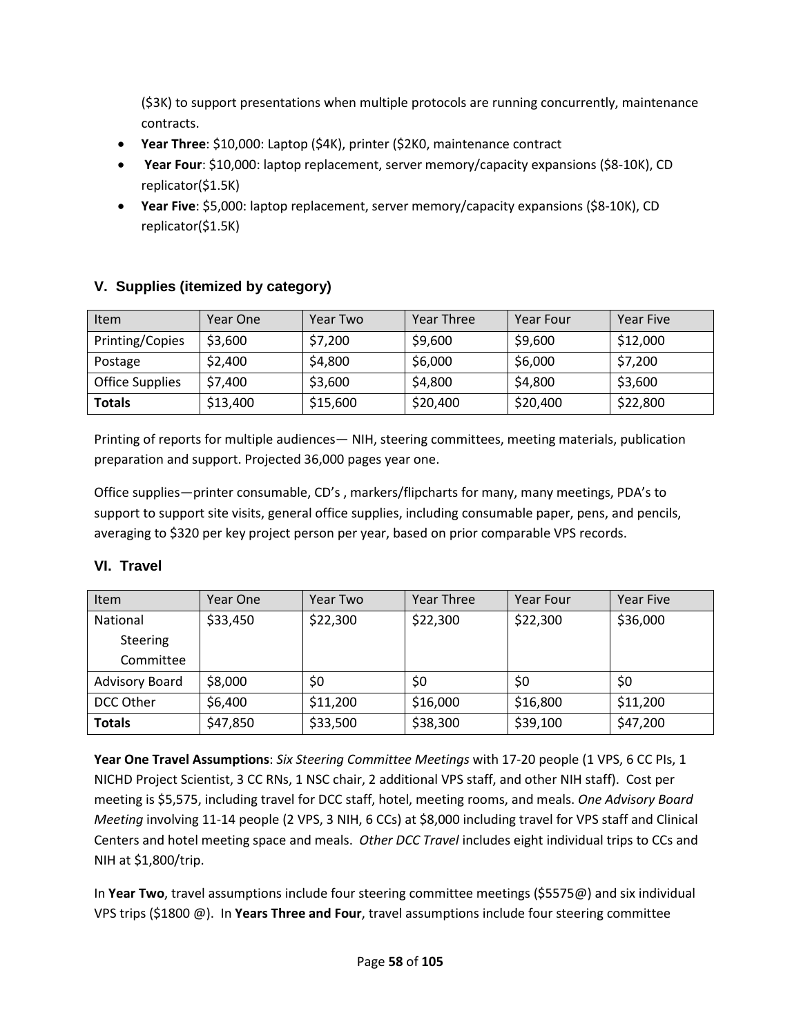($3K) to support presentations when multiple protocols are running concurrently, maintenance contracts.

- **Year Three**: $10,000: Laptop ($4K), printer ($2K0, maintenance contract
- **Year Four**: $10,000: laptop replacement, server memory/capacity expansions ($8-10K), CD replicator($1.5K)
- **Year Five**: $5,000: laptop replacement, server memory/capacity expansions ($8-10K), CD replicator($1.5K)

### V. Supplies (itemized by category)

| Item | Year One | Year Two | Year Three | Year Four | Year Five |
|---|---|---|---|---|---|
| Printing/Copies | $3,600 | $7,200 | $9,600 | $9,600 | $12,000 |
| Postage | $2,400 | $4,800 | $6,000 | $6,000 | $7,200 |
| Office Supplies | $7,400 | $3,600 | $4,800 | $4,800 | $3,600 |
| **Totals** | $13,400 | $15,600 | $20,400 | $20,400 | $22,800 |

Printing of reports for multiple audiences— NIH, steering committees, meeting materials, publication preparation and support. Projected 36,000 pages year one.

Office supplies—printer consumable, CD's , markers/flipcharts for many, many meetings, PDA's to support to support site visits, general office supplies, including consumable paper, pens, and pencils, averaging to $320 per key project person per year, based on prior comparable VPS records.

### VI. Travel

| Item | Year One | Year Two | Year Three | Year Four | Year Five |
|---|---|---|---|---|---|
| National Steering Committee | $33,450 | $22,300 | $22,300 | $22,300 | $36,000 |
| Advisory Board | $8,000 | $0 | $0 | $0 | $0 |
| DCC Other | $6,400 | $11,200 | $16,000 | $16,800 | $11,200 |
| **Totals** | $47,850 | $33,500 | $38,300 | $39,100 | $47,200 |

**Year One Travel Assumptions**: *Six Steering Committee Meetings* with 17-20 people (1 VPS, 6 CC PIs, 1 NICHD Project Scientist, 3 CC RNs, 1 NSC chair, 2 additional VPS staff, and other NIH staff). Cost per meeting is $5,575, including travel for DCC staff, hotel, meeting rooms, and meals. *One Advisory Board Meeting* involving 11-14 people (2 VPS, 3 NIH, 6 CCs) at $8,000 including travel for VPS staff and Clinical Centers and hotel meeting space and meals. *Other DCC Travel* includes eight individual trips to CCs and NIH at $1,800/trip.

In **Year Two**, travel assumptions include four steering committee meetings ($5575@) and six individual VPS trips ($1800 @). In **Years Three and Four**, travel assumptions include four steering committee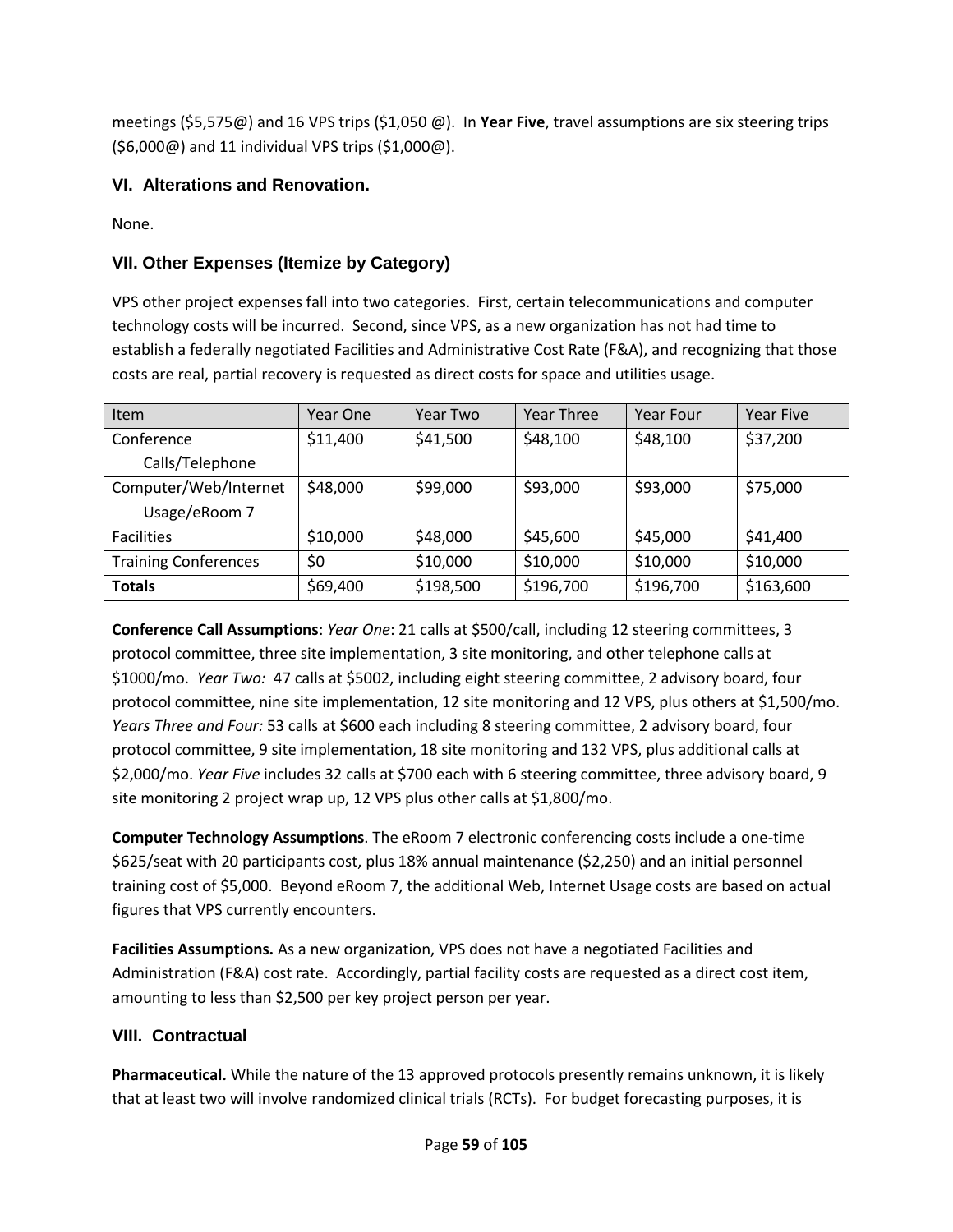meetings ($5,575@) and 16 VPS trips ($1,050 @). In **Year Five**, travel assumptions are six steering trips ($6,000@) and 11 individual VPS trips ($1,000@).

### VI. Alterations and Renovation.

None.

### VII. Other Expenses (Itemize by Category)

VPS other project expenses fall into two categories. First, certain telecommunications and computer technology costs will be incurred. Second, since VPS, as a new organization has not had time to establish a federally negotiated Facilities and Administrative Cost Rate (F&A), and recognizing that those costs are real, partial recovery is requested as direct costs for space and utilities usage.

| Item | Year One | Year Two | Year Three | Year Four | Year Five |
|---|---|---|---|---|---|
| Conference Calls/Telephone | $11,400 | $41,500 | $48,100 | $48,100 | $37,200 |
| Computer/Web/Internet Usage/eRoom 7 | $48,000 | $99,000 | $93,000 | $93,000 | $75,000 |
| Facilities | $10,000 | $48,000 | $45,600 | $45,000 | $41,400 |
| Training Conferences | $0 | $10,000 | $10,000 | $10,000 | $10,000 |
| **Totals** | $69,400 | $198,500 | $196,700 | $196,700 | $163,600 |

**Conference Call Assumptions**: *Year One*: 21 calls at $500/call, including 12 steering committees, 3 protocol committee, three site implementation, 3 site monitoring, and other telephone calls at $1000/mo. *Year Two:* 47 calls at $5002, including eight steering committee, 2 advisory board, four protocol committee, nine site implementation, 12 site monitoring and 12 VPS, plus others at $1,500/mo. *Years Three and Four:* 53 calls at $600 each including 8 steering committee, 2 advisory board, four protocol committee, 9 site implementation, 18 site monitoring and 132 VPS, plus additional calls at $2,000/mo. *Year Five* includes 32 calls at $700 each with 6 steering committee, three advisory board, 9 site monitoring 2 project wrap up, 12 VPS plus other calls at $1,800/mo.

**Computer Technology Assumptions**. The eRoom 7 electronic conferencing costs include a one-time $625/seat with 20 participants cost, plus 18% annual maintenance ($2,250) and an initial personnel training cost of $5,000. Beyond eRoom 7, the additional Web, Internet Usage costs are based on actual figures that VPS currently encounters.

**Facilities Assumptions.** As a new organization, VPS does not have a negotiated Facilities and Administration (F&A) cost rate. Accordingly, partial facility costs are requested as a direct cost item, amounting to less than $2,500 per key project person per year.

### VIII. Contractual

**Pharmaceutical.** While the nature of the 13 approved protocols presently remains unknown, it is likely that at least two will involve randomized clinical trials (RCTs). For budget forecasting purposes, it is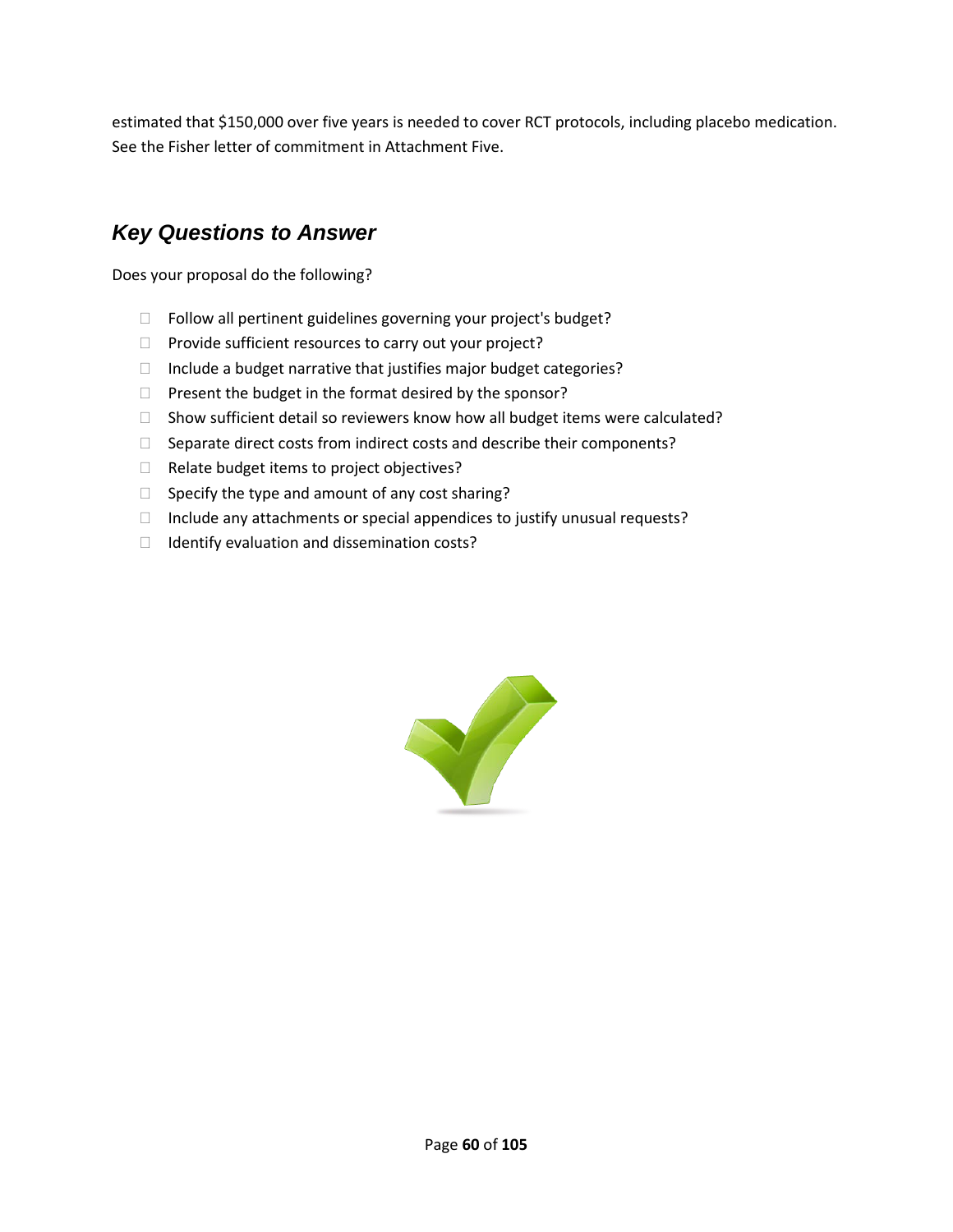estimated that $150,000 over five years is needed to cover RCT protocols, including placebo medication. See the Fisher letter of commitment in Attachment Five.

## *Key Questions to Answer*

Does your proposal do the following?

- Follow all pertinent guidelines governing your project's budget?
- Provide sufficient resources to carry out your project?
- Include a budget narrative that justifies major budget categories?
- Present the budget in the format desired by the sponsor?
- Show sufficient detail so reviewers know how all budget items were calculated?
- Separate direct costs from indirect costs and describe their components?
- Relate budget items to project objectives?
- Specify the type and amount of any cost sharing?
- Include any attachments or special appendices to justify unusual requests?
- Identify evaluation and dissemination costs?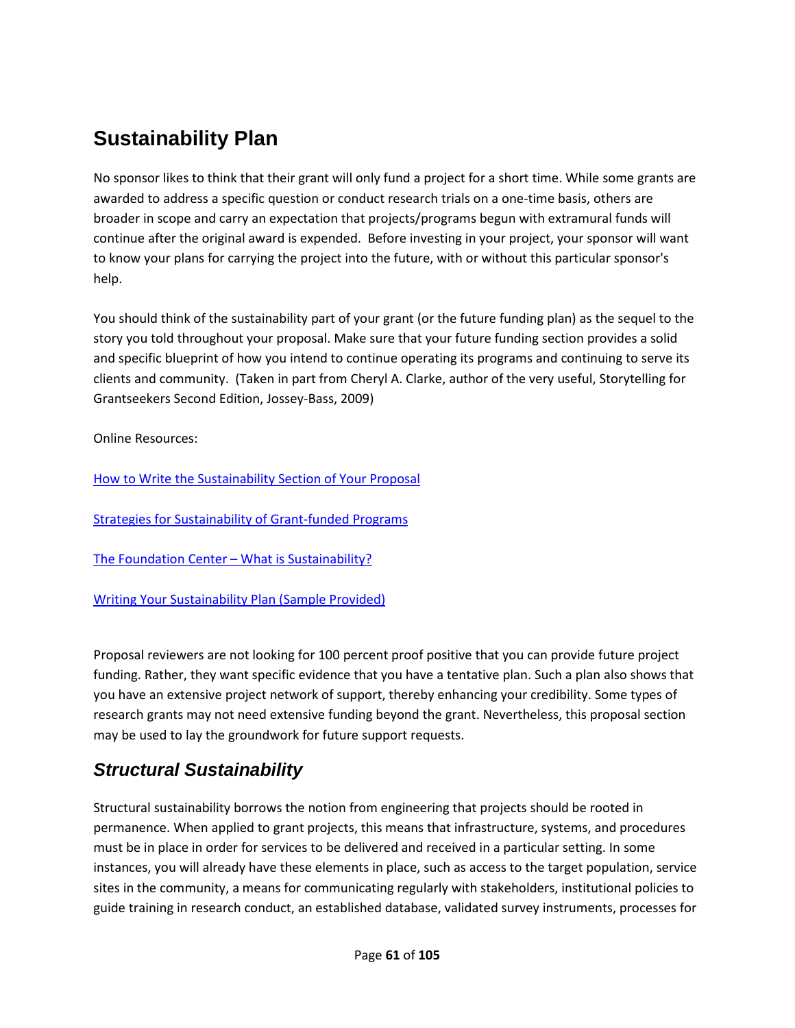# Sustainability Plan

No sponsor likes to think that their grant will only fund a project for a short time. While some grants are awarded to address a specific question or conduct research trials on a one-time basis, others are broader in scope and carry an expectation that projects/programs begun with extramural funds will continue after the original award is expended. Before investing in your project, your sponsor will want to know your plans for carrying the project into the future, with or without this particular sponsor's help.

You should think of the sustainability part of your grant (or the future funding plan) as the sequel to the story you told throughout your proposal. Make sure that your future funding section provides a solid and specific blueprint of how you intend to continue operating its programs and continuing to serve its clients and community. (Taken in part from Cheryl A. Clarke, author of the very useful, Storytelling for Grantseekers Second Edition, Jossey-Bass, 2009)

Online Resources:

How to Write the Sustainability Section of Your Proposal

Strategies for Sustainability of Grant-funded Programs

The Foundation Center – What is Sustainability?

Writing Your Sustainability Plan (Sample Provided)

Proposal reviewers are not looking for 100 percent proof positive that you can provide future project funding. Rather, they want specific evidence that you have a tentative plan. Such a plan also shows that you have an extensive project network of support, thereby enhancing your credibility. Some types of research grants may not need extensive funding beyond the grant. Nevertheless, this proposal section may be used to lay the groundwork for future support requests.

## *Structural Sustainability*

Structural sustainability borrows the notion from engineering that projects should be rooted in permanence. When applied to grant projects, this means that infrastructure, systems, and procedures must be in place in order for services to be delivered and received in a particular setting. In some instances, you will already have these elements in place, such as access to the target population, service sites in the community, a means for communicating regularly with stakeholders, institutional policies to guide training in research conduct, an established database, validated survey instruments, processes for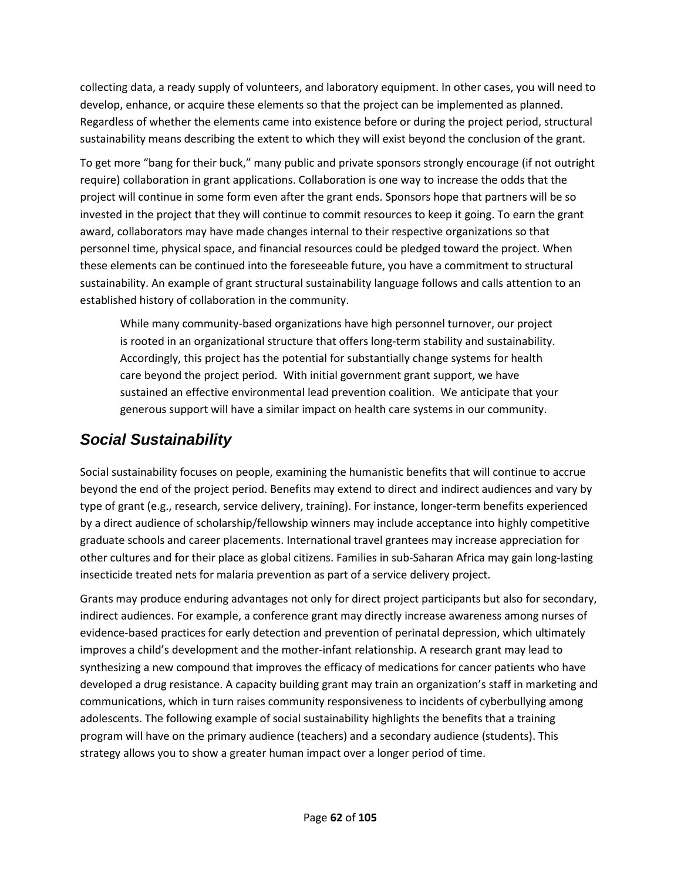collecting data, a ready supply of volunteers, and laboratory equipment. In other cases, you will need to develop, enhance, or acquire these elements so that the project can be implemented as planned. Regardless of whether the elements came into existence before or during the project period, structural sustainability means describing the extent to which they will exist beyond the conclusion of the grant.

To get more "bang for their buck," many public and private sponsors strongly encourage (if not outright require) collaboration in grant applications. Collaboration is one way to increase the odds that the project will continue in some form even after the grant ends. Sponsors hope that partners will be so invested in the project that they will continue to commit resources to keep it going. To earn the grant award, collaborators may have made changes internal to their respective organizations so that personnel time, physical space, and financial resources could be pledged toward the project. When these elements can be continued into the foreseeable future, you have a commitment to structural sustainability. An example of grant structural sustainability language follows and calls attention to an established history of collaboration in the community.

> While many community-based organizations have high personnel turnover, our project is rooted in an organizational structure that offers long-term stability and sustainability. Accordingly, this project has the potential for substantially change systems for health care beyond the project period. With initial government grant support, we have sustained an effective environmental lead prevention coalition. We anticipate that your generous support will have a similar impact on health care systems in our community.

## *Social Sustainability*

Social sustainability focuses on people, examining the humanistic benefits that will continue to accrue beyond the end of the project period. Benefits may extend to direct and indirect audiences and vary by type of grant (e.g., research, service delivery, training). For instance, longer-term benefits experienced by a direct audience of scholarship/fellowship winners may include acceptance into highly competitive graduate schools and career placements. International travel grantees may increase appreciation for other cultures and for their place as global citizens. Families in sub-Saharan Africa may gain long-lasting insecticide treated nets for malaria prevention as part of a service delivery project.

Grants may produce enduring advantages not only for direct project participants but also for secondary, indirect audiences. For example, a conference grant may directly increase awareness among nurses of evidence-based practices for early detection and prevention of perinatal depression, which ultimately improves a child's development and the mother-infant relationship. A research grant may lead to synthesizing a new compound that improves the efficacy of medications for cancer patients who have developed a drug resistance. A capacity building grant may train an organization's staff in marketing and communications, which in turn raises community responsiveness to incidents of cyberbullying among adolescents. The following example of social sustainability highlights the benefits that a training program will have on the primary audience (teachers) and a secondary audience (students). This strategy allows you to show a greater human impact over a longer period of time.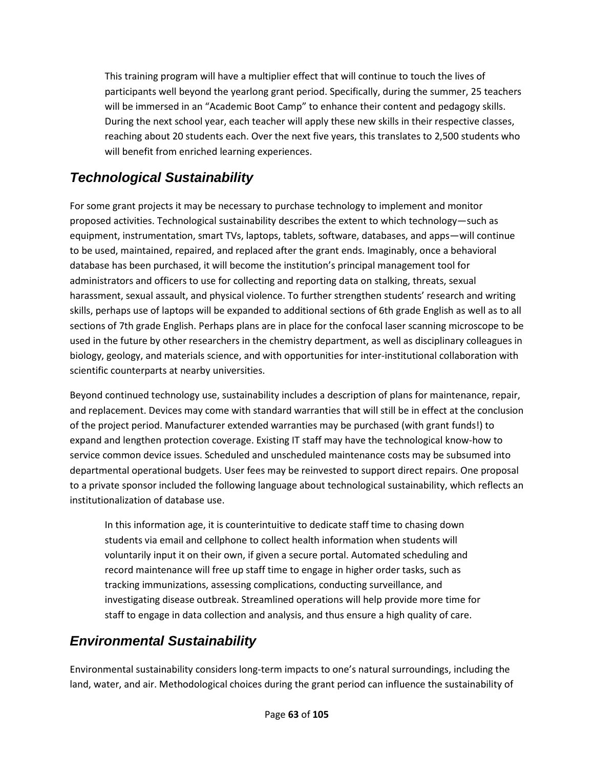> This training program will have a multiplier effect that will continue to touch the lives of participants well beyond the yearlong grant period. Specifically, during the summer, 25 teachers will be immersed in an "Academic Boot Camp" to enhance their content and pedagogy skills. During the next school year, each teacher will apply these new skills in their respective classes, reaching about 20 students each. Over the next five years, this translates to 2,500 students who will benefit from enriched learning experiences.

## *Technological Sustainability*

For some grant projects it may be necessary to purchase technology to implement and monitor proposed activities. Technological sustainability describes the extent to which technology—such as equipment, instrumentation, smart TVs, laptops, tablets, software, databases, and apps—will continue to be used, maintained, repaired, and replaced after the grant ends. Imaginably, once a behavioral database has been purchased, it will become the institution's principal management tool for administrators and officers to use for collecting and reporting data on stalking, threats, sexual harassment, sexual assault, and physical violence. To further strengthen students' research and writing skills, perhaps use of laptops will be expanded to additional sections of 6th grade English as well as to all sections of 7th grade English. Perhaps plans are in place for the confocal laser scanning microscope to be used in the future by other researchers in the chemistry department, as well as disciplinary colleagues in biology, geology, and materials science, and with opportunities for inter-institutional collaboration with scientific counterparts at nearby universities.

Beyond continued technology use, sustainability includes a description of plans for maintenance, repair, and replacement. Devices may come with standard warranties that will still be in effect at the conclusion of the project period. Manufacturer extended warranties may be purchased (with grant funds!) to expand and lengthen protection coverage. Existing IT staff may have the technological know-how to service common device issues. Scheduled and unscheduled maintenance costs may be subsumed into departmental operational budgets. User fees may be reinvested to support direct repairs. One proposal to a private sponsor included the following language about technological sustainability, which reflects an institutionalization of database use.

> In this information age, it is counterintuitive to dedicate staff time to chasing down students via email and cellphone to collect health information when students will voluntarily input it on their own, if given a secure portal. Automated scheduling and record maintenance will free up staff time to engage in higher order tasks, such as tracking immunizations, assessing complications, conducting surveillance, and investigating disease outbreak. Streamlined operations will help provide more time for staff to engage in data collection and analysis, and thus ensure a high quality of care.

## *Environmental Sustainability*

Environmental sustainability considers long-term impacts to one's natural surroundings, including the land, water, and air. Methodological choices during the grant period can influence the sustainability of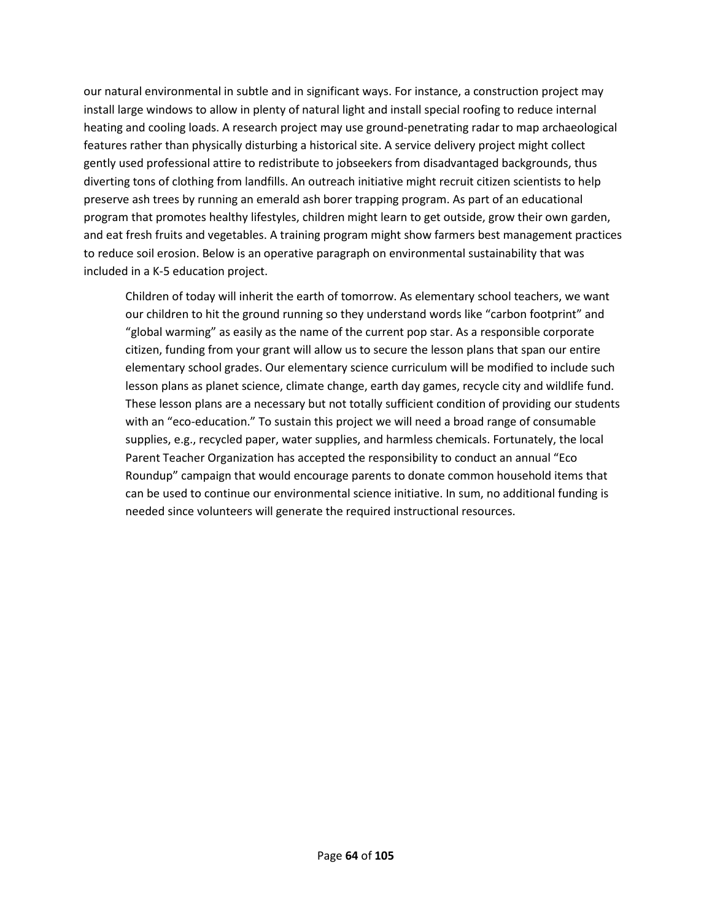our natural environmental in subtle and in significant ways. For instance, a construction project may install large windows to allow in plenty of natural light and install special roofing to reduce internal heating and cooling loads. A research project may use ground-penetrating radar to map archaeological features rather than physically disturbing a historical site. A service delivery project might collect gently used professional attire to redistribute to jobseekers from disadvantaged backgrounds, thus diverting tons of clothing from landfills. An outreach initiative might recruit citizen scientists to help preserve ash trees by running an emerald ash borer trapping program. As part of an educational program that promotes healthy lifestyles, children might learn to get outside, grow their own garden, and eat fresh fruits and vegetables. A training program might show farmers best management practices to reduce soil erosion. Below is an operative paragraph on environmental sustainability that was included in a K-5 education project.

> Children of today will inherit the earth of tomorrow. As elementary school teachers, we want our children to hit the ground running so they understand words like "carbon footprint" and "global warming" as easily as the name of the current pop star. As a responsible corporate citizen, funding from your grant will allow us to secure the lesson plans that span our entire elementary school grades. Our elementary science curriculum will be modified to include such lesson plans as planet science, climate change, earth day games, recycle city and wildlife fund. These lesson plans are a necessary but not totally sufficient condition of providing our students with an "eco-education." To sustain this project we will need a broad range of consumable supplies, e.g., recycled paper, water supplies, and harmless chemicals. Fortunately, the local Parent Teacher Organization has accepted the responsibility to conduct an annual "Eco Roundup" campaign that would encourage parents to donate common household items that can be used to continue our environmental science initiative. In sum, no additional funding is needed since volunteers will generate the required instructional resources.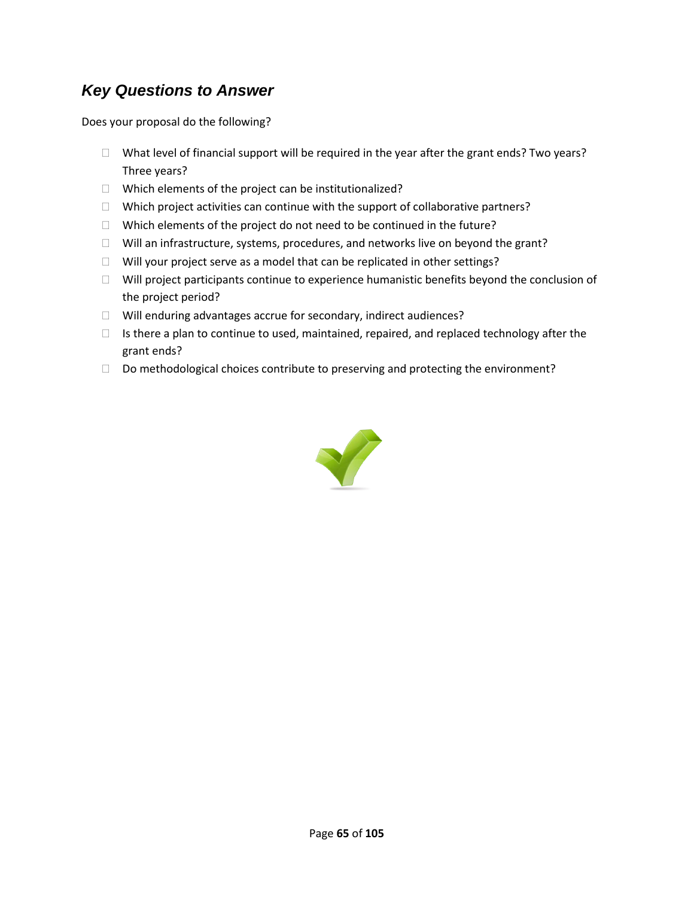### *Key Questions to Answer*

Does your proposal do the following?

- What level of financial support will be required in the year after the grant ends? Two years? Three years?
- Which elements of the project can be institutionalized?
- Which project activities can continue with the support of collaborative partners?
- Which elements of the project do not need to be continued in the future?
- Will an infrastructure, systems, procedures, and networks live on beyond the grant?
- Will your project serve as a model that can be replicated in other settings?
- Will project participants continue to experience humanistic benefits beyond the conclusion of the project period?
- Will enduring advantages accrue for secondary, indirect audiences?
- Is there a plan to continue to used, maintained, repaired, and replaced technology after the grant ends?
- Do methodological choices contribute to preserving and protecting the environment?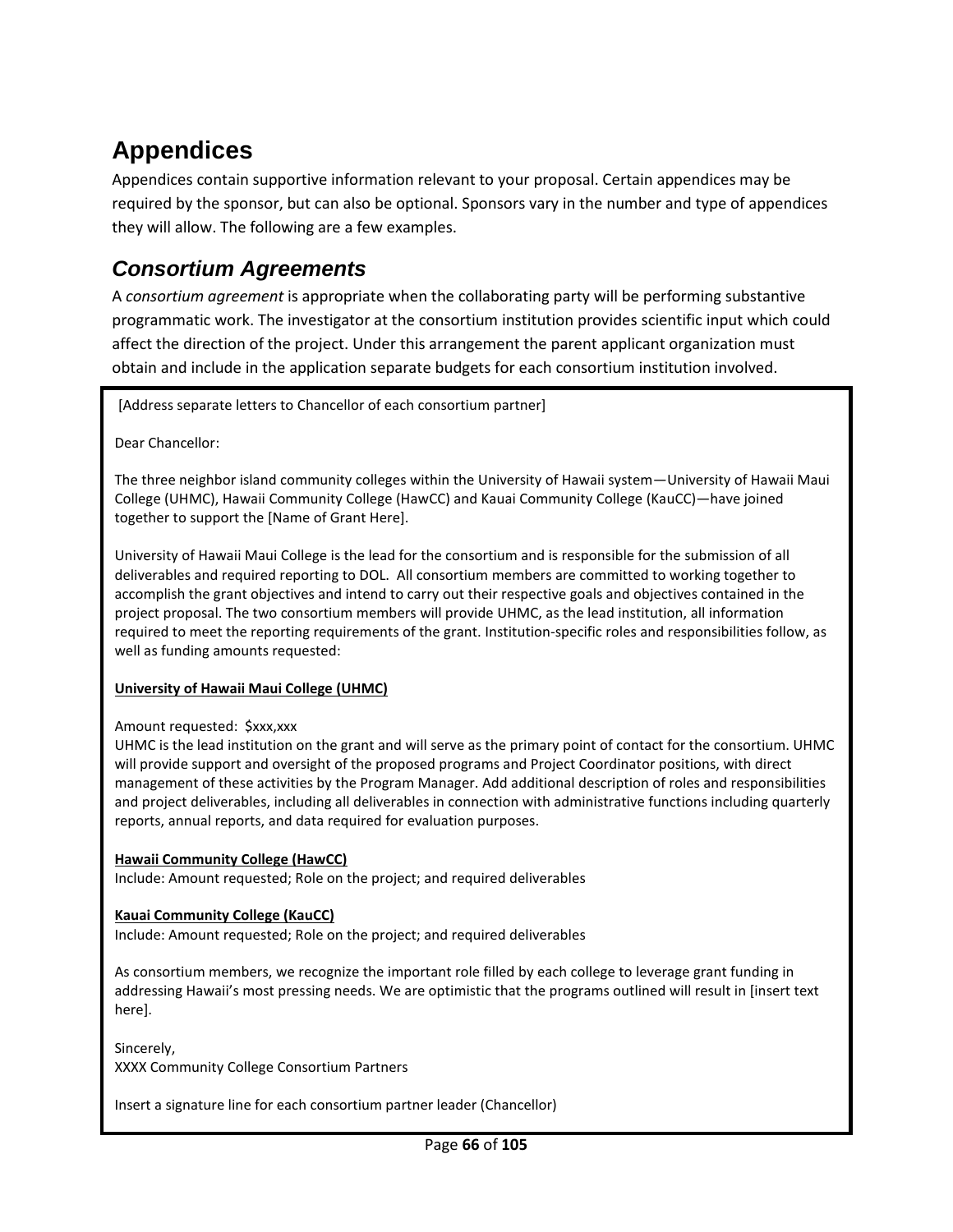# Appendices

Appendices contain supportive information relevant to your proposal. Certain appendices may be required by the sponsor, but can also be optional. Sponsors vary in the number and type of appendices they will allow. The following are a few examples.

## *Consortium Agreements*

A *consortium agreement* is appropriate when the collaborating party will be performing substantive programmatic work. The investigator at the consortium institution provides scientific input which could affect the direction of the project. Under this arrangement the parent applicant organization must obtain and include in the application separate budgets for each consortium institution involved.

---

[Address separate letters to Chancellor of each consortium partner]

Dear Chancellor:

The three neighbor island community colleges within the University of Hawaii system—University of Hawaii Maui College (UHMC), Hawaii Community College (HawCC) and Kauai Community College (KauCC)—have joined together to support the [Name of Grant Here].

University of Hawaii Maui College is the lead for the consortium and is responsible for the submission of all deliverables and required reporting to DOL. All consortium members are committed to working together to accomplish the grant objectives and intend to carry out their respective goals and objectives contained in the project proposal. The two consortium members will provide UHMC, as the lead institution, all information required to meet the reporting requirements of the grant. Institution-specific roles and responsibilities follow, as well as funding amounts requested:

**<u>University of Hawaii Maui College (UHMC)</u>**

Amount requested: $xxx,xxx
UHMC is the lead institution on the grant and will serve as the primary point of contact for the consortium. UHMC will provide support and oversight of the proposed programs and Project Coordinator positions, with direct management of these activities by the Program Manager. Add additional description of roles and responsibilities and project deliverables, including all deliverables in connection with administrative functions including quarterly reports, annual reports, and data required for evaluation purposes.

**<u>Hawaii Community College (HawCC)</u>**
Include: Amount requested; Role on the project; and required deliverables

**<u>Kauai Community College (KauCC)</u>**
Include: Amount requested; Role on the project; and required deliverables

As consortium members, we recognize the important role filled by each college to leverage grant funding in addressing Hawaii's most pressing needs. We are optimistic that the programs outlined will result in [insert text here].

Sincerely,
XXXX Community College Consortium Partners

Insert a signature line for each consortium partner leader (Chancellor)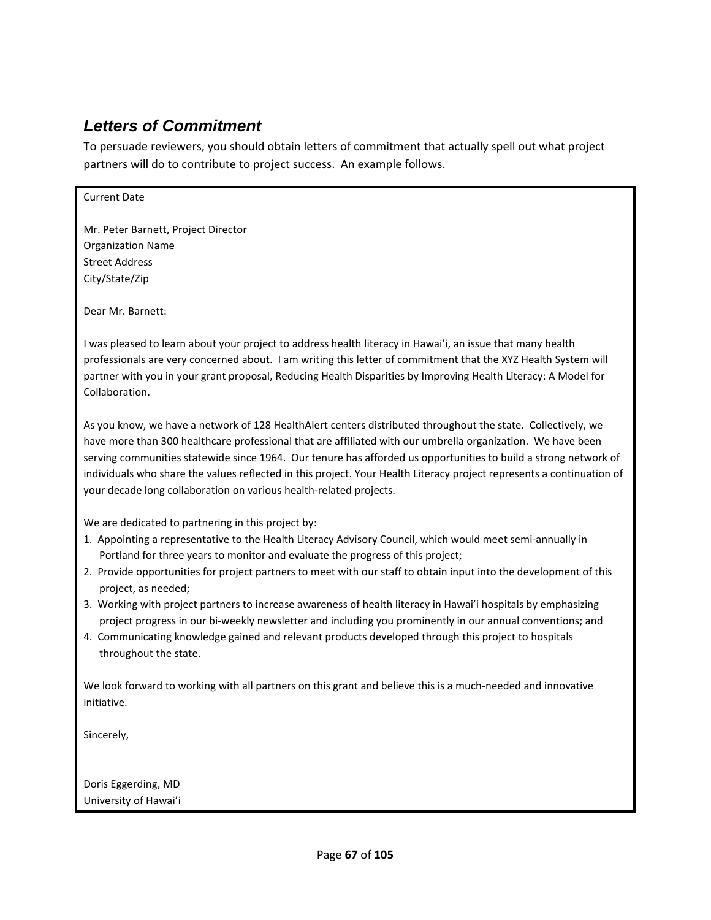## *Letters of Commitment*

To persuade reviewers, you should obtain letters of commitment that actually spell out what project partners will do to contribute to project success. An example follows.

---

Current Date

Mr. Peter Barnett, Project Director
Organization Name
Street Address
City/State/Zip

Dear Mr. Barnett:

I was pleased to learn about your project to address health literacy in Hawai'i, an issue that many health professionals are very concerned about. I am writing this letter of commitment that the XYZ Health System will partner with you in your grant proposal, Reducing Health Disparities by Improving Health Literacy: A Model for Collaboration.

As you know, we have a network of 128 HealthAlert centers distributed throughout the state. Collectively, we have more than 300 healthcare professional that are affiliated with our umbrella organization. We have been serving communities statewide since 1964. Our tenure has afforded us opportunities to build a strong network of individuals who share the values reflected in this project. Your Health Literacy project represents a continuation of your decade long collaboration on various health-related projects.

We are dedicated to partnering in this project by:

1. Appointing a representative to the Health Literacy Advisory Council, which would meet semi-annually in Portland for three years to monitor and evaluate the progress of this project;
2. Provide opportunities for project partners to meet with our staff to obtain input into the development of this project, as needed;
3. Working with project partners to increase awareness of health literacy in Hawai'i hospitals by emphasizing project progress in our bi-weekly newsletter and including you prominently in our annual conventions; and
4. Communicating knowledge gained and relevant products developed through this project to hospitals throughout the state.

We look forward to working with all partners on this grant and believe this is a much-needed and innovative initiative.

Sincerely,

Doris Eggerding, MD
University of Hawai'i

---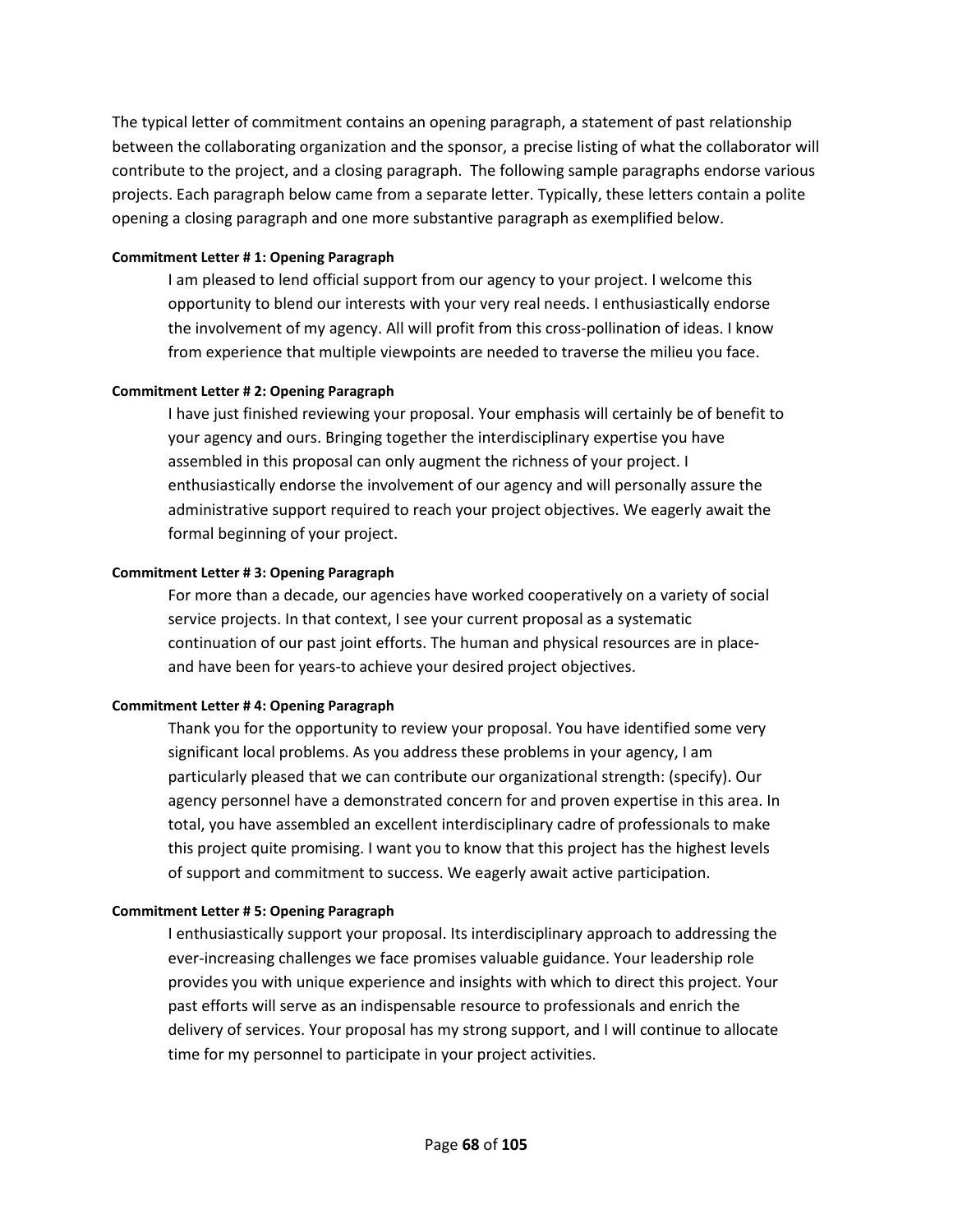The typical letter of commitment contains an opening paragraph, a statement of past relationship between the collaborating organization and the sponsor, a precise listing of what the collaborator will contribute to the project, and a closing paragraph. The following sample paragraphs endorse various projects. Each paragraph below came from a separate letter. Typically, these letters contain a polite opening a closing paragraph and one more substantive paragraph as exemplified below.

**Commitment Letter # 1: Opening Paragraph**

> I am pleased to lend official support from our agency to your project. I welcome this opportunity to blend our interests with your very real needs. I enthusiastically endorse the involvement of my agency. All will profit from this cross-pollination of ideas. I know from experience that multiple viewpoints are needed to traverse the milieu you face.

**Commitment Letter # 2: Opening Paragraph**

> I have just finished reviewing your proposal. Your emphasis will certainly be of benefit to your agency and ours. Bringing together the interdisciplinary expertise you have assembled in this proposal can only augment the richness of your project. I enthusiastically endorse the involvement of our agency and will personally assure the administrative support required to reach your project objectives. We eagerly await the formal beginning of your project.

**Commitment Letter # 3: Opening Paragraph**

> For more than a decade, our agencies have worked cooperatively on a variety of social service projects. In that context, I see your current proposal as a systematic continuation of our past joint efforts. The human and physical resources are in place-and have been for years-to achieve your desired project objectives.

**Commitment Letter # 4: Opening Paragraph**

> Thank you for the opportunity to review your proposal. You have identified some very significant local problems. As you address these problems in your agency, I am particularly pleased that we can contribute our organizational strength: (specify). Our agency personnel have a demonstrated concern for and proven expertise in this area. In total, you have assembled an excellent interdisciplinary cadre of professionals to make this project quite promising. I want you to know that this project has the highest levels of support and commitment to success. We eagerly await active participation.

**Commitment Letter # 5: Opening Paragraph**

> I enthusiastically support your proposal. Its interdisciplinary approach to addressing the ever-increasing challenges we face promises valuable guidance. Your leadership role provides you with unique experience and insights with which to direct this project. Your past efforts will serve as an indispensable resource to professionals and enrich the delivery of services. Your proposal has my strong support, and I will continue to allocate time for my personnel to participate in your project activities.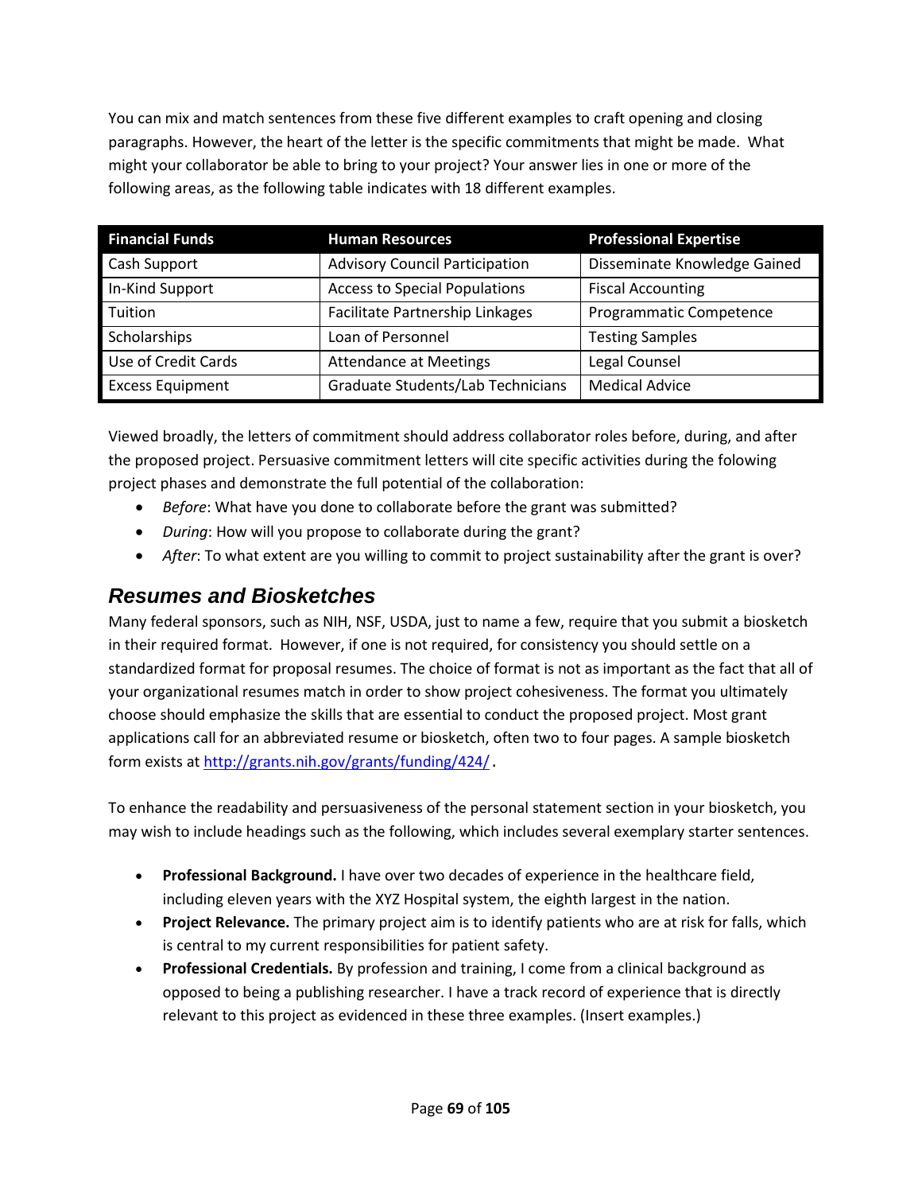You can mix and match sentences from these five different examples to craft opening and closing paragraphs. However, the heart of the letter is the specific commitments that might be made. What might your collaborator be able to bring to your project? Your answer lies in one or more of the following areas, as the following table indicates with 18 different examples.

| Financial Funds | Human Resources | Professional Expertise |
|---|---|---|
| Cash Support | Advisory Council Participation | Disseminate Knowledge Gained |
| In-Kind Support | Access to Special Populations | Fiscal Accounting |
| Tuition | Facilitate Partnership Linkages | Programmatic Competence |
| Scholarships | Loan of Personnel | Testing Samples |
| Use of Credit Cards | Attendance at Meetings | Legal Counsel |
| Excess Equipment | Graduate Students/Lab Technicians | Medical Advice |

Viewed broadly, the letters of commitment should address collaborator roles before, during, and after the proposed project. Persuasive commitment letters will cite specific activities during the folowing project phases and demonstrate the full potential of the collaboration:

- *Before*: What have you done to collaborate before the grant was submitted?
- *During*: How will you propose to collaborate during the grant?
- *After*: To what extent are you willing to commit to project sustainability after the grant is over?

## *Resumes and Biosketches*

Many federal sponsors, such as NIH, NSF, USDA, just to name a few, require that you submit a biosketch in their required format. However, if one is not required, for consistency you should settle on a standardized format for proposal resumes. The choice of format is not as important as the fact that all of your organizational resumes match in order to show project cohesiveness. The format you ultimately choose should emphasize the skills that are essential to conduct the proposed project. Most grant applications call for an abbreviated resume or biosketch, often two to four pages. A sample biosketch form exists at http://grants.nih.gov/grants/funding/424/ .

To enhance the readability and persuasiveness of the personal statement section in your biosketch, you may wish to include headings such as the following, which includes several exemplary starter sentences.

- **Professional Background.** I have over two decades of experience in the healthcare field, including eleven years with the XYZ Hospital system, the eighth largest in the nation.
- **Project Relevance.** The primary project aim is to identify patients who are at risk for falls, which is central to my current responsibilities for patient safety.
- **Professional Credentials.** By profession and training, I come from a clinical background as opposed to being a publishing researcher. I have a track record of experience that is directly relevant to this project as evidenced in these three examples. (Insert examples.)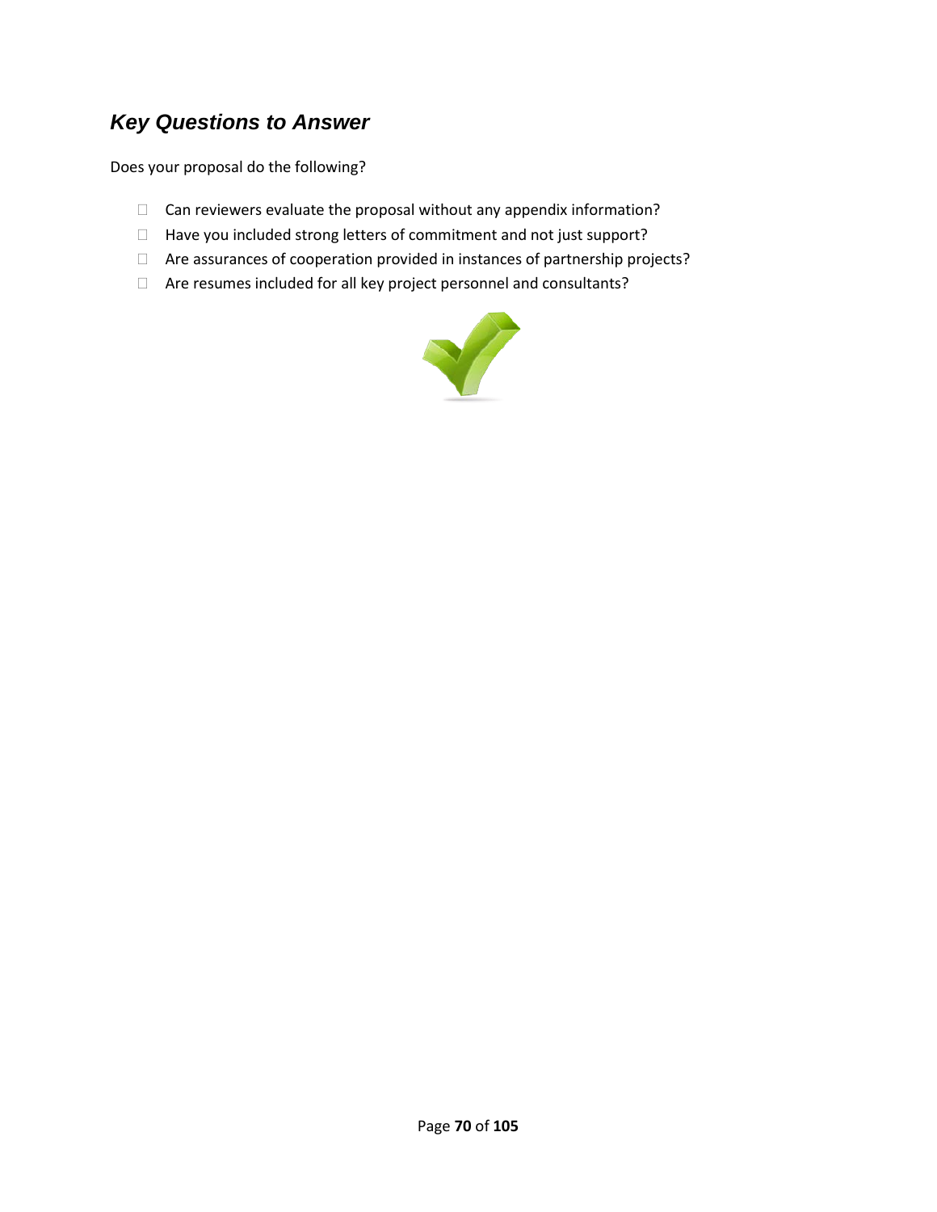### *Key Questions to Answer*

Does your proposal do the following?

- Can reviewers evaluate the proposal without any appendix information?
- Have you included strong letters of commitment and not just support?
- Are assurances of cooperation provided in instances of partnership projects?
- Are resumes included for all key project personnel and consultants?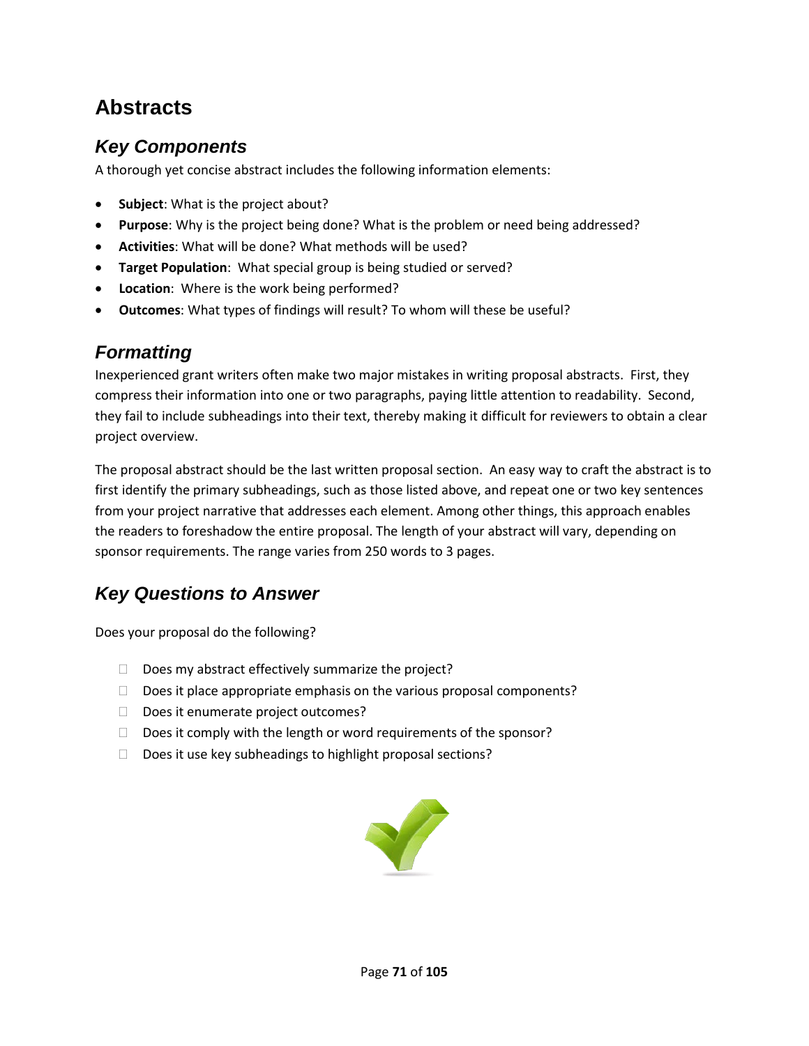# Abstracts

## Key Components

A thorough yet concise abstract includes the following information elements:

- **Subject**: What is the project about?
- **Purpose**: Why is the project being done? What is the problem or need being addressed?
- **Activities**: What will be done? What methods will be used?
- **Target Population**: What special group is being studied or served?
- **Location**: Where is the work being performed?
- **Outcomes**: What types of findings will result? To whom will these be useful?

## Formatting

Inexperienced grant writers often make two major mistakes in writing proposal abstracts. First, they compress their information into one or two paragraphs, paying little attention to readability. Second, they fail to include subheadings into their text, thereby making it difficult for reviewers to obtain a clear project overview.

The proposal abstract should be the last written proposal section. An easy way to craft the abstract is to first identify the primary subheadings, such as those listed above, and repeat one or two key sentences from your project narrative that addresses each element. Among other things, this approach enables the readers to foreshadow the entire proposal. The length of your abstract will vary, depending on sponsor requirements. The range varies from 250 words to 3 pages.

## Key Questions to Answer

Does your proposal do the following?

- Does my abstract effectively summarize the project?
- Does it place appropriate emphasis on the various proposal components?
- Does it enumerate project outcomes?
- Does it comply with the length or word requirements of the sponsor?
- Does it use key subheadings to highlight proposal sections?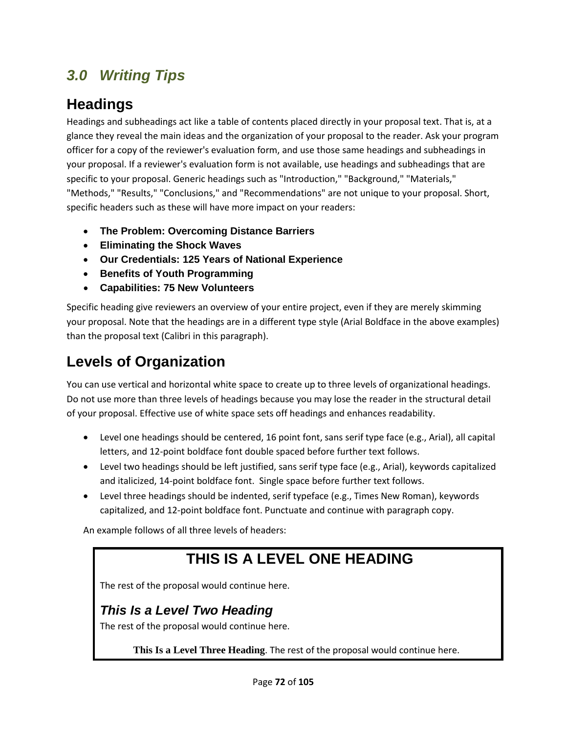# *3.0 Writing Tips*

## Headings

Headings and subheadings act like a table of contents placed directly in your proposal text. That is, at a glance they reveal the main ideas and the organization of your proposal to the reader. Ask your program officer for a copy of the reviewer's evaluation form, and use those same headings and subheadings in your proposal. If a reviewer's evaluation form is not available, use headings and subheadings that are specific to your proposal. Generic headings such as "Introduction," "Background," "Materials," "Methods," "Results," "Conclusions," and "Recommendations" are not unique to your proposal. Short, specific headers such as these will have more impact on your readers:

- **The Problem: Overcoming Distance Barriers**
- **Eliminating the Shock Waves**
- **Our Credentials: 125 Years of National Experience**
- **Benefits of Youth Programming**
- **Capabilities: 75 New Volunteers**

Specific heading give reviewers an overview of your entire project, even if they are merely skimming your proposal. Note that the headings are in a different type style (Arial Boldface in the above examples) than the proposal text (Calibri in this paragraph).

## Levels of Organization

You can use vertical and horizontal white space to create up to three levels of organizational headings. Do not use more than three levels of headings because you may lose the reader in the structural detail of your proposal. Effective use of white space sets off headings and enhances readability.

- Level one headings should be centered, 16 point font, sans serif type face (e.g., Arial), all capital letters, and 12-point boldface font double spaced before further text follows.
- Level two headings should be left justified, sans serif type face (e.g., Arial), keywords capitalized and italicized, 14-point boldface font. Single space before further text follows.
- Level three headings should be indented, serif typeface (e.g., Times New Roman), keywords capitalized, and 12-point boldface font. Punctuate and continue with paragraph copy.

An example follows of all three levels of headers:

> **THIS IS A LEVEL ONE HEADING**
>
> The rest of the proposal would continue here.
>
> ***This Is a Level Two Heading***
>
> The rest of the proposal would continue here.
>
> **This Is a Level Three Heading**. The rest of the proposal would continue here.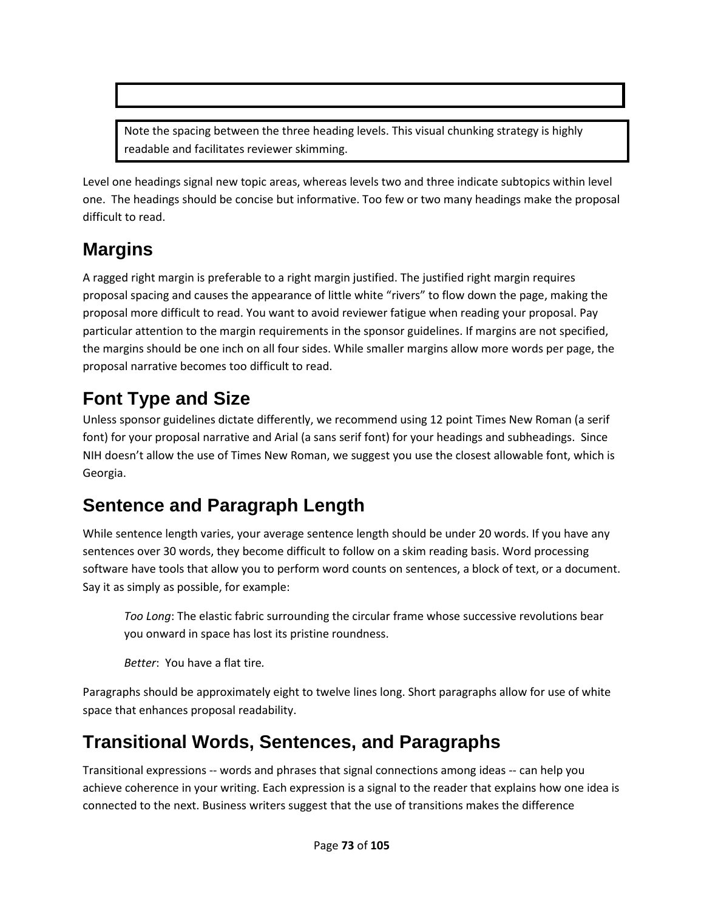> Note the spacing between the three heading levels. This visual chunking strategy is highly readable and facilitates reviewer skimming.

Level one headings signal new topic areas, whereas levels two and three indicate subtopics within level one. The headings should be concise but informative. Too few or two many headings make the proposal difficult to read.

## Margins

A ragged right margin is preferable to a right margin justified. The justified right margin requires proposal spacing and causes the appearance of little white "rivers" to flow down the page, making the proposal more difficult to read. You want to avoid reviewer fatigue when reading your proposal. Pay particular attention to the margin requirements in the sponsor guidelines. If margins are not specified, the margins should be one inch on all four sides. While smaller margins allow more words per page, the proposal narrative becomes too difficult to read.

## Font Type and Size

Unless sponsor guidelines dictate differently, we recommend using 12 point Times New Roman (a serif font) for your proposal narrative and Arial (a sans serif font) for your headings and subheadings. Since NIH doesn't allow the use of Times New Roman, we suggest you use the closest allowable font, which is Georgia.

## Sentence and Paragraph Length

While sentence length varies, your average sentence length should be under 20 words. If you have any sentences over 30 words, they become difficult to follow on a skim reading basis. Word processing software have tools that allow you to perform word counts on sentences, a block of text, or a document. Say it as simply as possible, for example:

> *Too Long*: The elastic fabric surrounding the circular frame whose successive revolutions bear you onward in space has lost its pristine roundness.
>
> *Better*: You have a flat tire.

Paragraphs should be approximately eight to twelve lines long. Short paragraphs allow for use of white space that enhances proposal readability.

## Transitional Words, Sentences, and Paragraphs

Transitional expressions -- words and phrases that signal connections among ideas -- can help you achieve coherence in your writing. Each expression is a signal to the reader that explains how one idea is connected to the next. Business writers suggest that the use of transitions makes the difference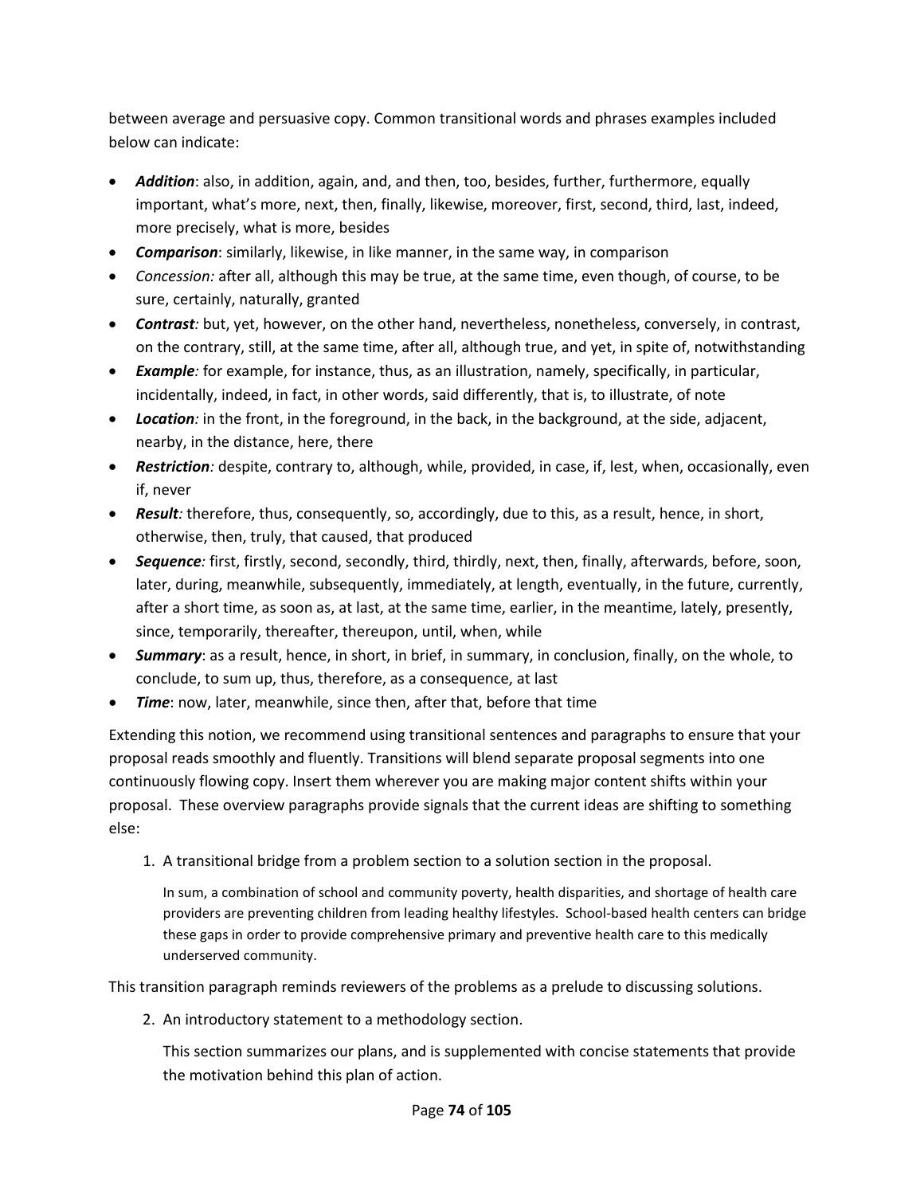between average and persuasive copy. Common transitional words and phrases examples included below can indicate:

- ***Addition***: also, in addition, again, and, and then, too, besides, further, furthermore, equally important, what's more, next, then, finally, likewise, moreover, first, second, third, last, indeed, more precisely, what is more, besides
- ***Comparison***: similarly, likewise, in like manner, in the same way, in comparison
- *Concession:* after all, although this may be true, at the same time, even though, of course, to be sure, certainly, naturally, granted
- ***Contrast:*** but, yet, however, on the other hand, nevertheless, nonetheless, conversely, in contrast, on the contrary, still, at the same time, after all, although true, and yet, in spite of, notwithstanding
- ***Example:*** for example, for instance, thus, as an illustration, namely, specifically, in particular, incidentally, indeed, in fact, in other words, said differently, that is, to illustrate, of note
- ***Location:*** in the front, in the foreground, in the back, in the background, at the side, adjacent, nearby, in the distance, here, there
- ***Restriction:*** despite, contrary to, although, while, provided, in case, if, lest, when, occasionally, even if, never
- ***Result:*** therefore, thus, consequently, so, accordingly, due to this, as a result, hence, in short, otherwise, then, truly, that caused, that produced
- ***Sequence:*** first, firstly, second, secondly, third, thirdly, next, then, finally, afterwards, before, soon, later, during, meanwhile, subsequently, immediately, at length, eventually, in the future, currently, after a short time, as soon as, at last, at the same time, earlier, in the meantime, lately, presently, since, temporarily, thereafter, thereupon, until, when, while
- ***Summary***: as a result, hence, in short, in brief, in summary, in conclusion, finally, on the whole, to conclude, to sum up, thus, therefore, as a consequence, at last
- ***Time***: now, later, meanwhile, since then, after that, before that time

Extending this notion, we recommend using transitional sentences and paragraphs to ensure that your proposal reads smoothly and fluently. Transitions will blend separate proposal segments into one continuously flowing copy. Insert them wherever you are making major content shifts within your proposal. These overview paragraphs provide signals that the current ideas are shifting to something else:

1. A transitional bridge from a problem section to a solution section in the proposal.

   In sum, a combination of school and community poverty, health disparities, and shortage of health care providers are preventing children from leading healthy lifestyles. School-based health centers can bridge these gaps in order to provide comprehensive primary and preventive health care to this medically underserved community.

This transition paragraph reminds reviewers of the problems as a prelude to discussing solutions.

2. An introductory statement to a methodology section.

   This section summarizes our plans, and is supplemented with concise statements that provide the motivation behind this plan of action.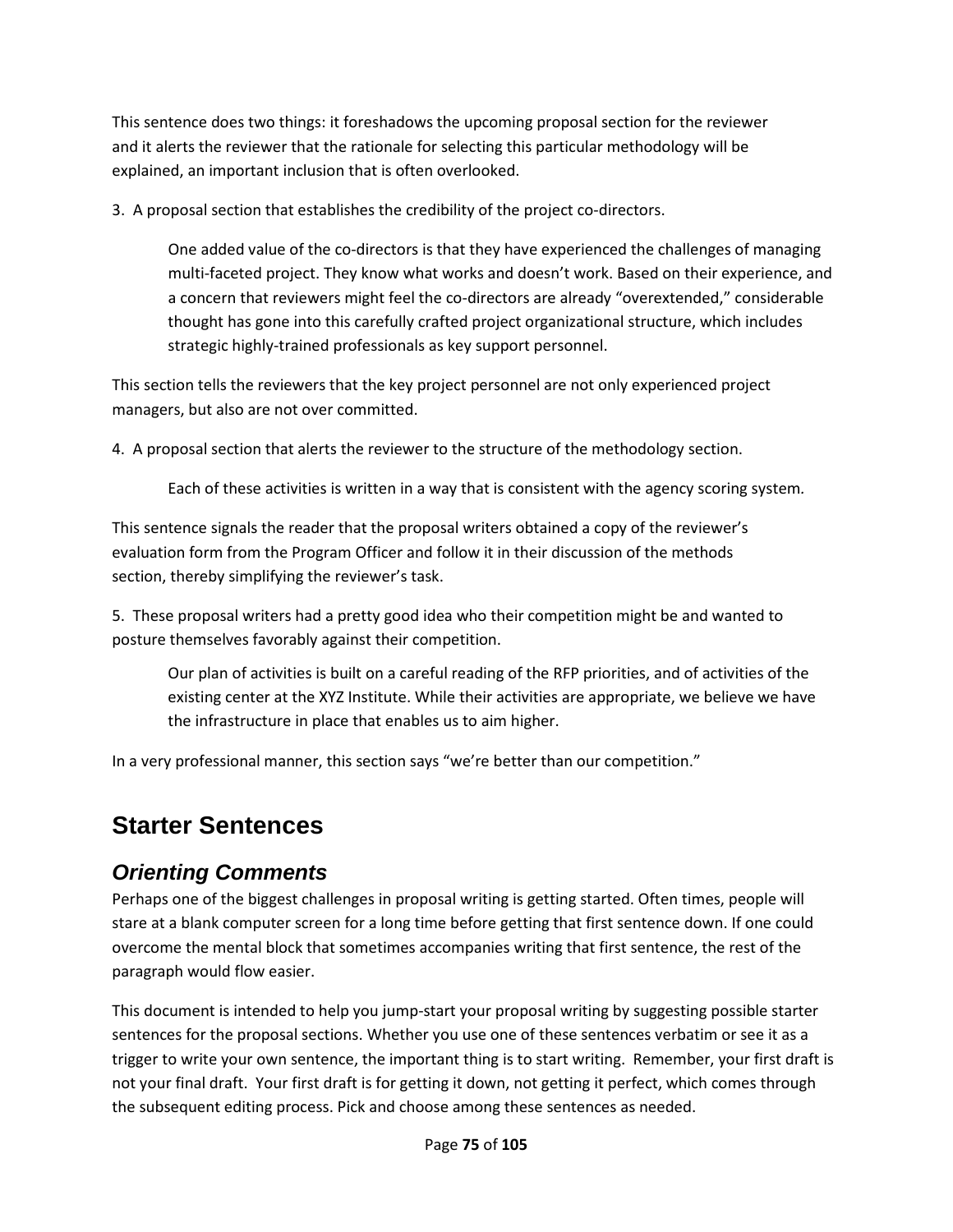This sentence does two things: it foreshadows the upcoming proposal section for the reviewer and it alerts the reviewer that the rationale for selecting this particular methodology will be explained, an important inclusion that is often overlooked.

3. A proposal section that establishes the credibility of the project co-directors.

> One added value of the co-directors is that they have experienced the challenges of managing multi-faceted project. They know what works and doesn't work. Based on their experience, and a concern that reviewers might feel the co-directors are already "overextended," considerable thought has gone into this carefully crafted project organizational structure, which includes strategic highly-trained professionals as key support personnel.

This section tells the reviewers that the key project personnel are not only experienced project managers, but also are not over committed.

4. A proposal section that alerts the reviewer to the structure of the methodology section.

> Each of these activities is written in a way that is consistent with the agency scoring system.

This sentence signals the reader that the proposal writers obtained a copy of the reviewer's evaluation form from the Program Officer and follow it in their discussion of the methods section, thereby simplifying the reviewer's task.

5. These proposal writers had a pretty good idea who their competition might be and wanted to posture themselves favorably against their competition.

> Our plan of activities is built on a careful reading of the RFP priorities, and of activities of the existing center at the XYZ Institute. While their activities are appropriate, we believe we have the infrastructure in place that enables us to aim higher.

In a very professional manner, this section says "we're better than our competition."

# Starter Sentences

## *Orienting Comments*

Perhaps one of the biggest challenges in proposal writing is getting started. Often times, people will stare at a blank computer screen for a long time before getting that first sentence down. If one could overcome the mental block that sometimes accompanies writing that first sentence, the rest of the paragraph would flow easier.

This document is intended to help you jump-start your proposal writing by suggesting possible starter sentences for the proposal sections. Whether you use one of these sentences verbatim or see it as a trigger to write your own sentence, the important thing is to start writing. Remember, your first draft is not your final draft. Your first draft is for getting it down, not getting it perfect, which comes through the subsequent editing process. Pick and choose among these sentences as needed.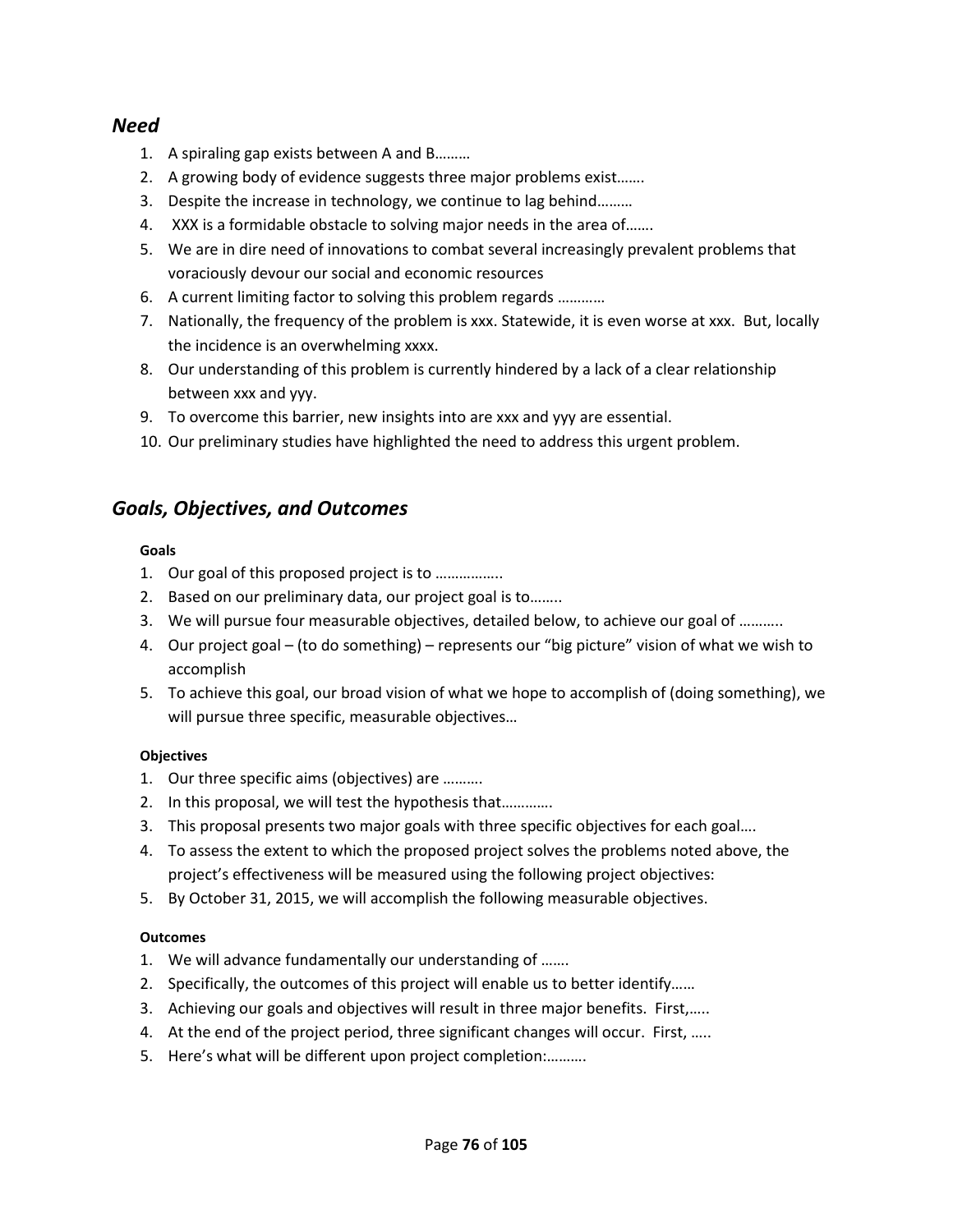## *Need*

1. A spiraling gap exists between A and B………
2. A growing body of evidence suggests three major problems exist…….
3. Despite the increase in technology, we continue to lag behind………
4. XXX is a formidable obstacle to solving major needs in the area of…….
5. We are in dire need of innovations to combat several increasingly prevalent problems that voraciously devour our social and economic resources
6. A current limiting factor to solving this problem regards …………
7. Nationally, the frequency of the problem is xxx. Statewide, it is even worse at xxx. But, locally the incidence is an overwhelming xxxx.
8. Our understanding of this problem is currently hindered by a lack of a clear relationship between xxx and yyy.
9. To overcome this barrier, new insights into are xxx and yyy are essential.
10. Our preliminary studies have highlighted the need to address this urgent problem.

## *Goals, Objectives, and Outcomes*

**Goals**

1. Our goal of this proposed project is to ……………..
2. Based on our preliminary data, our project goal is to……..
3. We will pursue four measurable objectives, detailed below, to achieve our goal of ………..
4. Our project goal – (to do something) – represents our "big picture" vision of what we wish to accomplish
5. To achieve this goal, our broad vision of what we hope to accomplish of (doing something), we will pursue three specific, measurable objectives…

**Objectives**

1. Our three specific aims (objectives) are ……….
2. In this proposal, we will test the hypothesis that………….
3. This proposal presents two major goals with three specific objectives for each goal….
4. To assess the extent to which the proposed project solves the problems noted above, the project's effectiveness will be measured using the following project objectives:
5. By October 31, 2015, we will accomplish the following measurable objectives.

**Outcomes**

1. We will advance fundamentally our understanding of …….
2. Specifically, the outcomes of this project will enable us to better identify……
3. Achieving our goals and objectives will result in three major benefits. First,…..
4. At the end of the project period, three significant changes will occur. First, …..
5. Here's what will be different upon project completion:……….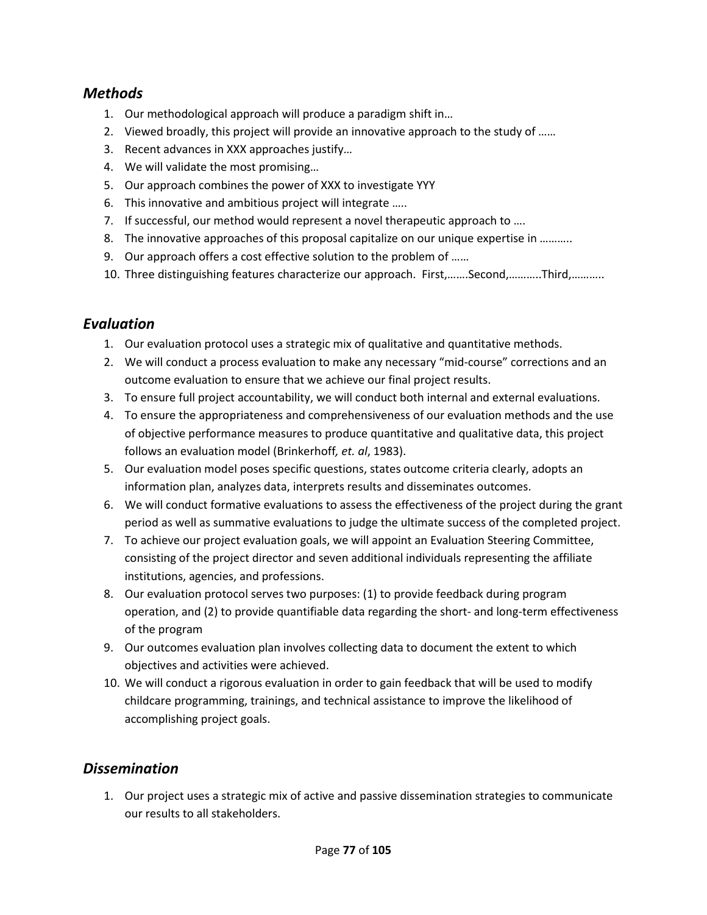## *Methods*

1. Our methodological approach will produce a paradigm shift in…
2. Viewed broadly, this project will provide an innovative approach to the study of ……
3. Recent advances in XXX approaches justify…
4. We will validate the most promising…
5. Our approach combines the power of XXX to investigate YYY
6. This innovative and ambitious project will integrate …..
7. If successful, our method would represent a novel therapeutic approach to ….
8. The innovative approaches of this proposal capitalize on our unique expertise in ………..
9. Our approach offers a cost effective solution to the problem of ……
10. Three distinguishing features characterize our approach. First,…….Second,………..Third,………..

## *Evaluation*

1. Our evaluation protocol uses a strategic mix of qualitative and quantitative methods.
2. We will conduct a process evaluation to make any necessary "mid-course" corrections and an outcome evaluation to ensure that we achieve our final project results.
3. To ensure full project accountability, we will conduct both internal and external evaluations.
4. To ensure the appropriateness and comprehensiveness of our evaluation methods and the use of objective performance measures to produce quantitative and qualitative data, this project follows an evaluation model (Brinkerhoff*, et. al*, 1983).
5. Our evaluation model poses specific questions, states outcome criteria clearly, adopts an information plan, analyzes data, interprets results and disseminates outcomes.
6. We will conduct formative evaluations to assess the effectiveness of the project during the grant period as well as summative evaluations to judge the ultimate success of the completed project.
7. To achieve our project evaluation goals, we will appoint an Evaluation Steering Committee, consisting of the project director and seven additional individuals representing the affiliate institutions, agencies, and professions.
8. Our evaluation protocol serves two purposes: (1) to provide feedback during program operation, and (2) to provide quantifiable data regarding the short- and long-term effectiveness of the program
9. Our outcomes evaluation plan involves collecting data to document the extent to which objectives and activities were achieved.
10. We will conduct a rigorous evaluation in order to gain feedback that will be used to modify childcare programming, trainings, and technical assistance to improve the likelihood of accomplishing project goals.

## *Dissemination*

1. Our project uses a strategic mix of active and passive dissemination strategies to communicate our results to all stakeholders.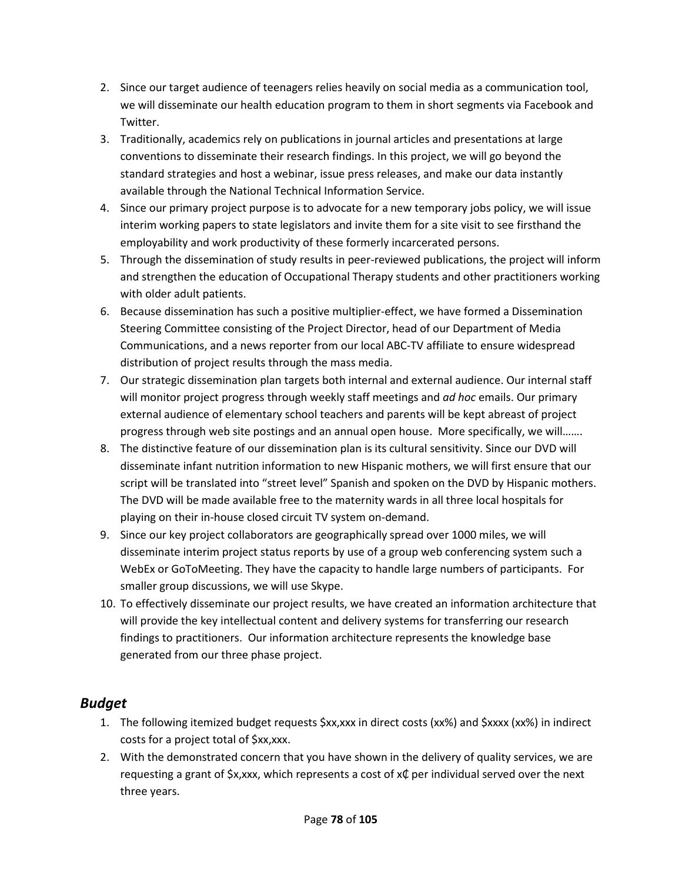2. Since our target audience of teenagers relies heavily on social media as a communication tool, we will disseminate our health education program to them in short segments via Facebook and Twitter.
3. Traditionally, academics rely on publications in journal articles and presentations at large conventions to disseminate their research findings. In this project, we will go beyond the standard strategies and host a webinar, issue press releases, and make our data instantly available through the National Technical Information Service.
4. Since our primary project purpose is to advocate for a new temporary jobs policy, we will issue interim working papers to state legislators and invite them for a site visit to see firsthand the employability and work productivity of these formerly incarcerated persons.
5. Through the dissemination of study results in peer-reviewed publications, the project will inform and strengthen the education of Occupational Therapy students and other practitioners working with older adult patients.
6. Because dissemination has such a positive multiplier-effect, we have formed a Dissemination Steering Committee consisting of the Project Director, head of our Department of Media Communications, and a news reporter from our local ABC-TV affiliate to ensure widespread distribution of project results through the mass media.
7. Our strategic dissemination plan targets both internal and external audience. Our internal staff will monitor project progress through weekly staff meetings and *ad hoc* emails. Our primary external audience of elementary school teachers and parents will be kept abreast of project progress through web site postings and an annual open house. More specifically, we will…….
8. The distinctive feature of our dissemination plan is its cultural sensitivity. Since our DVD will disseminate infant nutrition information to new Hispanic mothers, we will first ensure that our script will be translated into "street level" Spanish and spoken on the DVD by Hispanic mothers. The DVD will be made available free to the maternity wards in all three local hospitals for playing on their in-house closed circuit TV system on-demand.
9. Since our key project collaborators are geographically spread over 1000 miles, we will disseminate interim project status reports by use of a group web conferencing system such a WebEx or GoToMeeting. They have the capacity to handle large numbers of participants. For smaller group discussions, we will use Skype.
10. To effectively disseminate our project results, we have created an information architecture that will provide the key intellectual content and delivery systems for transferring our research findings to practitioners. Our information architecture represents the knowledge base generated from our three phase project.

## *Budget*

1. The following itemized budget requests $xx,xxx in direct costs (xx%) and $xxxx (xx%) in indirect costs for a project total of $xx,xxx.
2. With the demonstrated concern that you have shown in the delivery of quality services, we are requesting a grant of $x,xxx, which represents a cost of x₵ per individual served over the next three years.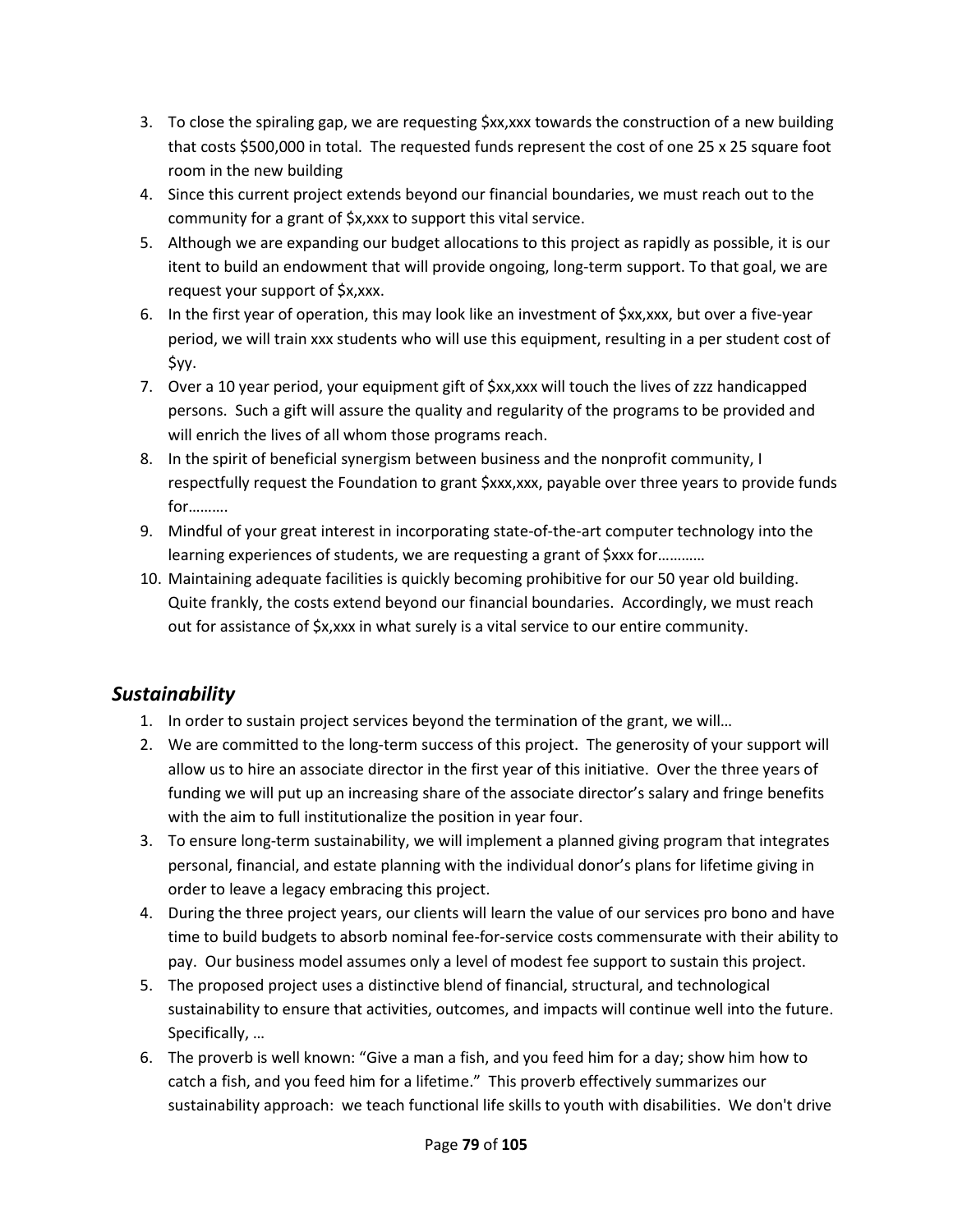3. To close the spiraling gap, we are requesting $xx,xxx towards the construction of a new building that costs $500,000 in total. The requested funds represent the cost of one 25 x 25 square foot room in the new building
4. Since this current project extends beyond our financial boundaries, we must reach out to the community for a grant of $x,xxx to support this vital service.
5. Although we are expanding our budget allocations to this project as rapidly as possible, it is our itent to build an endowment that will provide ongoing, long-term support. To that goal, we are request your support of $x,xxx.
6. In the first year of operation, this may look like an investment of $xx,xxx, but over a five-year period, we will train xxx students who will use this equipment, resulting in a per student cost of $yy.
7. Over a 10 year period, your equipment gift of $xx,xxx will touch the lives of zzz handicapped persons. Such a gift will assure the quality and regularity of the programs to be provided and will enrich the lives of all whom those programs reach.
8. In the spirit of beneficial synergism between business and the nonprofit community, I respectfully request the Foundation to grant $xxx,xxx, payable over three years to provide funds for……….
9. Mindful of your great interest in incorporating state-of-the-art computer technology into the learning experiences of students, we are requesting a grant of $xxx for…………
10. Maintaining adequate facilities is quickly becoming prohibitive for our 50 year old building. Quite frankly, the costs extend beyond our financial boundaries. Accordingly, we must reach out for assistance of $x,xxx in what surely is a vital service to our entire community.

## *Sustainability*

1. In order to sustain project services beyond the termination of the grant, we will…
2. We are committed to the long-term success of this project. The generosity of your support will allow us to hire an associate director in the first year of this initiative. Over the three years of funding we will put up an increasing share of the associate director's salary and fringe benefits with the aim to full institutionalize the position in year four.
3. To ensure long-term sustainability, we will implement a planned giving program that integrates personal, financial, and estate planning with the individual donor's plans for lifetime giving in order to leave a legacy embracing this project.
4. During the three project years, our clients will learn the value of our services pro bono and have time to build budgets to absorb nominal fee-for-service costs commensurate with their ability to pay. Our business model assumes only a level of modest fee support to sustain this project.
5. The proposed project uses a distinctive blend of financial, structural, and technological sustainability to ensure that activities, outcomes, and impacts will continue well into the future. Specifically, …
6. The proverb is well known: "Give a man a fish, and you feed him for a day; show him how to catch a fish, and you feed him for a lifetime." This proverb effectively summarizes our sustainability approach: we teach functional life skills to youth with disabilities. We don't drive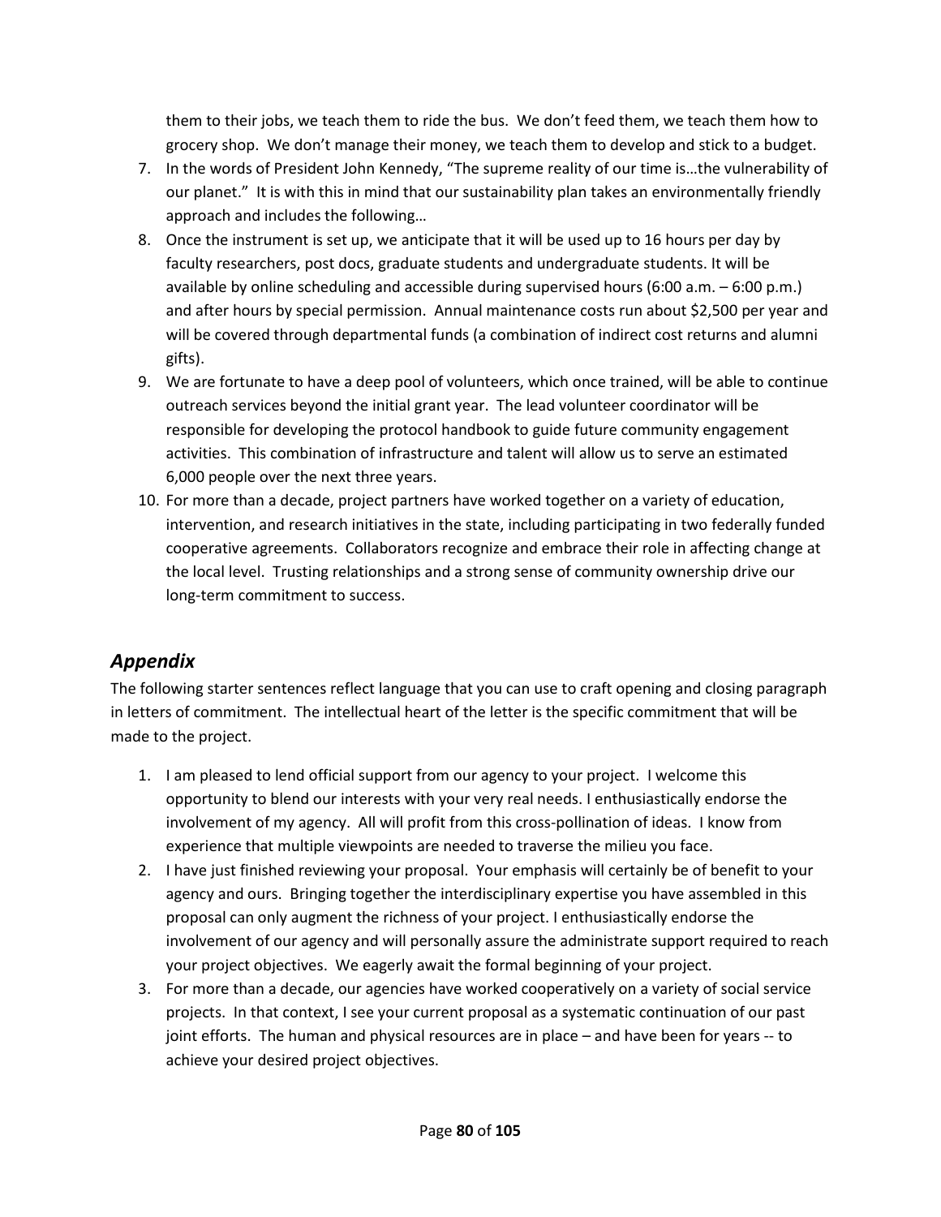them to their jobs, we teach them to ride the bus. We don't feed them, we teach them how to grocery shop. We don't manage their money, we teach them to develop and stick to a budget.

7. In the words of President John Kennedy, "The supreme reality of our time is…the vulnerability of our planet." It is with this in mind that our sustainability plan takes an environmentally friendly approach and includes the following…
8. Once the instrument is set up, we anticipate that it will be used up to 16 hours per day by faculty researchers, post docs, graduate students and undergraduate students. It will be available by online scheduling and accessible during supervised hours (6:00 a.m. – 6:00 p.m.) and after hours by special permission. Annual maintenance costs run about $2,500 per year and will be covered through departmental funds (a combination of indirect cost returns and alumni gifts).
9. We are fortunate to have a deep pool of volunteers, which once trained, will be able to continue outreach services beyond the initial grant year. The lead volunteer coordinator will be responsible for developing the protocol handbook to guide future community engagement activities. This combination of infrastructure and talent will allow us to serve an estimated 6,000 people over the next three years.
10. For more than a decade, project partners have worked together on a variety of education, intervention, and research initiatives in the state, including participating in two federally funded cooperative agreements. Collaborators recognize and embrace their role in affecting change at the local level. Trusting relationships and a strong sense of community ownership drive our long-term commitment to success.

## *Appendix*

The following starter sentences reflect language that you can use to craft opening and closing paragraph in letters of commitment. The intellectual heart of the letter is the specific commitment that will be made to the project.

1. I am pleased to lend official support from our agency to your project. I welcome this opportunity to blend our interests with your very real needs. I enthusiastically endorse the involvement of my agency. All will profit from this cross-pollination of ideas. I know from experience that multiple viewpoints are needed to traverse the milieu you face.
2. I have just finished reviewing your proposal. Your emphasis will certainly be of benefit to your agency and ours. Bringing together the interdisciplinary expertise you have assembled in this proposal can only augment the richness of your project. I enthusiastically endorse the involvement of our agency and will personally assure the administrate support required to reach your project objectives. We eagerly await the formal beginning of your project.
3. For more than a decade, our agencies have worked cooperatively on a variety of social service projects. In that context, I see your current proposal as a systematic continuation of our past joint efforts. The human and physical resources are in place – and have been for years -- to achieve your desired project objectives.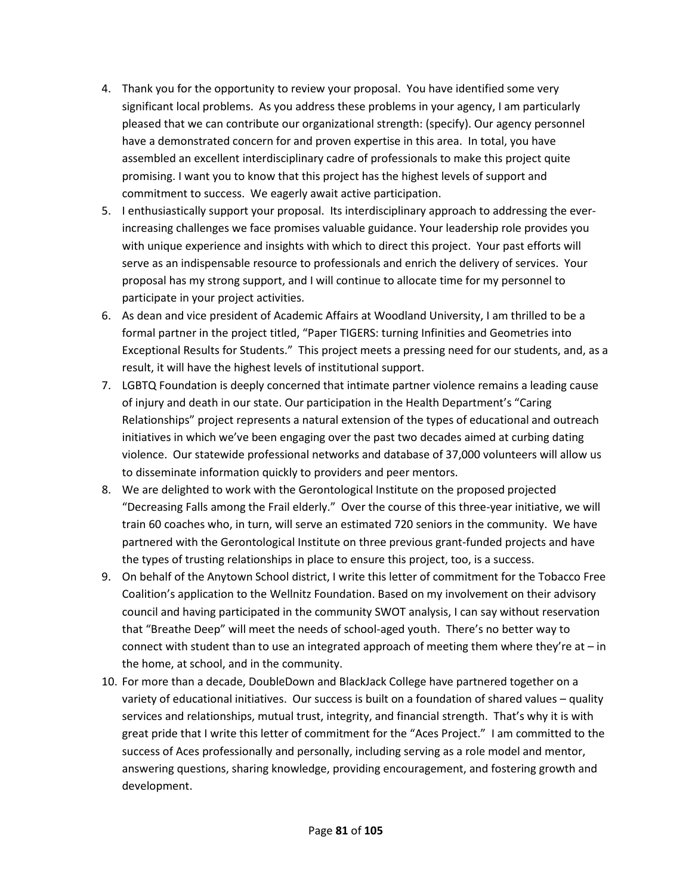4. Thank you for the opportunity to review your proposal. You have identified some very significant local problems. As you address these problems in your agency, I am particularly pleased that we can contribute our organizational strength: (specify). Our agency personnel have a demonstrated concern for and proven expertise in this area. In total, you have assembled an excellent interdisciplinary cadre of professionals to make this project quite promising. I want you to know that this project has the highest levels of support and commitment to success. We eagerly await active participation.
5. I enthusiastically support your proposal. Its interdisciplinary approach to addressing the ever-increasing challenges we face promises valuable guidance. Your leadership role provides you with unique experience and insights with which to direct this project. Your past efforts will serve as an indispensable resource to professionals and enrich the delivery of services. Your proposal has my strong support, and I will continue to allocate time for my personnel to participate in your project activities.
6. As dean and vice president of Academic Affairs at Woodland University, I am thrilled to be a formal partner in the project titled, "Paper TIGERS: turning Infinities and Geometries into Exceptional Results for Students." This project meets a pressing need for our students, and, as a result, it will have the highest levels of institutional support.
7. LGBTQ Foundation is deeply concerned that intimate partner violence remains a leading cause of injury and death in our state. Our participation in the Health Department's "Caring Relationships" project represents a natural extension of the types of educational and outreach initiatives in which we've been engaging over the past two decades aimed at curbing dating violence. Our statewide professional networks and database of 37,000 volunteers will allow us to disseminate information quickly to providers and peer mentors.
8. We are delighted to work with the Gerontological Institute on the proposed projected "Decreasing Falls among the Frail elderly." Over the course of this three-year initiative, we will train 60 coaches who, in turn, will serve an estimated 720 seniors in the community. We have partnered with the Gerontological Institute on three previous grant-funded projects and have the types of trusting relationships in place to ensure this project, too, is a success.
9. On behalf of the Anytown School district, I write this letter of commitment for the Tobacco Free Coalition's application to the Wellnitz Foundation. Based on my involvement on their advisory council and having participated in the community SWOT analysis, I can say without reservation that "Breathe Deep" will meet the needs of school-aged youth. There's no better way to connect with student than to use an integrated approach of meeting them where they're at – in the home, at school, and in the community.
10. For more than a decade, DoubleDown and BlackJack College have partnered together on a variety of educational initiatives. Our success is built on a foundation of shared values – quality services and relationships, mutual trust, integrity, and financial strength. That's why it is with great pride that I write this letter of commitment for the "Aces Project." I am committed to the success of Aces professionally and personally, including serving as a role model and mentor, answering questions, sharing knowledge, providing encouragement, and fostering growth and development.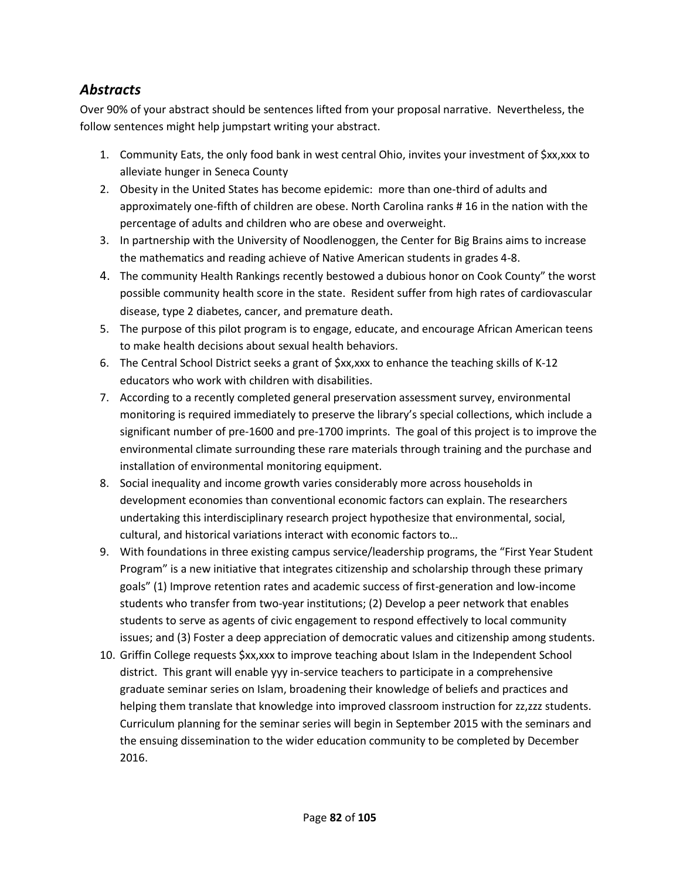## *Abstracts*

Over 90% of your abstract should be sentences lifted from your proposal narrative. Nevertheless, the follow sentences might help jumpstart writing your abstract.

1. Community Eats, the only food bank in west central Ohio, invites your investment of $xx,xxx to alleviate hunger in Seneca County
2. Obesity in the United States has become epidemic: more than one-third of adults and approximately one-fifth of children are obese. North Carolina ranks # 16 in the nation with the percentage of adults and children who are obese and overweight.
3. In partnership with the University of Noodlenoggen, the Center for Big Brains aims to increase the mathematics and reading achieve of Native American students in grades 4-8.
4. The community Health Rankings recently bestowed a dubious honor on Cook County" the worst possible community health score in the state. Resident suffer from high rates of cardiovascular disease, type 2 diabetes, cancer, and premature death.
5. The purpose of this pilot program is to engage, educate, and encourage African American teens to make health decisions about sexual health behaviors.
6. The Central School District seeks a grant of $xx,xxx to enhance the teaching skills of K-12 educators who work with children with disabilities.
7. According to a recently completed general preservation assessment survey, environmental monitoring is required immediately to preserve the library's special collections, which include a significant number of pre-1600 and pre-1700 imprints. The goal of this project is to improve the environmental climate surrounding these rare materials through training and the purchase and installation of environmental monitoring equipment.
8. Social inequality and income growth varies considerably more across households in development economies than conventional economic factors can explain. The researchers undertaking this interdisciplinary research project hypothesize that environmental, social, cultural, and historical variations interact with economic factors to…
9. With foundations in three existing campus service/leadership programs, the "First Year Student Program" is a new initiative that integrates citizenship and scholarship through these primary goals" (1) Improve retention rates and academic success of first-generation and low-income students who transfer from two-year institutions; (2) Develop a peer network that enables students to serve as agents of civic engagement to respond effectively to local community issues; and (3) Foster a deep appreciation of democratic values and citizenship among students.
10. Griffin College requests $xx,xxx to improve teaching about Islam in the Independent School district. This grant will enable yyy in-service teachers to participate in a comprehensive graduate seminar series on Islam, broadening their knowledge of beliefs and practices and helping them translate that knowledge into improved classroom instruction for zz,zzz students. Curriculum planning for the seminar series will begin in September 2015 with the seminars and the ensuing dissemination to the wider education community to be completed by December 2016.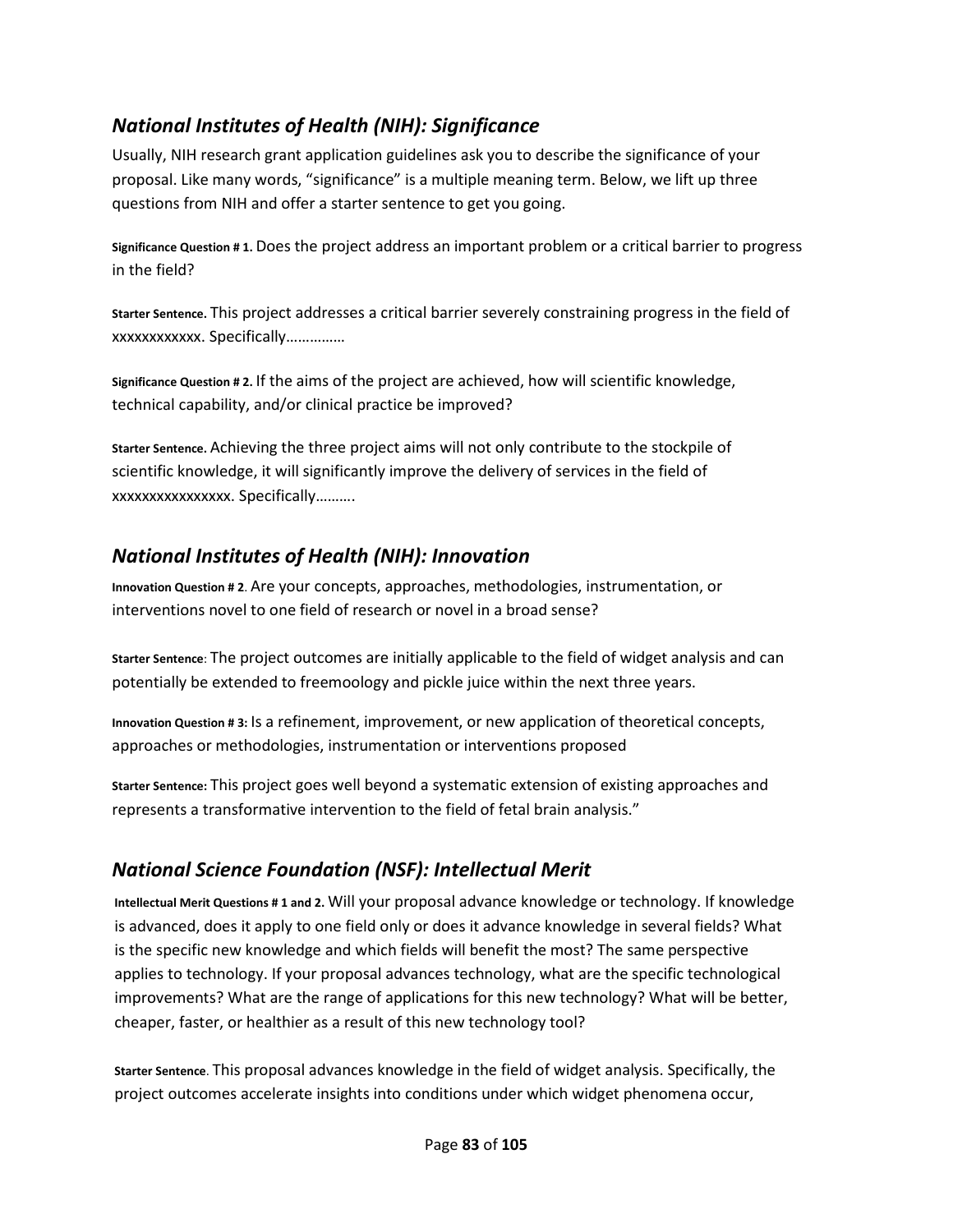## *National Institutes of Health (NIH): Significance*

Usually, NIH research grant application guidelines ask you to describe the significance of your proposal. Like many words, “significance” is a multiple meaning term. Below, we lift up three questions from NIH and offer a starter sentence to get you going.

**Significance Question # 1.** Does the project address an important problem or a critical barrier to progress in the field?

**Starter Sentence.** This project addresses a critical barrier severely constraining progress in the field of xxxxxxxxxxxx. Specifically……………

**Significance Question # 2.** If the aims of the project are achieved, how will scientific knowledge, technical capability, and/or clinical practice be improved?

**Starter Sentence.** Achieving the three project aims will not only contribute to the stockpile of scientific knowledge, it will significantly improve the delivery of services in the field of xxxxxxxxxxxxxxxx. Specifically……….

## *National Institutes of Health (NIH): Innovation*

**Innovation Question # 2**. Are your concepts, approaches, methodologies, instrumentation, or interventions novel to one field of research or novel in a broad sense?

**Starter Sentence**: The project outcomes are initially applicable to the field of widget analysis and can potentially be extended to freemoology and pickle juice within the next three years.

**Innovation Question # 3:** Is a refinement, improvement, or new application of theoretical concepts, approaches or methodologies, instrumentation or interventions proposed

**Starter Sentence:** This project goes well beyond a systematic extension of existing approaches and represents a transformative intervention to the field of fetal brain analysis.”

## *National Science Foundation (NSF): Intellectual Merit*

**Intellectual Merit Questions # 1 and 2.** Will your proposal advance knowledge or technology. If knowledge is advanced, does it apply to one field only or does it advance knowledge in several fields? What is the specific new knowledge and which fields will benefit the most? The same perspective applies to technology. If your proposal advances technology, what are the specific technological improvements? What are the range of applications for this new technology? What will be better, cheaper, faster, or healthier as a result of this new technology tool?

**Starter Sentence**. This proposal advances knowledge in the field of widget analysis. Specifically, the project outcomes accelerate insights into conditions under which widget phenomena occur,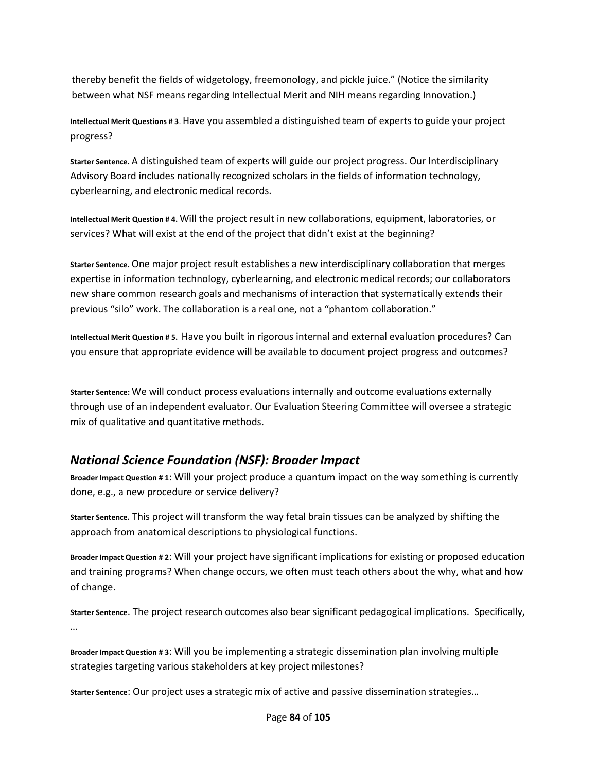thereby benefit the fields of widgetology, freemonology, and pickle juice." (Notice the similarity between what NSF means regarding Intellectual Merit and NIH means regarding Innovation.)

**Intellectual Merit Questions # 3**. Have you assembled a distinguished team of experts to guide your project progress?

**Starter Sentence.** A distinguished team of experts will guide our project progress. Our Interdisciplinary Advisory Board includes nationally recognized scholars in the fields of information technology, cyberlearning, and electronic medical records.

**Intellectual Merit Question # 4.** Will the project result in new collaborations, equipment, laboratories, or services? What will exist at the end of the project that didn't exist at the beginning?

**Starter Sentence.** One major project result establishes a new interdisciplinary collaboration that merges expertise in information technology, cyberlearning, and electronic medical records; our collaborators new share common research goals and mechanisms of interaction that systematically extends their previous "silo" work. The collaboration is a real one, not a "phantom collaboration."

**Intellectual Merit Question # 5.** Have you built in rigorous internal and external evaluation procedures? Can you ensure that appropriate evidence will be available to document project progress and outcomes?

**Starter Sentence:** We will conduct process evaluations internally and outcome evaluations externally through use of an independent evaluator. Our Evaluation Steering Committee will oversee a strategic mix of qualitative and quantitative methods.

## *National Science Foundation (NSF): Broader Impact*

**Broader Impact Question # 1**: Will your project produce a quantum impact on the way something is currently done, e.g., a new procedure or service delivery?

**Starter Sentence.** This project will transform the way fetal brain tissues can be analyzed by shifting the approach from anatomical descriptions to physiological functions.

**Broader Impact Question # 2**: Will your project have significant implications for existing or proposed education and training programs? When change occurs, we often must teach others about the why, what and how of change.

**Starter Sentence**. The project research outcomes also bear significant pedagogical implications. Specifically, …

**Broader Impact Question # 3**: Will you be implementing a strategic dissemination plan involving multiple strategies targeting various stakeholders at key project milestones?

**Starter Sentence**: Our project uses a strategic mix of active and passive dissemination strategies…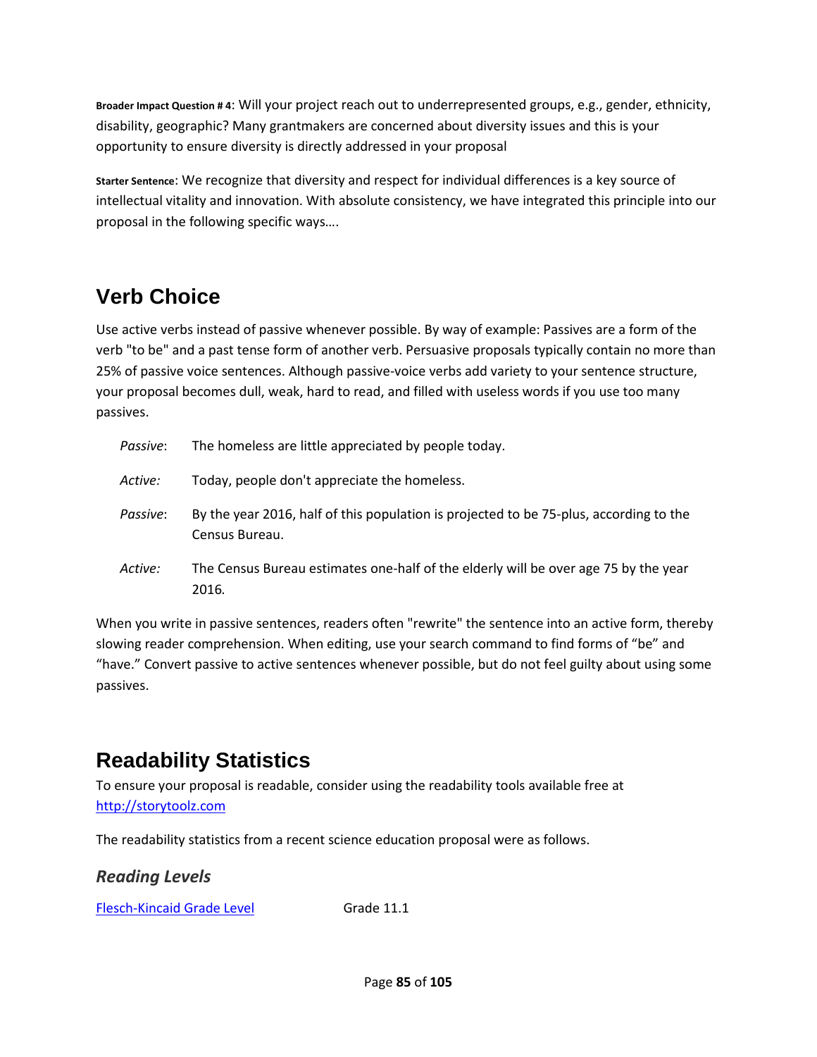**Broader Impact Question # 4**: Will your project reach out to underrepresented groups, e.g., gender, ethnicity, disability, geographic? Many grantmakers are concerned about diversity issues and this is your opportunity to ensure diversity is directly addressed in your proposal

**Starter Sentence**: We recognize that diversity and respect for individual differences is a key source of intellectual vitality and innovation. With absolute consistency, we have integrated this principle into our proposal in the following specific ways….

## Verb Choice

Use active verbs instead of passive whenever possible. By way of example: Passives are a form of the verb "to be" and a past tense form of another verb. Persuasive proposals typically contain no more than 25% of passive voice sentences. Although passive-voice verbs add variety to your sentence structure, your proposal becomes dull, weak, hard to read, and filled with useless words if you use too many passives.

*Passive*: The homeless are little appreciated by people today.

*Active:* Today, people don't appreciate the homeless.

*Passive*: By the year 2016, half of this population is projected to be 75-plus, according to the Census Bureau.

*Active:* The Census Bureau estimates one-half of the elderly will be over age 75 by the year 2016.

When you write in passive sentences, readers often "rewrite" the sentence into an active form, thereby slowing reader comprehension. When editing, use your search command to find forms of "be" and "have." Convert passive to active sentences whenever possible, but do not feel guilty about using some passives.

## Readability Statistics

To ensure your proposal is readable, consider using the readability tools available free at http://storytoolz.com

The readability statistics from a recent science education proposal were as follows.

### *Reading Levels*

| | |
|---|---|
| Flesch-Kincaid Grade Level | Grade 11.1 |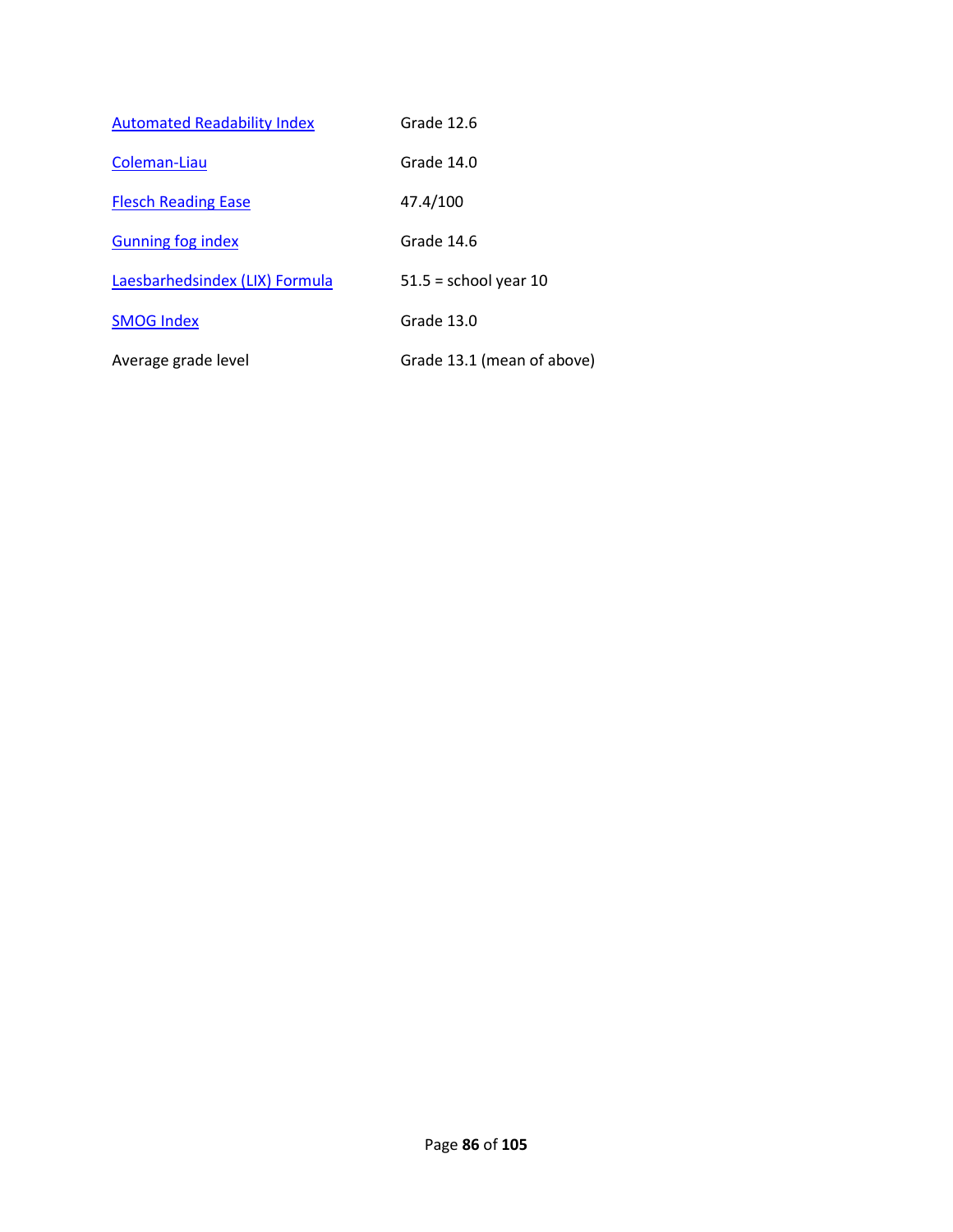| | |
|---|---|
| [Automated Readability Index]() | Grade 12.6 |
| [Coleman-Liau]() | Grade 14.0 |
| [Flesch Reading Ease]() | 47.4/100 |
| [Gunning fog index]() | Grade 14.6 |
| [Laesbarhedsindex (LIX) Formula]() | 51.5 = school year 10 |
| [SMOG Index]() | Grade 13.0 |
| Average grade level | Grade 13.1 (mean of above) |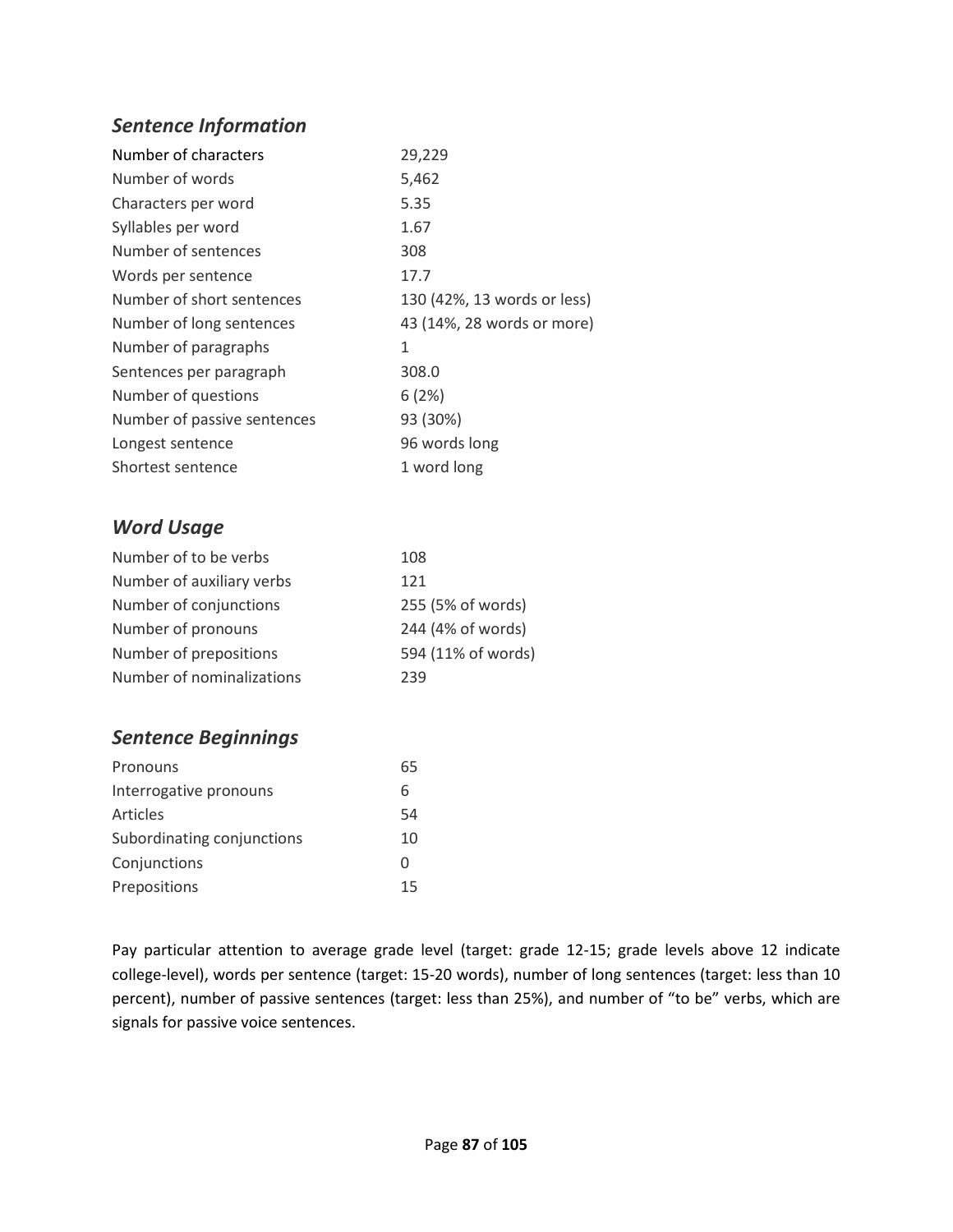## *Sentence Information*

| | |
|---|---|
| Number of characters | 29,229 |
| Number of words | 5,462 |
| Characters per word | 5.35 |
| Syllables per word | 1.67 |
| Number of sentences | 308 |
| Words per sentence | 17.7 |
| Number of short sentences | 130 (42%, 13 words or less) |
| Number of long sentences | 43 (14%, 28 words or more) |
| Number of paragraphs | 1 |
| Sentences per paragraph | 308.0 |
| Number of questions | 6 (2%) |
| Number of passive sentences | 93 (30%) |
| Longest sentence | 96 words long |
| Shortest sentence | 1 word long |

## *Word Usage*

| | |
|---|---|
| Number of to be verbs | 108 |
| Number of auxiliary verbs | 121 |
| Number of conjunctions | 255 (5% of words) |
| Number of pronouns | 244 (4% of words) |
| Number of prepositions | 594 (11% of words) |
| Number of nominalizations | 239 |

## *Sentence Beginnings*

| | |
|---|---|
| Pronouns | 65 |
| Interrogative pronouns | 6 |
| Articles | 54 |
| Subordinating conjunctions | 10 |
| Conjunctions | 0 |
| Prepositions | 15 |

Pay particular attention to average grade level (target: grade 12-15; grade levels above 12 indicate college-level), words per sentence (target: 15-20 words), number of long sentences (target: less than 10 percent), number of passive sentences (target: less than 25%), and number of "to be" verbs, which are signals for passive voice sentences.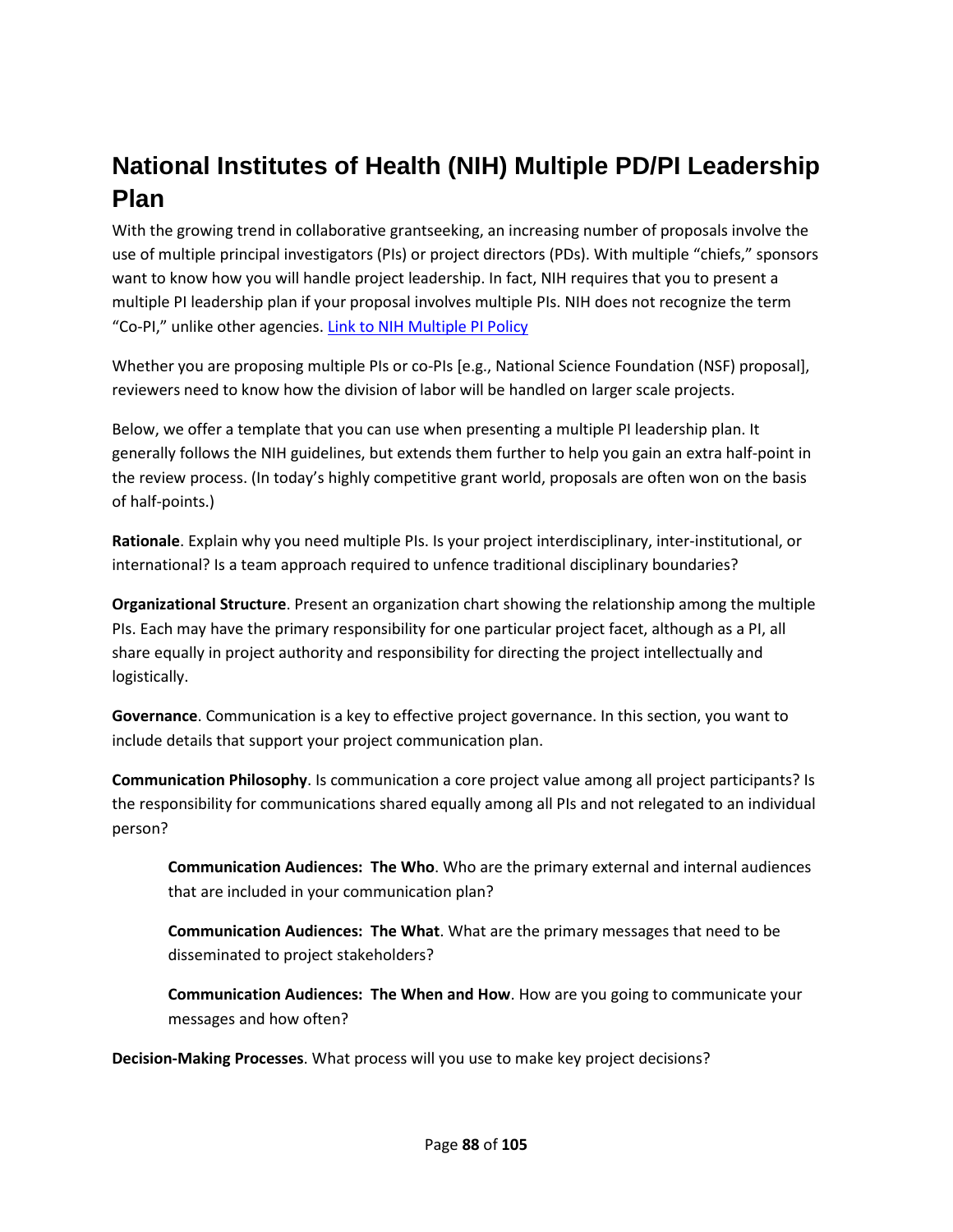# National Institutes of Health (NIH) Multiple PD/PI Leadership Plan

With the growing trend in collaborative grantseeking, an increasing number of proposals involve the use of multiple principal investigators (PIs) or project directors (PDs). With multiple "chiefs," sponsors want to know how you will handle project leadership. In fact, NIH requires that you to present a multiple PI leadership plan if your proposal involves multiple PIs. NIH does not recognize the term "Co-PI," unlike other agencies. [Link to NIH Multiple PI Policy]

Whether you are proposing multiple PIs or co-PIs [e.g., National Science Foundation (NSF) proposal], reviewers need to know how the division of labor will be handled on larger scale projects.

Below, we offer a template that you can use when presenting a multiple PI leadership plan. It generally follows the NIH guidelines, but extends them further to help you gain an extra half-point in the review process. (In today's highly competitive grant world, proposals are often won on the basis of half-points.)

**Rationale**. Explain why you need multiple PIs. Is your project interdisciplinary, inter-institutional, or international? Is a team approach required to unfence traditional disciplinary boundaries?

**Organizational Structure**. Present an organization chart showing the relationship among the multiple PIs. Each may have the primary responsibility for one particular project facet, although as a PI, all share equally in project authority and responsibility for directing the project intellectually and logistically.

**Governance**. Communication is a key to effective project governance. In this section, you want to include details that support your project communication plan.

**Communication Philosophy**. Is communication a core project value among all project participants? Is the responsibility for communications shared equally among all PIs and not relegated to an individual person?

> **Communication Audiences: The Who**. Who are the primary external and internal audiences that are included in your communication plan?
>
> **Communication Audiences: The What**. What are the primary messages that need to be disseminated to project stakeholders?
>
> **Communication Audiences: The When and How**. How are you going to communicate your messages and how often?

**Decision-Making Processes**. What process will you use to make key project decisions?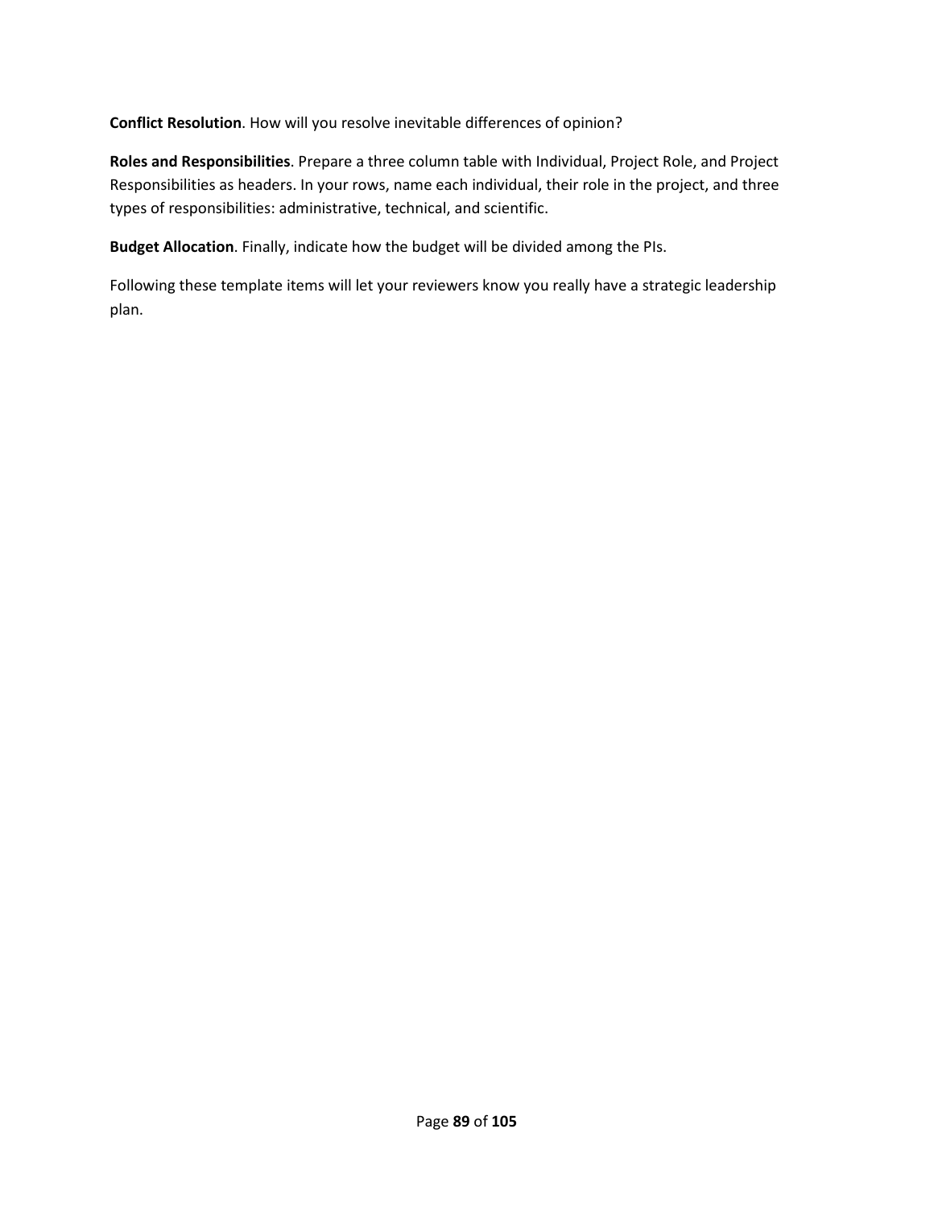**Conflict Resolution**. How will you resolve inevitable differences of opinion?

**Roles and Responsibilities**. Prepare a three column table with Individual, Project Role, and Project Responsibilities as headers. In your rows, name each individual, their role in the project, and three types of responsibilities: administrative, technical, and scientific.

**Budget Allocation**. Finally, indicate how the budget will be divided among the PIs.

Following these template items will let your reviewers know you really have a strategic leadership plan.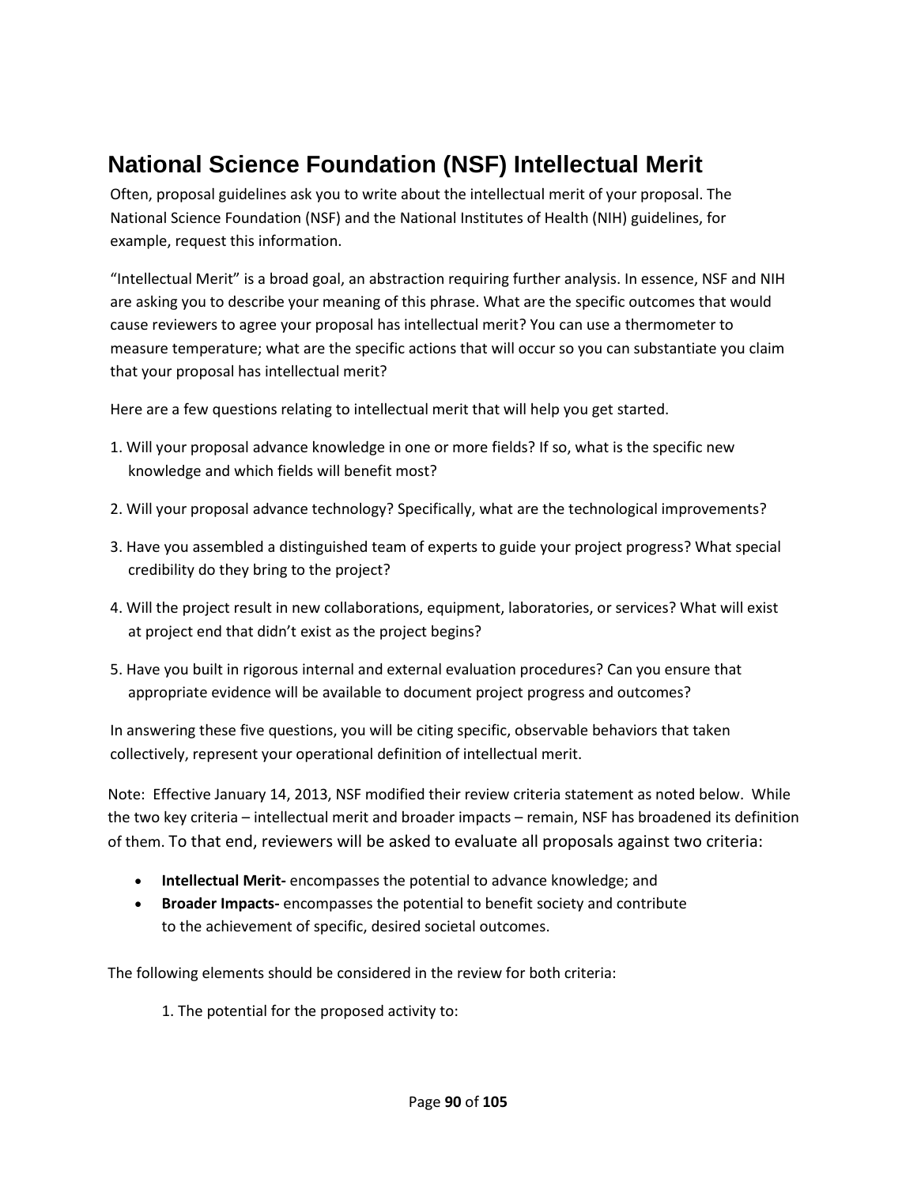# National Science Foundation (NSF) Intellectual Merit

Often, proposal guidelines ask you to write about the intellectual merit of your proposal. The National Science Foundation (NSF) and the National Institutes of Health (NIH) guidelines, for example, request this information.

"Intellectual Merit" is a broad goal, an abstraction requiring further analysis. In essence, NSF and NIH are asking you to describe your meaning of this phrase. What are the specific outcomes that would cause reviewers to agree your proposal has intellectual merit? You can use a thermometer to measure temperature; what are the specific actions that will occur so you can substantiate you claim that your proposal has intellectual merit?

Here are a few questions relating to intellectual merit that will help you get started.

1. Will your proposal advance knowledge in one or more fields? If so, what is the specific new knowledge and which fields will benefit most?
2. Will your proposal advance technology? Specifically, what are the technological improvements?
3. Have you assembled a distinguished team of experts to guide your project progress? What special credibility do they bring to the project?
4. Will the project result in new collaborations, equipment, laboratories, or services? What will exist at project end that didn't exist as the project begins?
5. Have you built in rigorous internal and external evaluation procedures? Can you ensure that appropriate evidence will be available to document project progress and outcomes?

In answering these five questions, you will be citing specific, observable behaviors that taken collectively, represent your operational definition of intellectual merit.

Note: Effective January 14, 2013, NSF modified their review criteria statement as noted below. While the two key criteria – intellectual merit and broader impacts – remain, NSF has broadened its definition of them. To that end, reviewers will be asked to evaluate all proposals against two criteria:

- **Intellectual Merit-** encompasses the potential to advance knowledge; and
- **Broader Impacts-** encompasses the potential to benefit society and contribute to the achievement of specific, desired societal outcomes.

The following elements should be considered in the review for both criteria:

1. The potential for the proposed activity to: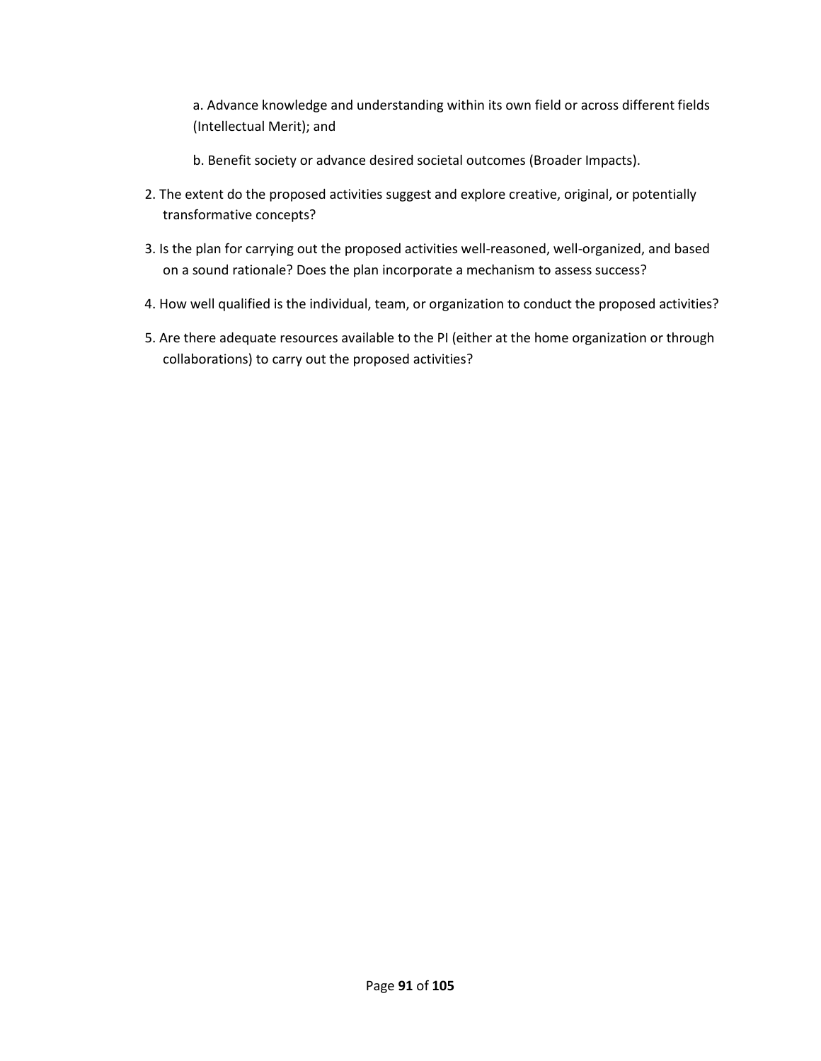a. Advance knowledge and understanding within its own field or across different fields (Intellectual Merit); and

b. Benefit society or advance desired societal outcomes (Broader Impacts).

2. The extent do the proposed activities suggest and explore creative, original, or potentially transformative concepts?
3. Is the plan for carrying out the proposed activities well-reasoned, well-organized, and based on a sound rationale? Does the plan incorporate a mechanism to assess success?
4. How well qualified is the individual, team, or organization to conduct the proposed activities?
5. Are there adequate resources available to the PI (either at the home organization or through collaborations) to carry out the proposed activities?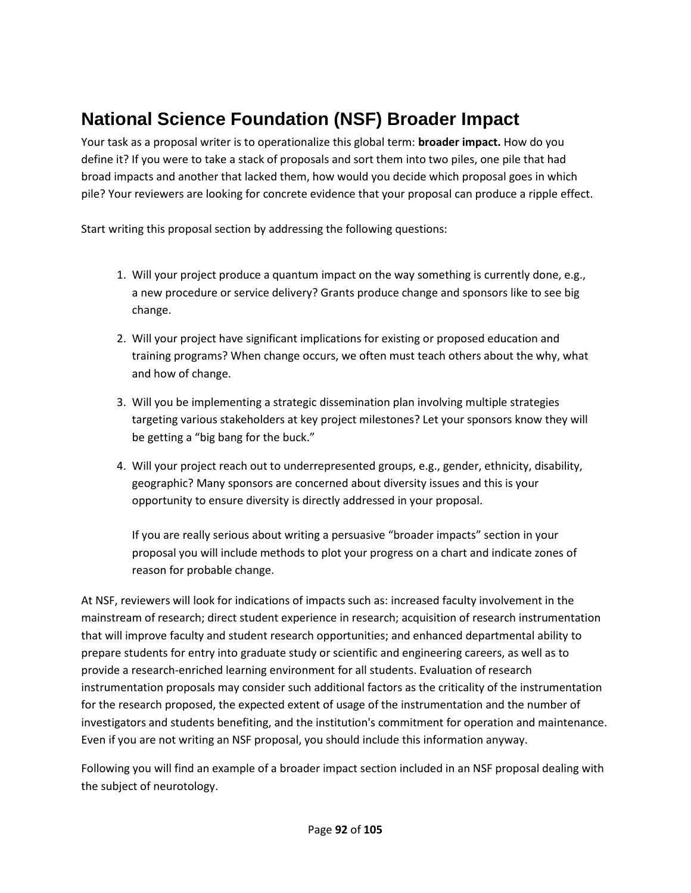# National Science Foundation (NSF) Broader Impact

Your task as a proposal writer is to operationalize this global term: **broader impact.** How do you define it? If you were to take a stack of proposals and sort them into two piles, one pile that had broad impacts and another that lacked them, how would you decide which proposal goes in which pile? Your reviewers are looking for concrete evidence that your proposal can produce a ripple effect.

Start writing this proposal section by addressing the following questions:

1. Will your project produce a quantum impact on the way something is currently done, e.g., a new procedure or service delivery? Grants produce change and sponsors like to see big change.

2. Will your project have significant implications for existing or proposed education and training programs? When change occurs, we often must teach others about the why, what and how of change.

3. Will you be implementing a strategic dissemination plan involving multiple strategies targeting various stakeholders at key project milestones? Let your sponsors know they will be getting a "big bang for the buck."

4. Will your project reach out to underrepresented groups, e.g., gender, ethnicity, disability, geographic? Many sponsors are concerned about diversity issues and this is your opportunity to ensure diversity is directly addressed in your proposal.

   If you are really serious about writing a persuasive "broader impacts" section in your proposal you will include methods to plot your progress on a chart and indicate zones of reason for probable change.

At NSF, reviewers will look for indications of impacts such as: increased faculty involvement in the mainstream of research; direct student experience in research; acquisition of research instrumentation that will improve faculty and student research opportunities; and enhanced departmental ability to prepare students for entry into graduate study or scientific and engineering careers, as well as to provide a research-enriched learning environment for all students. Evaluation of research instrumentation proposals may consider such additional factors as the criticality of the instrumentation for the research proposed, the expected extent of usage of the instrumentation and the number of investigators and students benefiting, and the institution's commitment for operation and maintenance. Even if you are not writing an NSF proposal, you should include this information anyway.

Following you will find an example of a broader impact section included in an NSF proposal dealing with the subject of neurotology.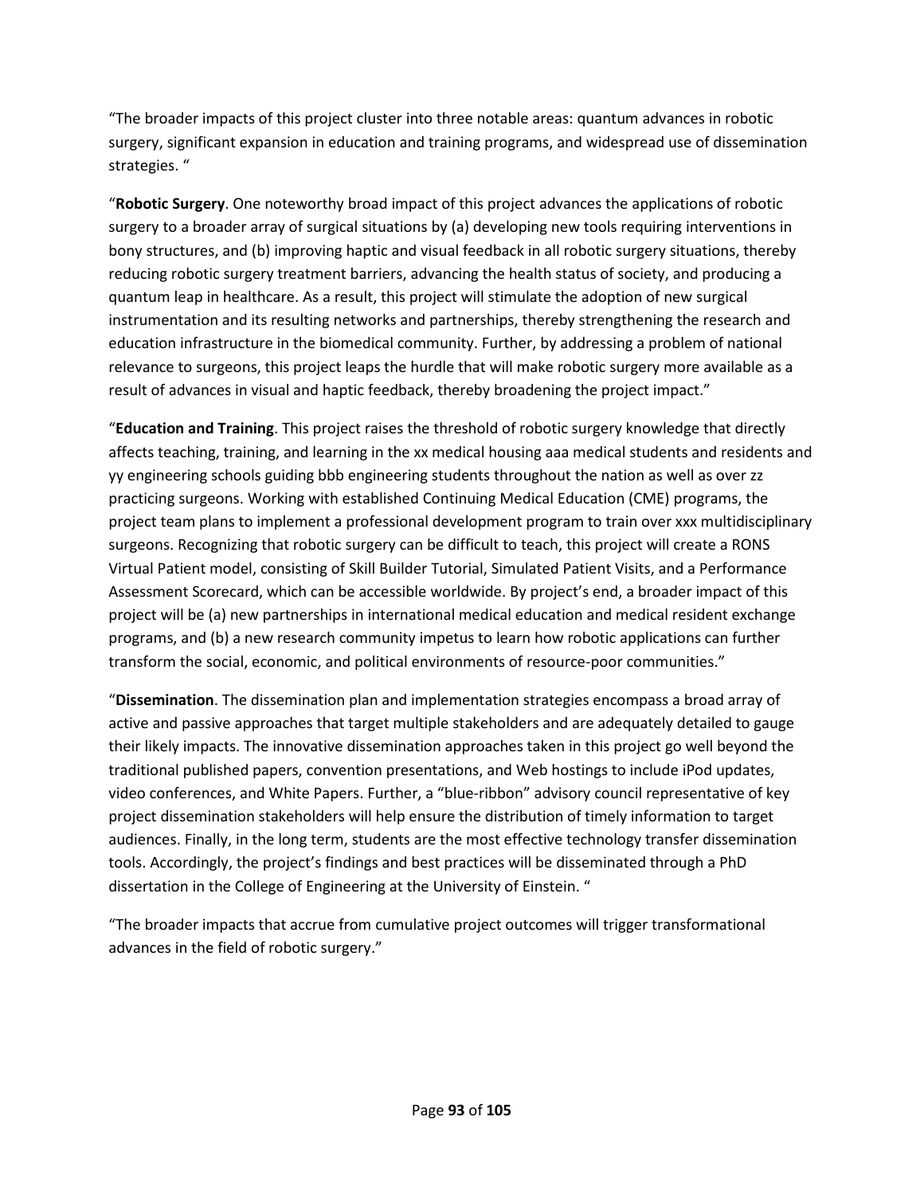"The broader impacts of this project cluster into three notable areas: quantum advances in robotic surgery, significant expansion in education and training programs, and widespread use of dissemination strategies. "

"**Robotic Surgery**. One noteworthy broad impact of this project advances the applications of robotic surgery to a broader array of surgical situations by (a) developing new tools requiring interventions in bony structures, and (b) improving haptic and visual feedback in all robotic surgery situations, thereby reducing robotic surgery treatment barriers, advancing the health status of society, and producing a quantum leap in healthcare. As a result, this project will stimulate the adoption of new surgical instrumentation and its resulting networks and partnerships, thereby strengthening the research and education infrastructure in the biomedical community. Further, by addressing a problem of national relevance to surgeons, this project leaps the hurdle that will make robotic surgery more available as a result of advances in visual and haptic feedback, thereby broadening the project impact."

"**Education and Training**. This project raises the threshold of robotic surgery knowledge that directly affects teaching, training, and learning in the xx medical housing aaa medical students and residents and yy engineering schools guiding bbb engineering students throughout the nation as well as over zz practicing surgeons. Working with established Continuing Medical Education (CME) programs, the project team plans to implement a professional development program to train over xxx multidisciplinary surgeons. Recognizing that robotic surgery can be difficult to teach, this project will create a RONS Virtual Patient model, consisting of Skill Builder Tutorial, Simulated Patient Visits, and a Performance Assessment Scorecard, which can be accessible worldwide. By project's end, a broader impact of this project will be (a) new partnerships in international medical education and medical resident exchange programs, and (b) a new research community impetus to learn how robotic applications can further transform the social, economic, and political environments of resource-poor communities."

"**Dissemination**. The dissemination plan and implementation strategies encompass a broad array of active and passive approaches that target multiple stakeholders and are adequately detailed to gauge their likely impacts. The innovative dissemination approaches taken in this project go well beyond the traditional published papers, convention presentations, and Web hostings to include iPod updates, video conferences, and White Papers. Further, a "blue-ribbon" advisory council representative of key project dissemination stakeholders will help ensure the distribution of timely information to target audiences. Finally, in the long term, students are the most effective technology transfer dissemination tools. Accordingly, the project's findings and best practices will be disseminated through a PhD dissertation in the College of Engineering at the University of Einstein. "

"The broader impacts that accrue from cumulative project outcomes will trigger transformational advances in the field of robotic surgery."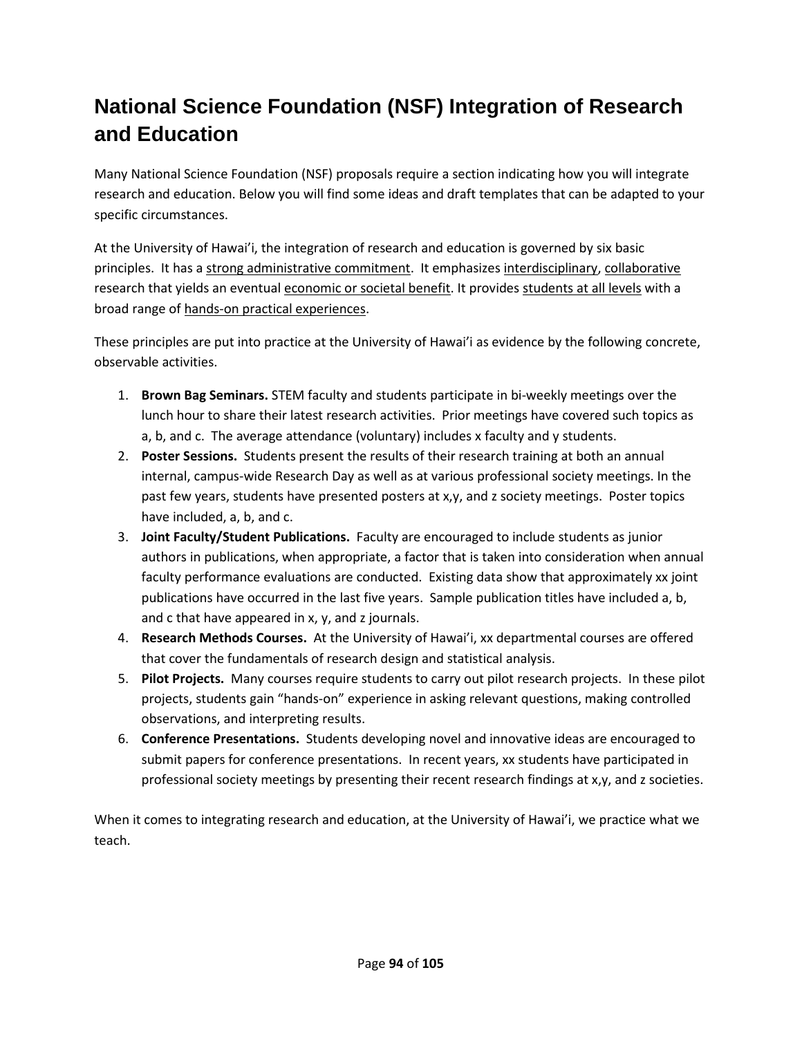# National Science Foundation (NSF) Integration of Research and Education

Many National Science Foundation (NSF) proposals require a section indicating how you will integrate research and education. Below you will find some ideas and draft templates that can be adapted to your specific circumstances.

At the University of Hawai'i, the integration of research and education is governed by six basic principles. It has a <u>strong administrative commitment</u>. It emphasizes <u>interdisciplinary</u>, <u>collaborative</u> research that yields an eventual <u>economic or societal benefit</u>. It provides <u>students at all levels</u> with a broad range of <u>hands-on practical experiences</u>.

These principles are put into practice at the University of Hawai'i as evidence by the following concrete, observable activities.

1. **Brown Bag Seminars.** STEM faculty and students participate in bi-weekly meetings over the lunch hour to share their latest research activities. Prior meetings have covered such topics as a, b, and c. The average attendance (voluntary) includes x faculty and y students.
2. **Poster Sessions.** Students present the results of their research training at both an annual internal, campus-wide Research Day as well as at various professional society meetings. In the past few years, students have presented posters at x,y, and z society meetings. Poster topics have included, a, b, and c.
3. **Joint Faculty/Student Publications.** Faculty are encouraged to include students as junior authors in publications, when appropriate, a factor that is taken into consideration when annual faculty performance evaluations are conducted. Existing data show that approximately xx joint publications have occurred in the last five years. Sample publication titles have included a, b, and c that have appeared in x, y, and z journals.
4. **Research Methods Courses.** At the University of Hawai'i, xx departmental courses are offered that cover the fundamentals of research design and statistical analysis.
5. **Pilot Projects.** Many courses require students to carry out pilot research projects. In these pilot projects, students gain "hands-on" experience in asking relevant questions, making controlled observations, and interpreting results.
6. **Conference Presentations.** Students developing novel and innovative ideas are encouraged to submit papers for conference presentations. In recent years, xx students have participated in professional society meetings by presenting their recent research findings at x,y, and z societies.

When it comes to integrating research and education, at the University of Hawai'i, we practice what we teach.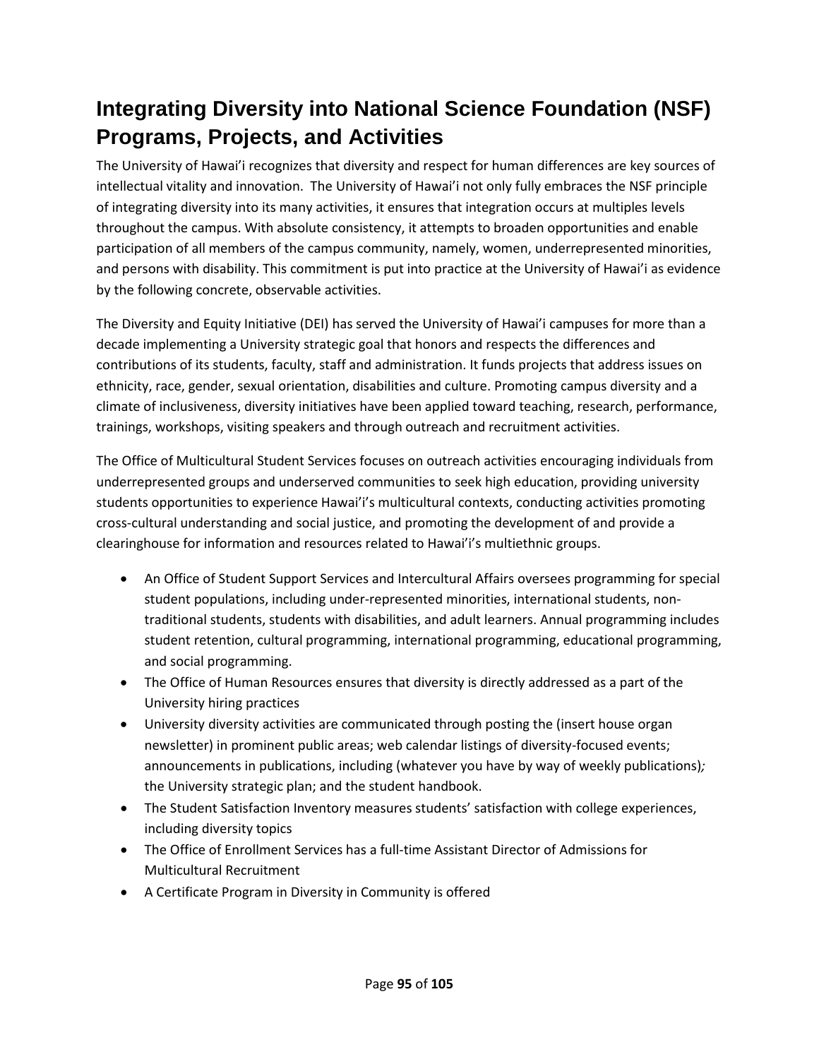# Integrating Diversity into National Science Foundation (NSF) Programs, Projects, and Activities

The University of Hawai'i recognizes that diversity and respect for human differences are key sources of intellectual vitality and innovation. The University of Hawai'i not only fully embraces the NSF principle of integrating diversity into its many activities, it ensures that integration occurs at multiples levels throughout the campus. With absolute consistency, it attempts to broaden opportunities and enable participation of all members of the campus community, namely, women, underrepresented minorities, and persons with disability. This commitment is put into practice at the University of Hawai'i as evidence by the following concrete, observable activities.

The Diversity and Equity Initiative (DEI) has served the University of Hawai'i campuses for more than a decade implementing a University strategic goal that honors and respects the differences and contributions of its students, faculty, staff and administration. It funds projects that address issues on ethnicity, race, gender, sexual orientation, disabilities and culture. Promoting campus diversity and a climate of inclusiveness, diversity initiatives have been applied toward teaching, research, performance, trainings, workshops, visiting speakers and through outreach and recruitment activities.

The Office of Multicultural Student Services focuses on outreach activities encouraging individuals from underrepresented groups and underserved communities to seek high education, providing university students opportunities to experience Hawai'i's multicultural contexts, conducting activities promoting cross-cultural understanding and social justice, and promoting the development of and provide a clearinghouse for information and resources related to Hawai'i's multiethnic groups.

- An Office of Student Support Services and Intercultural Affairs oversees programming for special student populations, including under-represented minorities, international students, non-traditional students, students with disabilities, and adult learners. Annual programming includes student retention, cultural programming, international programming, educational programming, and social programming.
- The Office of Human Resources ensures that diversity is directly addressed as a part of the University hiring practices
- University diversity activities are communicated through posting the (insert house organ newsletter) in prominent public areas; web calendar listings of diversity-focused events; announcements in publications, including (whatever you have by way of weekly publications)*;* the University strategic plan; and the student handbook.
- The Student Satisfaction Inventory measures students' satisfaction with college experiences, including diversity topics
- The Office of Enrollment Services has a full-time Assistant Director of Admissions for Multicultural Recruitment
- A Certificate Program in Diversity in Community is offered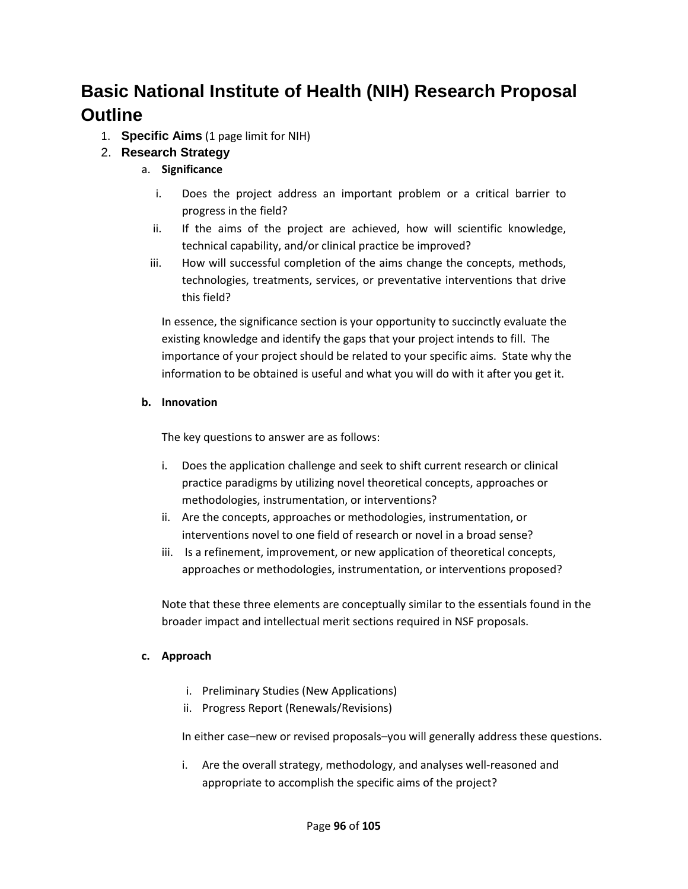# Basic National Institute of Health (NIH) Research Proposal Outline

1. **Specific Aims** (1 page limit for NIH)
2. **Research Strategy**
   a. **Significance**

      i. Does the project address an important problem or a critical barrier to progress in the field?

      ii. If the aims of the project are achieved, how will scientific knowledge, technical capability, and/or clinical practice be improved?

      iii. How will successful completion of the aims change the concepts, methods, technologies, treatments, services, or preventative interventions that drive this field?

      In essence, the significance section is your opportunity to succinctly evaluate the existing knowledge and identify the gaps that your project intends to fill. The importance of your project should be related to your specific aims. State why the information to be obtained is useful and what you will do with it after you get it.

   b. **Innovation**

      The key questions to answer are as follows:

      i. Does the application challenge and seek to shift current research or clinical practice paradigms by utilizing novel theoretical concepts, approaches or methodologies, instrumentation, or interventions?

      ii. Are the concepts, approaches or methodologies, instrumentation, or interventions novel to one field of research or novel in a broad sense?

      iii. Is a refinement, improvement, or new application of theoretical concepts, approaches or methodologies, instrumentation, or interventions proposed?

      Note that these three elements are conceptually similar to the essentials found in the broader impact and intellectual merit sections required in NSF proposals.

   c. **Approach**

      i. Preliminary Studies (New Applications)

      ii. Progress Report (Renewals/Revisions)

      In either case–new or revised proposals–you will generally address these questions.

      i. Are the overall strategy, methodology, and analyses well-reasoned and appropriate to accomplish the specific aims of the project?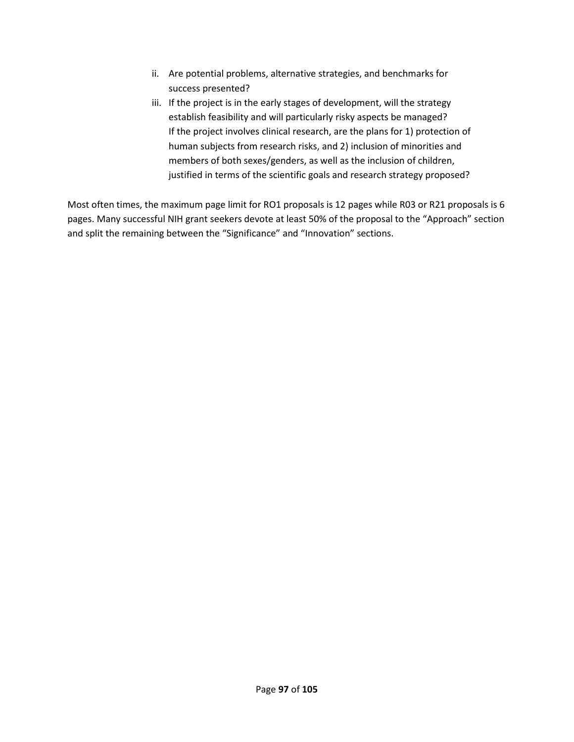ii. Are potential problems, alternative strategies, and benchmarks for success presented?
iii. If the project is in the early stages of development, will the strategy establish feasibility and will particularly risky aspects be managed? If the project involves clinical research, are the plans for 1) protection of human subjects from research risks, and 2) inclusion of minorities and members of both sexes/genders, as well as the inclusion of children, justified in terms of the scientific goals and research strategy proposed?

Most often times, the maximum page limit for RO1 proposals is 12 pages while R03 or R21 proposals is 6 pages. Many successful NIH grant seekers devote at least 50% of the proposal to the "Approach" section and split the remaining between the "Significance" and "Innovation" sections.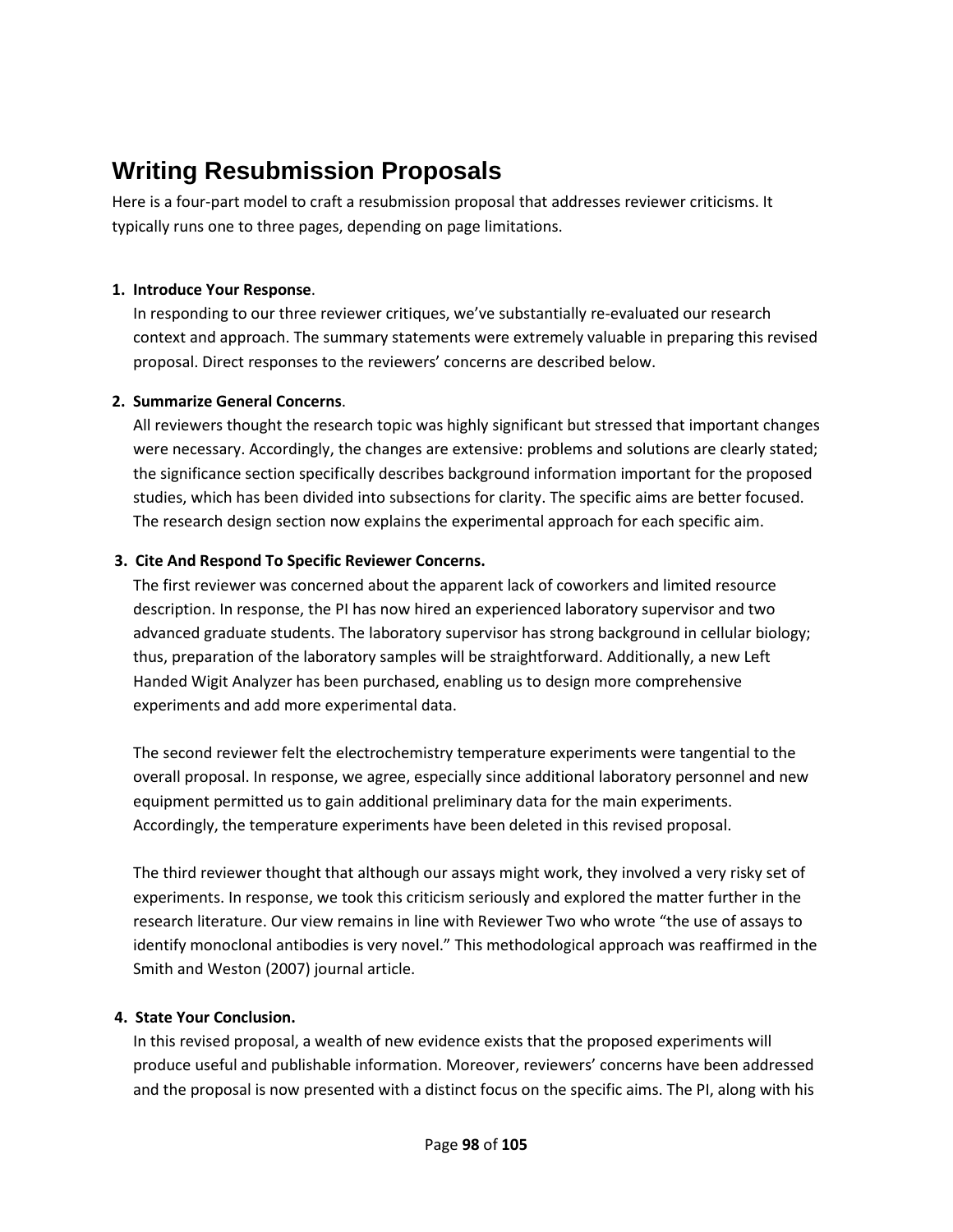## Writing Resubmission Proposals

Here is a four-part model to craft a resubmission proposal that addresses reviewer criticisms. It typically runs one to three pages, depending on page limitations.

1. **Introduce Your Response**.
   In responding to our three reviewer critiques, we've substantially re-evaluated our research context and approach. The summary statements were extremely valuable in preparing this revised proposal. Direct responses to the reviewers' concerns are described below.

2. **Summarize General Concerns**.
   All reviewers thought the research topic was highly significant but stressed that important changes were necessary. Accordingly, the changes are extensive: problems and solutions are clearly stated; the significance section specifically describes background information important for the proposed studies, which has been divided into subsections for clarity. The specific aims are better focused. The research design section now explains the experimental approach for each specific aim.

3. **Cite And Respond To Specific Reviewer Concerns.**
   The first reviewer was concerned about the apparent lack of coworkers and limited resource description. In response, the PI has now hired an experienced laboratory supervisor and two advanced graduate students. The laboratory supervisor has strong background in cellular biology; thus, preparation of the laboratory samples will be straightforward. Additionally, a new Left Handed Wigit Analyzer has been purchased, enabling us to design more comprehensive experiments and add more experimental data.

   The second reviewer felt the electrochemistry temperature experiments were tangential to the overall proposal. In response, we agree, especially since additional laboratory personnel and new equipment permitted us to gain additional preliminary data for the main experiments. Accordingly, the temperature experiments have been deleted in this revised proposal.

   The third reviewer thought that although our assays might work, they involved a very risky set of experiments. In response, we took this criticism seriously and explored the matter further in the research literature. Our view remains in line with Reviewer Two who wrote "the use of assays to identify monoclonal antibodies is very novel." This methodological approach was reaffirmed in the Smith and Weston (2007) journal article.

4. **State Your Conclusion.**
   In this revised proposal, a wealth of new evidence exists that the proposed experiments will produce useful and publishable information. Moreover, reviewers' concerns have been addressed and the proposal is now presented with a distinct focus on the specific aims. The PI, along with his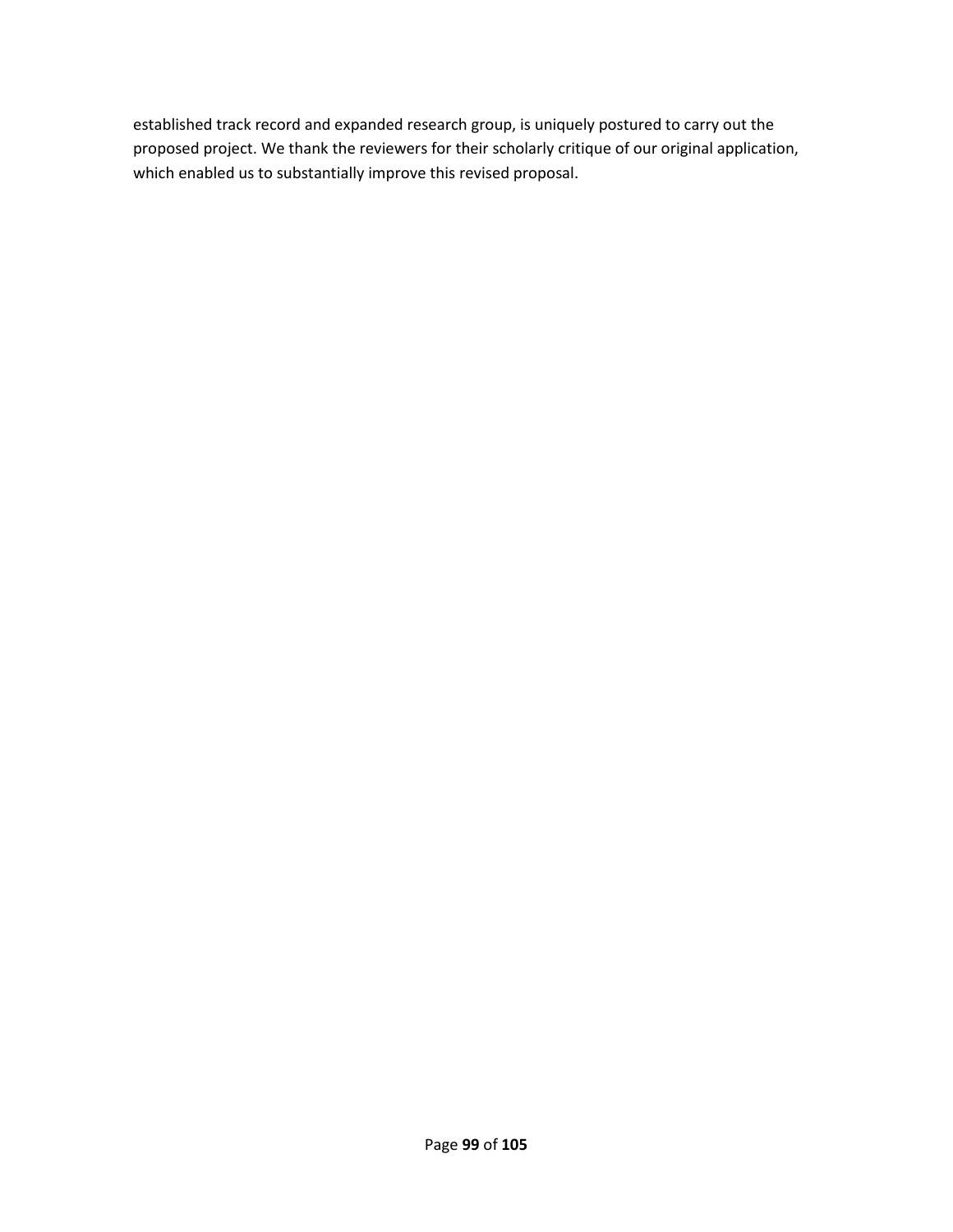established track record and expanded research group, is uniquely postured to carry out the proposed project. We thank the reviewers for their scholarly critique of our original application, which enabled us to substantially improve this revised proposal.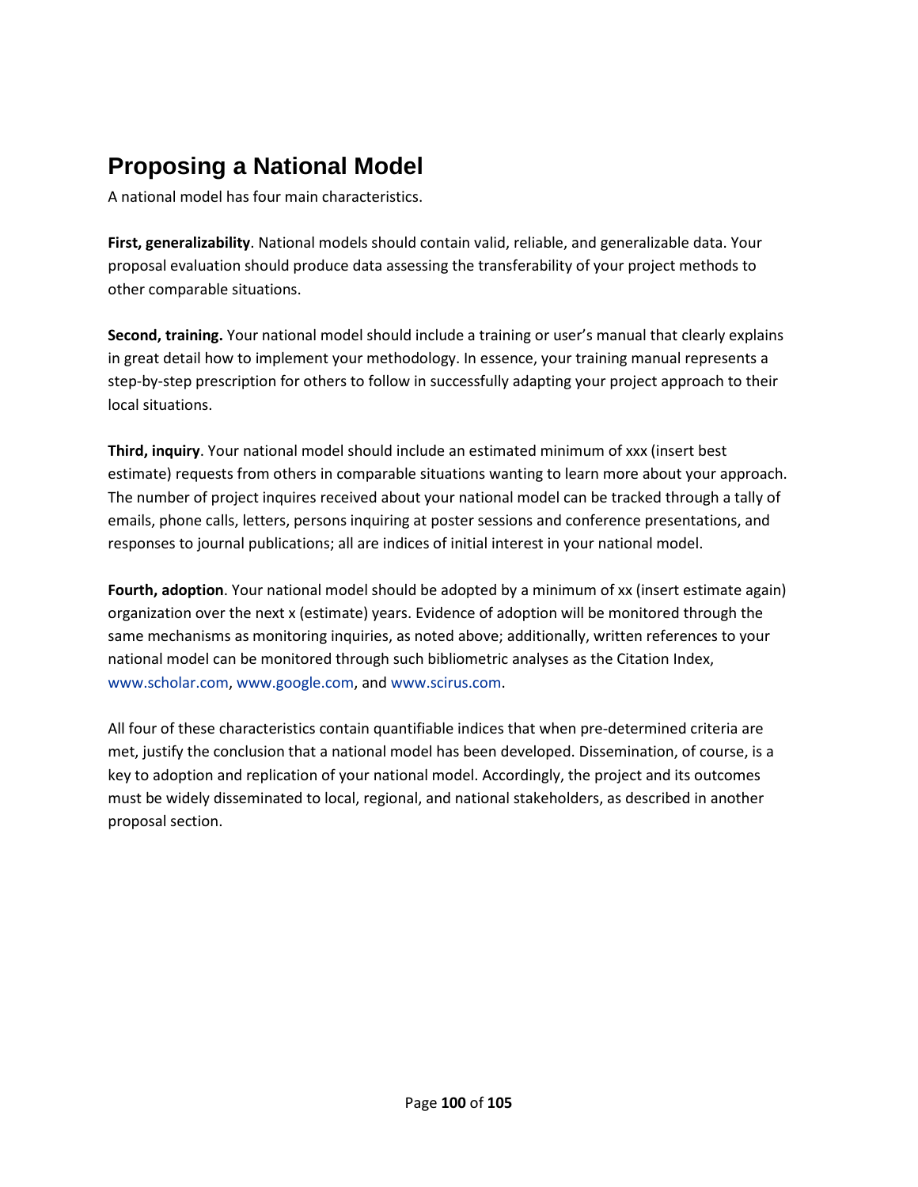# Proposing a National Model

A national model has four main characteristics.

**First, generalizability**. National models should contain valid, reliable, and generalizable data. Your proposal evaluation should produce data assessing the transferability of your project methods to other comparable situations.

**Second, training.** Your national model should include a training or user's manual that clearly explains in great detail how to implement your methodology. In essence, your training manual represents a step-by-step prescription for others to follow in successfully adapting your project approach to their local situations.

**Third, inquiry**. Your national model should include an estimated minimum of xxx (insert best estimate) requests from others in comparable situations wanting to learn more about your approach. The number of project inquires received about your national model can be tracked through a tally of emails, phone calls, letters, persons inquiring at poster sessions and conference presentations, and responses to journal publications; all are indices of initial interest in your national model.

**Fourth, adoption**. Your national model should be adopted by a minimum of xx (insert estimate again) organization over the next x (estimate) years. Evidence of adoption will be monitored through the same mechanisms as monitoring inquiries, as noted above; additionally, written references to your national model can be monitored through such bibliometric analyses as the Citation Index, www.scholar.com, www.google.com, and www.scirus.com.

All four of these characteristics contain quantifiable indices that when pre-determined criteria are met, justify the conclusion that a national model has been developed. Dissemination, of course, is a key to adoption and replication of your national model. Accordingly, the project and its outcomes must be widely disseminated to local, regional, and national stakeholders, as described in another proposal section.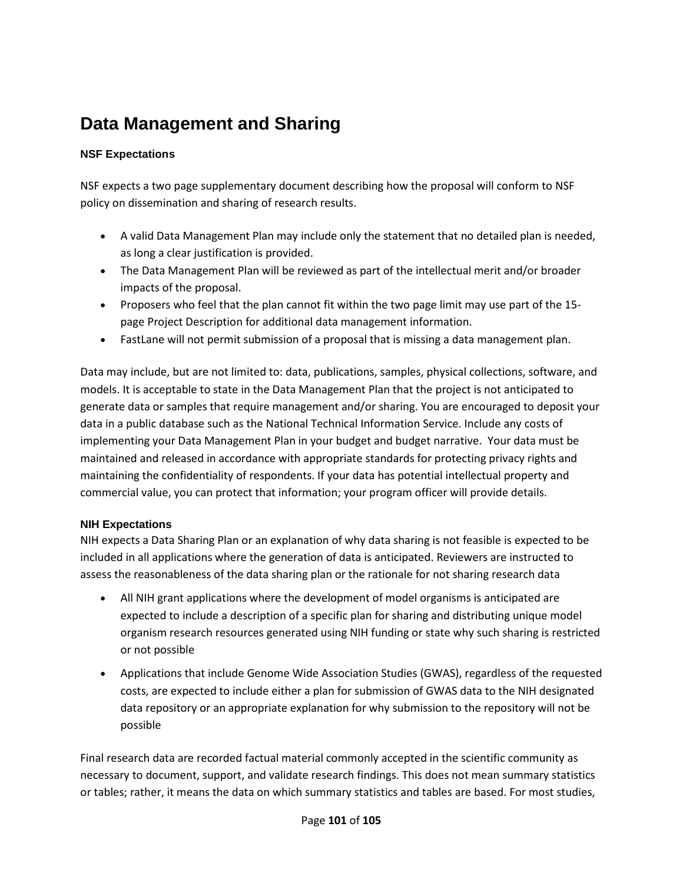# Data Management and Sharing

### NSF Expectations

NSF expects a two page supplementary document describing how the proposal will conform to NSF policy on dissemination and sharing of research results.

- A valid Data Management Plan may include only the statement that no detailed plan is needed, as long a clear justification is provided.
- The Data Management Plan will be reviewed as part of the intellectual merit and/or broader impacts of the proposal.
- Proposers who feel that the plan cannot fit within the two page limit may use part of the 15-page Project Description for additional data management information.
- FastLane will not permit submission of a proposal that is missing a data management plan.

Data may include, but are not limited to: data, publications, samples, physical collections, software, and models. It is acceptable to state in the Data Management Plan that the project is not anticipated to generate data or samples that require management and/or sharing. You are encouraged to deposit your data in a public database such as the National Technical Information Service. Include any costs of implementing your Data Management Plan in your budget and budget narrative. Your data must be maintained and released in accordance with appropriate standards for protecting privacy rights and maintaining the confidentiality of respondents. If your data has potential intellectual property and commercial value, you can protect that information; your program officer will provide details.

### NIH Expectations

NIH expects a Data Sharing Plan or an explanation of why data sharing is not feasible is expected to be included in all applications where the generation of data is anticipated. Reviewers are instructed to assess the reasonableness of the data sharing plan or the rationale for not sharing research data

- All NIH grant applications where the development of model organisms is anticipated are expected to include a description of a specific plan for sharing and distributing unique model organism research resources generated using NIH funding or state why such sharing is restricted or not possible
- Applications that include Genome Wide Association Studies (GWAS), regardless of the requested costs, are expected to include either a plan for submission of GWAS data to the NIH designated data repository or an appropriate explanation for why submission to the repository will not be possible

Final research data are recorded factual material commonly accepted in the scientific community as necessary to document, support, and validate research findings. This does not mean summary statistics or tables; rather, it means the data on which summary statistics and tables are based. For most studies,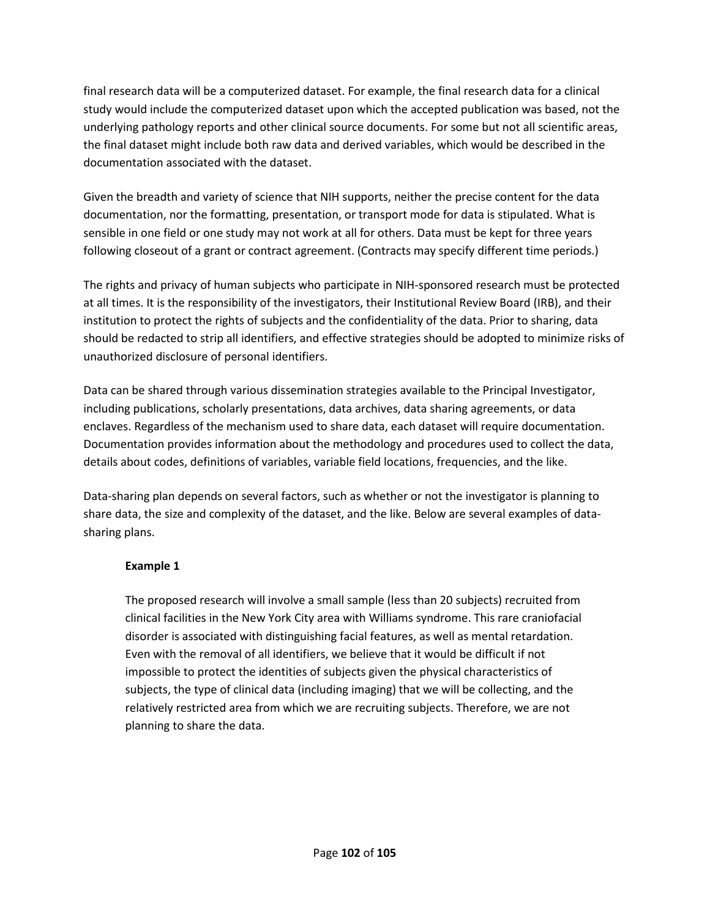final research data will be a computerized dataset. For example, the final research data for a clinical study would include the computerized dataset upon which the accepted publication was based, not the underlying pathology reports and other clinical source documents. For some but not all scientific areas, the final dataset might include both raw data and derived variables, which would be described in the documentation associated with the dataset.

Given the breadth and variety of science that NIH supports, neither the precise content for the data documentation, nor the formatting, presentation, or transport mode for data is stipulated. What is sensible in one field or one study may not work at all for others. Data must be kept for three years following closeout of a grant or contract agreement. (Contracts may specify different time periods.)

The rights and privacy of human subjects who participate in NIH-sponsored research must be protected at all times. It is the responsibility of the investigators, their Institutional Review Board (IRB), and their institution to protect the rights of subjects and the confidentiality of the data. Prior to sharing, data should be redacted to strip all identifiers, and effective strategies should be adopted to minimize risks of unauthorized disclosure of personal identifiers.

Data can be shared through various dissemination strategies available to the Principal Investigator, including publications, scholarly presentations, data archives, data sharing agreements, or data enclaves. Regardless of the mechanism used to share data, each dataset will require documentation. Documentation provides information about the methodology and procedures used to collect the data, details about codes, definitions of variables, variable field locations, frequencies, and the like.

Data-sharing plan depends on several factors, such as whether or not the investigator is planning to share data, the size and complexity of the dataset, and the like. Below are several examples of data-sharing plans.

> **Example 1**
>
> The proposed research will involve a small sample (less than 20 subjects) recruited from clinical facilities in the New York City area with Williams syndrome. This rare craniofacial disorder is associated with distinguishing facial features, as well as mental retardation. Even with the removal of all identifiers, we believe that it would be difficult if not impossible to protect the identities of subjects given the physical characteristics of subjects, the type of clinical data (including imaging) that we will be collecting, and the relatively restricted area from which we are recruiting subjects. Therefore, we are not planning to share the data.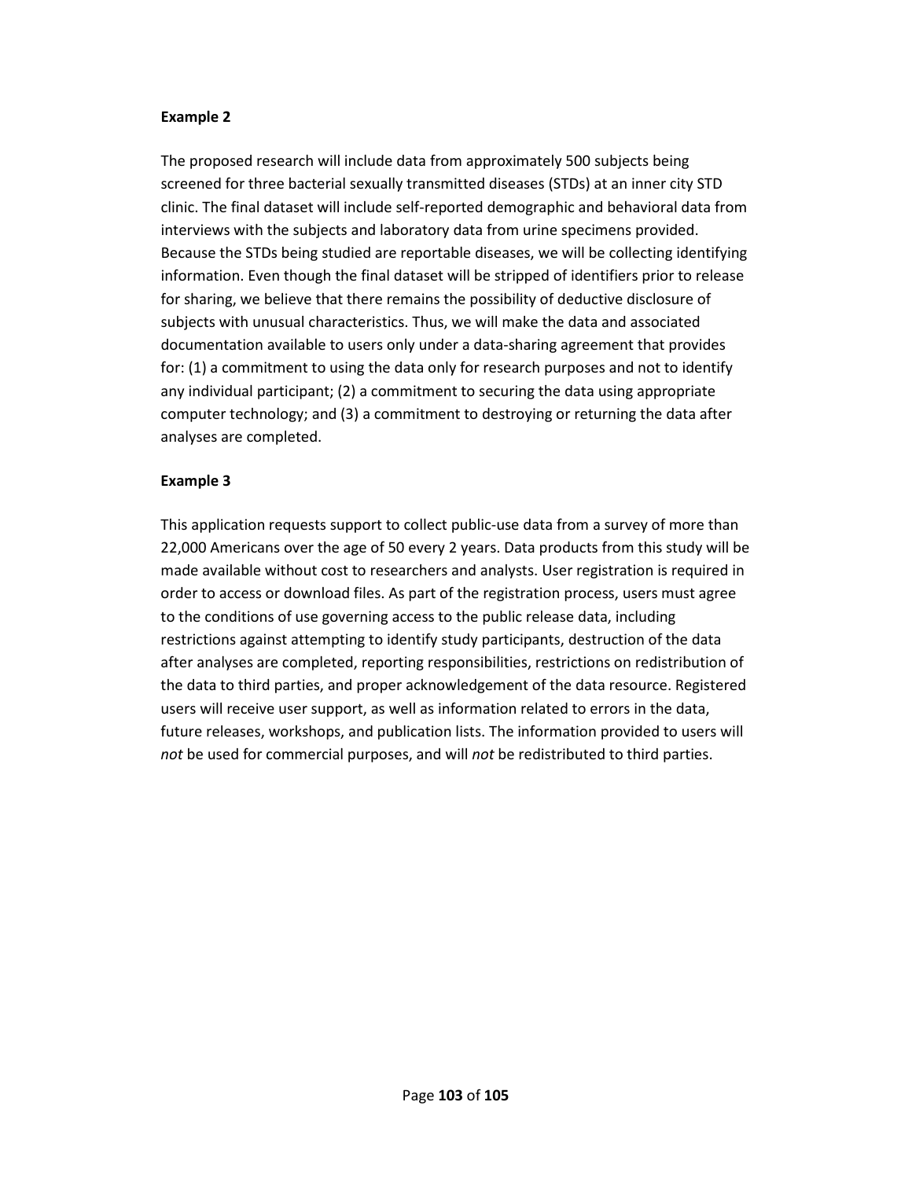**Example 2**

The proposed research will include data from approximately 500 subjects being screened for three bacterial sexually transmitted diseases (STDs) at an inner city STD clinic. The final dataset will include self-reported demographic and behavioral data from interviews with the subjects and laboratory data from urine specimens provided. Because the STDs being studied are reportable diseases, we will be collecting identifying information. Even though the final dataset will be stripped of identifiers prior to release for sharing, we believe that there remains the possibility of deductive disclosure of subjects with unusual characteristics. Thus, we will make the data and associated documentation available to users only under a data-sharing agreement that provides for: (1) a commitment to using the data only for research purposes and not to identify any individual participant; (2) a commitment to securing the data using appropriate computer technology; and (3) a commitment to destroying or returning the data after analyses are completed.

**Example 3**

This application requests support to collect public-use data from a survey of more than 22,000 Americans over the age of 50 every 2 years. Data products from this study will be made available without cost to researchers and analysts. User registration is required in order to access or download files. As part of the registration process, users must agree to the conditions of use governing access to the public release data, including restrictions against attempting to identify study participants, destruction of the data after analyses are completed, reporting responsibilities, restrictions on redistribution of the data to third parties, and proper acknowledgement of the data resource. Registered users will receive user support, as well as information related to errors in the data, future releases, workshops, and publication lists. The information provided to users will *not* be used for commercial purposes, and will *not* be redistributed to third parties.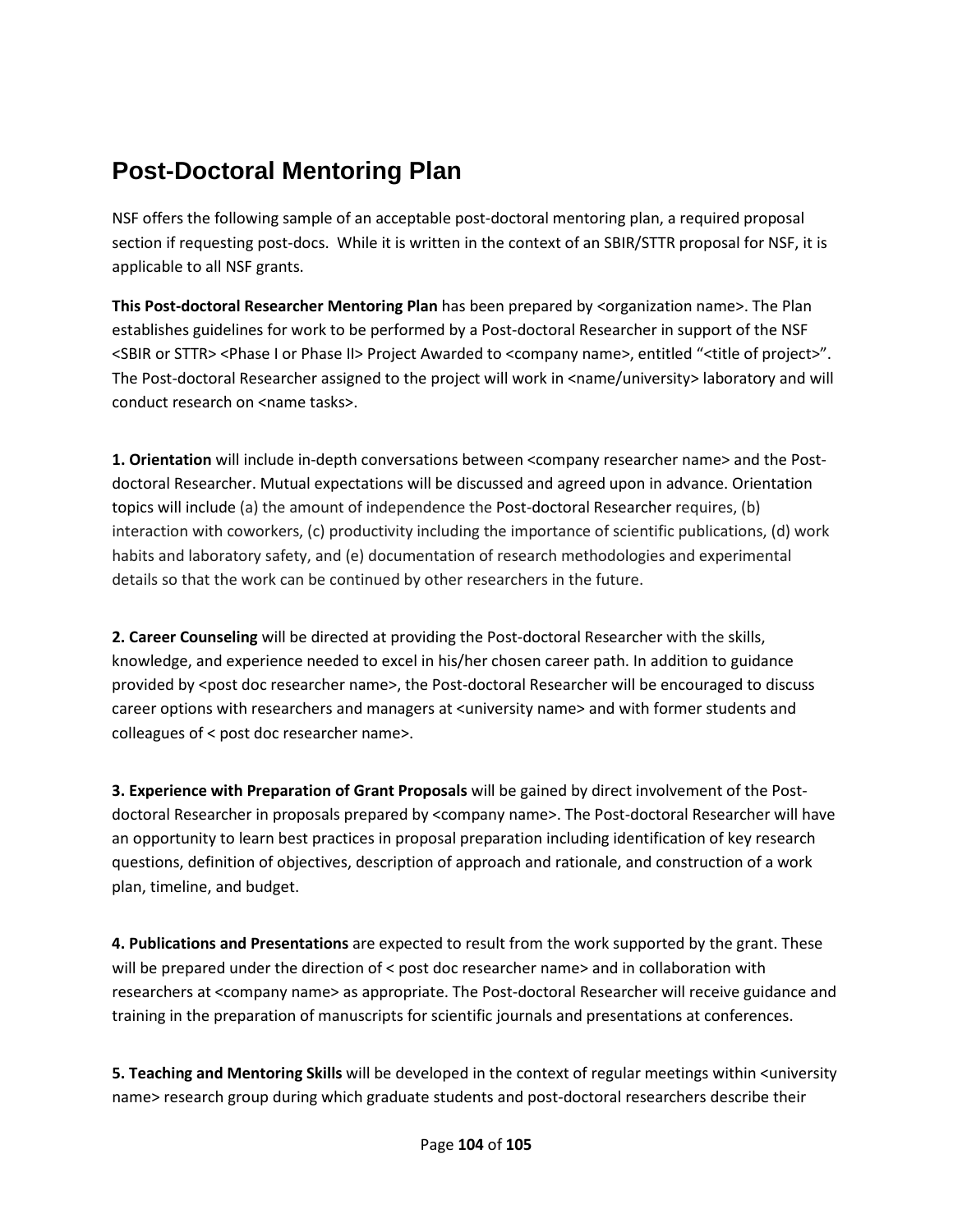# Post-Doctoral Mentoring Plan

NSF offers the following sample of an acceptable post-doctoral mentoring plan, a required proposal section if requesting post-docs. While it is written in the context of an SBIR/STTR proposal for NSF, it is applicable to all NSF grants.

**This Post-doctoral Researcher Mentoring Plan** has been prepared by <organization name>. The Plan establishes guidelines for work to be performed by a Post-doctoral Researcher in support of the NSF <SBIR or STTR> <Phase I or Phase II> Project Awarded to <company name>, entitled "<title of project>". The Post-doctoral Researcher assigned to the project will work in <name/university> laboratory and will conduct research on <name tasks>.

**1. Orientation** will include in-depth conversations between <company researcher name> and the Post-doctoral Researcher. Mutual expectations will be discussed and agreed upon in advance. Orientation topics will include (a) the amount of independence the Post-doctoral Researcher requires, (b) interaction with coworkers, (c) productivity including the importance of scientific publications, (d) work habits and laboratory safety, and (e) documentation of research methodologies and experimental details so that the work can be continued by other researchers in the future.

**2. Career Counseling** will be directed at providing the Post-doctoral Researcher with the skills, knowledge, and experience needed to excel in his/her chosen career path. In addition to guidance provided by <post doc researcher name>, the Post-doctoral Researcher will be encouraged to discuss career options with researchers and managers at <university name> and with former students and colleagues of < post doc researcher name>.

**3. Experience with Preparation of Grant Proposals** will be gained by direct involvement of the Post-doctoral Researcher in proposals prepared by <company name>. The Post-doctoral Researcher will have an opportunity to learn best practices in proposal preparation including identification of key research questions, definition of objectives, description of approach and rationale, and construction of a work plan, timeline, and budget.

**4. Publications and Presentations** are expected to result from the work supported by the grant. These will be prepared under the direction of < post doc researcher name> and in collaboration with researchers at <company name> as appropriate. The Post-doctoral Researcher will receive guidance and training in the preparation of manuscripts for scientific journals and presentations at conferences.

**5. Teaching and Mentoring Skills** will be developed in the context of regular meetings within <university name> research group during which graduate students and post-doctoral researchers describe their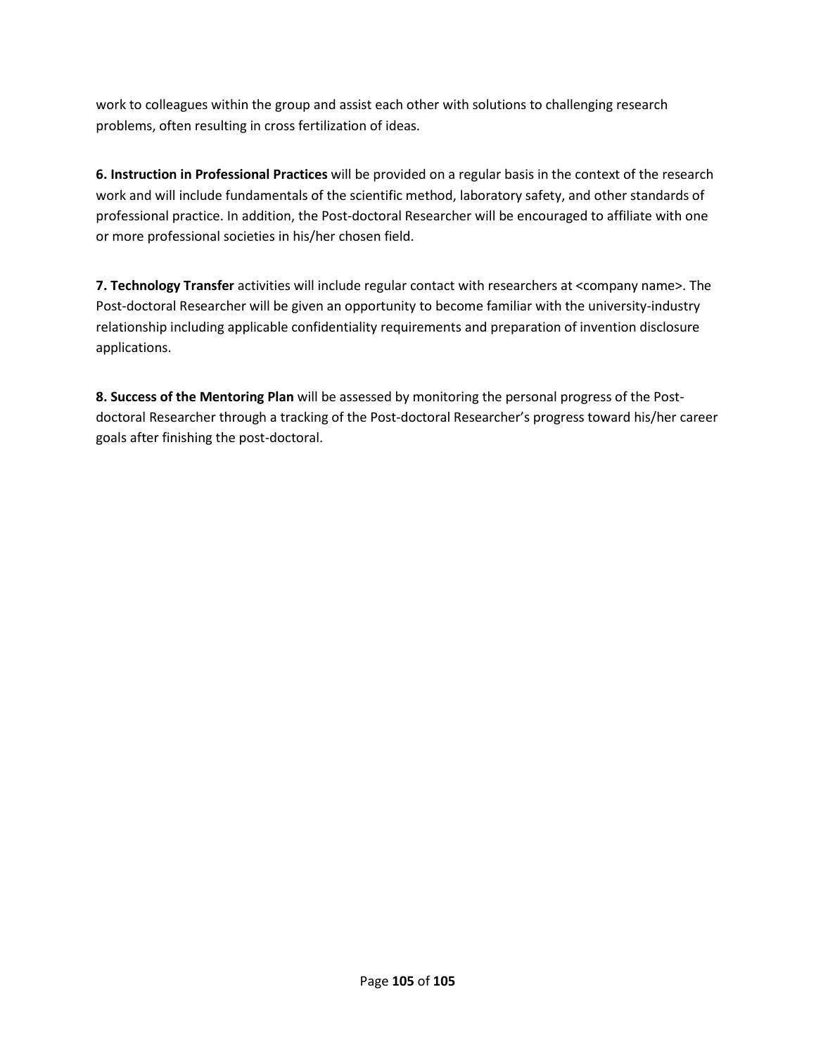work to colleagues within the group and assist each other with solutions to challenging research problems, often resulting in cross fertilization of ideas.

**6. Instruction in Professional Practices** will be provided on a regular basis in the context of the research work and will include fundamentals of the scientific method, laboratory safety, and other standards of professional practice. In addition, the Post-doctoral Researcher will be encouraged to affiliate with one or more professional societies in his/her chosen field.

**7. Technology Transfer** activities will include regular contact with researchers at <company name>. The Post-doctoral Researcher will be given an opportunity to become familiar with the university-industry relationship including applicable confidentiality requirements and preparation of invention disclosure applications.

**8. Success of the Mentoring Plan** will be assessed by monitoring the personal progress of the Post-doctoral Researcher through a tracking of the Post-doctoral Researcher's progress toward his/her career goals after finishing the post-doctoral.